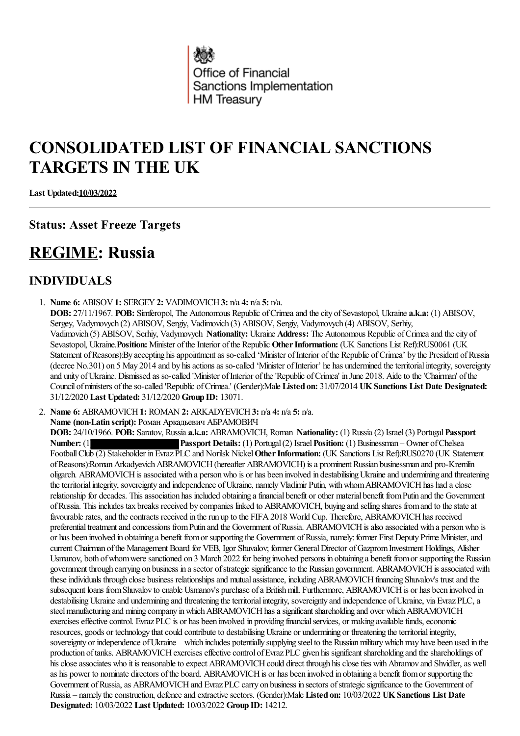Office of Financial Sanctions Implementation
HM Treasury

# CONSOLIDATED LIST OF FINANCIAL SANCTIONS TARGETS IN THE UK

**Last Updated:10/03/2022**

### Status: Asset Freeze Targets

## REGIME: Russia

### INDIVIDUALS

1. **Name 6:** ABISOV **1:** SERGEY **2:** VADIMOVICH **3:** n/a **4:** n/a **5:** n/a.
**DOB:** 27/11/1967. **POB:** Simferopol, The Autonomous Republic of Crimea and the city of Sevastopol, Ukraine **a.k.a:** (1) ABISOV, Sergey, Vadymovych (2) ABISOV, Sergiy, Vadimovich (3) ABISOV, Sergiy, Vadymovych (4) ABISOV, Serhiy, Vadimovich (5) ABISOV, Serhiy, Vadymovych **Nationality:** Ukraine **Address:** The Autonomous Republic of Crimea and the city of Sevastopol, Ukraine.**Position:** Minister of the Interior of the Republic **Other Information:** (UK Sanctions List Ref):RUS0061 (UK Statement of Reasons):By accepting his appointment as so-called 'Minister of Interior of the Republic of Crimea' by the President of Russia (decree No.301) on 5 May 2014 and by his actions as so-called 'Minister of Interior' he has undermined the territorial integrity, sovereignty and unity of Ukraine. Dismissed as so-called 'Minister of Interior of the 'Republic of Crimea' in June 2018. Aide to the 'Chairman' of the Council of ministers of the so-called 'Republic of Crimea.' (Gender):Male **Listed on:** 31/07/2014 **UK Sanctions List Date Designated:** 31/12/2020 **Last Updated:** 31/12/2020 **Group ID:** 13071.

2. **Name 6:** ABRAMOVICH **1:** ROMAN **2:** ARKADYEVICH **3:** n/a **4:** n/a **5:** n/a.
**Name (non-Latin script):** Роман Аркадьевич АБРАМОВИЧ
**DOB:** 24/10/1966. **POB:** Saratov, Russia **a.k.a:** ABRAMOVICH, Roman **Nationality:** (1) Russia (2) Israel (3) Portugal **Passport Number:** (1 **Passport Details:** (1) Portugal (2) Israel **Position:** (1) Businessman – Owner of Chelsea Football Club (2) Stakeholder in Evraz PLC and Norilsk Nickel **Other Information:** (UK Sanctions List Ref):RUS0270 (UK Statement of Reasons):Roman Arkadyevich ABRAMOVICH (hereafter ABRAMOVICH) is a prominent Russian businessman and pro-Kremlin oligarch. ABRAMOVICH is associated with a person who is or has been involved in destabilising Ukraine and undermining and threatening the territorial integrity, sovereignty and independence of Ukraine, namely Vladimir Putin, with whom ABRAMOVICH has had a close relationship for decades. This association has included obtaining a financial benefit or other material benefit from Putin and the Government of Russia. This includes tax breaks received by companies linked to ABRAMOVICH, buying and selling shares from and to the state at favourable rates, and the contracts received in the run up to the FIFA 2018 World Cup. Therefore, ABRAMOVICH has received preferential treatment and concessions from Putin and the Government of Russia. ABRAMOVICH is also associated with a person who is or has been involved in obtaining a benefit from or supporting the Government of Russia, namely: former First Deputy Prime Minister, and current Chairman of the Management Board for VEB, Igor Shuvalov; former General Director of Gazprom Investment Holdings, Alisher Usmanov, both of whom were sanctioned on 3 March 2022 for being involved persons in obtaining a benefit from or supporting the Russian government through carrying on business in a sector of strategic significance to the Russian government. ABRAMOVICH is associated with these individuals through close business relationships and mutual assistance, including ABRAMOVICH financing Shuvalov's trust and the subsequent loans from Shuvalov to enable Usmanov's purchase of a British mill. Furthermore, ABRAMOVICH is or has been involved in destabilising Ukraine and undermining and threatening the territorial integrity, sovereignty and independence of Ukraine, via Evraz PLC, a steel manufacturing and mining company in which ABRAMOVICH has a significant shareholding and over which ABRAMOVICH exercises effective control. Evraz PLC is or has been involved in providing financial services, or making available funds, economic resources, goods or technology that could contribute to destabilising Ukraine or undermining or threatening the territorial integrity, sovereignty or independence of Ukraine – which includes potentially supplying steel to the Russian military which may have been used in the production of tanks. ABRAMOVICH exercises effective control of Evraz PLC given his significant shareholding and the shareholdings of his close associates who it is reasonable to expect ABRAMOVICH could direct through his close ties with Abramov and Shvidler, as well as his power to nominate directors of the board. ABRAMOVICH is or has been involved in obtaining a benefit from or supporting the Government of Russia, as ABRAMOVICH and Evraz PLC carry on business in sectors of strategic significance to the Government of Russia – namely the construction, defence and extractive sectors. (Gender):Male **Listed on:** 10/03/2022 **UK Sanctions List Date Designated:** 10/03/2022 **Last Updated:** 10/03/2022 **Group ID:** 14212.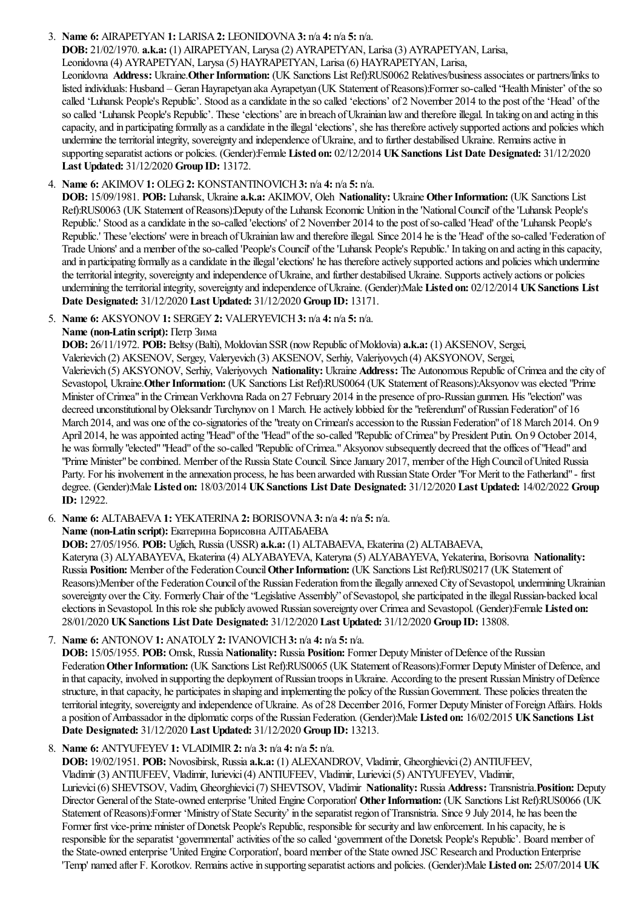3. **Name 6:** AIRAPETYAN **1:** LARISA **2:** LEONIDOVNA **3:** n/a **4:** n/a **5:** n/a.
   **DOB:** 21/02/1970. **a.k.a:** (1) AIRAPETYAN, Larysa (2) AYRAPETYAN, Larisa (3) AYRAPETYAN, Larisa, Leonidovna (4) AYRAPETYAN, Larysa (5) HAYRAPETYAN, Larisa (6) HAYRAPETYAN, Larisa, Leonidovna **Address:** Ukraine.**Other Information:** (UK Sanctions List Ref):RUS0062 Relatives/business associates or partners/links to listed individuals: Husband – Geran Hayrapetyan aka Ayrapetyan (UK Statement of Reasons):Former so-called 'Health Minister' of the so called 'Luhansk People's Republic'. Stood as a candidate in the so called 'elections' of 2 November 2014 to the post of the 'Head' of the so called 'Luhansk People's Republic'. These 'elections' are in breach of Ukrainian law and therefore illegal. In taking on and acting in this capacity, and in participating formally as a candidate in the illegal 'elections', she has therefore actively supported actions and policies which undermine the territorial integrity, sovereignty and independence of Ukraine, and to further destabilised Ukraine. Remains active in supporting separatist actions or policies. (Gender):Female **Listed on:** 02/12/2014 **UK Sanctions List Date Designated:** 31/12/2020 **Last Updated:** 31/12/2020 **Group ID:** 13172.

4. **Name 6:** AKIMOV **1:** OLEG **2:** KONSTANTINOVICH **3:** n/a **4:** n/a **5:** n/a.
   **DOB:** 15/09/1981. **POB:** Luhansk, Ukraine **a.k.a:** AKIMOV, Oleh **Nationality:** Ukraine **Other Information:** (UK Sanctions List Ref):RUS0063 (UK Statement of Reasons):Deputy of the Luhansk Economic Unition in the 'National Council' of the 'Luhansk People's Republic.' Stood as a candidate in the so-called 'elections' of 2 November 2014 to the post of so-called 'Head' of the 'Luhansk People's Republic.' These 'elections' were in breach of Ukrainian law and therefore illegal. Since 2014 he is the 'Head' of the so-called 'Federation of Trade Unions' and a member of the so-called 'People's Council' of the 'Luhansk People's Republic.' In taking on and acting in this capacity, and in participating formally as a candidate in the illegal 'elections' he has therefore actively supported actions and policies which undermine the territorial integrity, sovereignty and independence of Ukraine, and further destabilised Ukraine. Supports actively actions or policies undermining the territorial integrity, sovereignty and independence of Ukraine. (Gender):Male **Listed on:** 02/12/2014 **UK Sanctions List Date Designated:** 31/12/2020 **Last Updated:** 31/12/2020 **Group ID:** 13171.

5. **Name 6:** AKSYONOV **1:** SERGEY **2:** VALERYEVICH **3:** n/a **4:** n/a **5:** n/a.
   **Name (non-Latin script):** Петр Зима
   **DOB:** 26/11/1972. **POB:** Beltsy (Balti), Moldovian SSR (now Republic of Moldovia) **a.k.a:** (1) AKSENOV, Sergei, Valerievich (2) AKSENOV, Sergey, Valeryevich (3) AKSENOV, Serhiy, Valeriyovych (4) AKSYONOV, Sergei, Valerievich (5) AKSYONOV, Serhiy, Valeriyovych **Nationality:** Ukraine **Address:** The Autonomous Republic of Crimea and the city of Sevastopol, Ukraine.**Other Information:** (UK Sanctions List Ref):RUS0064 (UK Statement of Reasons):Aksyonov was elected "Prime Minister of Crimea" in the Crimean Verkhovna Rada on 27 February 2014 in the presence of pro-Russian gunmen. His "election" was decreed unconstitutional by Oleksandr Turchynov on 1 March. He actively lobbied for the "referendum" of Russian Federation" of 16 March 2014, and was one of the co-signatories of the "treaty on Crimean's accession to the Russian Federation" of 18 March 2014. On 9 April 2014, he was appointed acting "Head" of the "Head" of the so-called "Republic of Crimea" by President Putin. On 9 October 2014, he was formally "elected" "Head" of the so-called "Republic of Crimea." Aksyonov subsequently decreed that the offices of "Head" and "Prime Minister" be combined. Member of the Russia State Council. Since January 2017, member of the High Council of United Russia Party. For his involvement in the annexation process, he has been arwarded with Russian State Order "For Merit to the Fatherland" - first degree. (Gender):Male **Listed on:** 18/03/2014 **UK Sanctions List Date Designated:** 31/12/2020 **Last Updated:** 14/02/2022 **Group ID:** 12922.

6. **Name 6:** ALTABAEVA **1:** YEKATERINA **2:** BORISOVNA **3:** n/a **4:** n/a **5:** n/a.
   **Name (non-Latin script):** Екатерина Борисовна АЛТАБАЕВА
   **DOB:** 27/05/1956. **POB:** Uglich, Russia (USSR) **a.k.a:** (1) ALTABAEVA, Ekaterina (2) ALTABAEVA, Kateryna (3) ALYABAYEVA, Ekaterina (4) ALYABAYEVA, Kateryna (5) ALYABAYEVA, Yekaterina, Borisovna **Nationality:** Russia **Position:** Member of the Federation Council **Other Information:** (UK Sanctions List Ref):RUS0217 (UK Statement of Reasons):Member of the Federation Council of the Russian Federation from the illegally annexed City of Sevastopol, undermining Ukrainian sovereignty over the City. Formerly Chair of the "Legislative Assembly" of Sevastopol, she participated in the illegal Russian-backed local elections in Sevastopol. In this role she publicly avowed Russian sovereignty over Crimea and Sevastopol. (Gender):Female **Listed on:** 28/01/2020 **UK Sanctions List Date Designated:** 31/12/2020 **Last Updated:** 31/12/2020 **Group ID:** 13808.

7. **Name 6:** ANTONOV **1:** ANATOLY **2:** IVANOVICH **3:** n/a **4:** n/a **5:** n/a.
   **DOB:** 15/05/1955. **POB:** Omsk, Russia **Nationality:** Russia **Position:** Former Deputy Minister of Defence of the Russian Federation **Other Information:** (UK Sanctions List Ref):RUS0065 (UK Statement of Reasons):Former Deputy Minister of Defence, and in that capacity, involved in supporting the deployment of Russian troops in Ukraine. According to the present Russian Ministry of Defence structure, in that capacity, he participates in shaping and implementing the policy of the Russian Government. These policies threaten the territorial integrity, sovereignty and independence of Ukraine. As of 28 December 2016, Former Deputy Minister of Foreign Affairs. Holds a position of Ambassador in the diplomatic corps of the Russian Federation. (Gender):Male **Listed on:** 16/02/2015 **UK Sanctions List Date Designated:** 31/12/2020 **Last Updated:** 31/12/2020 **Group ID:** 13213.

8. **Name 6:** ANTYUFEYEV **1:** VLADIMIR **2:** n/a **3:** n/a **4:** n/a **5:** n/a.
   **DOB:** 19/02/1951. **POB:** Novosibirsk, Russia **a.k.a:** (1) ALEXANDROV, Vladimir, Gheorghievici (2) ANTIUFEEV, Vladimir (3) ANTIUFEEV, Vladimir, Iurievici (4) ANTIUFEEV, Vladimir, Lurievici (5) ANTYUFEYEV, Vladimir, Lurievici (6) SHEVTSOV, Vadim, Gheorghievici (7) SHEVTSOV, Vladimir **Nationality:** Russia **Address:** Transnistria.**Position:** Deputy Director General of the State-owned enterprise 'United Engine Corporation' **Other Information:** (UK Sanctions List Ref):RUS0066 (UK Statement of Reasons):Former 'Ministry of State Security' in the separatist region of Transnistria. Since 9 July 2014, he has been the Former first vice-prime minister of Donetsk People's Republic, responsible for security and law enforcement. In his capacity, he is responsible for the separatist 'governmental' activities of the so called 'government of the Donetsk People's Republic'. Board member of the State-owned enterprise 'United Engine Corporation', board member of the State owned JSC Research and Production Enterprise 'Temp' named after F. Korotkov. Remains active in supporting separatist actions and policies. (Gender):Male **Listed on:** 25/07/2014 **UK**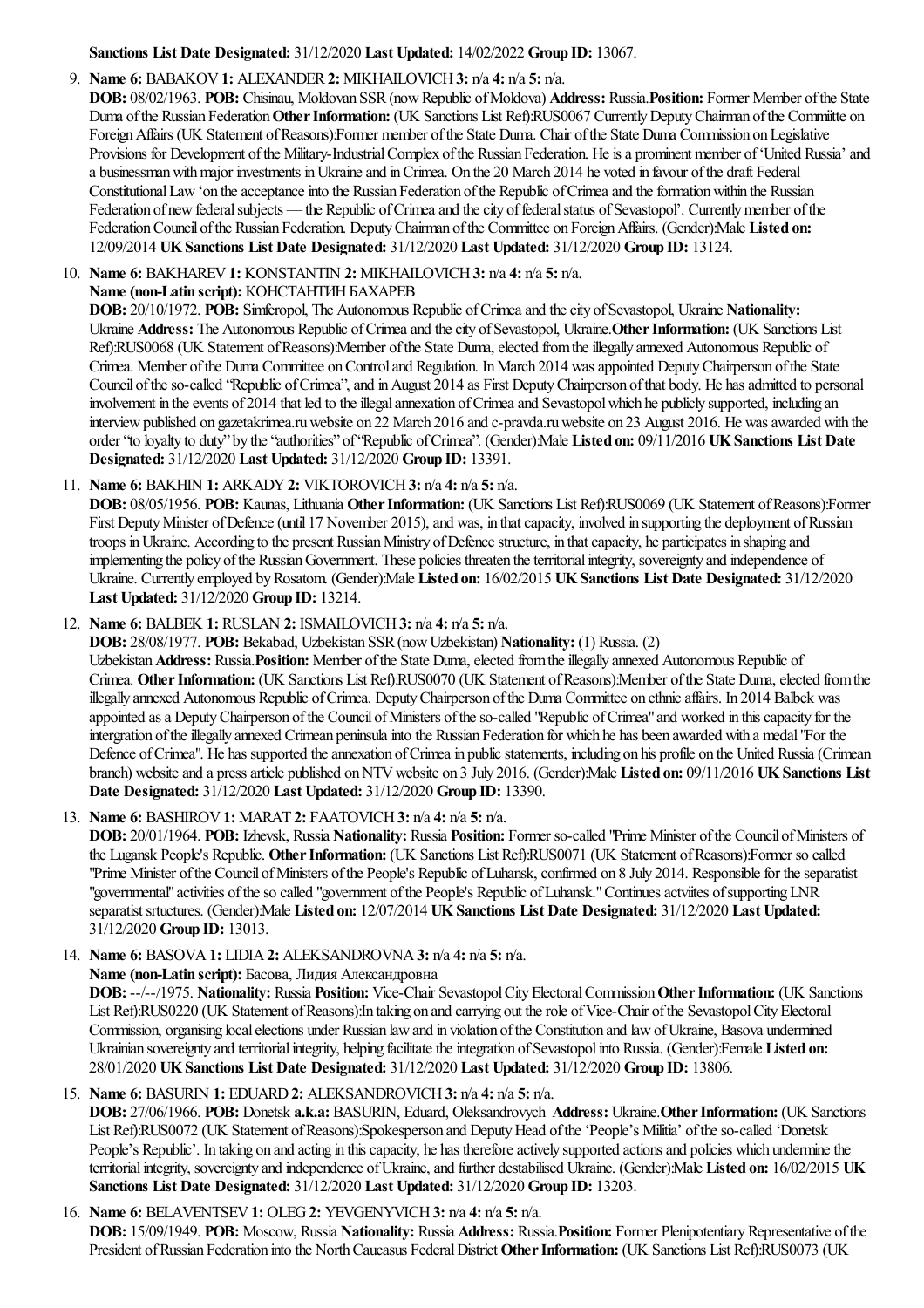**Sanctions List Date Designated:** 31/12/2020 **Last Updated:** 14/02/2022 **Group ID:** 13067.

9. **Name 6:** BABAKOV **1:** ALEXANDER **2:** MIKHAILOVICH **3:** n/a **4:** n/a **5:** n/a.
**DOB:** 08/02/1963. **POB:** Chisinau, Moldovan SSR (now Republic of Moldova) **Address:** Russia. **Position:** Former Member of the State Duma of the Russian Federation **Other Information:** (UK Sanctions List Ref):RUS0067 Currently Deputy Chairman of the Commiitte on Foreign Affairs (UK Statement of Reasons):Former member of the State Duma. Chair of the State Duma Commission on Legislative Provisions for Development of the Military-Industrial Complex of the Russian Federation. He is a prominent member of 'United Russia' and a businessman with major investments in Ukraine and in Crimea. On the 20 March 2014 he voted in favour of the draft Federal Constitutional Law 'on the acceptance into the Russian Federation of the Republic of Crimea and the formation within the Russian Federation of new federal subjects — the Republic of Crimea and the city of federal status of Sevastopol'. Currently member of the Federation Council of the Russian Federation. Deputy Chairman of the Committee on Foreign Affairs. (Gender):Male **Listed on:** 12/09/2014 **UK Sanctions List Date Designated:** 31/12/2020 **Last Updated:** 31/12/2020 **Group ID:** 13124.

10. **Name 6:** BAKHAREV **1:** KONSTANTIN **2:** MIKHAILOVICH **3:** n/a **4:** n/a **5:** n/a.
**Name (non-Latin script):** КОНСТАНТИН БАХАРЕВ
**DOB:** 20/10/1972. **POB:** Simferopol, The Autonomous Republic of Crimea and the city of Sevastopol, Ukraine **Nationality:** Ukraine **Address:** The Autonomous Republic of Crimea and the city of Sevastopol, Ukraine. **Other Information:** (UK Sanctions List Ref):RUS0068 (UK Statement of Reasons):Member of the State Duma, elected from the illegally annexed Autonomous Republic of Crimea. Member of the Duma Committee on Control and Regulation. In March 2014 was appointed Deputy Chairperson of the State Council of the so-called "Republic of Crimea", and in August 2014 as First Deputy Chairperson of that body. He has admitted to personal involvement in the events of 2014 that led to the illegal annexation of Crimea and Sevastopol which he publicly supported, including an interview published on gazetakrimea.ru website on 22 March 2016 and c-pravda.ru website on 23 August 2016. He was awarded with the order "to loyalty to duty" by the "authorities" of "Republic of Crimea". (Gender):Male **Listed on:** 09/11/2016 **UK Sanctions List Date Designated:** 31/12/2020 **Last Updated:** 31/12/2020 **Group ID:** 13391.

11. **Name 6:** BAKHIN **1:** ARKADY **2:** VIKTOROVICH **3:** n/a **4:** n/a **5:** n/a.
**DOB:** 08/05/1956. **POB:** Kaunas, Lithuania **Other Information:** (UK Sanctions List Ref):RUS0069 (UK Statement of Reasons):Former First Deputy Minister of Defence (until 17 November 2015), and was, in that capacity, involved in supporting the deployment of Russian troops in Ukraine. According to the present Russian Ministry of Defence structure, in that capacity, he participates in shaping and implementing the policy of the Russian Government. These policies threaten the territorial integrity, sovereignty and independence of Ukraine. Currently employed by Rosatom. (Gender):Male **Listed on:** 16/02/2015 **UK Sanctions List Date Designated:** 31/12/2020 **Last Updated:** 31/12/2020 **Group ID:** 13214.

12. **Name 6:** BALBEK **1:** RUSLAN **2:** ISMAILOVICH **3:** n/a **4:** n/a **5:** n/a.
**DOB:** 28/08/1977. **POB:** Bekabad, Uzbekistan SSR (now Uzbekistan) **Nationality:** (1) Russia. (2) Uzbekistan **Address:** Russia. **Position:** Member of the State Duma, elected from the illegally annexed Autonomous Republic of Crimea. **Other Information:** (UK Sanctions List Ref):RUS0070 (UK Statement of Reasons):Member of the State Duma, elected from the illegally annexed Autonomous Republic of Crimea. Deputy Chairperson of the Duma Committee on ethnic affairs. In 2014 Balbek was appointed as a Deputy Chairperson of the Council of Ministers of the so-called "Republic of Crimea" and worked in this capacity for the intergration of the illegally annexed Crimean peninsula into the Russian Federation for which he has been awarded with a medal "For the Defence of Crimea". He has supported the annexation of Crimea in public statements, including on his profile on the United Russia (Crimean branch) website and a press article published on NTV website on 3 July 2016. (Gender):Male **Listed on:** 09/11/2016 **UK Sanctions List Date Designated:** 31/12/2020 **Last Updated:** 31/12/2020 **Group ID:** 13390.

13. **Name 6:** BASHIROV **1:** MARAT **2:** FAATOVICH **3:** n/a **4:** n/a **5:** n/a.
**DOB:** 20/01/1964. **POB:** Izhevsk, Russia **Nationality:** Russia **Position:** Former so-called "Prime Minister of the Council of Ministers of the Lugansk People's Republic. **Other Information:** (UK Sanctions List Ref):RUS0071 (UK Statement of Reasons):Former so called "Prime Minister of the Council of Ministers of the People's Republic of Luhansk, confirmed on 8 July 2014. Responsible for the separatist "governmental" activities of the so called "government of the People's Republic of Luhansk." Continues actviites of supporting LNR separatist srtuctures. (Gender):Male **Listed on:** 12/07/2014 **UK Sanctions List Date Designated:** 31/12/2020 **Last Updated:** 31/12/2020 **Group ID:** 13013.

14. **Name 6:** BASOVA **1:** LIDIA **2:** ALEKSANDROVNA **3:** n/a **4:** n/a **5:** n/a.
**Name (non-Latin script):** Басова, Лидия Александровна
**DOB:** --/--/1975. **Nationality:** Russia **Position:** Vice-Chair Sevastopol City Electoral Commission **Other Information:** (UK Sanctions List Ref):RUS0220 (UK Statement of Reasons):In taking on and carrying out the role of Vice-Chair of the Sevastopol City Electoral Commission, organising local elections under Russian law and in violation of the Constitution and law of Ukraine, Basova undermined Ukrainian sovereignty and territorial integrity, helping facilitate the integration of Sevastopol into Russia. (Gender):Female **Listed on:** 28/01/2020 **UK Sanctions List Date Designated:** 31/12/2020 **Last Updated:** 31/12/2020 **Group ID:** 13806.

15. **Name 6:** BASURIN **1:** EDUARD **2:** ALEKSANDROVICH **3:** n/a **4:** n/a **5:** n/a.
**DOB:** 27/06/1966. **POB:** Donetsk **a.k.a:** BASURIN, Eduard, Oleksandrovych **Address:** Ukraine. **Other Information:** (UK Sanctions List Ref):RUS0072 (UK Statement of Reasons):Spokesperson and Deputy Head of the 'People's Militia' of the so-called 'Donetsk People's Republic'. In taking on and acting in this capacity, he has therefore actively supported actions and policies which undermine the territorial integrity, sovereignty and independence of Ukraine, and further destabilised Ukraine. (Gender):Male **Listed on:** 16/02/2015 **UK Sanctions List Date Designated:** 31/12/2020 **Last Updated:** 31/12/2020 **Group ID:** 13203.

16. **Name 6:** BELAVENTSEV **1:** OLEG **2:** YEVGENYVICH **3:** n/a **4:** n/a **5:** n/a.
**DOB:** 15/09/1949. **POB:** Moscow, Russia **Nationality:** Russia **Address:** Russia. **Position:** Former Plenipotentiary Representative of the President of Russian Federation into the North Caucasus Federal District **Other Information:** (UK Sanctions List Ref):RUS0073 (UK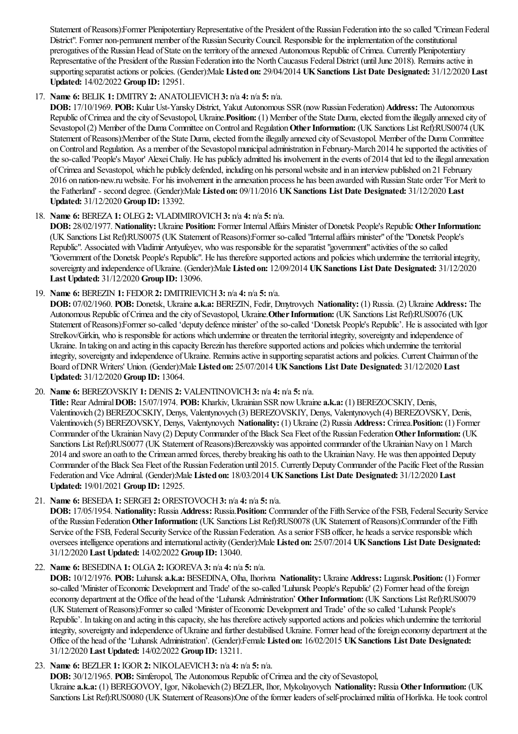Statement of Reasons):Former Plenipotentiary Representative of the President of the Russian Federation into the so called "Crimean Federal District". Former non-permanent member of the Russian Security Council. Responsible for the implementation of the constitutional prerogatives of the Russian Head of State on the territory of the annexed Autonomous Republic of Crimea. Currently Plenipotentiary Representative of the President of the Russian Federation into the North Caucasus Federal District (until June 2018). Remains active in supporting separatist actions or policies. (Gender):Male **Listed on:** 29/04/2014 **UK Sanctions List Date Designated:** 31/12/2020 **Last Updated:** 14/02/2022 **Group ID:** 12951.

17. **Name 6:** BELIK **1:** DMITRY **2:** ANATOLIEVICH **3:** n/a **4:** n/a **5:** n/a.
**DOB:** 17/10/1969. **POB:** Kular Ust-Yansky District, Yakut Autonomous SSR (now Russian Federation) **Address:** The Autonomous Republic of Crimea and the city of Sevastopol, Ukraine. **Position:** (1) Member of the State Duma, elected from the illegally annexed city of Sevastopol (2) Member of the Duma Committee on Control and Regulation **Other Information:** (UK Sanctions List Ref):RUS0074 (UK Statement of Reasons):Member of the State Duma, elected from the illegally annexed city of Sevastopol. Member of the Duma Committee on Control and Regulation. As a member of the Sevastopol municipal administration in February-March 2014 he supported the activities of the so-called 'People's Mayor' Alexei Chaliy. He has publicly admitted his involvement in the events of 2014 that led to the illegal annexation of Crimea and Sevastopol, which he publicly defended, including on his personal website and in an interview published on 21 February 2016 on nation-new.ru website. For his involvement in the annexation process he has been awarded with Russian State order 'For Merit to the Fatherland' - second degree. (Gender):Male **Listed on:** 09/11/2016 **UK Sanctions List Date Designated:** 31/12/2020 **Last Updated:** 31/12/2020 **Group ID:** 13392.

18. **Name 6:** BEREZA **1:** OLEG **2:** VLADIMIROVICH **3:** n/a **4:** n/a **5:** n/a.
**DOB:** 28/02/1977. **Nationality:** Ukraine **Position:** Former Internal Affairs Minister of Donetsk People's Republic **Other Information:** (UK Sanctions List Ref):RUS0075 (UK Statement of Reasons):Former so-called "Internal affairs minister" of the "Donetsk People's Republic". Associated with Vladimir Antyufeyev, who was responsible for the separatist "government" activities of the so called "Government of the Donetsk People's Republic". He has therefore supported actions and policies which undermine the territorial integrity, sovereignty and independence of Ukraine. (Gender):Male **Listed on:** 12/09/2014 **UK Sanctions List Date Designated:** 31/12/2020 **Last Updated:** 31/12/2020 **Group ID:** 13096.

19. **Name 6:** BEREZIN **1:** FEDOR **2:** DMITRIEVICH **3:** n/a **4:** n/a **5:** n/a.
**DOB:** 07/02/1960. **POB:** Donetsk, Ukraine **a.k.a:** BEREZIN, Fedir, Dmytrovych **Nationality:** (1) Russia. (2) Ukraine **Address:** The Autonomous Republic of Crimea and the city of Sevastopol, Ukraine. **Other Information:** (UK Sanctions List Ref):RUS0076 (UK Statement of Reasons):Former so-called 'deputy defence minister' of the so-called 'Donetsk People's Republic'. He is associated with Igor Strelkov/Girkin, who is responsible for actions which undermine or threaten the territorial integrity, sovereignty and independence of Ukraine. In taking on and acting in this capacity Berezin has therefore supported actions and policies which undermine the territorial integrity, sovereignty and independence of Ukraine. Remains active in supporting separatist actions and policies. Current Chairman of the Board of DNR Writers' Union. (Gender):Male **Listed on:** 25/07/2014 **UK Sanctions List Date Designated:** 31/12/2020 **Last Updated:** 31/12/2020 **Group ID:** 13064.

20. **Name 6:** BEREZOVSKIY **1:** DENIS **2:** VALENTINOVICH **3:** n/a **4:** n/a **5:** n/a.
**Title:** Rear Admiral **DOB:** 15/07/1974. **POB:** Kharkiv, Ukrainian SSR now Ukraine **a.k.a:** (1) BEREZOCSKIY, Denis, Valentinovich (2) BEREZOCSKIY, Denys, Valentynovych (3) BEREZOVSKIY, Denys, Valentynovych (4) BEREZOVSKY, Denis, Valentinovich (5) BEREZOVSKY, Denys, Valentynovych **Nationality:** (1) Ukraine (2) Russia **Address:** Crimea. **Position:** (1) Former Commander of the Ukrainian Navy (2) Deputy Commander of the Black Sea Fleet of the Russian Federation **Other Information:** (UK Sanctions List Ref):RUS0077 (UK Statement of Reasons):Berezovskiy was appointed commander of the Ukrainian Navy on 1 March 2014 and swore an oath to the Crimean armed forces, thereby breaking his oath to the Ukrainian Navy. He was then appointed Deputy Commander of the Black Sea Fleet of the Russian Federation until 2015. Currently Deputy Commander of the Pacific Fleet of the Russian Federation and Vice Admiral. (Gender):Male **Listed on:** 18/03/2014 **UK Sanctions List Date Designated:** 31/12/2020 **Last Updated:** 19/01/2021 **Group ID:** 12925.

21. **Name 6:** BESEDA **1:** SERGEI **2:** ORESTOVOCH **3:** n/a **4:** n/a **5:** n/a.
**DOB:** 17/05/1954. **Nationality:** Russia **Address:** Russia. **Position:** Commander of the Fifth Service of the FSB, Federal Security Service of the Russian Federation **Other Information:** (UK Sanctions List Ref):RUS0078 (UK Statement of Reasons):Commander of the Fifth Service of the FSB, Federal Security Service of the Russian Federation. As a senior FSB officer, he heads a service responsible which oversees intelligence operations and international activity (Gender):Male **Listed on:** 25/07/2014 **UK Sanctions List Date Designated:** 31/12/2020 **Last Updated:** 14/02/2022 **Group ID:** 13040.

22. **Name 6:** BESEDINA **1:** OLGA **2:** IGOREVA **3:** n/a **4:** n/a **5:** n/a.
**DOB:** 10/12/1976. **POB:** Luhansk **a.k.a:** BESEDINA, Olha, Ihorivna **Nationality:** Ukraine **Address:** Lugansk. **Position:** (1) Former so-called 'Minister of Economic Development and Trade' of the so-called 'Luhansk People's Republic' (2) Former head of the foreign economy department at the Office of the head of the 'Luhansk Administration' **Other Information:** (UK Sanctions List Ref):RUS0079 (UK Statement of Reasons):Former so called 'Minister of Economic Development and Trade' of the so called 'Luhansk People's Republic'. In taking on and acting in this capacity, she has therefore actively supported actions and policies which undermine the territorial integrity, sovereignty and independence of Ukraine and further destabilised Ukraine. Former head of the foreign economy department at the Office of the head of the 'Luhansk Administration'. (Gender):Female **Listed on:** 16/02/2015 **UK Sanctions List Date Designated:** 31/12/2020 **Last Updated:** 14/02/2022 **Group ID:** 13211.

23. **Name 6:** BEZLER **1:** IGOR **2:** NIKOLAEVICH **3:** n/a **4:** n/a **5:** n/a.
**DOB:** 30/12/1965. **POB:** Simferopol, The Autonomous Republic of Crimea and the city of Sevastopol, Ukraine **a.k.a:** (1) BEREGOVOY, Igor, Nikolaevich (2) BEZLER, Ihor, Mykolayovych **Nationality:** Russia **Other Information:** (UK Sanctions List Ref):RUS0080 (UK Statement of Reasons):One of the former leaders of self-proclaimed militia of Horlivka. He took control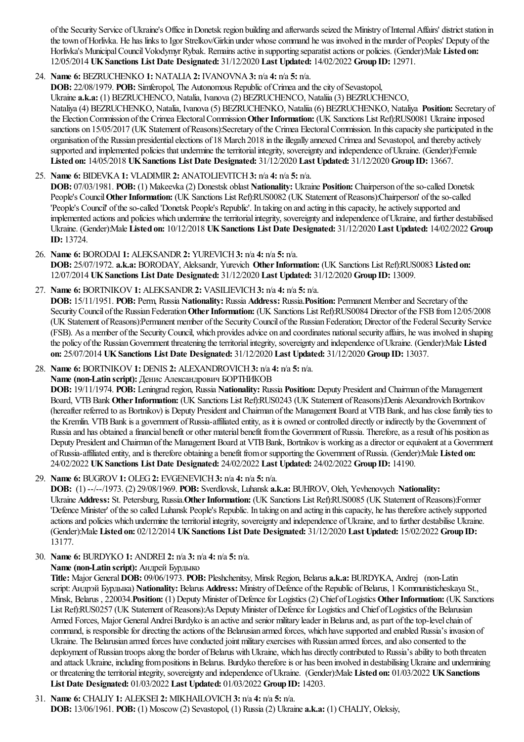of the Security Service of Ukraine's Office in Donetsk region building and afterwards seized the Ministry of Internal Affairs' district station in the town of Horlivka. He has links to Igor Strelkov/Girkin under whose command he was involved in the murder of Peoples' Deputy of the Horlivka's Municipal Council Volodymyr Rybak. Remains active in supporting separatist actions or policies. (Gender):Male **Listed on:** 12/05/2014 **UK Sanctions List Date Designated:** 31/12/2020 **Last Updated:** 14/02/2022 **Group ID:** 12971.

24. **Name 6:** BEZRUCHENKO **1:** NATALIA **2:** IVANOVNA **3:** n/a **4:** n/a **5:** n/a.
**DOB:** 22/08/1979. **POB:** Simferopol, The Autonomous Republic of Crimea and the city of Sevastopol, Ukraine **a.k.a:** (1) BEZRUCHENCO, Natalia, Ivanova (2) BEZRUCHENCO, Nataliia (3) BEZRUCHENCO, Nataliya (4) BEZRUCHENKO, Natalia, Ivanova (5) BEZRUCHENKO, Nataliia (6) BEZRUCHENKO, Nataliya **Position:** Secretary of the Election Commission of the Crimea Electoral Commission **Other Information:** (UK Sanctions List Ref):RUS0081 Ukraine imposed sanctions on 15/05/2017 (UK Statement of Reasons):Secretary of the Crimea Electoral Commission. In this capacity she participated in the organisation of the Russian presidential elections of 18 March 2018 in the illegally annexed Crimea and Sevastopol, and thereby actively supported and implemented policies that undermine the territorial integrity, sovereignty and independence of Ukraine. (Gender):Female **Listed on:** 14/05/2018 **UK Sanctions List Date Designated:** 31/12/2020 **Last Updated:** 31/12/2020 **Group ID:** 13667.

25. **Name 6:** BIDEVKA **1:** VLADIMIR **2:** ANATOLIEVITCH **3:** n/a **4:** n/a **5:** n/a.
**DOB:** 07/03/1981. **POB:** (1) Makeevka (2) Donestsk oblast **Nationality:** Ukraine **Position:** Chairperson of the so-called Donetsk People's Council **Other Information:** (UK Sanctions List Ref):RUS0082 (UK Statement of Reasons):Chairperson' of the so-called 'People's Council' of the so-called 'Donetsk People's Republic'. In taking on and acting in this capacity, he actively supported and implemented actions and policies which undermine the territorial integrity, sovereignty and independence of Ukraine, and further destabilised Ukraine. (Gender):Male **Listed on:** 10/12/2018 **UK Sanctions List Date Designated:** 31/12/2020 **Last Updated:** 14/02/2022 **Group ID:** 13724.

26. **Name 6:** BORODAI **1:** ALEKSANDR **2:** YUREVICH **3:** n/a **4:** n/a **5:** n/a.
**DOB:** 25/07/1972. **a.k.a:** BORODAY, Aleksandr, Yurevich **Other Information:** (UK Sanctions List Ref):RUS0083 **Listed on:** 12/07/2014 **UK Sanctions List Date Designated:** 31/12/2020 **Last Updated:** 31/12/2020 **Group ID:** 13009.

27. **Name 6:** BORTNIKOV **1:** ALEKSANDR **2:** VASILIEVICH **3:** n/a **4:** n/a **5:** n/a.
**DOB:** 15/11/1951. **POB:** Perm, Russia **Nationality:** Russia **Address:** Russia. **Position:** Permanent Member and Secretary of the Security Council of the Russian Federation **Other Information:** (UK Sanctions List Ref):RUS0084 Director of the FSB from 12/05/2008 (UK Statement of Reasons):Permanent member of the Security Council of the Russian Federation; Director of the Federal Security Service (FSB). As a member of the Security Council, which provides advice on and coordinates national security affairs, he was involved in shaping the policy of the Russian Government threatening the territorial integrity, sovereignty and independence of Ukraine. (Gender):Male **Listed on:** 25/07/2014 **UK Sanctions List Date Designated:** 31/12/2020 **Last Updated:** 31/12/2020 **Group ID:** 13037.

28. **Name 6:** BORTNIKOV **1:** DENIS **2:** ALEXANDROVICH **3:** n/a **4:** n/a **5:** n/a.
**Name (non-Latin script):** Денис Александрович БОРТНИКОВ
**DOB:** 19/11/1974. **POB:** Leningrad region, Russia **Nationality:** Russia **Position:** Deputy President and Chairman of the Management Board, VTB Bank **Other Information:** (UK Sanctions List Ref):RUS0243 (UK Statement of Reasons):Denis Alexandrovich Bortnikov (hereafter referred to as Bortnikov) is Deputy President and Chairman of the Management Board at VTB Bank, and has close family ties to the Kremlin. VTB Bank is a government of Russia-affiliated entity, as it is owned or controlled directly or indirectly by the Government of Russia and has obtained a financial benefit or other material benefit from the Government of Russia. Therefore, as a result of his position as Deputy President and Chairman of the Management Board at VTB Bank, Bortnikov is working as a director or equivalent at a Government of Russia-affiliated entity, and is therefore obtaining a benefit from or supporting the Government of Russia. (Gender):Male **Listed on:** 24/02/2022 **UK Sanctions List Date Designated:** 24/02/2022 **Last Updated:** 24/02/2022 **Group ID:** 14190.

29. **Name 6:** BUGROV **1:** OLEG **2:** EVGENEVICH **3:** n/a **4:** n/a **5:** n/a.
**DOB:** (1) --/--/1973. (2) 29/08/1969. **POB:** Sverdlovsk, Luhansk **a.k.a:** BUHROV, Oleh, Yevhenovych **Nationality:** Ukraine **Address:** St. Petersburg, Russia. **Other Information:** (UK Sanctions List Ref):RUS0085 (UK Statement of Reasons):Former 'Defence Minister' of the so called Luhansk People's Republic. In taking on and acting in this capacity, he has therefore actively supported actions and policies which undermine the territorial integrity, sovereignty and independence of Ukraine, and to further destabilise Ukraine. (Gender):Male **Listed on:** 02/12/2014 **UK Sanctions List Date Designated:** 31/12/2020 **Last Updated:** 15/02/2022 **Group ID:** 13177.

30. **Name 6:** BURDYKO **1:** ANDREI **2:** n/a **3:** n/a **4:** n/a **5:** n/a.
**Name (non-Latin script):** Андрей Бурдыко
**Title:** Major General **DOB:** 09/06/1973. **POB:** Pleshchenitsy, Minsk Region, Belarus **a.k.a:** BURDYKA, Andrej (non-Latin script: Андрэй Бурдыка) **Nationality:** Belarus **Address:** Ministry of Defence of the Republic of Belarus, 1 Kommunisticheskaya St., Minsk, Belarus , 220034. **Position:** (1) Deputy Minister of Defence for Logistics (2) Chief of Logistics **Other Information:** (UK Sanctions List Ref):RUS0257 (UK Statement of Reasons):As Deputy Minister of Defence for Logistics and Chief of Logistics of the Belarusian Armed Forces, Major General Andrei Burdyko is an active and senior military leader in Belarus and, as part of the top-level chain of command, is responsible for directing the actions of the Belarusian armed forces, which have supported and enabled Russia's invasion of Ukraine. The Belarusian armed forces have conducted joint military exercises with Russian armed forces, and also consented to the deployment of Russian troops along the border of Belarus with Ukraine, which has directly contributed to Russia's ability to both threaten and attack Ukraine, including from positions in Belarus. Burdyko therefore is or has been involved in destabilising Ukraine and undermining or threatening the territorial integrity, sovereignty and independence of Ukraine. (Gender):Male **Listed on:** 01/03/2022 **UK Sanctions List Date Designated:** 01/03/2022 **Last Updated:** 01/03/2022 **Group ID:** 14203.

31. **Name 6:** CHALIY **1:** ALEKSEI **2:** MIKHAILOVICH **3:** n/a **4:** n/a **5:** n/a.
**DOB:** 13/06/1961. **POB:** (1) Moscow (2) Sevastopol, (1) Russia (2) Ukraine **a.k.a:** (1) CHALIY, Oleksiy,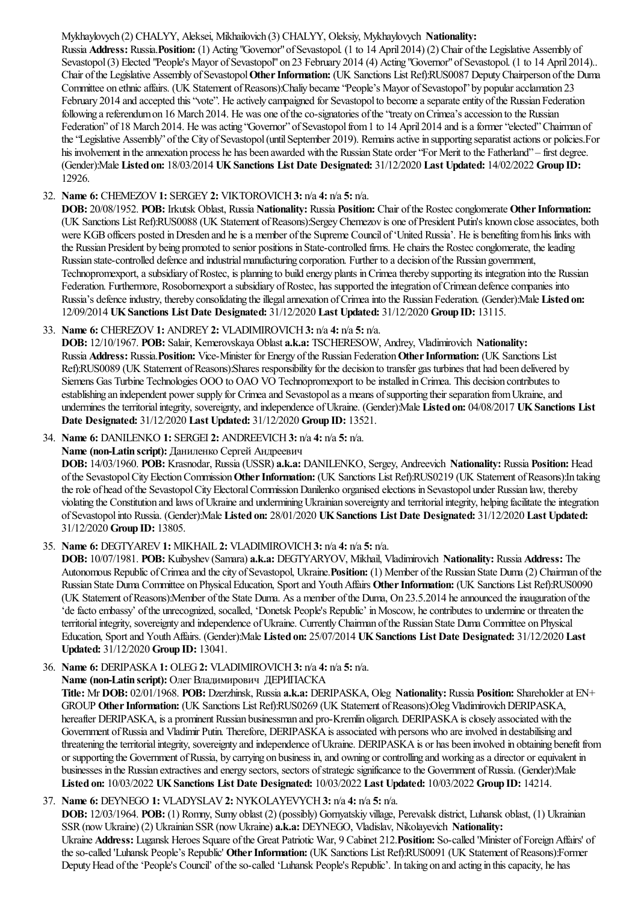Mykhaylovych (2) CHALYY, Aleksei, Mikhailovich (3) CHALYY, Oleksiy, Mykhaylovych **Nationality:** Russia **Address:** Russia. **Position:** (1) Acting "Governor" of Sevastopol. (1 to 14 April 2014) (2) Chair of the Legislative Assembly of Sevastopol (3) Elected "People's Mayor of Sevastopol" on 23 February 2014 (4) Acting "Governor" of Sevastopol. (1 to 14 April 2014).. Chair of the Legislative Assembly of Sevastopol **Other Information:** (UK Sanctions List Ref):RUS0087 Deputy Chairperson of the Duma Committee on ethnic affairs. (UK Statement of Reasons):Chaliy became "People's Mayor of Sevastopol" by popular acclamation 23 February 2014 and accepted this "vote". He actively campaigned for Sevastopol to become a separate entity of the Russian Federation following a referendum on 16 March 2014. He was one of the co-signatories of the "treaty on Crimea's accession to the Russian Federation" of 18 March 2014. He was acting "Governor" of Sevastopol from 1 to 14 April 2014 and is a former "elected" Chairman of the "Legislative Assembly" of the City of Sevastopol (until September 2019). Remains active in supporting separatist actions or policies. For his involvement in the annexation process he has been awarded with the Russian State order "For Merit to the Fatherland" – first degree. (Gender):Male **Listed on:** 18/03/2014 **UK Sanctions List Date Designated:** 31/12/2020 **Last Updated:** 14/02/2022 **Group ID:** 12926.

32. **Name 6:** CHEMEZOV **1:** SERGEY **2:** VIKTOROVICH **3:** n/a **4:** n/a **5:** n/a.
**DOB:** 20/08/1952. **POB:** Irkutsk Oblast, Russia **Nationality:** Russia **Position:** Chair of the Rostec conglomerate **Other Information:** (UK Sanctions List Ref):RUS0088 (UK Statement of Reasons):Sergey Chemezov is one of President Putin's known close associates, both were KGB officers posted in Dresden and he is a member of the Supreme Council of 'United Russia'. He is benefiting from his links with the Russian President by being promoted to senior positions in State-controlled firms. He chairs the Rostec conglomerate, the leading Russian state-controlled defence and industrial manufacturing corporation. Further to a decision of the Russian government, Technopromexport, a subsidiary of Rostec, is planning to build energy plants in Crimea thereby supporting its integration into the Russian Federation. Furthermore, Rosobornexport a subsidiary of Rostec, has supported the integration of Crimean defence companies into Russia's defence industry, thereby consolidating the illegal annexation of Crimea into the Russian Federation. (Gender):Male **Listed on:** 12/09/2014 **UK Sanctions List Date Designated:** 31/12/2020 **Last Updated:** 31/12/2020 **Group ID:** 13115.

33. **Name 6:** CHEREZOV **1:** ANDREY **2:** VLADIMIROVICH **3:** n/a **4:** n/a **5:** n/a.
**DOB:** 12/10/1967. **POB:** Salair, Kemerovskaya Oblast **a.k.a:** TSCHERESOW, Andrey, Vladimirovich **Nationality:** Russia **Address:** Russia. **Position:** Vice-Minister for Energy of the Russian Federation **Other Information:** (UK Sanctions List Ref):RUS0089 (UK Statement of Reasons):Shares responsibility for the decision to transfer gas turbines that had been delivered by Siemens Gas Turbine Technologies OOO to OAO VO Technopromexport to be installed in Crimea. This decision contributes to establishing an independent power supply for Crimea and Sevastopol as a means of supporting their separation from Ukraine, and undermines the territorial integrity, sovereignty, and independence of Ukraine. (Gender):Male **Listed on:** 04/08/2017 **UK Sanctions List Date Designated:** 31/12/2020 **Last Updated:** 31/12/2020 **Group ID:** 13521.

34. **Name 6:** DANILENKO **1:** SERGEI **2:** ANDREEVICH **3:** n/a **4:** n/a **5:** n/a.
**Name (non-Latin script):** Даниленко Сергей Андреевич
**DOB:** 14/03/1960. **POB:** Krasnodar, Russia (USSR) **a.k.a:** DANILENKO, Sergey, Andreevich **Nationality:** Russia **Position:** Head of the Sevastopol City Election Commission **Other Information:** (UK Sanctions List Ref):RUS0219 (UK Statement of Reasons):In taking the role of head of the Sevastopol City Electoral Commission Danilenko organised elections in Sevastopol under Russian law, thereby violating the Constitution and laws of Ukraine and undermining Ukrainian sovereignty and territorial integrity, helping facilitate the integration of Sevastopol into Russia. (Gender):Male **Listed on:** 28/01/2020 **UK Sanctions List Date Designated:** 31/12/2020 **Last Updated:** 31/12/2020 **Group ID:** 13805.

35. **Name 6:** DEGTYAREV **1:** MIKHAIL **2:** VLADIMIROVICH **3:** n/a **4:** n/a **5:** n/a.
**DOB:** 10/07/1981. **POB:** Kuibyshev (Samara) **a.k.a:** DEGTYARYOV, Mikhail, Vladimirovich **Nationality:** Russia **Address:** The Autonomous Republic of Crimea and the city of Sevastopol, Ukraine. **Position:** (1) Member of the Russian State Duma (2) Chairman of the Russian State Duma Committee on Physical Education, Sport and Youth Affairs **Other Information:** (UK Sanctions List Ref):RUS0090 (UK Statement of Reasons):Member of the State Duma. As a member of the Duma, On 23.5.2014 he announced the inauguration of the 'de facto embassy' of the unrecognized, socalled, 'Donetsk People's Republic' in Moscow, he contributes to undermine or threaten the territorial integrity, sovereignty and independence of Ukraine. Currently Chairman of the Russian State Duma Committee on Physical Education, Sport and Youth Affairs. (Gender):Male **Listed on:** 25/07/2014 **UK Sanctions List Date Designated:** 31/12/2020 **Last Updated:** 31/12/2020 **Group ID:** 13041.

36. **Name 6:** DERIPASKA **1:** OLEG **2:** VLADIMIROVICH **3:** n/a **4:** n/a **5:** n/a.
**Name (non-Latin script):** Олег Владимирович ДЕРИПАСКА
**Title:** Mr **DOB:** 02/01/1968. **POB:** Dzerzhinsk, Russia **a.k.a:** DERIPASKA, Oleg **Nationality:** Russia **Position:** Shareholder at EN+ GROUP **Other Information:** (UK Sanctions List Ref):RUS0269 (UK Statement of Reasons):Oleg Vladimirovich DERIPASKA, hereafter DERIPASKA, is a prominent Russian businessman and pro-Kremlin oligarch. DERIPASKA is closely associated with the Government of Russia and Vladimir Putin. Therefore, DERIPASKA is associated with persons who are involved in destabilising and threatening the territorial integrity, sovereignty and independence of Ukraine. DERIPASKA is or has been involved in obtaining benefit from or supporting the Government of Russia, by carrying on business in, and owning or controlling and working as a director or equivalent in businesses in the Russian extractives and energy sectors, sectors of strategic significance to the Government of Russia. (Gender):Male **Listed on:** 10/03/2022 **UK Sanctions List Date Designated:** 10/03/2022 **Last Updated:** 10/03/2022 **Group ID:** 14214.

37. **Name 6:** DEYNEGO **1:** VLADYSLAV **2:** NYKOLAYEVYCH **3:** n/a **4:** n/a **5:** n/a.
**DOB:** 12/03/1964. **POB:** (1) Romny, Sumy oblast (2) (possibly) Gornyatskiy village, Perevalsk district, Luhansk oblast, (1) Ukrainian SSR (now Ukraine) (2) Ukrainian SSR (now Ukraine) **a.k.a:** DEYNEGO, Vladislav, Nikolayevich **Nationality:** Ukraine **Address:** Lugansk Heroes Square of the Great Patriotic War, 9 Cabinet 212. **Position:** So-called 'Minister of Foreign Affairs' of the so-called 'Luhansk People's Republic' **Other Information:** (UK Sanctions List Ref):RUS0091 (UK Statement of Reasons):Former Deputy Head of the 'People's Council' of the so-called 'Luhansk People's Republic'. In taking on and acting in this capacity, he has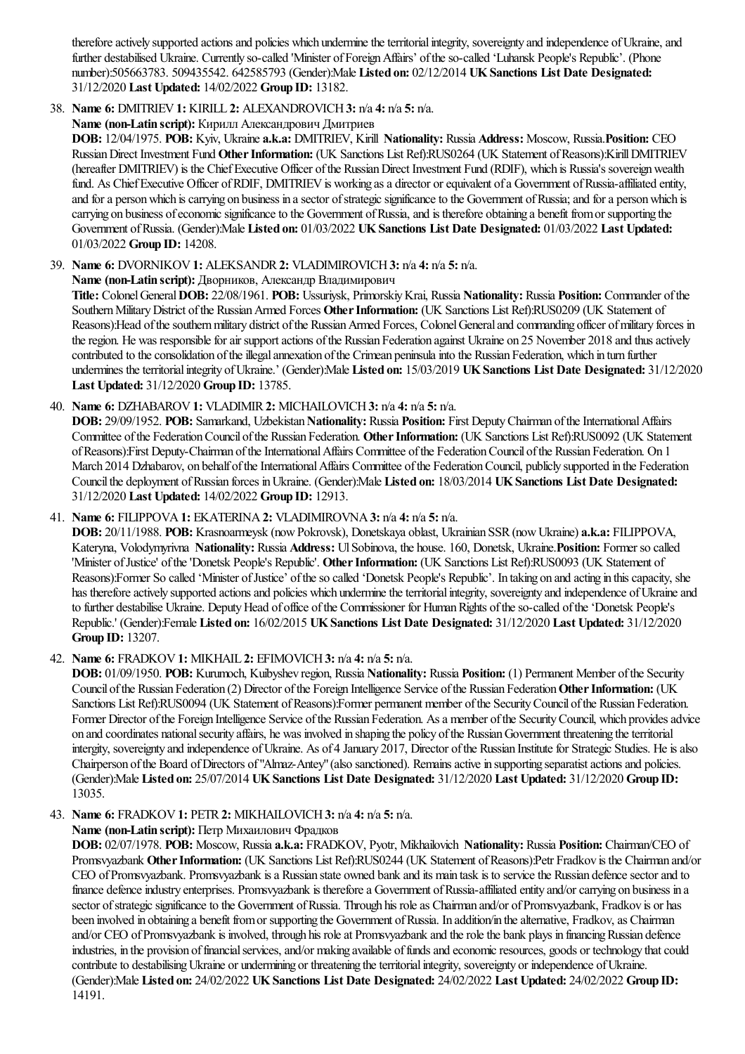therefore actively supported actions and policies which undermine the territorial integrity, sovereignty and independence of Ukraine, and further destabilised Ukraine. Currently so-called 'Minister of Foreign Affairs' of the so-called 'Luhansk People's Republic'. (Phone number):505663783. 509435542. 642585793 (Gender):Male **Listed on:** 02/12/2014 **UK Sanctions List Date Designated:** 31/12/2020 **Last Updated:** 14/02/2022 **Group ID:** 13182.

38. **Name 6:** DMITRIEV **1:** KIRILL **2:** ALEXANDROVICH **3:** n/a **4:** n/a **5:** n/a.
**Name (non-Latin script):** Кирилл Александрович Дмитриев
**DOB:** 12/04/1975. **POB:** Kyiv, Ukraine **a.k.a:** DMITRIEV, Kirill **Nationality:** Russia **Address:** Moscow, Russia. **Position:** CEO Russian Direct Investment Fund **Other Information:** (UK Sanctions List Ref):RUS0264 (UK Statement of Reasons):Kirill DMITRIEV (hereafter DMITRIEV) is the Chief Executive Officer of the Russian Direct Investment Fund (RDIF), which is Russia's sovereign wealth fund. As Chief Executive Officer of RDIF, DMITRIEV is working as a director or equivalent of a Government of Russia-affiliated entity, and for a person which is carrying on business in a sector of strategic significance to the Government of Russia; and for a person which is carrying on business of economic significance to the Government of Russia, and is therefore obtaining a benefit from or supporting the Government of Russia. (Gender):Male **Listed on:** 01/03/2022 **UK Sanctions List Date Designated:** 01/03/2022 **Last Updated:** 01/03/2022 **Group ID:** 14208.

39. **Name 6:** DVORNIKOV **1:** ALEKSANDR **2:** VLADIMIROVICH **3:** n/a **4:** n/a **5:** n/a.
**Name (non-Latin script):** Дворников, Александр Владимирович
**Title:** Colonel General **DOB:** 22/08/1961. **POB:** Ussuriysk, Primorskiy Krai, Russia **Nationality:** Russia **Position:** Commander of the Southern Military District of the Russian Armed Forces **Other Information:** (UK Sanctions List Ref):RUS0209 (UK Statement of Reasons):Head of the southern military district of the Russian Armed Forces, Colonel General and commanding officer of military forces in the region. He was responsible for air support actions of the Russian Federation against Ukraine on 25 November 2018 and thus actively contributed to the consolidation of the illegal annexation of the Crimean peninsula into the Russian Federation, which in turn further undermines the territorial integrity of Ukraine.' (Gender):Male **Listed on:** 15/03/2019 **UK Sanctions List Date Designated:** 31/12/2020 **Last Updated:** 31/12/2020 **Group ID:** 13785.

40. **Name 6:** DZHABAROV **1:** VLADIMIR **2:** MICHAILOVICH **3:** n/a **4:** n/a **5:** n/a.
**DOB:** 29/09/1952. **POB:** Samarkand, Uzbekistan **Nationality:** Russia **Position:** First Deputy Chairman of the International Affairs Committee of the Federation Council of the Russian Federation. **Other Information:** (UK Sanctions List Ref):RUS0092 (UK Statement of Reasons):First Deputy-Chairman of the International Affairs Committee of the Federation Council of the Russian Federation. On 1 March 2014 Dzhabarov, on behalf of the International Affairs Committee of the Federation Council, publicly supported in the Federation Council the deployment of Russian forces in Ukraine. (Gender):Male **Listed on:** 18/03/2014 **UK Sanctions List Date Designated:** 31/12/2020 **Last Updated:** 14/02/2022 **Group ID:** 12913.

41. **Name 6:** FILIPPOVA **1:** EKATERINA **2:** VLADIMIROVNA **3:** n/a **4:** n/a **5:** n/a.
**DOB:** 20/11/1988. **POB:** Krasnoarmeysk (now Pokrovsk), Donetskaya oblast, Ukrainian SSR (now Ukraine) **a.k.a:** FILIPPOVA, Kateryna, Volodymyrivna **Nationality:** Russia **Address:** Ul Sobinova, the house. 160, Donetsk, Ukraine. **Position:** Former so called 'Minister of Justice' of the 'Donetsk People's Republic'. **Other Information:** (UK Sanctions List Ref):RUS0093 (UK Statement of Reasons):Former So called 'Minister of Justice' of the so called 'Donetsk People's Republic'. In taking on and acting in this capacity, she has therefore actively supported actions and policies which undermine the territorial integrity, sovereignty and independence of Ukraine and to further destabilise Ukraine. Deputy Head of office of the Commissioner for Human Rights of the so-called of the 'Donetsk People's Republic.' (Gender):Female **Listed on:** 16/02/2015 **UK Sanctions List Date Designated:** 31/12/2020 **Last Updated:** 31/12/2020 **Group ID:** 13207.

42. **Name 6:** FRADKOV **1:** MIKHAIL **2:** EFIMOVICH **3:** n/a **4:** n/a **5:** n/a.
**DOB:** 01/09/1950. **POB:** Kurumoch, Kuibyshev region, Russia **Nationality:** Russia **Position:** (1) Permanent Member of the Security Council of the Russian Federation (2) Director of the Foreign Intelligence Service of the Russian Federation **Other Information:** (UK Sanctions List Ref):RUS0094 (UK Statement of Reasons):Former permanent member of the Security Council of the Russian Federation. Former Director of the Foreign Intelligence Service of the Russian Federation. As a member of the Security Council, which provides advice on and coordinates national security affairs, he was involved in shaping the policy of the Russian Government threatening the territorial intergity, sovereignty and independence of Ukraine. As of 4 January 2017, Director of the Russian Institute for Strategic Studies. He is also Chairperson of the Board of Directors of "Almaz-Antey" (also sanctioned). Remains active in supporting separatist actions and policies. (Gender):Male **Listed on:** 25/07/2014 **UK Sanctions List Date Designated:** 31/12/2020 **Last Updated:** 31/12/2020 **Group ID:** 13035.

43. **Name 6:** FRADKOV **1:** PETR **2:** MIKHAILOVICH **3:** n/a **4:** n/a **5:** n/a.
**Name (non-Latin script):** Петр Михаилович Фрадков
**DOB:** 02/07/1978. **POB:** Moscow, Russia **a.k.a:** FRADKOV, Pyotr, Mikhailovich **Nationality:** Russia **Position:** Chairman/CEO of Promsvyazbank **Other Information:** (UK Sanctions List Ref):RUS0244 (UK Statement of Reasons):Petr Fradkov is the Chairman and/or CEO of Promsvyazbank. Promsvyazbank is a Russian state owned bank and its main task is to service the Russian defence sector and to finance defence industry enterprises. Promsvyazbank is therefore a Government of Russia-affiliated entity and/or carrying on business in a sector of strategic significance to the Government of Russia. Through his role as Chairman and/or of Promsvyazbank, Fradkov is or has been involved in obtaining a benefit from or supporting the Government of Russia. In addition/in the alternative, Fradkov, as Chairman and/or CEO of Promsvyazbank is involved, through his role at Promsvyazbank and the role the bank plays in financing Russian defence industries, in the provision of financial services, and/or making available of funds and economic resources, goods or technology that could contribute to destabilising Ukraine or undermining or threatening the territorial integrity, sovereignty or independence of Ukraine. (Gender):Male **Listed on:** 24/02/2022 **UK Sanctions List Date Designated:** 24/02/2022 **Last Updated:** 24/02/2022 **Group ID:** 14191.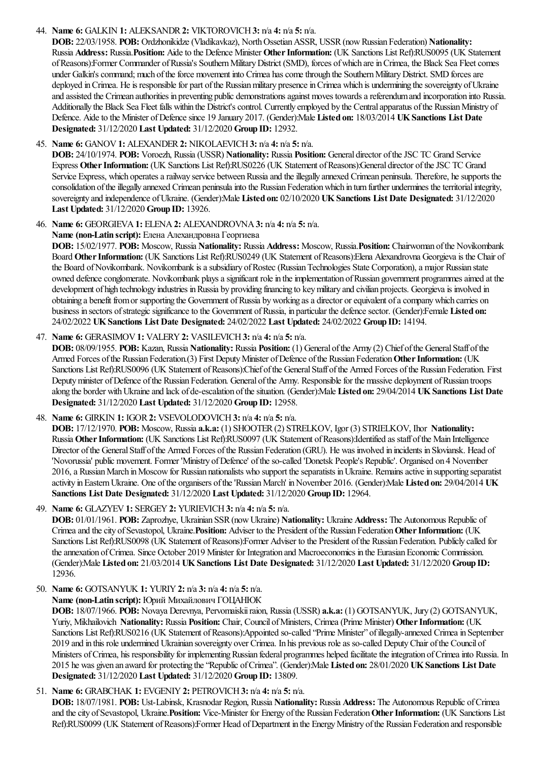44. **Name 6:** GALKIN **1:** ALEKSANDR **2:** VIKTOROVICH **3:** n/a **4:** n/a **5:** n/a.
**DOB:** 22/03/1958. **POB:** Ordzhonikidze (Vladikavkaz), North Ossetian ASSR, USSR (now Russian Federation) **Nationality:** Russia **Address:** Russia.**Position:** Aide to the Defence Minister **Other Information:** (UK Sanctions List Ref):RUS0095 (UK Statement of Reasons):Former Commander of Russia's Southern Military District (SMD), forces of which are in Crimea, the Black Sea Fleet comes under Galkin's command; much of the force movement into Crimea has come through the Southern Military District. SMD forces are deployed in Crimea. He is responsible for part of the Russian military presence in Crimea which is undermining the sovereignty of Ukraine and assisted the Crimean authorities in preventing public demonstrations against moves towards a referendum and incorporation into Russia. Additionally the Black Sea Fleet falls within the District's control. Currently employed by the Central apparatus of the Russian Ministry of Defence. Aide to the Minister of Defence since 19 January 2017. (Gender):Male **Listed on:** 18/03/2014 **UK Sanctions List Date Designated:** 31/12/2020 **Last Updated:** 31/12/2020 **Group ID:** 12932.

45. **Name 6:** GANOV **1:** ALEXANDER **2:** NIKOLAEVICH **3:** n/a **4:** n/a **5:** n/a.
**DOB:** 24/10/1974. **POB:** Voroezh, Russia (USSR) **Nationality:** Russia **Position:** General director of the JSC TC Grand Service Express **Other Information:** (UK Sanctions List Ref):RUS0226 (UK Statement of Reasons):General director of the JSC TC Grand Service Express, which operates a railway service between Russia and the illegally annexed Crimean peninsula. Therefore, he supports the consolidation of the illegally annexed Crimean peninsula into the Russian Federation which in turn further undermines the territorial integrity, sovereignty and independence of Ukraine. (Gender):Male **Listed on:** 02/10/2020 **UK Sanctions List Date Designated:** 31/12/2020 **Last Updated:** 31/12/2020 **Group ID:** 13926.

46. **Name 6:** GEORGIEVA **1:** ELENA **2:** ALEXANDROVNA **3:** n/a **4:** n/a **5:** n/a.
**Name (non-Latin script):** Елена Александровна Георгиева
**DOB:** 15/02/1977. **POB:** Moscow, Russia **Nationality:** Russia **Address:** Moscow, Russia.**Position:** Chairwoman of the Novikombank Board **Other Information:** (UK Sanctions List Ref):RUS0249 (UK Statement of Reasons):Elena Alexandrovna Georgieva is the Chair of the Board of Novikombank. Novikombank is a subsidiary of Rostec (Russian Technologies State Corporation), a major Russian state owned defence conglomerate. Novikombank plays a significant role in the implementation of Russian government programmes aimed at the development of high technology industries in Russia by providing financing to key military and civilian projects. Georgieva is involved in obtaining a benefit from or supporting the Government of Russia by working as a director or equivalent of a company which carries on business in sectors of strategic significance to the Government of Russia, in particular the defence sector. (Gender):Female **Listed on:** 24/02/2022 **UK Sanctions List Date Designated:** 24/02/2022 **Last Updated:** 24/02/2022 **Group ID:** 14194.

47. **Name 6:** GERASIMOV **1:** VALERY **2:** VASILEVICH **3:** n/a **4:** n/a **5:** n/a.
**DOB:** 08/09/1955. **POB:** Kazan, Russia **Nationality:** Russia **Position:** (1) General of the Army (2) Chief of the General Staff of the Armed Forces of the Russian Federation.(3) First Deputy Minister of Defence of the Russian Federation **Other Information:** (UK Sanctions List Ref):RUS0096 (UK Statement of Reasons):Chief of the General Staff of the Armed Forces of the Russian Federation. First Deputy minister of Defence of the Russian Federation. General of the Army. Responsible for the massive deployment of Russian troops along the border with Ukraine and lack of de-escalation of the situation. (Gender):Male **Listed on:** 29/04/2014 **UK Sanctions List Date Designated:** 31/12/2020 **Last Updated:** 31/12/2020 **Group ID:** 12958.

48. **Name 6:** GIRKIN **1:** IGOR **2:** VSEVOLODOVICH **3:** n/a **4:** n/a **5:** n/a.
**DOB:** 17/12/1970. **POB:** Moscow, Russia **a.k.a:** (1) SHOOTER (2) STRELKOV, Igor (3) STRIELKOV, Ihor **Nationality:** Russia **Other Information:** (UK Sanctions List Ref):RUS0097 (UK Statement of Reasons):Identified as staff of the Main Intelligence Director of the General Staff of the Armed Forces of the Russian Federation (GRU). He was involved in incidents in Sloviansk. Head of 'Novorussia' public movement. Former 'Ministry of Defence' of the so-called 'Donetsk People's Republic'. Organised on 4 November 2016, a Russian March in Moscow for Russian nationalists who support the separatists in Ukraine. Remains active in supporting separatist activity in Eastern Ukraine. One of the organisers of the 'Russian March' in November 2016. (Gender):Male **Listed on:** 29/04/2014 **UK Sanctions List Date Designated:** 31/12/2020 **Last Updated:** 31/12/2020 **Group ID:** 12964.

49. **Name 6:** GLAZYEV **1:** SERGEY **2:** YURIEVICH **3:** n/a **4:** n/a **5:** n/a.
**DOB:** 01/01/1961. **POB:** Zaprozhye, Ukrainian SSR (now Ukraine) **Nationality:** Ukraine **Address:** The Autonomous Republic of Crimea and the city of Sevastopol, Ukraine.**Position:** Adviser to the President of the Russian Federation **Other Information:** (UK Sanctions List Ref):RUS0098 (UK Statement of Reasons):Former Adviser to the President of the Russian Federation. Publicly called for the annexation of Crimea. Since October 2019 Minister for Integration and Macroeconomics in the Eurasian Economic Commission. (Gender):Male **Listed on:** 21/03/2014 **UK Sanctions List Date Designated:** 31/12/2020 **Last Updated:** 31/12/2020 **Group ID:** 12936.

50. **Name 6:** GOTSANYUK **1:** YURIY **2:** n/a **3:** n/a **4:** n/a **5:** n/a.
**Name (non-Latin script):** Юрий Михайлович ГОЦАНЮК
**DOB:** 18/07/1966. **POB:** Novaya Derevnya, Pervomaiskii raion, Russia (USSR) **a.k.a:** (1) GOTSANYUK, Jury (2) GOTSANYUK, Yuriy, Mikhailovich **Nationality:** Russia **Position:** Chair, Council of Ministers, Crimea (Prime Minister) **Other Information:** (UK Sanctions List Ref):RUS0216 (UK Statement of Reasons):Appointed so-called "Prime Minister" of illegally-annexed Crimea in September 2019 and in this role undermined Ukrainian sovereignty over Crimea. In his previous role as so-called Deputy Chair of the Council of Ministers of Crimea, his responsibility for implementing Russian federal programmes helped facilitate the integration of Crimea into Russia. In 2015 he was given an award for protecting the "Republic of Crimea". (Gender):Male **Listed on:** 28/01/2020 **UK Sanctions List Date Designated:** 31/12/2020 **Last Updated:** 31/12/2020 **Group ID:** 13809.

51. **Name 6:** GRABCHAK **1:** EVGENIY **2:** PETROVICH **3:** n/a **4:** n/a **5:** n/a.
**DOB:** 18/07/1981. **POB:** Ust-Labinsk, Krasnodar Region, Russia **Nationality:** Russia **Address:** The Autonomous Republic of Crimea and the city of Sevastopol, Ukraine.**Position:** Vice-Minister for Energy of the Russian Federation **Other Information:** (UK Sanctions List Ref):RUS0099 (UK Statement of Reasons):Former Head of Department in the Energy Ministry of the Russian Federation and responsible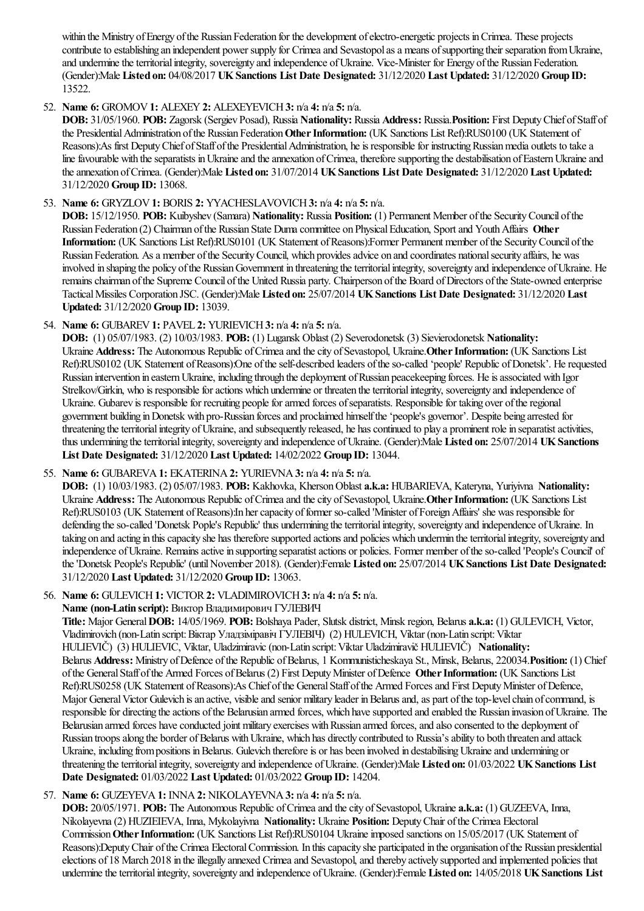within the Ministry of Energy of the Russian Federation for the development of electro-energetic projects in Crimea. These projects contribute to establishing an independent power supply for Crimea and Sevastopol as a means of supporting their separation from Ukraine, and undermine the territorial integrity, sovereignty and independence of Ukraine. Vice-Minister for Energy of the Russian Federation. (Gender):Male **Listed on:** 04/08/2017 **UK Sanctions List Date Designated:** 31/12/2020 **Last Updated:** 31/12/2020 **Group ID:** 13522.

52. **Name 6:** GROMOV **1:** ALEXEY **2:** ALEXEYEVICH **3:** n/a **4:** n/a **5:** n/a.
**DOB:** 31/05/1960. **POB:** Zagorsk (Sergiev Posad), Russia **Nationality:** Russia **Address:** Russia.**Position:** First Deputy Chief of Staff of the Presidential Administration of the Russian Federation **Other Information:** (UK Sanctions List Ref):RUS0100 (UK Statement of Reasons):As first Deputy Chief of Staff of the Presidential Administration, he is responsible for instructing Russian media outlets to take a line favourable with the separatists in Ukraine and the annexation of Crimea, therefore supporting the destabilisation of Eastern Ukraine and the annexation of Crimea. (Gender):Male **Listed on:** 31/07/2014 **UK Sanctions List Date Designated:** 31/12/2020 **Last Updated:** 31/12/2020 **Group ID:** 13068.

53. **Name 6:** GRYZLOV **1:** BORIS **2:** YYACHESLAVOVICH **3:** n/a **4:** n/a **5:** n/a.
**DOB:** 15/12/1950. **POB:** Kuibyshev (Samara) **Nationality:** Russia **Position:** (1) Permanent Member of the Security Council of the Russian Federation (2) Chairman of the Russian State Duma committee on Physical Education, Sport and Youth Affairs **Other Information:** (UK Sanctions List Ref):RUS0101 (UK Statement of Reasons):Former Permanent member of the Security Council of the Russian Federation. As a member of the Security Council, which provides advice on and coordinates national security affairs, he was involved in shaping the policy of the Russian Government in threatening the territorial integrity, sovereignty and independence of Ukraine. He remains chairman of the Supreme Council of the United Russia party. Chairperson of the Board of Directors of the State-owned enterprise Tactical Missiles Corporation JSC. (Gender):Male **Listed on:** 25/07/2014 **UK Sanctions List Date Designated:** 31/12/2020 **Last Updated:** 31/12/2020 **Group ID:** 13039.

54. **Name 6:** GUBAREV **1:** PAVEL **2:** YURIEVICH **3:** n/a **4:** n/a **5:** n/a.
**DOB:** (1) 05/07/1983. (2) 10/03/1983. **POB:** (1) Lugansk Oblast (2) Severodonetsk (3) Sievierodonetsk **Nationality:** Ukraine **Address:** The Autonomous Republic of Crimea and the city of Sevastopol, Ukraine.**Other Information:** (UK Sanctions List Ref):RUS0102 (UK Statement of Reasons):One of the self-described leaders of the so-called 'people' Republic of Donetsk'. He requested Russian intervention in eastern Ukraine, including through the deployment of Russian peacekeeping forces. He is associated with Igor Strelkov/Girkin, who is responsible for actions which undermine or threaten the territorial integrity, sovereignty and independence of Ukraine. Gubarev is responsible for recruiting people for armed forces of separatists. Responsible for taking over of the regional government building in Donetsk with pro-Russian forces and proclaimed himself the 'people's governor'. Despite being arrested for threatening the territorial integrity of Ukraine, and subsequently released, he has continued to play a prominent role in separatist activities, thus undermining the territorial integrity, sovereignty and independence of Ukraine. (Gender):Male **Listed on:** 25/07/2014 **UK Sanctions List Date Designated:** 31/12/2020 **Last Updated:** 14/02/2022 **Group ID:** 13044.

55. **Name 6:** GUBAREVA **1:** EKATERINA **2:** YURIEVNA **3:** n/a **4:** n/a **5:** n/a.
**DOB:** (1) 10/03/1983. (2) 05/07/1983. **POB:** Kakhovka, Kherson Oblast **a.k.a:** HUBARIEVA, Kateryna, Yuriyivna **Nationality:** Ukraine **Address:** The Autonomous Republic of Crimea and the city of Sevastopol, Ukraine.**Other Information:** (UK Sanctions List Ref):RUS0103 (UK Statement of Reasons):In her capacity of former so-called 'Minister of Foreign Affairs' she was responsible for defending the so-called 'Donetsk Pople's Republic' thus undermining the territorial integrity, sovereignty and independence of Ukraine. In taking on and acting in this capacity she has therefore supported actions and policies which undermin the territorial integrity, sovereignty and independence of Ukraine. Remains active in supporting separatist actions or policies. Former member of the so-called 'People's Council' of the 'Donetsk People's Republic' (until November 2018). (Gender):Female **Listed on:** 25/07/2014 **UK Sanctions List Date Designated:** 31/12/2020 **Last Updated:** 31/12/2020 **Group ID:** 13063.

56. **Name 6:** GULEVICH **1:** VICTOR **2:** VLADIMIROVICH **3:** n/a **4:** n/a **5:** n/a.
**Name (non-Latin script):** Виктор Владимирович ГУЛЕВИЧ
**Title:** Major General **DOB:** 14/05/1969. **POB:** Bolshaya Pader, Slutsk district, Minsk region, Belarus **a.k.a:** (1) GULEVICH, Victor, Vladimirovich (non-Latin script: Віктар Уладзіміравіч ГУЛЕВІЧ) (2) HULEVICH, Viktar (non-Latin script: Viktar HULIEVIČ) (3) HULIEVIC, Viktar, Uladzimiravic (non-Latin script: Viktar Uladzimiravič HULIEVIČ) **Nationality:** Belarus **Address:** Ministry of Defence of the Republic of Belarus, 1 Kommunisticheskaya St., Minsk, Belarus, 220034.**Position:** (1) Chief of the General Staff of the Armed Forces of Belarus (2) First Deputy Minister of Defence **Other Information:** (UK Sanctions List Ref):RUS0258 (UK Statement of Reasons):As Chief of the General Staff of the Armed Forces and First Deputy Minister of Defence, Major General Victor Gulevich is an active, visible and senior military leader in Belarus and, as part of the top-level chain of command, is responsible for directing the actions of the Belarusian armed forces, which have supported and enabled the Russian invasion of Ukraine. The Belarusian armed forces have conducted joint military exercises with Russian armed forces, and also consented to the deployment of Russian troops along the border of Belarus with Ukraine, which has directly contributed to Russia's ability to both threaten and attack Ukraine, including from positions in Belarus. Gulevich therefore is or has been involved in destabilising Ukraine and undermining or threatening the territorial integrity, sovereignty and independence of Ukraine. (Gender):Male **Listed on:** 01/03/2022 **UK Sanctions List Date Designated:** 01/03/2022 **Last Updated:** 01/03/2022 **Group ID:** 14204.

57. **Name 6:** GUZEYEVA **1:** INNA **2:** NIKOLAYEVNA **3:** n/a **4:** n/a **5:** n/a.
**DOB:** 20/05/1971. **POB:** The Autonomous Republic of Crimea and the city of Sevastopol, Ukraine **a.k.a:** (1) GUZEEVA, Inna, Nikolayevna (2) HUZIEIEVA, Inna, Mykolayivna **Nationality:** Ukraine **Position:** Deputy Chair of the Crimea Electoral Commission **Other Information:** (UK Sanctions List Ref):RUS0104 Ukraine imposed sanctions on 15/05/2017 (UK Statement of Reasons):Deputy Chair of the Crimea Electoral Commission. In this capacity she participated in the organisation of the Russian presidential elections of 18 March 2018 in the illegally annexed Crimea and Sevastopol, and thereby actively supported and implemented policies that undermine the territorial integrity, sovereignty and independence of Ukraine. (Gender):Female **Listed on:** 14/05/2018 **UK Sanctions List**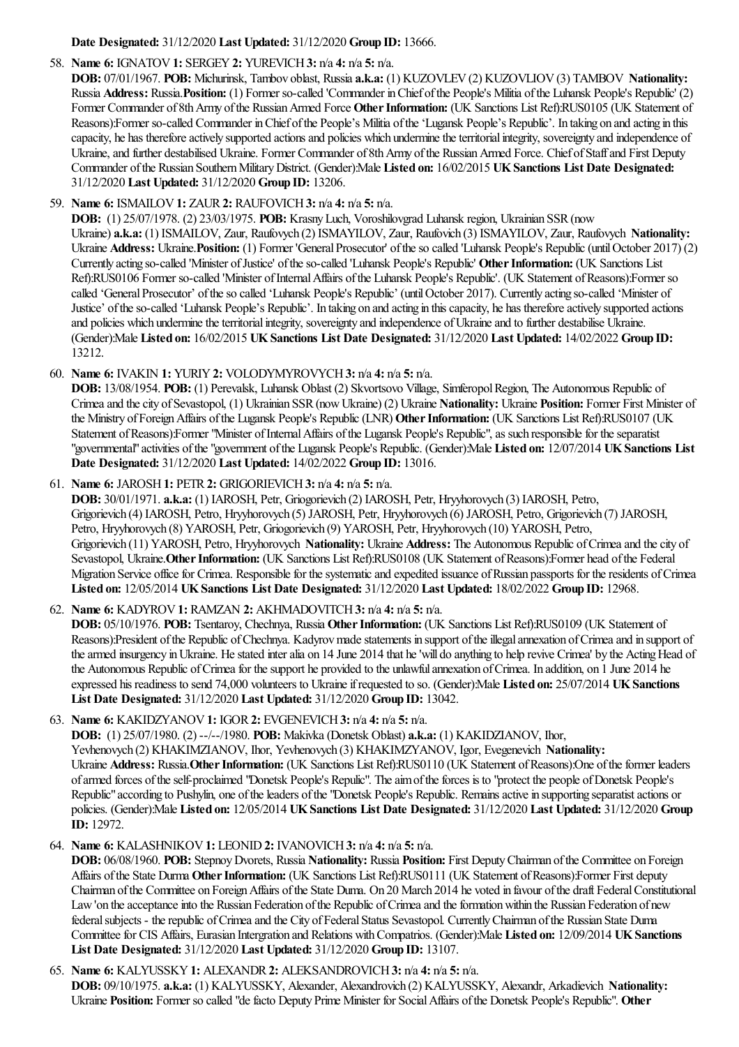**Date Designated:** 31/12/2020 **Last Updated:** 31/12/2020 **Group ID:** 13666.

58. **Name 6:** IGNATOV **1:** SERGEY **2:** YUREVICH **3:** n/a **4:** n/a **5:** n/a.
**DOB:** 07/01/1967. **POB:** Michurinsk, Tambov oblast, Russia **a.k.a:** (1) KUZOVLEV (2) KUZOVLIOV (3) TAMBOV **Nationality:** Russia **Address:** Russia. **Position:** (1) Former so-called 'Commander in Chief of the People's Militia of the Luhansk People's Republic' (2) Former Commander of 8th Army of the Russian Armed Force **Other Information:** (UK Sanctions List Ref):RUS0105 (UK Statement of Reasons):Former so-called Commander in Chief of the People's Militia of the 'Lugansk People's Republic'. In taking on and acting in this capacity, he has therefore actively supported actions and policies which undermine the territorial integrity, sovereignty and independence of Ukraine, and further destabilised Ukraine. Former Commander of 8th Army of the Russian Armed Force. Chief of Staff and First Deputy Commander of the Russian Southern Military District. (Gender):Male **Listed on:** 16/02/2015 **UK Sanctions List Date Designated:** 31/12/2020 **Last Updated:** 31/12/2020 **Group ID:** 13206.

59. **Name 6:** ISMAILOV **1:** ZAUR **2:** RAUFOVICH **3:** n/a **4:** n/a **5:** n/a.
**DOB:** (1) 25/07/1978. (2) 23/03/1975. **POB:** Krasny Luch, Voroshilovgrad Luhansk region, Ukrainian SSR (now Ukraine) **a.k.a:** (1) ISMAILOV, Zaur, Raufovych (2) ISMAYILOV, Zaur, Raufovich (3) ISMAYILOV, Zaur, Raufovych **Nationality:** Ukraine **Address:** Ukraine. **Position:** (1) Former 'General Prosecutor' of the so called 'Luhansk People's Republic (until October 2017) (2) Currently acting so-called 'Minister of Justice' of the so-called 'Luhansk People's Republic' **Other Information:** (UK Sanctions List Ref):RUS0106 Former so-called 'Minister of Internal Affairs of the Luhansk People's Republic'. (UK Statement of Reasons):Former so called 'General Prosecutor' of the so called 'Luhansk People's Republic' (until October 2017). Currently acting so-called 'Minister of Justice' of the so-called 'Luhansk People's Republic'. In taking on and acting in this capacity, he has therefore actively supported actions and policies which undermine the territorial integrity, sovereignty and independence of Ukraine and to further destabilise Ukraine. (Gender):Male **Listed on:** 16/02/2015 **UK Sanctions List Date Designated:** 31/12/2020 **Last Updated:** 14/02/2022 **Group ID:** 13212.

60. **Name 6:** IVAKIN **1:** YURIY **2:** VOLODYMYROVYCH **3:** n/a **4:** n/a **5:** n/a.
**DOB:** 13/08/1954. **POB:** (1) Perevalsk, Luhansk Oblast (2) Skvortsovo Village, Simferopol Region, The Autonomous Republic of Crimea and the city of Sevastopol, (1) Ukrainian SSR (now Ukraine) (2) Ukraine **Nationality:** Ukraine **Position:** Former First Minister of the Ministry of Foreign Affairs of the Lugansk People's Republic (LNR) **Other Information:** (UK Sanctions List Ref):RUS0107 (UK Statement of Reasons):Former "Minister of Internal Affairs of the Lugansk People's Republic", as such responsible for the separatist "governmental" activities of the "government of the Lugansk People's Republic. (Gender):Male **Listed on:** 12/07/2014 **UK Sanctions List Date Designated:** 31/12/2020 **Last Updated:** 14/02/2022 **Group ID:** 13016.

61. **Name 6:** JAROSH **1:** PETR **2:** GRIGORIEVICH **3:** n/a **4:** n/a **5:** n/a.
**DOB:** 30/01/1971. **a.k.a:** (1) IAROSH, Petr, Griogorievich (2) IAROSH, Petr, Hryyhorovych (3) IAROSH, Petro, Grigorievich (4) IAROSH, Petro, Hryyhorovych (5) JAROSH, Petr, Hryyhorovych (6) JAROSH, Petro, Grigorievich (7) JAROSH, Petro, Hryyhorovych (8) YAROSH, Petr, Griogorievich (9) YAROSH, Petr, Hryyhorovych (10) YAROSH, Petro, Grigorievich (11) YAROSH, Petro, Hryyhorovych **Nationality:** Ukraine **Address:** The Autonomous Republic of Crimea and the city of Sevastopol, Ukraine. **Other Information:** (UK Sanctions List Ref):RUS0108 (UK Statement of Reasons):Former head of the Federal Migration Service office for Crimea. Responsible for the systematic and expedited issuance of Russian passports for the residents of Crimea **Listed on:** 12/05/2014 **UK Sanctions List Date Designated:** 31/12/2020 **Last Updated:** 18/02/2022 **Group ID:** 12968.

62. **Name 6:** KADYROV **1:** RAMZAN **2:** AKHMADOVITCH **3:** n/a **4:** n/a **5:** n/a.
**DOB:** 05/10/1976. **POB:** Tsentaroy, Chechnya, Russia **Other Information:** (UK Sanctions List Ref):RUS0109 (UK Statement of Reasons):President of the Republic of Chechnya. Kadyrov made statements in support of the illegal annexation of Crimea and in support of the armed insurgency in Ukraine. He stated inter alia on 14 June 2014 that he 'will do anything to help revive Crimea' by the Acting Head of the Autonomous Republic of Crimea for the support he provided to the unlawful annexation of Crimea. In addition, on 1 June 2014 he expressed his readiness to send 74,000 volunteers to Ukraine if requested to so. (Gender):Male **Listed on:** 25/07/2014 **UK Sanctions List Date Designated:** 31/12/2020 **Last Updated:** 31/12/2020 **Group ID:** 13042.

63. **Name 6:** KAKIDZYANOV **1:** IGOR **2:** EVGENEVICH **3:** n/a **4:** n/a **5:** n/a.
**DOB:** (1) 25/07/1980. (2) --/--/1980. **POB:** Makivka (Donetsk Oblast) **a.k.a:** (1) KAKIDZIANOV, Ihor, Yevhenovych (2) KHAKIMZIANOV, Ihor, Yevhenovych (3) KHAKIMZYANOV, Igor, Evegenevich **Nationality:** Ukraine **Address:** Russia. **Other Information:** (UK Sanctions List Ref):RUS0110 (UK Statement of Reasons):One of the former leaders of armed forces of the self-proclaimed "Donetsk People's Repulic". The aim of the forces is to "protect the people of Donetsk People's Republic" according to Pushylin, one of the leaders of the "Donetsk People's Republic. Remains active in supporting separatist actions or policies. (Gender):Male **Listed on:** 12/05/2014 **UK Sanctions List Date Designated:** 31/12/2020 **Last Updated:** 31/12/2020 **Group ID:** 12972.

64. **Name 6:** KALASHNIKOV **1:** LEONID **2:** IVANOVICH **3:** n/a **4:** n/a **5:** n/a.
**DOB:** 06/08/1960. **POB:** Stepnoy Dvorets, Russia **Nationality:** Russia **Position:** First Deputy Chairman of the Committee on Foreign Affairs of the State Durma **Other Information:** (UK Sanctions List Ref):RUS0111 (UK Statement of Reasons):Former First deputy Chairman of the Committee on Foreign Affairs of the State Duma. On 20 March 2014 he voted in favour of the draft Federal Constitutional Law 'on the acceptance into the Russian Federation of the Republic of Crimea and the formation within the Russian Federation of new federal subjects - the republic of Crimea and the City of Federal Status Sevastopol. Currently Chairman of the Russian State Duma Committee for CIS Affairs, Eurasian Intergration and Relations with Compatrios. (Gender):Male **Listed on:** 12/09/2014 **UK Sanctions List Date Designated:** 31/12/2020 **Last Updated:** 31/12/2020 **Group ID:** 13107.

65. **Name 6:** KALYUSSKY **1:** ALEXANDR **2:** ALEKSANDROVICH **3:** n/a **4:** n/a **5:** n/a.
**DOB:** 09/10/1975. **a.k.a:** (1) KALYUSSKY, Alexander, Alexandrovich (2) KALYUSSKY, Alexandr, Arkadievich **Nationality:** Ukraine **Position:** Former so called "de facto Deputy Prime Minister for Social Affairs of the Donetsk People's Republic". **Other**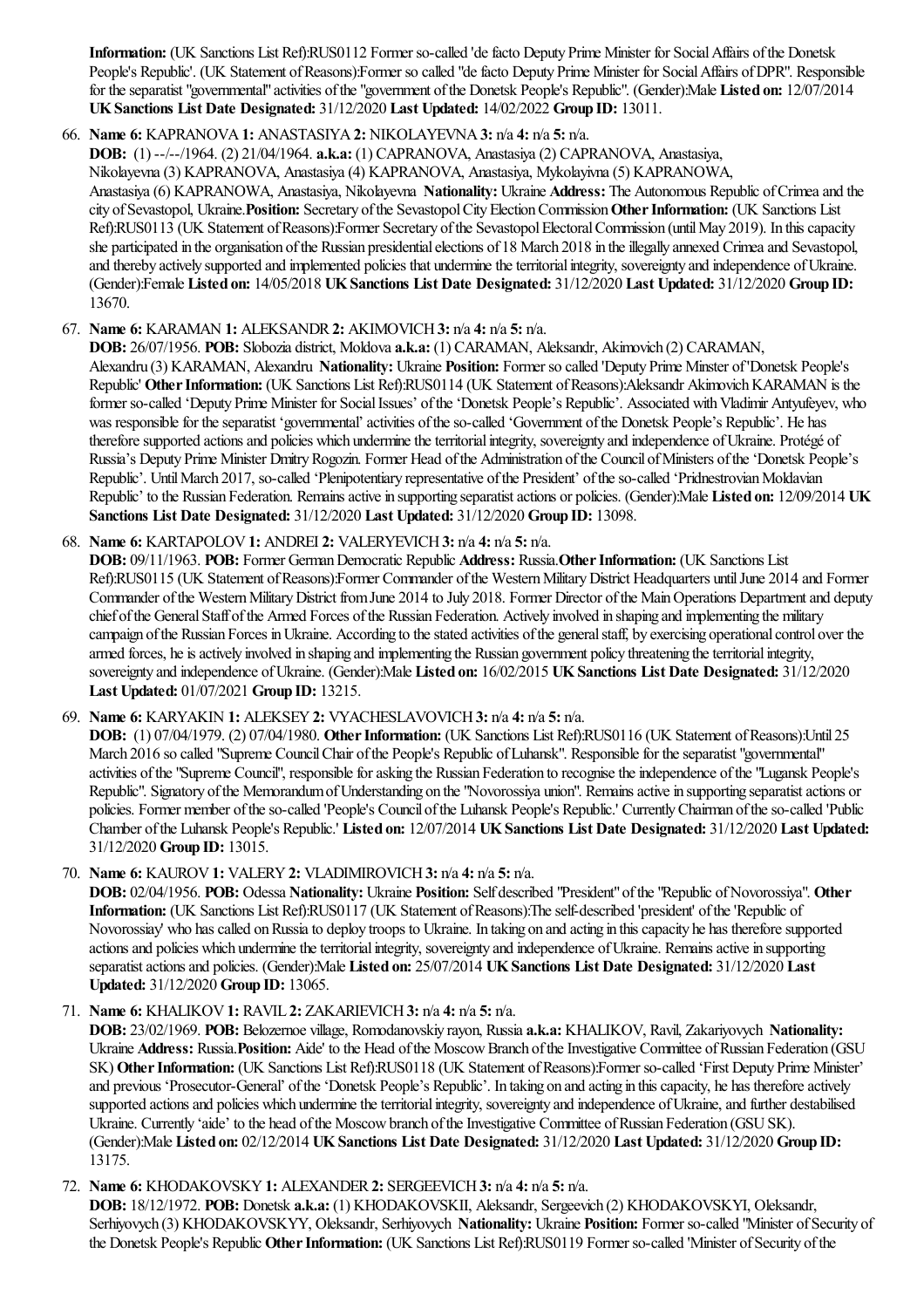**Information:** (UK Sanctions List Ref):RUS0112 Former so-called 'de facto Deputy Prime Minister for Social Affairs of the Donetsk People's Republic'. (UK Statement of Reasons):Former so called "de facto Deputy Prime Minister for Social Affairs of DPR". Responsible for the separatist "governmental" activities of the "government of the Donetsk People's Republic". (Gender):Male **Listed on:** 12/07/2014 **UK Sanctions List Date Designated:** 31/12/2020 **Last Updated:** 14/02/2022 **Group ID:** 13011.

66. **Name 6:** KAPRANOVA **1:** ANASTASIYA **2:** NIKOLAYEVNA **3:** n/a **4:** n/a **5:** n/a.
**DOB:** (1) --/--/1964. (2) 21/04/1964. **a.k.a:** (1) CAPRANOVA, Anastasiya (2) CAPRANOVA, Anastasiya, Nikolayevna (3) KAPRANOVA, Anastasiya (4) KAPRANOVA, Anastasiya, Mykolayivna (5) KAPRANOWA, Anastasiya (6) KAPRANOWA, Anastasiya, Nikolayevna **Nationality:** Ukraine **Address:** The Autonomous Republic of Crimea and the city of Sevastopol, Ukraine.**Position:** Secretary of the Sevastopol City Election Commission **Other Information:** (UK Sanctions List Ref):RUS0113 (UK Statement of Reasons):Former Secretary of the Sevastopol Electoral Commission (until May 2019). In this capacity she participated in the organisation of the Russian presidential elections of 18 March 2018 in the illegally annexed Crimea and Sevastopol, and thereby actively supported and implemented policies that undermine the territorial integrity, sovereignty and independence of Ukraine. (Gender):Female **Listed on:** 14/05/2018 **UK Sanctions List Date Designated:** 31/12/2020 **Last Updated:** 31/12/2020 **Group ID:** 13670.

67. **Name 6:** KARAMAN **1:** ALEKSANDR **2:** AKIMOVICH **3:** n/a **4:** n/a **5:** n/a.
**DOB:** 26/07/1956. **POB:** Slobozia district, Moldova **a.k.a:** (1) CARAMAN, Aleksandr, Akimovich (2) CARAMAN, Alexandru (3) KARAMAN, Alexandru **Nationality:** Ukraine **Position:** Former so called 'Deputy Prime Minster of 'Donetsk People's Republic' **Other Information:** (UK Sanctions List Ref):RUS0114 (UK Statement of Reasons):Aleksandr Akimovich KARAMAN is the former so-called 'Deputy Prime Minister for Social Issues' of the 'Donetsk People's Republic'. Associated with Vladimir Antyufeyev, who was responsible for the separatist 'governmental' activities of the so-called 'Government of the Donetsk People's Republic'. He has therefore supported actions and policies which undermine the territorial integrity, sovereignty and independence of Ukraine. Protégé of Russia's Deputy Prime Minister Dmitry Rogozin. Former Head of the Administration of the Council of Ministers of the 'Donetsk People's Republic'. Until March 2017, so-called 'Plenipotentiary representative of the President' of the so-called 'Pridnestrovian Moldavian Republic' to the Russian Federation. Remains active in supporting separatist actions or policies. (Gender):Male **Listed on:** 12/09/2014 **UK Sanctions List Date Designated:** 31/12/2020 **Last Updated:** 31/12/2020 **Group ID:** 13098.

68. **Name 6:** KARTAPOLOV **1:** ANDREI **2:** VALERYEVICH **3:** n/a **4:** n/a **5:** n/a.
**DOB:** 09/11/1963. **POB:** Former German Democratic Republic **Address:** Russia.**Other Information:** (UK Sanctions List Ref):RUS0115 (UK Statement of Reasons):Former Commander of the Western Military District Headquarters until June 2014 and Former Commander of the Western Military District from June 2014 to July 2018. Former Director of the Main Operations Department and deputy chief of the General Staff of the Armed Forces of the Russian Federation. Actively involved in shaping and implementing the military campaign of the Russian Forces in Ukraine. According to the stated activities of the general staff, by exercising operational control over the armed forces, he is actively involved in shaping and implementing the Russian government policy threatening the territorial integrity, sovereignty and independence of Ukraine. (Gender):Male **Listed on:** 16/02/2015 **UK Sanctions List Date Designated:** 31/12/2020 **Last Updated:** 01/07/2021 **Group ID:** 13215.

69. **Name 6:** KARYAKIN **1:** ALEKSEY **2:** VYACHESLAVOVICH **3:** n/a **4:** n/a **5:** n/a.
**DOB:** (1) 07/04/1979. (2) 07/04/1980. **Other Information:** (UK Sanctions List Ref):RUS0116 (UK Statement of Reasons):Until 25 March 2016 so called "Supreme Council Chair of the People's Republic of Luhansk". Responsible for the separatist "governmental" activities of the "Supreme Council", responsible for asking the Russian Federation to recognise the independence of the "Lugansk People's Republic". Signatory of the Memorandum of Understanding on the "Novorossiya union". Remains active in supporting separatist actions or policies. Former member of the so-called 'People's Council of the Luhansk People's Republic.' Currently Chairman of the so-called 'Public Chamber of the Luhansk People's Republic.' **Listed on:** 12/07/2014 **UK Sanctions List Date Designated:** 31/12/2020 **Last Updated:** 31/12/2020 **Group ID:** 13015.

70. **Name 6:** KAUROV **1:** VALERY **2:** VLADIMIROVICH **3:** n/a **4:** n/a **5:** n/a.
**DOB:** 02/04/1956. **POB:** Odessa **Nationality:** Ukraine **Position:** Self described "President" of the "Republic of Novorossiya". **Other Information:** (UK Sanctions List Ref):RUS0117 (UK Statement of Reasons):The self-described 'president' of the 'Republic of Novorossiay' who has called on Russia to deploy troops to Ukraine. In taking on and acting in this capacity he has therefore supported actions and policies which undermine the territorial integrity, sovereignty and independence of Ukraine. Remains active in supporting separatist actions and policies. (Gender):Male **Listed on:** 25/07/2014 **UK Sanctions List Date Designated:** 31/12/2020 **Last Updated:** 31/12/2020 **Group ID:** 13065.

71. **Name 6:** KHALIKOV **1:** RAVIL **2:** ZAKARIEVICH **3:** n/a **4:** n/a **5:** n/a.
**DOB:** 23/02/1969. **POB:** Belozernoe village, Romodanovskiy rayon, Russia **a.k.a:** KHALIKOV, Ravil, Zakariyovych **Nationality:** Ukraine **Address:** Russia.**Position:** Aide' to the Head of the Moscow Branch of the Investigative Committee of Russian Federation (GSU SK) **Other Information:** (UK Sanctions List Ref):RUS0118 (UK Statement of Reasons):Former so-called 'First Deputy Prime Minister' and previous 'Prosecutor-General' of the 'Donetsk People's Republic'. In taking on and acting in this capacity, he has therefore actively supported actions and policies which undermine the territorial integrity, sovereignty and independence of Ukraine, and further destabilised Ukraine. Currently 'aide' to the head of the Moscow branch of the Investigative Committee of Russian Federation (GSU SK). (Gender):Male **Listed on:** 02/12/2014 **UK Sanctions List Date Designated:** 31/12/2020 **Last Updated:** 31/12/2020 **Group ID:** 13175.

72. **Name 6:** KHODAKOVSKY **1:** ALEXANDER **2:** SERGEEVICH **3:** n/a **4:** n/a **5:** n/a.
**DOB:** 18/12/1972. **POB:** Donetsk **a.k.a:** (1) KHODAKOVSKII, Aleksandr, Sergeevich (2) KHODAKOVSKYI, Oleksandr, Serhiyovych (3) KHODAKOVSKYY, Oleksandr, Serhiyovych **Nationality:** Ukraine **Position:** Former so-called "Minister of Security of the Donetsk People's Republic **Other Information:** (UK Sanctions List Ref):RUS0119 Former so-called 'Minister of Security of the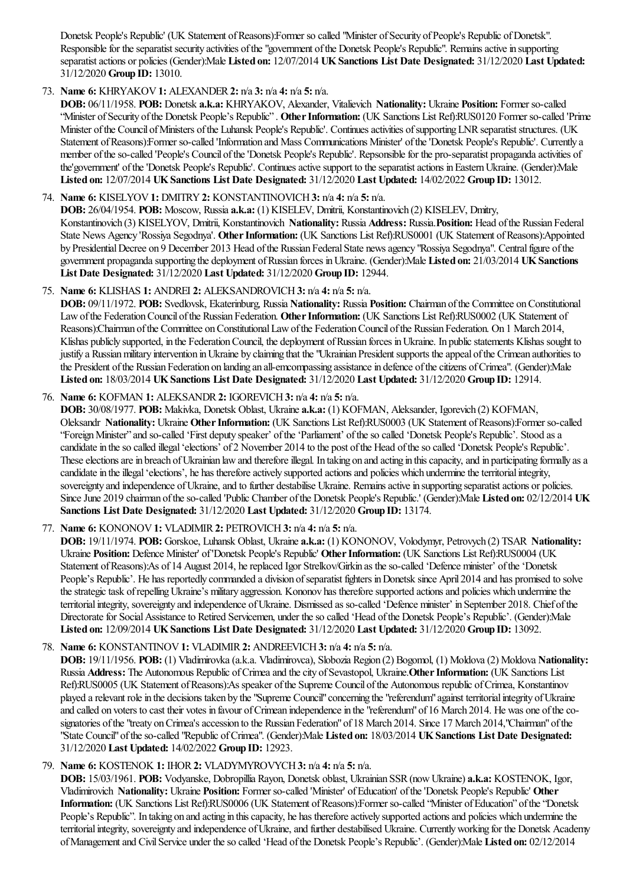Donetsk People's Republic' (UK Statement of Reasons):Former so called "Minister of Security of People's Republic of Donetsk". Responsible for the separatist security activities of the "government of the Donetsk People's Republic". Remains active in supporting separatist actions or policies (Gender):Male **Listed on:** 12/07/2014 **UK Sanctions List Date Designated:** 31/12/2020 **Last Updated:** 31/12/2020 **Group ID:** 13010.

73. **Name 6:** KHRYAKOV **1:** ALEXANDER **2:** n/a **3:** n/a **4:** n/a **5:** n/a.
**DOB:** 06/11/1958. **POB:** Donetsk **a.k.a:** KHRYAKOV, Alexander, Vitalievich **Nationality:** Ukraine **Position:** Former so-called "Minister of Security of the Donetsk People's Republic" . **Other Information:** (UK Sanctions List Ref):RUS0120 Former so-called 'Prime Minister of the Council of Ministers of the Luhansk People's Republic'. Continues activities of supporting LNR separatist structures. (UK Statement of Reasons):Former so-called 'Information and Mass Communications Minister' of the 'Donetsk People's Republic'. Currently a member of the so-called 'People's Council of the 'Donetsk People's Republic'. Repsonsible for the pro-separatist propaganda activities of the'government' of the 'Donetsk People's Republic'. Continues active support to the separatist actions in Eastern Ukraine. (Gender):Male **Listed on:** 12/07/2014 **UK Sanctions List Date Designated:** 31/12/2020 **Last Updated:** 14/02/2022 **Group ID:** 13012.

74. **Name 6:** KISELYOV **1:** DMITRY **2:** KONSTANTINOVICH **3:** n/a **4:** n/a **5:** n/a.
**DOB:** 26/04/1954. **POB:** Moscow, Russia **a.k.a:** (1) KISELEV, Dmitrii, Konstantinovich (2) KISELEV, Dmitry, Konstantinovich (3) KISELYOV, Dmitrii, Konstantinovich **Nationality:** Russia **Address:** Russia.**Position:** Head of the Russian Federal State News Agency 'Rossiya Segodnya'. **Other Information:** (UK Sanctions List Ref):RUS0001 (UK Statement of Reasons):Appointed by Presidential Decree on 9 December 2013 Head of the Russian Federal State news agency "Rossiya Segodnya". Central figure of the government propaganda supporting the deployment of Russian forces in Ukraine. (Gender):Male **Listed on:** 21/03/2014 **UK Sanctions List Date Designated:** 31/12/2020 **Last Updated:** 31/12/2020 **Group ID:** 12944.

75. **Name 6:** KLISHAS **1:** ANDREI **2:** ALEKSANDROVICH **3:** n/a **4:** n/a **5:** n/a.
**DOB:** 09/11/1972. **POB:** Svedlovsk, Ekaterinburg, Russia **Nationality:** Russia **Position:** Chairman of the Committee on Constitutional Law of the Federation Council of the Russian Federation. **Other Information:** (UK Sanctions List Ref):RUS0002 (UK Statement of Reasons):Chairman of the Committee on Constitutional Law of the Federation Council of the Russian Federation. On 1 March 2014, Klishas publicly supported, in the Federation Council, the deployment of Russian forces in Ukraine. In public statements Klishas sought to justify a Russian military intervention in Ukraine by claiming that the "Ukrainian President supports the appeal of the Crimean authorities to the President of the Russian Federation on landing an all-emcompassing assistance in defence of the citizens of Crimea". (Gender):Male **Listed on:** 18/03/2014 **UK Sanctions List Date Designated:** 31/12/2020 **Last Updated:** 31/12/2020 **Group ID:** 12914.

76. **Name 6:** KOFMAN **1:** ALEKSANDR **2:** IGOREVICH **3:** n/a **4:** n/a **5:** n/a.
**DOB:** 30/08/1977. **POB:** Makivka, Donetsk Oblast, Ukraine **a.k.a:** (1) KOFMAN, Aleksander, Igorevich (2) KOFMAN, Oleksandr **Nationality:** Ukraine **Other Information:** (UK Sanctions List Ref):RUS0003 (UK Statement of Reasons):Former so-called "Foreign Minister" and so-called 'First deputy speaker' of the 'Parliament' of the so called 'Donetsk People's Republic'. Stood as a candidate in the so called illegal 'elections' of 2 November 2014 to the post of the Head of the so called 'Donetsk People's Republic'. These elections are in breach of Ukrainian law and therefore illegal. In taking on and acting in this capacity, and in participating formally as a candidate in the illegal 'elections', he has therefore actively supported actions and policies which undermine the territorial integrity, sovereignty and independence of Ukraine, and to further destabilise Ukraine. Remains active in supporting separatist actions or policies. Since June 2019 chairman of the so-called 'Public Chamber of the Donetsk People's Republic.' (Gender):Male **Listed on:** 02/12/2014 **UK Sanctions List Date Designated:** 31/12/2020 **Last Updated:** 31/12/2020 **Group ID:** 13174.

77. **Name 6:** KONONOV **1:** VLADIMIR **2:** PETROVICH **3:** n/a **4:** n/a **5:** n/a.
**DOB:** 19/11/1974. **POB:** Gorskoe, Luhansk Oblast, Ukraine **a.k.a:** (1) KONONOV, Volodymyr, Petrovych (2) TSAR **Nationality:** Ukraine **Position:** Defence Minister' of 'Donetsk People's Republic' **Other Information:** (UK Sanctions List Ref):RUS0004 (UK Statement of Reasons):As of 14 August 2014, he replaced Igor Strelkov/Girkin as the so-called 'Defence minister' of the 'Donetsk People's Republic'. He has reportedly commanded a division of separatist fighters in Donetsk since April 2014 and has promised to solve the strategic task of repelling Ukraine's military aggression. Kononov has therefore supported actions and policies which undermine the territorial integrity, sovereignty and independence of Ukraine. Dismissed as so-called 'Defence minister' in September 2018. Chief of the Directorate for Social Assistance to Retired Servicemen, under the so called 'Head of the Donetsk People's Republic'. (Gender):Male **Listed on:** 12/09/2014 **UK Sanctions List Date Designated:** 31/12/2020 **Last Updated:** 31/12/2020 **Group ID:** 13092.

78. **Name 6:** KONSTANTINOV **1:** VLADIMIR **2:** ANDREEVICH **3:** n/a **4:** n/a **5:** n/a.
**DOB:** 19/11/1956. **POB:** (1) Vladimirovka (a.k.a. Vladimirovca), Slobozia Region (2) Bogomol, (1) Moldova (2) Moldova **Nationality:** Russia **Address:** The Autonomous Republic of Crimea and the city of Sevastopol, Ukraine.**Other Information:** (UK Sanctions List Ref):RUS0005 (UK Statement of Reasons):As speaker of the Supreme Council of the Autonomous republic of Crimea, Konstantinov played a relevant role in the decisions taken by the "Supreme Council" concerning the "referendum" against territorial integrity of Ukraine and called on voters to cast their votes in favour of Crimean independence in the "referendum" of 16 March 2014. He was one of the co-signatories of the "treaty on Crimea's accession to the Russian Federation" of 18 March 2014. Since 17 March 2014,"Chairman" of the "State Council" of the so-called "Republic of Crimea". (Gender):Male **Listed on:** 18/03/2014 **UK Sanctions List Date Designated:** 31/12/2020 **Last Updated:** 14/02/2022 **Group ID:** 12923.

79. **Name 6:** KOSTENOK **1:** IHOR **2:** VLADYMYROVYCH **3:** n/a **4:** n/a **5:** n/a.
**DOB:** 15/03/1961. **POB:** Vodyanske, Dobropillia Rayon, Donetsk oblast, Ukrainian SSR (now Ukraine) **a.k.a:** KOSTENOK, Igor, Vladimirovich **Nationality:** Ukraine **Position:** Former so-called 'Minister' of Education' of the 'Donetsk People's Republic' **Other Information:** (UK Sanctions List Ref):RUS0006 (UK Statement of Reasons):Former so-called "Minister of Education" of the "Donetsk People's Republic". In taking on and acting in this capacity, he has therefore actively supported actions and policies which undermine the territorial integrity, sovereignty and independence of Ukraine, and further destabilised Ukraine. Currently working for the Donetsk Academy of Management and Civil Service under the so called 'Head of the Donetsk People's Republic'. (Gender):Male **Listed on:** 02/12/2014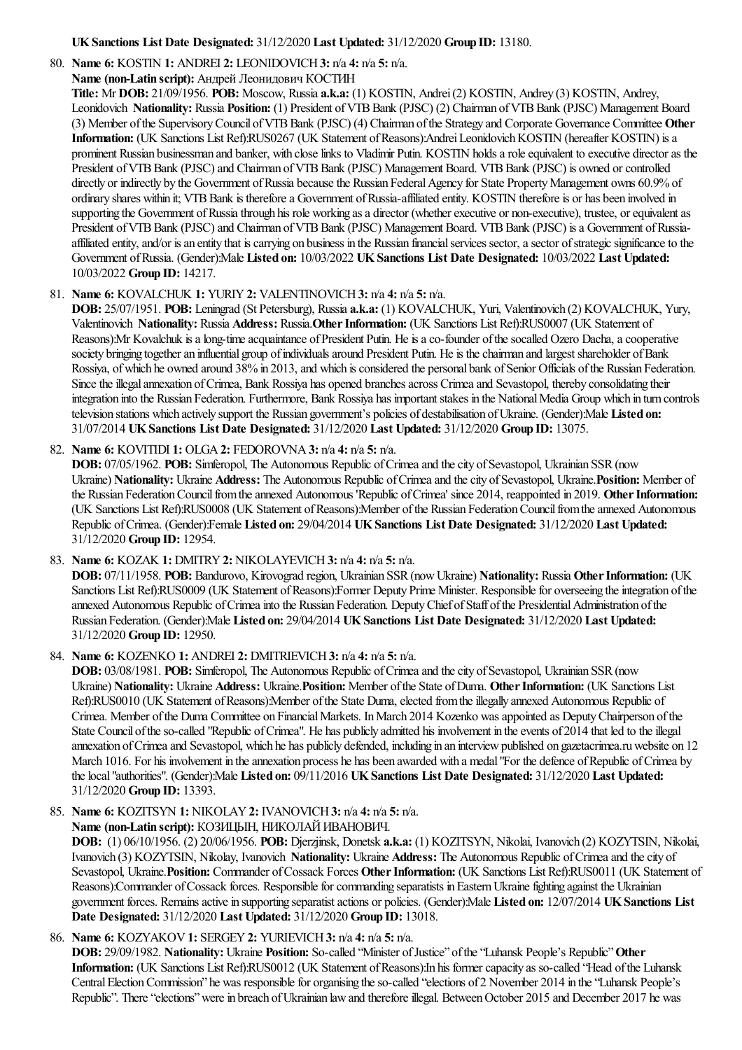**UK Sanctions List Date Designated:** 31/12/2020 **Last Updated:** 31/12/2020 **Group ID:** 13180.

80. **Name 6:** KOSTIN **1:** ANDREI **2:** LEONIDOVICH **3:** n/a **4:** n/a **5:** n/a.
**Name (non-Latin script):** Андрей Леонидович КОСТИН
**Title:** Mr **DOB:** 21/09/1956. **POB:** Moscow, Russia **a.k.a:** (1) KOSTIN, Andrei (2) KOSTIN, Andrey (3) KOSTIN, Andrey, Leonidovich **Nationality:** Russia **Position:** (1) President of VTB Bank (PJSC) (2) Chairman of VTB Bank (PJSC) Management Board (3) Member of the Supervisory Council of VTB Bank (PJSC) (4) Chairman of the Strategy and Corporate Governance Committee **Other Information:** (UK Sanctions List Ref):RUS0267 (UK Statement of Reasons):Andrei Leonidovich KOSTIN (hereafter KOSTIN) is a prominent Russian businessman and banker, with close links to Vladimir Putin. KOSTIN holds a role equivalent to executive director as the President of VTB Bank (PJSC) and Chairman of VTB Bank (PJSC) Management Board. VTB Bank (PJSC) is owned or controlled directly or indirectly by the Government of Russia because the Russian Federal Agency for State Property Management owns 60.9% of ordinary shares within it; VTB Bank is therefore a Government of Russia-affiliated entity. KOSTIN therefore is or has been involved in supporting the Government of Russia through his role working as a director (whether executive or non-executive), trustee, or equivalent as President of VTB Bank (PJSC) and Chairman of VTB Bank (PJSC) Management Board. VTB Bank (PJSC) is a Government of Russia-affiliated entity, and/or is an entity that is carrying on business in the Russian financial services sector, a sector of strategic significance to the Government of Russia. (Gender):Male **Listed on:** 10/03/2022 **UK Sanctions List Date Designated:** 10/03/2022 **Last Updated:** 10/03/2022 **Group ID:** 14217.

81. **Name 6:** KOVALCHUK **1:** YURIY **2:** VALENTINOVICH **3:** n/a **4:** n/a **5:** n/a.
**DOB:** 25/07/1951. **POB:** Leningrad (St Petersburg), Russia **a.k.a:** (1) KOVALCHUK, Yuri, Valentinovich (2) KOVALCHUK, Yury, Valentinovich **Nationality:** Russia **Address:** Russia.**Other Information:** (UK Sanctions List Ref):RUS0007 (UK Statement of Reasons):Mr Kovalchuk is a long-time acquaintance of President Putin. He is a co-founder of the socalled Ozero Dacha, a cooperative society bringing together an influential group of individuals around President Putin. He is the chairman and largest shareholder of Bank Rossiya, of which he owned around 38% in 2013, and which is considered the personal bank of Senior Officials of the Russian Federation. Since the illegal annexation of Crimea, Bank Rossiya has opened branches across Crimea and Sevastopol, thereby consolidating their integration into the Russian Federation. Furthermore, Bank Rossiya has important stakes in the National Media Group which in turn controls television stations which actively support the Russian government's policies of destabilisation of Ukraine. (Gender):Male **Listed on:** 31/07/2014 **UK Sanctions List Date Designated:** 31/12/2020 **Last Updated:** 31/12/2020 **Group ID:** 13075.

82. **Name 6:** KOVITIDI **1:** OLGA **2:** FEDOROVNA **3:** n/a **4:** n/a **5:** n/a.
**DOB:** 07/05/1962. **POB:** Simferopol, The Autonomous Republic of Crimea and the city of Sevastopol, Ukrainian SSR (now Ukraine) **Nationality:** Ukraine **Address:** The Autonomous Republic of Crimea and the city of Sevastopol, Ukraine.**Position:** Member of the Russian Federation Council from the annexed Autonomous 'Republic of Crimea' since 2014, reappointed in 2019. **Other Information:** (UK Sanctions List Ref):RUS0008 (UK Statement of Reasons):Member of the Russian Federation Council from the annexed Autonomous Republic of Crimea. (Gender):Female **Listed on:** 29/04/2014 **UK Sanctions List Date Designated:** 31/12/2020 **Last Updated:** 31/12/2020 **Group ID:** 12954.

83. **Name 6:** KOZAK **1:** DMITRY **2:** NIKOLAYEVICH **3:** n/a **4:** n/a **5:** n/a.
**DOB:** 07/11/1958. **POB:** Bandurovo, Kirovograd region, Ukrainian SSR (now Ukraine) **Nationality:** Russia **Other Information:** (UK Sanctions List Ref):RUS0009 (UK Statement of Reasons):Former Deputy Prime Minister. Responsible for overseeing the integration of the annexed Autonomous Republic of Crimea into the Russian Federation. Deputy Chief of Staff of the Presidential Administration of the Russian Federation. (Gender):Male **Listed on:** 29/04/2014 **UK Sanctions List Date Designated:** 31/12/2020 **Last Updated:** 31/12/2020 **Group ID:** 12950.

84. **Name 6:** KOZENKO **1:** ANDREI **2:** DMITRIEVICH **3:** n/a **4:** n/a **5:** n/a.
**DOB:** 03/08/1981. **POB:** Simferopol, The Autonomous Republic of Crimea and the city of Sevastopol, Ukrainian SSR (now Ukraine) **Nationality:** Ukraine **Address:** Ukraine.**Position:** Member of the State of Duma. **Other Information:** (UK Sanctions List Ref):RUS0010 (UK Statement of Reasons):Member of the State Duma, elected from the illegally annexed Autonomous Republic of Crimea. Member of the Duma Committee on Financial Markets. In March 2014 Kozenko was appointed as Deputy Chairperson of the State Council of the so-called "Republic of Crimea". He has publicly admitted his involvement in the events of 2014 that led to the illegal annexation of Crimea and Sevastopol, which he has publicly defended, including in an interview published on gazetacrimea.ru website on 12 March 1016. For his involvement in the annexation process he has been awarded with a medal "For the defence of Republic of Crimea by the local "authorities". (Gender):Male **Listed on:** 09/11/2016 **UK Sanctions List Date Designated:** 31/12/2020 **Last Updated:** 31/12/2020 **Group ID:** 13393.

85. **Name 6:** KOZITSYN **1:** NIKOLAY **2:** IVANOVICH **3:** n/a **4:** n/a **5:** n/a.
**Name (non-Latin script):** КОЗИЦЫН, НИКОЛАЙ ИВАНОВИЧ.
**DOB:** (1) 06/10/1956. (2) 20/06/1956. **POB:** Djerzjinsk, Donetsk **a.k.a:** (1) KOZITSYN, Nikolai, Ivanovich (2) KOZYTSIN, Nikolai, Ivanovich (3) KOZYTSIN, Nikolay, Ivanovich **Nationality:** Ukraine **Address:** The Autonomous Republic of Crimea and the city of Sevastopol, Ukraine.**Position:** Commander of Cossack Forces **Other Information:** (UK Sanctions List Ref):RUS0011 (UK Statement of Reasons):Commander of Cossack forces. Responsible for commanding separatists in Eastern Ukraine fighting against the Ukrainian government forces. Remains active in supporting separatist actions or policies. (Gender):Male **Listed on:** 12/07/2014 **UK Sanctions List Date Designated:** 31/12/2020 **Last Updated:** 31/12/2020 **Group ID:** 13018.

86. **Name 6:** KOZYAKOV **1:** SERGEY **2:** YURIEVICH **3:** n/a **4:** n/a **5:** n/a.
**DOB:** 29/09/1982. **Nationality:** Ukraine **Position:** So-called "Minister of Justice" of the "Luhansk People's Republic" **Other Information:** (UK Sanctions List Ref):RUS0012 (UK Statement of Reasons):In his former capacity as so-called "Head of the Luhansk Central Election Commission" he was responsible for organising the so-called "elections of 2 November 2014 in the "Luhansk People's Republic". There "elections" were in breach of Ukrainian law and therefore illegal. Between October 2015 and December 2017 he was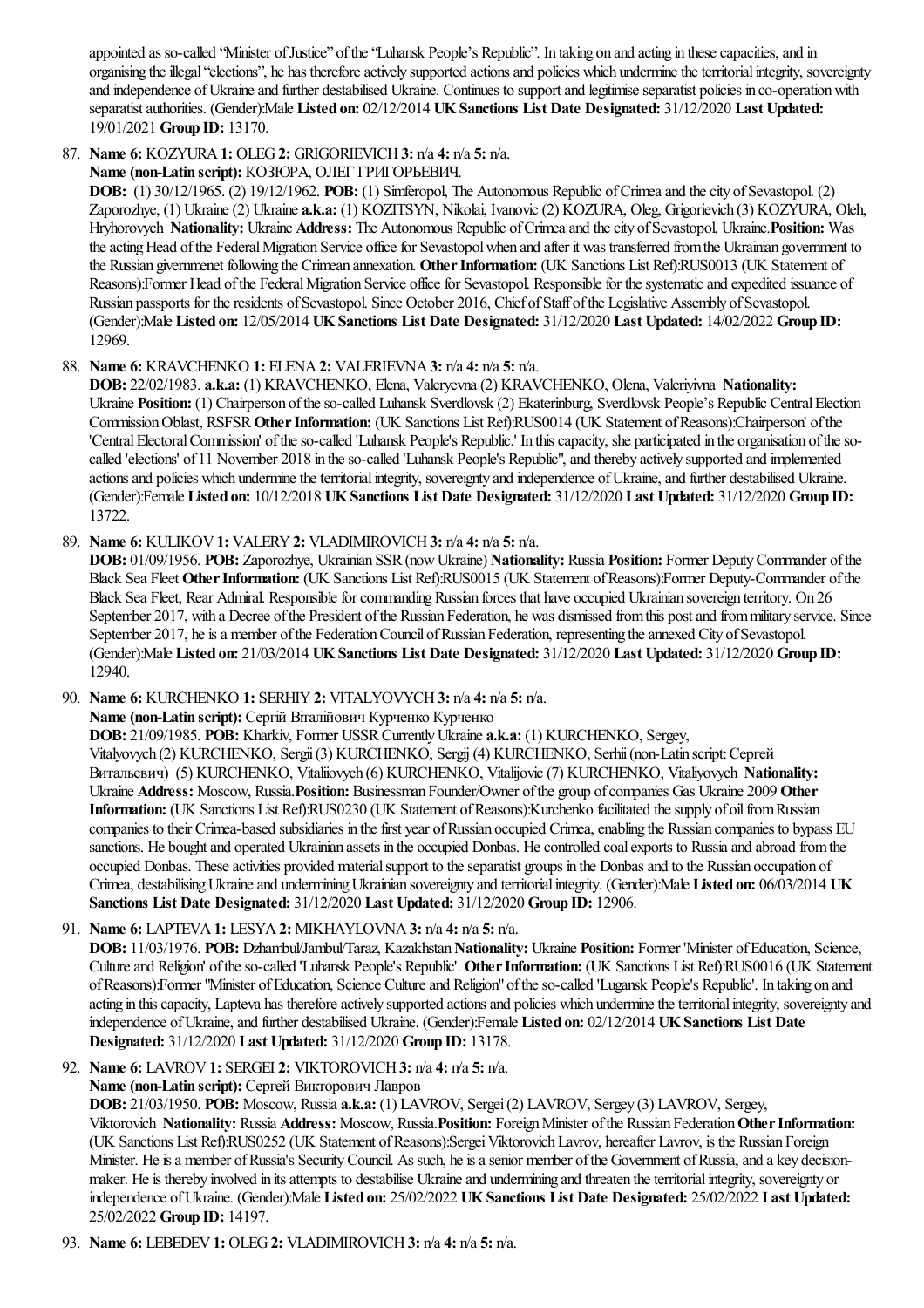appointed as so-called "Minister of Justice" of the "Luhansk People's Republic". In taking on and acting in these capacities, and in organising the illegal "elections", he has therefore actively supported actions and policies which undermine the territorial integrity, sovereignty and independence of Ukraine and further destabilised Ukraine. Continues to support and legitimise separatist policies in co-operation with separatist authorities. (Gender):Male **Listed on:** 02/12/2014 **UK Sanctions List Date Designated:** 31/12/2020 **Last Updated:** 19/01/2021 **Group ID:** 13170.

87. **Name 6:** KOZYURA **1:** OLEG **2:** GRIGORIEVICH **3:** n/a **4:** n/a **5:** n/a.
**Name (non-Latin script):** КОЗЮРА, ОЛЕГ ГРИГОРЬЕВИЧ.
**DOB:** (1) 30/12/1965. (2) 19/12/1962. **POB:** (1) Simferopol, The Autonomous Republic of Crimea and the city of Sevastopol. (2) Zaporozhye, (1) Ukraine (2) Ukraine **a.k.a:** (1) KOZITSYN, Nikolai, Ivanovic (2) KOZURA, Oleg, Grigorievich (3) KOZYURA, Oleh, Hryhorovych **Nationality:** Ukraine **Address:** The Autonomous Republic of Crimea and the city of Sevastopol, Ukraine.**Position:** Was the acting Head of the Federal Migration Service office for Sevastopol when and after it was transferred from the Ukrainian government to the Russian givernmenet following the Crimean annexation. **Other Information:** (UK Sanctions List Ref):RUS0013 (UK Statement of Reasons):Former Head of the Federal Migration Service office for Sevastopol. Responsible for the systematic and expedited issuance of Russian passports for the residents of Sevastopol. Since October 2016, Chief of Staff of the Legislative Assembly of Sevastopol. (Gender):Male **Listed on:** 12/05/2014 **UK Sanctions List Date Designated:** 31/12/2020 **Last Updated:** 14/02/2022 **Group ID:** 12969.

88. **Name 6:** KRAVCHENKO **1:** ELENA **2:** VALERIEVNA **3:** n/a **4:** n/a **5:** n/a.
**DOB:** 22/02/1983. **a.k.a:** (1) KRAVCHENKO, Elena, Valeryevna (2) KRAVCHENKO, Olena, Valeriyivna **Nationality:** Ukraine **Position:** (1) Chairperson of the so-called Luhansk Sverdlovsk (2) Ekaterinburg, Sverdlovsk People's Republic Central Election Commission Oblast, RSFSR **Other Information:** (UK Sanctions List Ref):RUS0014 (UK Statement of Reasons):Chairperson' of the 'Central Electoral Commission' of the so-called 'Luhansk People's Republic.' In this capacity, she participated in the organisation of the so-called 'elections' of 11 November 2018 in the so-called 'Luhansk People's Republic'', and thereby actively supported and implemented actions and policies which undermine the territorial integrity, sovereignty and independence of Ukraine, and further destabilised Ukraine. (Gender):Female **Listed on:** 10/12/2018 **UK Sanctions List Date Designated:** 31/12/2020 **Last Updated:** 31/12/2020 **Group ID:** 13722.

89. **Name 6:** KULIKOV **1:** VALERY **2:** VLADIMIROVICH **3:** n/a **4:** n/a **5:** n/a.
**DOB:** 01/09/1956. **POB:** Zaporozhye, Ukrainian SSR (now Ukraine) **Nationality:** Russia **Position:** Former Deputy Commander of the Black Sea Fleet **Other Information:** (UK Sanctions List Ref):RUS0015 (UK Statement of Reasons):Former Deputy-Commander of the Black Sea Fleet, Rear Admiral. Responsible for commanding Russian forces that have occupied Ukrainian sovereign territory. On 26 September 2017, with a Decree of the President of the Russian Federation, he was dismissed from this post and from military service. Since September 2017, he is a member of the Federation Council of Russian Federation, representing the annexed City of Sevastopol. (Gender):Male **Listed on:** 21/03/2014 **UK Sanctions List Date Designated:** 31/12/2020 **Last Updated:** 31/12/2020 **Group ID:** 12940.

90. **Name 6:** KURCHENKO **1:** SERHIY **2:** VITALYOVYCH **3:** n/a **4:** n/a **5:** n/a.
**Name (non-Latin script):** Сергій Віталійович Курченко Курченко
**DOB:** 21/09/1985. **POB:** Kharkiv, Former USSR Currently Ukraine **a.k.a:** (1) KURCHENKO, Sergey, Vitalyovych (2) KURCHENKO, Sergii (3) KURCHENKO, Sergij (4) KURCHENKO, Serhii (non-Latin script: Сергей Витальевич) (5) KURCHENKO, Vitaliiovych (6) KURCHENKO, Vitalijovic (7) KURCHENKO, Vitaliyovych **Nationality:** Ukraine **Address:** Moscow, Russia.**Position:** Businessman Founder/Owner of the group of companies Gas Ukraine 2009 **Other Information:** (UK Sanctions List Ref):RUS0230 (UK Statement of Reasons):Kurchenko facilitated the supply of oil from Russian companies to their Crimea-based subsidiaries in the first year of Russian occupied Crimea, enabling the Russian companies to bypass EU sanctions. He bought and operated Ukrainian assets in the occupied Donbas. He controlled coal exports to Russia and abroad from the occupied Donbas. These activities provided material support to the separatist groups in the Donbas and to the Russian occupation of Crimea, destabilising Ukraine and undermining Ukrainian sovereignty and territorial integrity. (Gender):Male **Listed on:** 06/03/2014 **UK Sanctions List Date Designated:** 31/12/2020 **Last Updated:** 31/12/2020 **Group ID:** 12906.

91. **Name 6:** LAPTEVA **1:** LESYA **2:** MIKHAYLOVNA **3:** n/a **4:** n/a **5:** n/a.
**DOB:** 11/03/1976. **POB:** Dzhambul/Jambul/Taraz, Kazakhstan **Nationality:** Ukraine **Position:** Former 'Minister of Education, Science, Culture and Religion' of the so-called 'Luhansk People's Republic'. **Other Information:** (UK Sanctions List Ref):RUS0016 (UK Statement of Reasons):Former "Minister of Education, Science Culture and Religion" of the so-called 'Lugansk People's Republic'. In taking on and acting in this capacity, Lapteva has therefore actively supported actions and policies which undermine the territorial integrity, sovereignty and independence of Ukraine, and further destabilised Ukraine. (Gender):Female **Listed on:** 02/12/2014 **UK Sanctions List Date Designated:** 31/12/2020 **Last Updated:** 31/12/2020 **Group ID:** 13178.

92. **Name 6:** LAVROV **1:** SERGEI **2:** VIKTOROVICH **3:** n/a **4:** n/a **5:** n/a.
**Name (non-Latin script):** Сергей Викторович Лавров
**DOB:** 21/03/1950. **POB:** Moscow, Russia **a.k.a:** (1) LAVROV, Sergei (2) LAVROV, Sergey (3) LAVROV, Sergey, Viktorovich **Nationality:** Russia **Address:** Moscow, Russia.**Position:** Foreign Minister of the Russian Federation **Other Information:** (UK Sanctions List Ref):RUS0252 (UK Statement of Reasons):Sergei Viktorovich Lavrov, hereafter Lavrov, is the Russian Foreign Minister. He is a member of Russia's Security Council. As such, he is a senior member of the Government of Russia, and a key decision-maker. He is thereby involved in its attempts to destabilise Ukraine and undermining and threaten the territorial integrity, sovereignty or independence of Ukraine. (Gender):Male **Listed on:** 25/02/2022 **UK Sanctions List Date Designated:** 25/02/2022 **Last Updated:** 25/02/2022 **Group ID:** 14197.

93. **Name 6:** LEBEDEV **1:** OLEG **2:** VLADIMIROVICH **3:** n/a **4:** n/a **5:** n/a.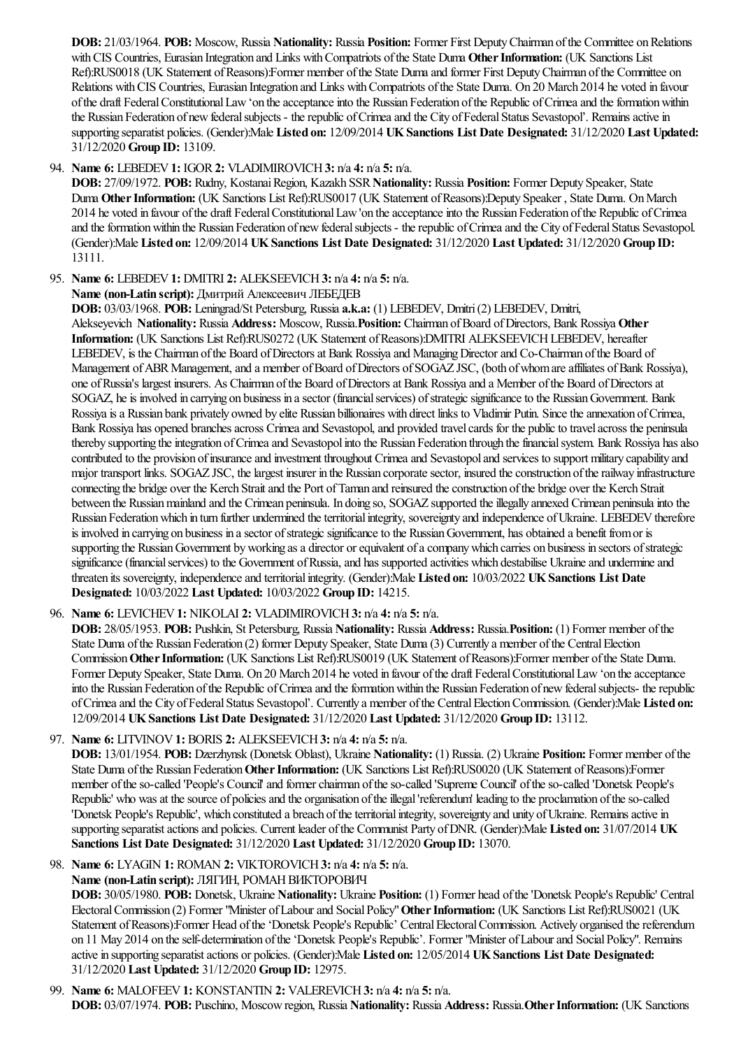**DOB:** 21/03/1964. **POB:** Moscow, Russia **Nationality:** Russia **Position:** Former First Deputy Chairman of the Committee on Relations with CIS Countries, Eurasian Integration and Links with Compatriots of the State Duma **Other Information:** (UK Sanctions List Ref):RUS0018 (UK Statement of Reasons):Former member of the State Duma and former First Deputy Chairman of the Committee on Relations with CIS Countries, Eurasian Integration and Links with Compatriots of the State Duma. On 20 March 2014 he voted in favour of the draft Federal Constitutional Law 'on the acceptance into the Russian Federation of the Republic of Crimea and the formation within the Russian Federation of new federal subjects - the republic of Crimea and the City of Federal Status Sevastopol'. Remains active in supporting separatist policies. (Gender):Male **Listed on:** 12/09/2014 **UK Sanctions List Date Designated:** 31/12/2020 **Last Updated:** 31/12/2020 **Group ID:** 13109.

94. **Name 6:** LEBEDEV **1:** IGOR **2:** VLADIMIROVICH **3:** n/a **4:** n/a **5:** n/a.
**DOB:** 27/09/1972. **POB:** Rudny, Kostanai Region, Kazakh SSR **Nationality:** Russia **Position:** Former Deputy Speaker, State Duma **Other Information:** (UK Sanctions List Ref):RUS0017 (UK Statement of Reasons):Deputy Speaker , State Duma. On March 2014 he voted in favour of the draft Federal Constitutional Law 'on the acceptance into the Russian Federation of the Republic of Crimea and the formation within the Russian Federation of new federal subjects - the republic of Crimea and the City of Federal Status Sevastopol. (Gender):Male **Listed on:** 12/09/2014 **UK Sanctions List Date Designated:** 31/12/2020 **Last Updated:** 31/12/2020 **Group ID:** 13111.

95. **Name 6:** LEBEDEV **1:** DMITRI **2:** ALEKSEEVICH **3:** n/a **4:** n/a **5:** n/a.
**Name (non-Latin script):** Дмитрий Алексеевич ЛЕБЕДЕВ
**DOB:** 03/03/1968. **POB:** Leningrad/St Petersburg, Russia **a.k.a:** (1) LEBEDEV, Dmitri (2) LEBEDEV, Dmitri, Alekseyevich **Nationality:** Russia **Address:** Moscow, Russia.**Position:** Chairman of Board of Directors, Bank Rossiya **Other Information:** (UK Sanctions List Ref):RUS0272 (UK Statement of Reasons):DMITRI ALEKSEEVICH LEBEDEV, hereafter LEBEDEV, is the Chairman of the Board of Directors at Bank Rossiya and Managing Director and Co-Chairman of the Board of Management of ABR Management, and a member of Board of Directors of SOGAZ JSC, (both of whom are affiliates of Bank Rossiya), one of Russia's largest insurers. As Chairman of the Board of Directors at Bank Rossiya and a Member of the Board of Directors at SOGAZ, he is involved in carrying on business in a sector (financial services) of strategic significance to the Russian Government. Bank Rossiya is a Russian bank privately owned by elite Russian billionaires with direct links to Vladimir Putin. Since the annexation of Crimea, Bank Rossiya has opened branches across Crimea and Sevastopol, and provided travel cards for the public to travel across the peninsula thereby supporting the integration of Crimea and Sevastopol into the Russian Federation through the financial system. Bank Rossiya has also contributed to the provision of insurance and investment throughout Crimea and Sevastopol and services to support military capability and major transport links. SOGAZ JSC, the largest insurer in the Russian corporate sector, insured the construction of the railway infrastructure connecting the bridge over the Kerch Strait and the Port of Taman and reinsured the construction of the bridge over the Kerch Strait between the Russian mainland and the Crimean peninsula. In doing so, SOGAZ supported the illegally annexed Crimean peninsula into the Russian Federation which in turn further undermined the territorial integrity, sovereignty and independence of Ukraine. LEBEDEV therefore is involved in carrying on business in a sector of strategic significance to the Russian Government, has obtained a benefit from or is supporting the Russian Government by working as a director or equivalent of a company which carries on business in sectors of strategic significance (financial services) to the Government of Russia, and has supported activities which destabilise Ukraine and undermine and threaten its sovereignty, independence and territorial integrity. (Gender):Male **Listed on:** 10/03/2022 **UK Sanctions List Date Designated:** 10/03/2022 **Last Updated:** 10/03/2022 **Group ID:** 14215.

96. **Name 6:** LEVICHEV **1:** NIKOLAI **2:** VLADIMIROVICH **3:** n/a **4:** n/a **5:** n/a.
**DOB:** 28/05/1953. **POB:** Pushkin, St Petersburg, Russia **Nationality:** Russia **Address:** Russia.**Position:** (1) Former member of the State Duma of the Russian Federation (2) former Deputy Speaker, State Duma (3) Currently a member of the Central Election Commission **Other Information:** (UK Sanctions List Ref):RUS0019 (UK Statement of Reasons):Former member of the State Duma. Former Deputy Speaker, State Duma. On 20 March 2014 he voted in favour of the draft Federal Constitutional Law 'on the acceptance into the Russian Federation of the Republic of Crimea and the formation within the Russian Federation of new federal subjects- the republic of Crimea and the City of Federal Status Sevastopol'. Currently a member of the Central Election Commission. (Gender):Male **Listed on:** 12/09/2014 **UK Sanctions List Date Designated:** 31/12/2020 **Last Updated:** 31/12/2020 **Group ID:** 13112.

97. **Name 6:** LITVINOV **1:** BORIS **2:** ALEKSEEVICH **3:** n/a **4:** n/a **5:** n/a.
**DOB:** 13/01/1954. **POB:** Dzerzhynsk (Donetsk Oblast), Ukraine **Nationality:** (1) Russia. (2) Ukraine **Position:** Former member of the State Duma of the Russian Federation **Other Information:** (UK Sanctions List Ref):RUS0020 (UK Statement of Reasons):Former member of the so-called 'People's Council' and former chairman of the so-called 'Supreme Council' of the so-called 'Donetsk People's Republic' who was at the source of policies and the organisation of the illegal 'referendum' leading to the proclamation of the so-called 'Donetsk People's Republic', which constituted a breach of the territorial integrity, sovereignty and unity of Ukraine. Remains active in supporting separatist actions and policies. Current leader of the Communist Party of DNR. (Gender):Male **Listed on:** 31/07/2014 **UK Sanctions List Date Designated:** 31/12/2020 **Last Updated:** 31/12/2020 **Group ID:** 13070.

98. **Name 6:** LYAGIN **1:** ROMAN **2:** VIKTOROVICH **3:** n/a **4:** n/a **5:** n/a.
**Name (non-Latin script):** ЛЯГИН, РОМАН ВИКТОРОВИЧ
**DOB:** 30/05/1980. **POB:** Donetsk, Ukraine **Nationality:** Ukraine **Position:** (1) Former head of the 'Donetsk People's Republic' Central Electoral Commission (2) Former "Minister of Labour and Social Policy" **Other Information:** (UK Sanctions List Ref):RUS0021 (UK Statement of Reasons):Former Head of the 'Donetsk People's Republic' Central Electoral Commission. Actively organised the referendum on 11 May 2014 on the self-determination of the 'Donetsk People's Republic'. Former "Minister of Labour and Social Policy". Remains active in supporting separatist actions or policies. (Gender):Male **Listed on:** 12/05/2014 **UK Sanctions List Date Designated:** 31/12/2020 **Last Updated:** 31/12/2020 **Group ID:** 12975.

99. **Name 6:** MALOFEEV **1:** KONSTANTIN **2:** VALEREVICH **3:** n/a **4:** n/a **5:** n/a.
**DOB:** 03/07/1974. **POB:** Puschino, Moscow region, Russia **Nationality:** Russia **Address:** Russia.**Other Information:** (UK Sanctions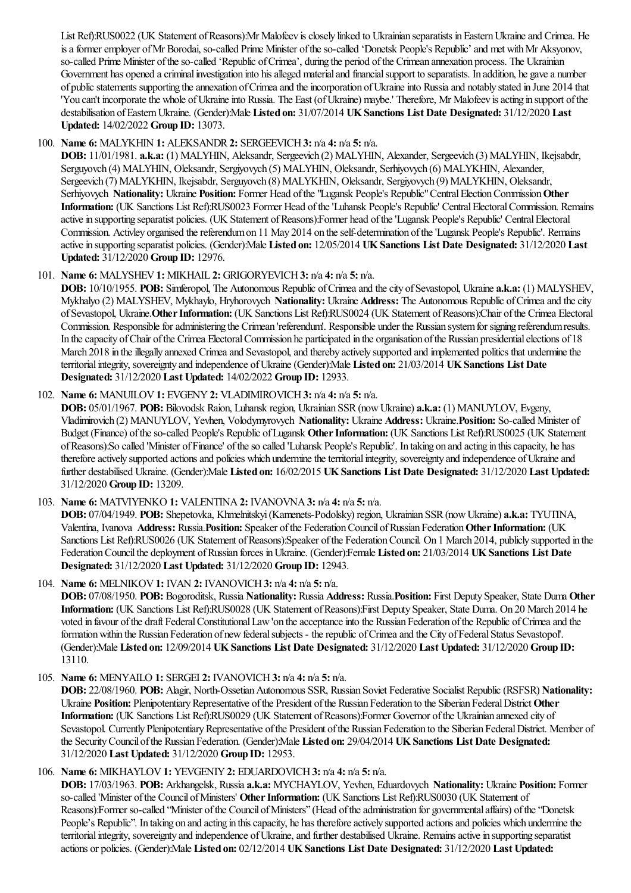List Ref):RUS0022 (UK Statement of Reasons):Mr Malofeev is closely linked to Ukrainian separatists in Eastern Ukraine and Crimea. He is a former employer of Mr Borodai, so-called Prime Minister of the so-called 'Donetsk People's Republic' and met with Mr Aksyonov, so-called Prime Minister of the so-called 'Republic of Crimea', during the period of the Crimean annexation process. The Ukrainian Government has opened a criminal investigation into his alleged material and financial support to separatists. In addition, he gave a number of public statements supporting the annexation of Crimea and the incorporation of Ukraine into Russia and notably stated in June 2014 that 'You can't incorporate the whole of Ukraine into Russia. The East (of Ukraine) maybe.' Therefore, Mr Malofeev is acting in support of the destabilisation of Eastern Ukraine. (Gender):Male **Listed on:** 31/07/2014 **UK Sanctions List Date Designated:** 31/12/2020 **Last Updated:** 14/02/2022 **Group ID:** 13073.

100. **Name 6:** MALYKHIN **1:** ALEKSANDR **2:** SERGEEVICH **3:** n/a **4:** n/a **5:** n/a.
**DOB:** 11/01/1981. **a.k.a:** (1) MALYHIN, Aleksandr, Sergeevich (2) MALYHIN, Alexander, Sergeevich (3) MALYHIN, Ikejsabdr, Serguyovch (4) MALYHIN, Oleksandr, Sergiyovych (5) MALYHIN, Oleksandr, Serhiyovych (6) MALYKHIN, Alexander, Sergeevich (7) MALYKHIN, Ikejsabdr, Serguyovch (8) MALYKHIN, Oleksandr, Sergiyovych (9) MALYKHIN, Oleksandr, Serhiyovych **Nationality:** Ukraine **Position:** Former Head of the "Lugansk People's Republic" Central Election Commission **Other Information:** (UK Sanctions List Ref):RUS0023 Former Head of the 'Luhansk People's Republic' Central Electoral Commission. Remains active in supporting separatist policies. (UK Statement of Reasons):Former head of the 'Lugansk People's Republic' Central Electoral Commission. Activley organised the referendum on 11 May 2014 on the self-determination of the 'Lugansk People's Republic'. Remains active in supporting separatist policies. (Gender):Male **Listed on:** 12/05/2014 **UK Sanctions List Date Designated:** 31/12/2020 **Last Updated:** 31/12/2020 **Group ID:** 12976.

101. **Name 6:** MALYSHEV **1:** MIKHAIL **2:** GRIGORYEVICH **3:** n/a **4:** n/a **5:** n/a.
**DOB:** 10/10/1955. **POB:** Simferopol, The Autonomous Republic of Crimea and the city of Sevastopol, Ukraine **a.k.a:** (1) MALYSHEV, Mykhalyo (2) MALYSHEV, Mykhaylo, Hryhorovych **Nationality:** Ukraine **Address:** The Autonomous Republic of Crimea and the city of Sevastopol, Ukraine.**Other Information:** (UK Sanctions List Ref):RUS0024 (UK Statement of Reasons):Chair of the Crimea Electoral Commission. Responsible for administering the Crimean 'referendum'. Responsible under the Russian system for signing referendum results. In the capacity of Chair of the Crimea Electoral Commission he participated in the organisation of the Russian presidential elections of 18 March 2018 in the illegally annexed Crimea and Sevastopol, and thereby actively supported and implemented politics that undermine the territorial integrity, sovereignty and independence of Ukraine (Gender):Male **Listed on:** 21/03/2014 **UK Sanctions List Date Designated:** 31/12/2020 **Last Updated:** 14/02/2022 **Group ID:** 12933.

102. **Name 6:** MANUILOV **1:** EVGENY **2:** VLADIMIROVICH **3:** n/a **4:** n/a **5:** n/a.
**DOB:** 05/01/1967. **POB:** Bilovodsk Raion, Luhansk region, Ukrainian SSR (now Ukraine) **a.k.a:** (1) MANUYLOV, Evgeny, Vladimirovich (2) MANUYLOV, Yevhen, Volodymyrovych **Nationality:** Ukraine **Address:** Ukraine.**Position:** So-called Minister of Budget (Finance) of the so-called People's Republic of Lugansk **Other Information:** (UK Sanctions List Ref):RUS0025 (UK Statement of Reasons):So called 'Minister of Finance' of the so called 'Luhansk People's Republic'. In taking on and acting in this capacity, he has therefore actively supported actions and policies which undermine the territorial integrity, sovereignty and independence of Ukraine and further destabilised Ukraine. (Gender):Male **Listed on:** 16/02/2015 **UK Sanctions List Date Designated:** 31/12/2020 **Last Updated:** 31/12/2020 **Group ID:** 13209.

103. **Name 6:** MATVIYENKO **1:** VALENTINA **2:** IVANOVNA **3:** n/a **4:** n/a **5:** n/a.
**DOB:** 07/04/1949. **POB:** Shepetovka, Khmelnitskyi (Kamenets-Podolsky) region, Ukrainian SSR (now Ukraine) **a.k.a:** TYUTINA, Valentina, Ivanova **Address:** Russia.**Position:** Speaker of the Federation Council of Russian Federation **Other Information:** (UK Sanctions List Ref):RUS0026 (UK Statement of Reasons):Speaker of the Federation Council. On 1 March 2014, publicly supported in the Federation Council the deployment of Russian forces in Ukraine. (Gender):Female **Listed on:** 21/03/2014 **UK Sanctions List Date Designated:** 31/12/2020 **Last Updated:** 31/12/2020 **Group ID:** 12943.

104. **Name 6:** MELNIKOV **1:** IVAN **2:** IVANOVICH **3:** n/a **4:** n/a **5:** n/a.
**DOB:** 07/08/1950. **POB:** Bogoroditsk, Russia **Nationality:** Russia **Address:** Russia.**Position:** First Deputy Speaker, State Duma **Other Information:** (UK Sanctions List Ref):RUS0028 (UK Statement of Reasons):First Deputy Speaker, State Duma. On 20 March 2014 he voted in favour of the draft Federal Constitutional Law 'on the acceptance into the Russian Federation of the Republic of Crimea and the formation within the Russian Federation of new federal subjects - the republic of Crimea and the City of Federal Status Sevastopol'. (Gender):Male **Listed on:** 12/09/2014 **UK Sanctions List Date Designated:** 31/12/2020 **Last Updated:** 31/12/2020 **Group ID:** 13110.

105. **Name 6:** MENYAILO **1:** SERGEI **2:** IVANOVICH **3:** n/a **4:** n/a **5:** n/a.
**DOB:** 22/08/1960. **POB:** Alagir, North-Ossetian Autonomous SSR, Russian Soviet Federative Socialist Republic (RSFSR) **Nationality:** Ukraine **Position:** Plenipotentiary Representative of the President of the Russian Federation to the Siberian Federal District **Other Information:** (UK Sanctions List Ref):RUS0029 (UK Statement of Reasons):Former Governor of the Ukrainian annexed city of Sevastopol. Currently Plenipotentiary Representative of the President of the Russian Federation to the Siberian Federal District. Member of the Security Council of the Russian Federation. (Gender):Male **Listed on:** 29/04/2014 **UK Sanctions List Date Designated:** 31/12/2020 **Last Updated:** 31/12/2020 **Group ID:** 12953.

106. **Name 6:** MIKHAYLOV **1:** YEVGENIY **2:** EDUARDOVICH **3:** n/a **4:** n/a **5:** n/a.
**DOB:** 17/03/1963. **POB:** Arkhangelsk, Russia **a.k.a:** MYCHAYLOV, Yevhen, Eduardovych **Nationality:** Ukraine **Position:** Former so-called 'Minister of the Council of Ministers' **Other Information:** (UK Sanctions List Ref):RUS0030 (UK Statement of Reasons):Former so-called "Minister of the Council of Ministers" (Head of the administration for governmental affairs) of the "Donetsk People's Republic". In taking on and acting in this capacity, he has therefore actively supported actions and policies which undermine the territorial integrity, sovereignty and independence of Ukraine, and further destabilised Ukraine. Remains active in supporting separatist actions or policies. (Gender):Male **Listed on:** 02/12/2014 **UK Sanctions List Date Designated:** 31/12/2020 **Last Updated:**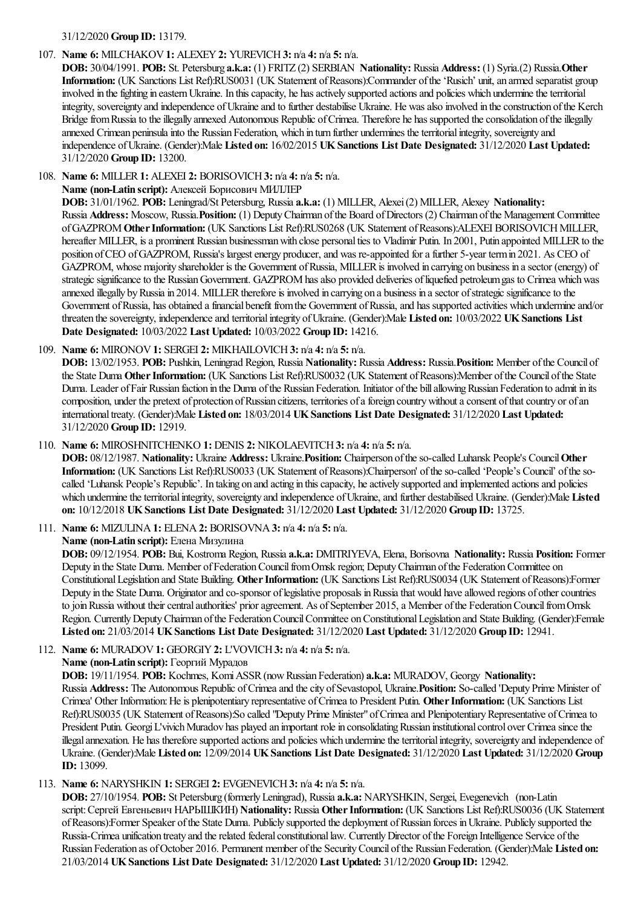31/12/2020 **Group ID:** 13179.

107. **Name 6:** MILCHAKOV **1:** ALEXEY **2:** YUREVICH **3:** n/a **4:** n/a **5:** n/a.
**DOB:** 30/04/1991. **POB:** St. Petersburg **a.k.a:** (1) FRITZ (2) SERBIAN **Nationality:** Russia **Address:** (1) Syria.(2) Russia.**Other Information:** (UK Sanctions List Ref):RUS0031 (UK Statement of Reasons):Commander of the 'Rusich' unit, an armed separatist group involved in the fighting in eastern Ukraine. In this capacity, he has actively supported actions and policies which undermine the territorial integrity, sovereignty and independence of Ukraine and to further destabilise Ukraine. He was also involved in the construction of the Kerch Bridge from Russia to the illegally annexed Autonomous Republic of Crimea. Therefore he has supported the consolidation of the illegally annexed Crimean peninsula into the Russian Federation, which in turn further undermines the territorial integrity, sovereignty and independence of Ukraine. (Gender):Male **Listed on:** 16/02/2015 **UK Sanctions List Date Designated:** 31/12/2020 **Last Updated:** 31/12/2020 **Group ID:** 13200.

108. **Name 6:** MILLER **1:** ALEXEI **2:** BORISOVICH **3:** n/a **4:** n/a **5:** n/a.
**Name (non-Latin script):** Алексей Борисович МИЛЛЕР
**DOB:** 31/01/1962. **POB:** Leningrad/St Petersburg, Russia **a.k.a:** (1) MILLER, Alexei (2) MILLER, Alexey **Nationality:** Russia **Address:** Moscow, Russia.**Position:** (1) Deputy Chairman of the Board of Directors (2) Chairman of the Management Committee of GAZPROM **Other Information:** (UK Sanctions List Ref):RUS0268 (UK Statement of Reasons):ALEXEI BORISOVICH MILLER, hereafter MILLER, is a prominent Russian businessman with close personal ties to Vladimir Putin. In 2001, Putin appointed MILLER to the position of CEO of GAZPROM, Russia's largest energy producer, and was re-appointed for a further 5-year term in 2021. As CEO of GAZPROM, whose majority shareholder is the Government of Russia, MILLER is involved in carrying on business in a sector (energy) of strategic significance to the Russian Government. GAZPROM has also provided deliveries of liquefied petroleum gas to Crimea which was annexed illegally by Russia in 2014. MILLER therefore is involved in carrying on a business in a sector of strategic significance to the Government of Russia, has obtained a financial benefit from the Government of Russia, and has supported activities which undermine and/or threaten the sovereignty, independence and territorial integrity of Ukraine. (Gender):Male **Listed on:** 10/03/2022 **UK Sanctions List Date Designated:** 10/03/2022 **Last Updated:** 10/03/2022 **Group ID:** 14216.

109. **Name 6:** MIRONOV **1:** SERGEI **2:** MIKHAILOVICH **3:** n/a **4:** n/a **5:** n/a.
**DOB:** 13/02/1953. **POB:** Pushkin, Leningrad Region, Russia **Nationality:** Russia **Address:** Russia.**Position:** Member of the Council of the State Duma **Other Information:** (UK Sanctions List Ref):RUS0032 (UK Statement of Reasons):Member of the Council of the State Duma. Leader of Fair Russian faction in the Duma of the Russian Federation. Initiator of the bill allowing Russian Federation to admit in its composition, under the pretext of protection of Russian citizens, territories of a foreign country without a consent of that country or of an international treaty. (Gender):Male **Listed on:** 18/03/2014 **UK Sanctions List Date Designated:** 31/12/2020 **Last Updated:** 31/12/2020 **Group ID:** 12919.

110. **Name 6:** MIROSHNITCHENKO **1:** DENIS **2:** NIKOLAEVITCH **3:** n/a **4:** n/a **5:** n/a.
**DOB:** 08/12/1987. **Nationality:** Ukraine **Address:** Ukraine.**Position:** Chairperson of the so-called Luhansk People's Council **Other Information:** (UK Sanctions List Ref):RUS0033 (UK Statement of Reasons):Chairperson' of the so-called 'People's Council' of the so-called 'Luhansk People's Republic'. In taking on and acting in this capacity, he actively supported and implemented actions and policies which undermine the territorial integrity, sovereignty and independence of Ukraine, and further destabilised Ukraine. (Gender):Male **Listed on:** 10/12/2018 **UK Sanctions List Date Designated:** 31/12/2020 **Last Updated:** 31/12/2020 **Group ID:** 13725.

111. **Name 6:** MIZULINA **1:** ELENA **2:** BORISOVNA **3:** n/a **4:** n/a **5:** n/a.
**Name (non-Latin script):** Елена Мизулина
**DOB:** 09/12/1954. **POB:** Bui, Kostroma Region, Russia **a.k.a:** DMITRIYEVA, Elena, Borisovna **Nationality:** Russia **Position:** Former Deputy in the State Duma. Member of Federation Council from Omsk region; Deputy Chairman of the Federation Committee on Constitutional Legislation and State Building. **Other Information:** (UK Sanctions List Ref):RUS0034 (UK Statement of Reasons):Former Deputy in the State Duma. Originator and co-sponsor of legislative proposals in Russia that would have allowed regions of other countries to join Russia without their central authorities' prior agreement. As of September 2015, a Member of the Federation Council from Omsk Region. Currently Deputy Chairman of the Federation Council Committee on Constitutional Legislation and State Building. (Gender):Female **Listed on:** 21/03/2014 **UK Sanctions List Date Designated:** 31/12/2020 **Last Updated:** 31/12/2020 **Group ID:** 12941.

112. **Name 6:** MURADOV **1:** GEORGIY **2:** L'VOVICH **3:** n/a **4:** n/a **5:** n/a.
**Name (non-Latin script):** Георгий Мурадов
**DOB:** 19/11/1954. **POB:** Kochmes, Komi ASSR (now Russian Federation) **a.k.a:** MURADOV, Georgy **Nationality:** Russia **Address:** The Autonomous Republic of Crimea and the city of Sevastopol, Ukraine.**Position:** So-called 'Deputy Prime Minister of Crimea' Other Information: He is plenipotentiary representative of Crimea to President Putin. **Other Information:** (UK Sanctions List Ref):RUS0035 (UK Statement of Reasons):So called "Deputy Prime Minister" of Crimea and Plenipotentiary Representative of Crimea to President Putin. Georgi L'vivich Muradov has played an important role in consolidating Russian institutional control over Crimea since the illegal annexation. He has therefore supported actions and policies which undermine the territorial integrity, sovereignty and independence of Ukraine. (Gender):Male **Listed on:** 12/09/2014 **UK Sanctions List Date Designated:** 31/12/2020 **Last Updated:** 31/12/2020 **Group ID:** 13099.

113. **Name 6:** NARYSHKIN **1:** SERGEI **2:** EVGENEVICH **3:** n/a **4:** n/a **5:** n/a.
**DOB:** 27/10/1954. **POB:** St Petersburg (formerly Leningrad), Russia **a.k.a:** NARYSHKIN, Sergei, Evegenevich (non-Latin script: Сергей Евгеньевич НАРЫШКИН) **Nationality:** Russia **Other Information:** (UK Sanctions List Ref):RUS0036 (UK Statement of Reasons):Former Speaker of the State Duma. Publicly supported the deployment of Russian forces in Ukraine. Publicly supported the Russia-Crimea unification treaty and the related federal constitutional law. Currently Director of the Foreign Intelligence Service of the Russian Federation as of October 2016. Permanent member of the Security Council of the Russian Federation. (Gender):Male **Listed on:** 21/03/2014 **UK Sanctions List Date Designated:** 31/12/2020 **Last Updated:** 31/12/2020 **Group ID:** 12942.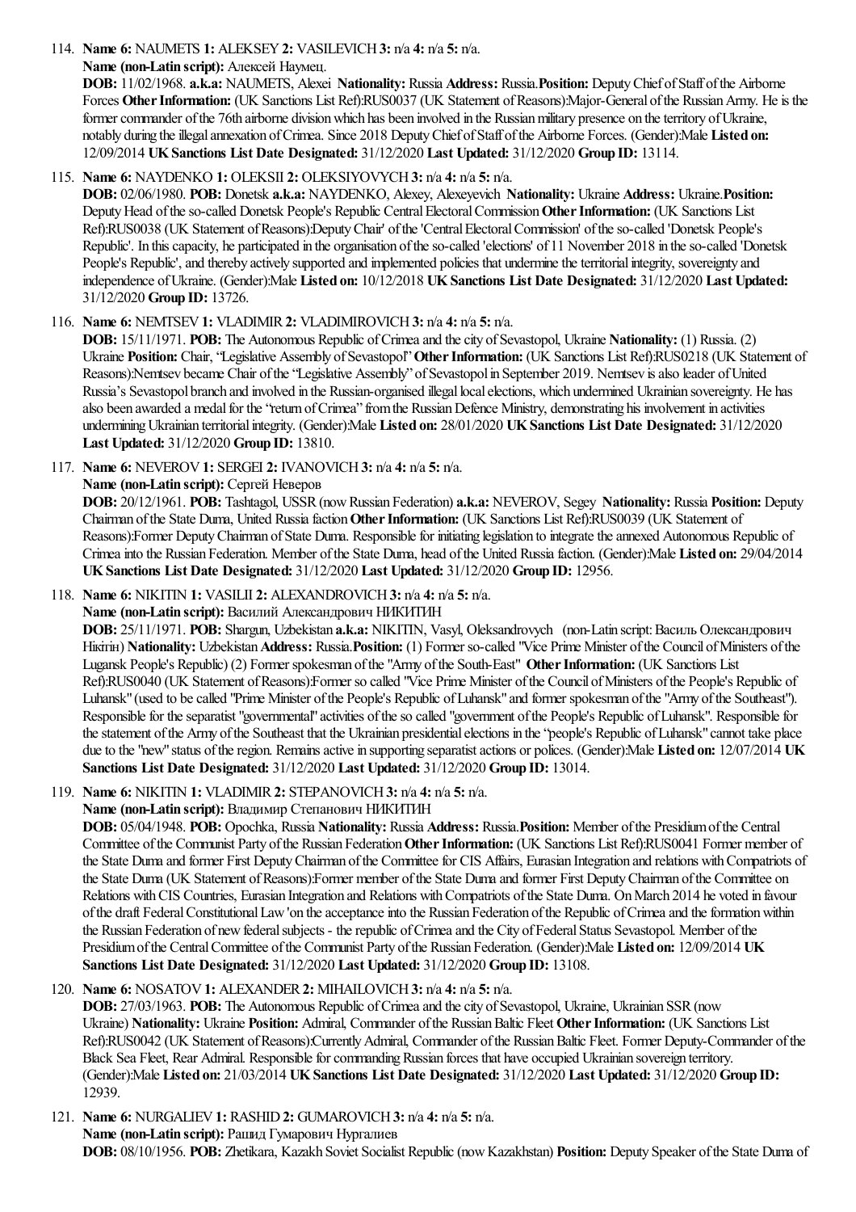114. **Name 6:** NAUMETS **1:** ALEKSEY **2:** VASILEVICH **3:** n/a **4:** n/a **5:** n/a.
**Name (non-Latin script):** Алексей Наумец.
**DOB:** 11/02/1968. **a.k.a:** NAUMETS, Alexei **Nationality:** Russia **Address:** Russia.**Position:** Deputy Chief of Staff of the Airborne Forces **Other Information:** (UK Sanctions List Ref):RUS0037 (UK Statement of Reasons):Major-General of the Russian Army. He is the former commander of the 76th airborne division which has been involved in the Russian military presence on the territory of Ukraine, notably during the illegal annexation of Crimea. Since 2018 Deputy Chief of Staff of the Airborne Forces. (Gender):Male **Listed on:** 12/09/2014 **UK Sanctions List Date Designated:** 31/12/2020 **Last Updated:** 31/12/2020 **Group ID:** 13114.

115. **Name 6:** NAYDENKO **1:** OLEKSII **2:** OLEKSIYOVYCH **3:** n/a **4:** n/a **5:** n/a.
**DOB:** 02/06/1980. **POB:** Donetsk **a.k.a:** NAYDENKO, Alexey, Alexeyevich **Nationality:** Ukraine **Address:** Ukraine.**Position:** Deputy Head of the so-called Donetsk People's Republic Central Electoral Commission **Other Information:** (UK Sanctions List Ref):RUS0038 (UK Statement of Reasons):Deputy Chair' of the 'Central Electoral Commission' of the so-called 'Donetsk People's Republic'. In this capacity, he participated in the organisation of the so-called 'elections' of 11 November 2018 in the so-called 'Donetsk People's Republic', and thereby actively supported and implemented policies that undermine the territorial integrity, sovereignty and independence of Ukraine. (Gender):Male **Listed on:** 10/12/2018 **UK Sanctions List Date Designated:** 31/12/2020 **Last Updated:** 31/12/2020 **Group ID:** 13726.

116. **Name 6:** NEMTSEV **1:** VLADIMIR **2:** VLADIMIROVICH **3:** n/a **4:** n/a **5:** n/a.
**DOB:** 15/11/1971. **POB:** The Autonomous Republic of Crimea and the city of Sevastopol, Ukraine **Nationality:** (1) Russia. (2) Ukraine **Position:** Chair, "Legislative Assembly of Sevastopol" **Other Information:** (UK Sanctions List Ref):RUS0218 (UK Statement of Reasons):Nemtsev became Chair of the "Legislative Assembly" of Sevastopol in September 2019. Nemtsev is also leader of United Russia's Sevastopol branch and involved in the Russian-organised illegal local elections, which undermined Ukrainian sovereignty. He has also been awarded a medal for the "return of Crimea" from the Russian Defence Ministry, demonstrating his involvement in activities undermining Ukrainian territorial integrity. (Gender):Male **Listed on:** 28/01/2020 **UK Sanctions List Date Designated:** 31/12/2020 **Last Updated:** 31/12/2020 **Group ID:** 13810.

117. **Name 6:** NEVEROV **1:** SERGEI **2:** IVANOVICH **3:** n/a **4:** n/a **5:** n/a.
**Name (non-Latin script):** Сергей Неверов
**DOB:** 20/12/1961. **POB:** Tashtagol, USSR (now Russian Federation) **a.k.a:** NEVEROV, Segey **Nationality:** Russia **Position:** Deputy Chairman of the State Duma, United Russia faction **Other Information:** (UK Sanctions List Ref):RUS0039 (UK Statement of Reasons):Former Deputy Chairman of State Duma. Responsible for initiating legislation to integrate the annexed Autonomous Republic of Crimea into the Russian Federation. Member of the State Duma, head of the United Russia faction. (Gender):Male **Listed on:** 29/04/2014 **UK Sanctions List Date Designated:** 31/12/2020 **Last Updated:** 31/12/2020 **Group ID:** 12956.

118. **Name 6:** NIKITIN **1:** VASILII **2:** ALEXANDROVICH **3:** n/a **4:** n/a **5:** n/a.
**Name (non-Latin script):** Василий Александрович НИКИТИН
**DOB:** 25/11/1971. **POB:** Shargun, Uzbekistan **a.k.a:** NIKITIN, Vasyl, Oleksandrovych (non-Latin script: Василь Олександрович Нікітін) **Nationality:** Uzbekistan **Address:** Russia.**Position:** (1) Former so-called "Vice Prime Minister of the Council of Ministers of the Lugansk People's Republic) (2) Former spokesman of the "Army of the South-East" **Other Information:** (UK Sanctions List Ref):RUS0040 (UK Statement of Reasons):Former so called "Vice Prime Minister of the Council of Ministers of the People's Republic of Luhansk" (used to be called "Prime Minister of the People's Republic of Luhansk" and former spokesman of the "Army of the Southeast"). Responsible for the separatist "governmental" activities of the so called "government of the People's Republic of Luhansk". Responsible for the statement of the Army of the Southeast that the Ukrainian presidential elections in the "people's Republic of Luhansk" cannot take place due to the "new" status of the region. Remains active in supporting separatist actions or polices. (Gender):Male **Listed on:** 12/07/2014 **UK Sanctions List Date Designated:** 31/12/2020 **Last Updated:** 31/12/2020 **Group ID:** 13014.

119. **Name 6:** NIKITIN **1:** VLADIMIR **2:** STEPANOVICH **3:** n/a **4:** n/a **5:** n/a.
**Name (non-Latin script):** Владимир Степанович НИКИТИН
**DOB:** 05/04/1948. **POB:** Opochka, Russia **Nationality:** Russia **Address:** Russia.**Position:** Member of the Presidium of the Central Committee of the Communist Party of the Russian Federation **Other Information:** (UK Sanctions List Ref):RUS0041 Former member of the State Duma and former First Deputy Chairman of the Committee for CIS Affairs, Eurasian Integration and relations with Compatriots of the State Duma (UK Statement of Reasons):Former member of the State Duma and former First Deputy Chairman of the Committee on Relations with CIS Countries, Eurasian Integration and Relations with Compatriots of the State Duma. On March 2014 he voted in favour of the draft Federal Constitutional Law 'on the acceptance into the Russian Federation of the Republic of Crimea and the formation within the Russian Federation of new federal subjects - the republic of Crimea and the City of Federal Status Sevastopol. Member of the Presidium of the Central Committee of the Communist Party of the Russian Federation. (Gender):Male **Listed on:** 12/09/2014 **UK Sanctions List Date Designated:** 31/12/2020 **Last Updated:** 31/12/2020 **Group ID:** 13108.

120. **Name 6:** NOSATOV **1:** ALEXANDER **2:** MIHAILOVICH **3:** n/a **4:** n/a **5:** n/a.
**DOB:** 27/03/1963. **POB:** The Autonomous Republic of Crimea and the city of Sevastopol, Ukraine, Ukrainian SSR (now Ukraine) **Nationality:** Ukraine **Position:** Admiral, Commander of the Russian Baltic Fleet **Other Information:** (UK Sanctions List Ref):RUS0042 (UK Statement of Reasons):Currently Admiral, Commander of the Russian Baltic Fleet. Former Deputy-Commander of the Black Sea Fleet, Rear Admiral. Responsible for commanding Russian forces that have occupied Ukrainian sovereign territory. (Gender):Male **Listed on:** 21/03/2014 **UK Sanctions List Date Designated:** 31/12/2020 **Last Updated:** 31/12/2020 **Group ID:** 12939.

121. **Name 6:** NURGALIEV **1:** RASHID **2:** GUMAROVICH **3:** n/a **4:** n/a **5:** n/a.
**Name (non-Latin script):** Рашид Гумарович Нургалиев
**DOB:** 08/10/1956. **POB:** Zhetikara, Kazakh Soviet Socialist Republic (now Kazakhstan) **Position:** Deputy Speaker of the State Duma of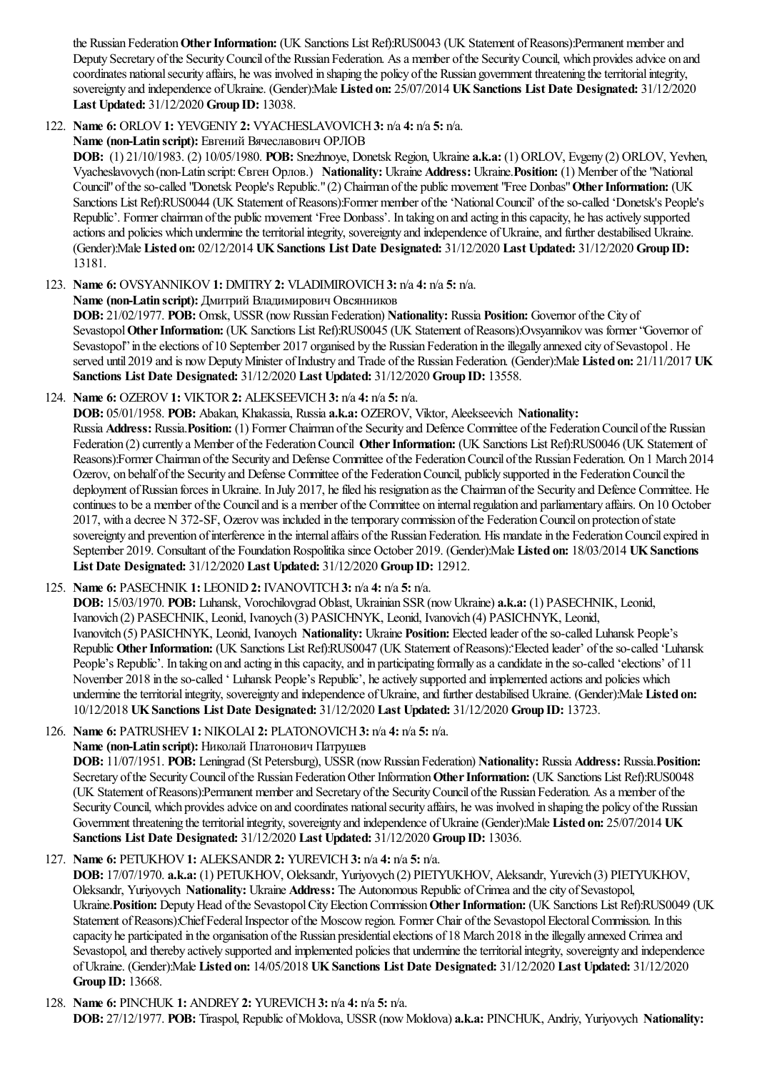the Russian Federation **Other Information:** (UK Sanctions List Ref):RUS0043 (UK Statement of Reasons):Permanent member and Deputy Secretary of the Security Council of the Russian Federation. As a member of the Security Council, which provides advice on and coordinates national security affairs, he was involved in shaping the policy of the Russian government threatening the territorial integrity, sovereignty and independence of Ukraine. (Gender):Male **Listed on:** 25/07/2014 **UK Sanctions List Date Designated:** 31/12/2020 **Last Updated:** 31/12/2020 **Group ID:** 13038.

122. **Name 6:** ORLOV **1:** YEVGENIY **2:** VYACHESLAVOVICH **3:** n/a **4:** n/a **5:** n/a.
**Name (non-Latin script):** Евгений Вячеславович ОРЛОВ
**DOB:** (1) 21/10/1983. (2) 10/05/1980. **POB:** Snezhnoye, Donetsk Region, Ukraine **a.k.a:** (1) ORLOV, Evgeny (2) ORLOV, Yevhen, Vyacheslavovych (non-Latin script: Євген Орлов.) **Nationality:** Ukraine **Address:** Ukraine. **Position:** (1) Member of the "National Council" of the so-called "Donetsk People's Republic." (2) Chairman of the public movement "Free Donbas" **Other Information:** (UK Sanctions List Ref):RUS0044 (UK Statement of Reasons):Former member of the 'National Council' of the so-called 'Donetsk's People's Republic'. Former chairman of the public movement 'Free Donbass'. In taking on and acting in this capacity, he has actively supported actions and policies which undermine the territorial integrity, sovereignty and independence of Ukraine, and further destabilised Ukraine. (Gender):Male **Listed on:** 02/12/2014 **UK Sanctions List Date Designated:** 31/12/2020 **Last Updated:** 31/12/2020 **Group ID:** 13181.

123. **Name 6:** OVSYANNIKOV **1:** DMITRY **2:** VLADIMIROVICH **3:** n/a **4:** n/a **5:** n/a.
**Name (non-Latin script):** Дмитрий Владимирович Овсянников
**DOB:** 21/02/1977. **POB:** Omsk, USSR (now Russian Federation) **Nationality:** Russia **Position:** Governor of the City of Sevastopol **Other Information:** (UK Sanctions List Ref):RUS0045 (UK Statement of Reasons):Ovsyannikov was former "Governor of Sevastopol" in the elections of 10 September 2017 organised by the Russian Federation in the illegally annexed city of Sevastopol . He served until 2019 and is now Deputy Minister of Industry and Trade of the Russian Federation. (Gender):Male **Listed on:** 21/11/2017 **UK Sanctions List Date Designated:** 31/12/2020 **Last Updated:** 31/12/2020 **Group ID:** 13558.

124. **Name 6:** OZEROV **1:** VIKTOR **2:** ALEKSEEVICH **3:** n/a **4:** n/a **5:** n/a.
**DOB:** 05/01/1958. **POB:** Abakan, Khakassia, Russia **a.k.a:** OZEROV, Viktor, Aleekseevich **Nationality:** Russia **Address:** Russia. **Position:** (1) Former Chairman of the Security and Defence Committee of the Federation Council of the Russian Federation (2) currently a Member of the Federation Council **Other Information:** (UK Sanctions List Ref):RUS0046 (UK Statement of Reasons):Former Chairman of the Security and Defense Committee of the Federation Council of the Russian Federation. On 1 March 2014 Ozerov, on behalf of the Security and Defense Committee of the Federation Council, publicly supported in the Federation Council the deployment of Russian forces in Ukraine. In July 2017, he filed his resignation as the Chairman of the Security and Defence Committee. He continues to be a member of the Council and is a member of the Committee on internal regulation and parliamentary affairs. On 10 October 2017, with a decree N 372-SF, Ozerov was included in the temporary commission of the Federation Council on protection of state sovereignty and prevention of interference in the internal affairs of the Russian Federation. His mandate in the Federation Council expired in September 2019. Consultant of the Foundation Rospolitika since October 2019. (Gender):Male **Listed on:** 18/03/2014 **UK Sanctions List Date Designated:** 31/12/2020 **Last Updated:** 31/12/2020 **Group ID:** 12912.

125. **Name 6:** PASECHNIK **1:** LEONID **2:** IVANOVITCH **3:** n/a **4:** n/a **5:** n/a.
**DOB:** 15/03/1970. **POB:** Luhansk, Vorochilovgrad Oblast, Ukrainian SSR (now Ukraine) **a.k.a:** (1) PASECHNIK, Leonid, Ivanovich (2) PASECHNIK, Leonid, Ivanoych (3) PASICHNYK, Leonid, Ivanovich (4) PASICHNYK, Leonid, Ivanovitch (5) PASICHNYK, Leonid, Ivanoych **Nationality:** Ukraine **Position:** Elected leader of the so-called Luhansk People's Republic **Other Information:** (UK Sanctions List Ref):RUS0047 (UK Statement of Reasons):'Elected leader' of the so-called 'Luhansk People's Republic'. In taking on and acting in this capacity, and in participating formally as a candidate in the so-called 'elections' of 11 November 2018 in the so-called ' Luhansk People's Republic', he actively supported and implemented actions and policies which undermine the territorial integrity, sovereignty and independence of Ukraine, and further destabilised Ukraine. (Gender):Male **Listed on:** 10/12/2018 **UK Sanctions List Date Designated:** 31/12/2020 **Last Updated:** 31/12/2020 **Group ID:** 13723.

126. **Name 6:** PATRUSHEV **1:** NIKOLAI **2:** PLATONOVICH **3:** n/a **4:** n/a **5:** n/a.
**Name (non-Latin script):** Николай Платонович Патрушев
**DOB:** 11/07/1951. **POB:** Leningrad (St Petersburg), USSR (now Russian Federation) **Nationality:** Russia **Address:** Russia. **Position:** Secretary of the Security Council of the Russian Federation Other Information **Other Information:** (UK Sanctions List Ref):RUS0048 (UK Statement of Reasons):Permanent member and Secretary of the Security Council of the Russian Federation. As a member of the Security Council, which provides advice on and coordinates national security affairs, he was involved in shaping the policy of the Russian Government threatening the territorial integrity, sovereignty and independence of Ukraine (Gender):Male **Listed on:** 25/07/2014 **UK Sanctions List Date Designated:** 31/12/2020 **Last Updated:** 31/12/2020 **Group ID:** 13036.

127. **Name 6:** PETUKHOV **1:** ALEKSANDR **2:** YUREVICH **3:** n/a **4:** n/a **5:** n/a.
**DOB:** 17/07/1970. **a.k.a:** (1) PETUKHOV, Oleksandr, Yuriyovych (2) PIETYUKHOV, Aleksandr, Yurevich (3) PIETYUKHOV, Oleksandr, Yuriyovych **Nationality:** Ukraine **Address:** The Autonomous Republic of Crimea and the city of Sevastopol, Ukraine. **Position:** Deputy Head of the Sevastopol City Election Commission **Other Information:** (UK Sanctions List Ref):RUS0049 (UK Statement of Reasons):Chief Federal Inspector of the Moscow region. Former Chair of the Sevastopol Electoral Commission. In this capacity he participated in the organisation of the Russian presidential elections of 18 March 2018 in the illegally annexed Crimea and Sevastopol, and thereby actively supported and implemented policies that undermine the territorial integrity, sovereignty and independence of Ukraine. (Gender):Male **Listed on:** 14/05/2018 **UK Sanctions List Date Designated:** 31/12/2020 **Last Updated:** 31/12/2020 **Group ID:** 13668.

128. **Name 6:** PINCHUK **1:** ANDREY **2:** YUREVICH **3:** n/a **4:** n/a **5:** n/a.
**DOB:** 27/12/1977. **POB:** Tiraspol, Republic of Moldova, USSR (now Moldova) **a.k.a:** PINCHUK, Andriy, Yuriyovych **Nationality:**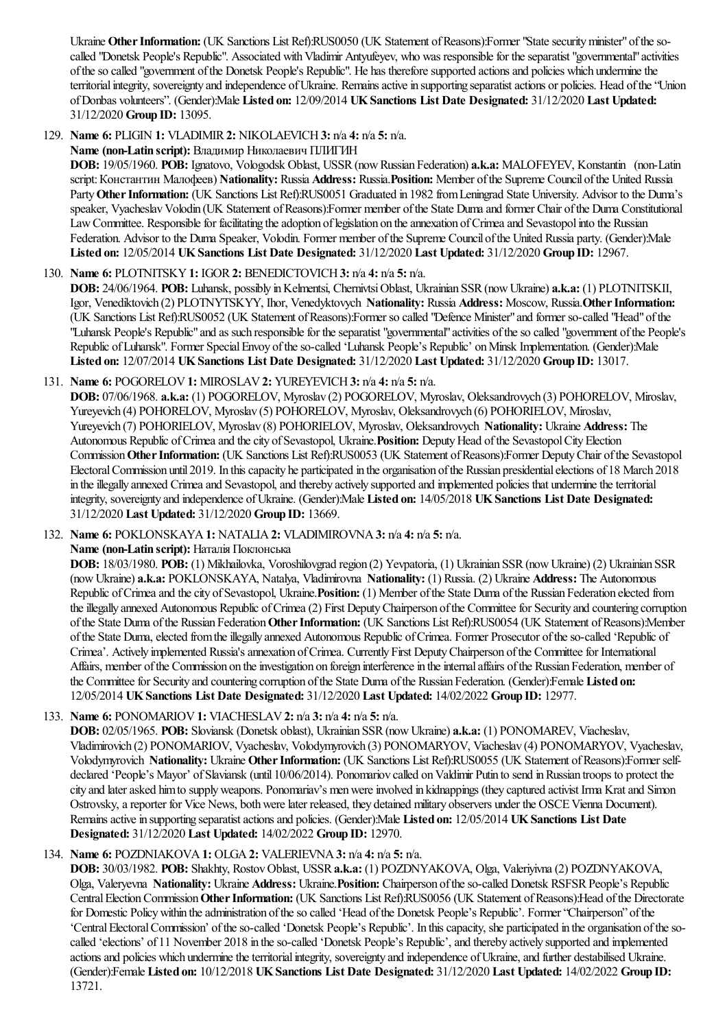Ukraine **Other Information:** (UK Sanctions List Ref):RUS0050 (UK Statement of Reasons):Former "State security minister" of the so-called "Donetsk People's Republic". Associated with Vladimir Antyufeyev, who was responsible for the separatist "governmental" activities of the so called "government of the Donetsk People's Republic". He has therefore supported actions and policies which undermine the territorial integrity, sovereignty and independence of Ukraine. Remains active in supporting separatist actions or policies. Head of the "Union of Donbas volunteers". (Gender):Male **Listed on:** 12/09/2014 **UK Sanctions List Date Designated:** 31/12/2020 **Last Updated:** 31/12/2020 **Group ID:** 13095.

129. **Name 6:** PLIGIN **1:** VLADIMIR **2:** NIKOLAEVICH **3:** n/a **4:** n/a **5:** n/a.
**Name (non-Latin script):** Владимир Николаевич ПЛИГИН
**DOB:** 19/05/1960. **POB:** Ignatovo, Vologodsk Oblast, USSR (now Russian Federation) **a.k.a:** MALOFEYEV, Konstantin (non-Latin script: Константин Малофеев) **Nationality:** Russia **Address:** Russia. **Position:** Member of the Supreme Council of the United Russia Party **Other Information:** (UK Sanctions List Ref):RUS0051 Graduated in 1982 from Leningrad State University. Advisor to the Duma's speaker, Vyacheslav Volodin (UK Statement of Reasons):Former member of the State Duma and former Chair of the Duma Constitutional Law Committee. Responsible for facilitating the adoption of legislation on the annexation of Crimea and Sevastopol into the Russian Federation. Advisor to the Duma Speaker, Volodin. Former member of the Supreme Council of the United Russia party. (Gender):Male **Listed on:** 12/05/2014 **UK Sanctions List Date Designated:** 31/12/2020 **Last Updated:** 31/12/2020 **Group ID:** 12967.

130. **Name 6:** PLOTNITSKY **1:** IGOR **2:** BENEDICTOVICH **3:** n/a **4:** n/a **5:** n/a.
**DOB:** 24/06/1964. **POB:** Luhansk, possibly in Kelmentsi, Chernivtsi Oblast, Ukrainian SSR (now Ukraine) **a.k.a:** (1) PLOTNITSKII, Igor, Venediktovich (2) PLOTNYTSKYY, Ihor, Venedyktovych **Nationality:** Russia **Address:** Moscow, Russia. **Other Information:** (UK Sanctions List Ref):RUS0052 (UK Statement of Reasons):Former so called "Defence Minister" and former so-called "Head" of the "Luhansk People's Republic" and as such responsible for the separatist "governmental" activities of the so called "government of the People's Republic of Luhansk". Former Special Envoy of the so-called 'Luhansk People's Republic' on Minsk Implementation. (Gender):Male **Listed on:** 12/07/2014 **UK Sanctions List Date Designated:** 31/12/2020 **Last Updated:** 31/12/2020 **Group ID:** 13017.

131. **Name 6:** POGORELOV **1:** MIROSLAV **2:** YUREYEVICH **3:** n/a **4:** n/a **5:** n/a.
**DOB:** 07/06/1968. **a.k.a:** (1) POGORELOV, Myroslav (2) POGORELOV, Myroslav, Oleksandrovych (3) POHORELOV, Miroslav, Yureyevich (4) POHORELOV, Myroslav (5) POHORELOV, Myroslav, Oleksandrovych (6) POHORIELOV, Miroslav, Yureyevich (7) POHORIELOV, Myroslav (8) POHORIELOV, Myroslav, Oleksandrovych **Nationality:** Ukraine **Address:** The Autonomous Republic of Crimea and the city of Sevastopol, Ukraine. **Position:** Deputy Head of the Sevastopol City Election Commission **Other Information:** (UK Sanctions List Ref):RUS0053 (UK Statement of Reasons):Former Deputy Chair of the Sevastopol Electoral Commission until 2019. In this capacity he participated in the organisation of the Russian presidential elections of 18 March 2018 in the illegally annexed Crimea and Sevastopol, and thereby actively supported and implemented policies that undermine the territorial integrity, sovereignty and independence of Ukraine. (Gender):Male **Listed on:** 14/05/2018 **UK Sanctions List Date Designated:** 31/12/2020 **Last Updated:** 31/12/2020 **Group ID:** 13669.

132. **Name 6:** POKLONSKAYA **1:** NATALIA **2:** VLADIMIROVNA **3:** n/a **4:** n/a **5:** n/a.
**Name (non-Latin script):** Наталія Поклонська
**DOB:** 18/03/1980. **POB:** (1) Mikhailovka, Voroshilovgrad region (2) Yevpatoria, (1) Ukrainian SSR (now Ukraine) (2) Ukrainian SSR (now Ukraine) **a.k.a:** POKLONSKAYA, Natalya, Vladimirovna **Nationality:** (1) Russia. (2) Ukraine **Address:** The Autonomous Republic of Crimea and the city of Sevastopol, Ukraine. **Position:** (1) Member of the State Duma of the Russian Federation elected from the illegally annexed Autonomous Republic of Crimea (2) First Deputy Chairperson of the Committee for Security and countering corruption of the State Duma of the Russian Federation **Other Information:** (UK Sanctions List Ref):RUS0054 (UK Statement of Reasons):Member of the State Duma, elected from the illegally annexed Autonomous Republic of Crimea. Former Prosecutor of the so-called 'Republic of Crimea'. Actively implemented Russia's annexation of Crimea. Currently First Deputy Chairperson of the Committee for International Affairs, member of the Commission on the investigation on foreign interference in the internal affairs of the Russian Federation, member of the Committee for Security and countering corruption of the State Duma of the Russian Federation. (Gender):Female **Listed on:** 12/05/2014 **UK Sanctions List Date Designated:** 31/12/2020 **Last Updated:** 14/02/2022 **Group ID:** 12977.

133. **Name 6:** PONOMARIOV **1:** VIACHESLAV **2:** n/a **3:** n/a **4:** n/a **5:** n/a.
**DOB:** 02/05/1965. **POB:** Sloviansk (Donetsk oblast), Ukrainian SSR (now Ukraine) **a.k.a:** (1) PONOMAREV, Viacheslav, Vladimirovich (2) PONOMARIOV, Vyacheslav, Volodymyrovich (3) PONOMARYOV, Viacheslav (4) PONOMARYOV, Vyacheslav, Volodymyrovich **Nationality:** Ukraine **Other Information:** (UK Sanctions List Ref):RUS0055 (UK Statement of Reasons):Former self-declared 'People's Mayor' of Slaviansk (until 10/06/2014). Ponomariov called on Valdimir Putin to send in Russian troops to protect the city and later asked him to supply weapons. Ponomariav's men were involved in kidnappings (they captured activist Irma Krat and Simon Ostrovsky, a reporter for Vice News, both were later released, they detained military observers under the OSCE Vienna Document). Remains active in supporting separatist actions and policies. (Gender):Male **Listed on:** 12/05/2014 **UK Sanctions List Date Designated:** 31/12/2020 **Last Updated:** 14/02/2022 **Group ID:** 12970.

134. **Name 6:** POZDNIAKOVA **1:** OLGA **2:** VALERIEVNA **3:** n/a **4:** n/a **5:** n/a.
**DOB:** 30/03/1982. **POB:** Shakhty, Rostov Oblast, USSR **a.k.a:** (1) POZDNYAKOVA, Olga, Valeriyivna (2) POZDNYAKOVA, Olga, Valeryevna **Nationality:** Ukraine **Address:** Ukraine. **Position:** Chairperson of the so-called Donetsk RSFSR People's Republic Central Election Commission **Other Information:** (UK Sanctions List Ref):RUS0056 (UK Statement of Reasons):Head of the Directorate for Domestic Policy within the administration of the so called 'Head of the Donetsk People's Republic'. Former "Chairperson" of the 'Central Electoral Commission' of the so-called 'Donetsk People's Republic'. In this capacity, she participated in the organisation of the so-called 'elections' of 11 November 2018 in the so-called 'Donetsk People's Republic', and thereby actively supported and implemented actions and policies which undermine the territorial integrity, sovereignty and independence of Ukraine, and further destabilised Ukraine. (Gender):Female **Listed on:** 10/12/2018 **UK Sanctions List Date Designated:** 31/12/2020 **Last Updated:** 14/02/2022 **Group ID:** 13721.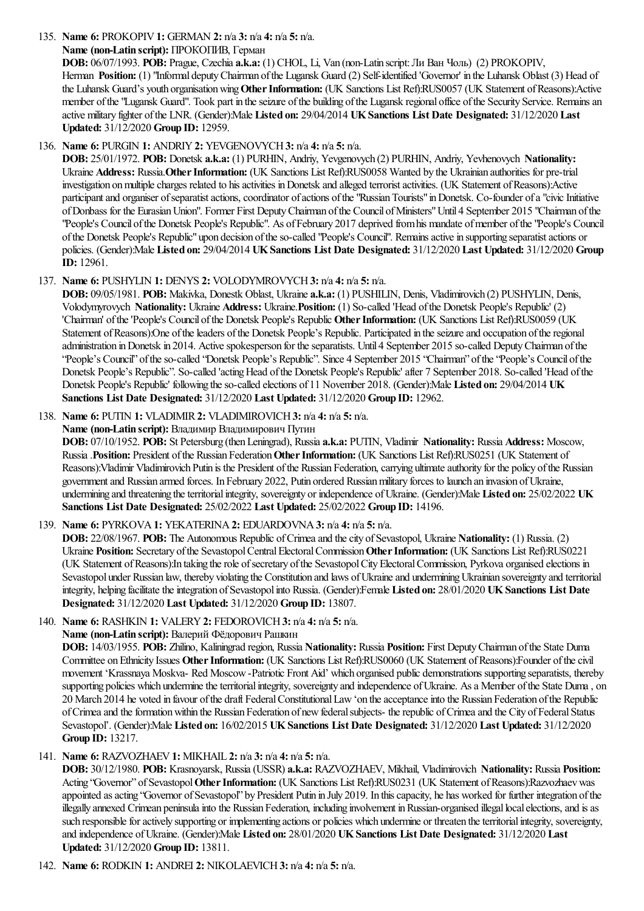135. **Name 6:** PROKOPIV **1:** GERMAN **2:** n/a **3:** n/a **4:** n/a **5:** n/a.
**Name (non-Latin script):** ПРОКОПИВ, Герман
**DOB:** 06/07/1993. **POB:** Prague, Czechia **a.k.a:** (1) CHOL, Li, Van (non-Latin script: Ли Ван Чоль) (2) PROKOPIV, Herman **Position:** (1) "Informal deputy Chairman of the Lugansk Guard (2) Self-identified 'Governor' in the Luhansk Oblast (3) Head of the Luhansk Guard's youth organisation wing **Other Information:** (UK Sanctions List Ref):RUS0057 (UK Statement of Reasons):Active member of the "Lugansk Guard". Took part in the seizure of the building of the Lugansk regional office of the Security Service. Remains an active military fighter of the LNR. (Gender):Male **Listed on:** 29/04/2014 **UK Sanctions List Date Designated:** 31/12/2020 **Last Updated:** 31/12/2020 **Group ID:** 12959.

136. **Name 6:** PURGIN **1:** ANDRIY **2:** YEVGENOVYCH **3:** n/a **4:** n/a **5:** n/a.
**DOB:** 25/01/1972. **POB:** Donetsk **a.k.a:** (1) PURHIN, Andriy, Yevgenovych (2) PURHIN, Andriy, Yevhenovych **Nationality:** Ukraine **Address:** Russia.**Other Information:** (UK Sanctions List Ref):RUS0058 Wanted by the Ukrainian authorities for pre-trial investigation on multiple charges related to his activities in Donetsk and alleged terrorist activities. (UK Statement of Reasons):Active participant and organiser of separatist actions, coordinator of actions of the "Russian Tourists" in Donetsk. Co-founder of a "civic Initiative of Donbass for the Eurasian Union". Former First Deputy Chairman of the Council of Ministers" Until 4 September 2015 "Chairman of the "People's Council of the Donetsk People's Republic". As of February 2017 deprived from his mandate of member of the "People's Council of the Donetsk People's Republic" upon decision of the so-called "People's Council". Remains active in supporting separatist actions or policies. (Gender):Male **Listed on:** 29/04/2014 **UK Sanctions List Date Designated:** 31/12/2020 **Last Updated:** 31/12/2020 **Group ID:** 12961.

137. **Name 6:** PUSHYLIN **1:** DENYS **2:** VOLODYMROVYCH **3:** n/a **4:** n/a **5:** n/a.
**DOB:** 09/05/1981. **POB:** Makivka, Donestk Oblast, Ukraine **a.k.a:** (1) PUSHILIN, Denis, Vladimirovich (2) PUSHYLIN, Denis, Volodymyrovych **Nationality:** Ukraine **Address:** Ukraine.**Position:** (1) So-called 'Head of the Donetsk People's Republic' (2) 'Chairman' of the 'People's Council of the Donetsk People's Republic **Other Information:** (UK Sanctions List Ref):RUS0059 (UK Statement of Reasons):One of the leaders of the Donetsk People's Republic. Participated in the seizure and occupation of the regional administration in Donetsk in 2014. Active spokesperson for the separatists. Until 4 September 2015 so-called Deputy Chairman of the "People's Council" of the so-called "Donetsk People's Republic". Since 4 September 2015 "Chairman" of the "People's Council of the Donetsk People's Republic". So-called 'acting Head of the Donetsk People's Republic' after 7 September 2018. So-called 'Head of the Donetsk People's Republic' following the so-called elections of 11 November 2018. (Gender):Male **Listed on:** 29/04/2014 **UK Sanctions List Date Designated:** 31/12/2020 **Last Updated:** 31/12/2020 **Group ID:** 12962.

138. **Name 6:** PUTIN **1:** VLADIMIR **2:** VLADIMIROVICH **3:** n/a **4:** n/a **5:** n/a.
**Name (non-Latin script):** Владимир Владимирович Путин
**DOB:** 07/10/1952. **POB:** St Petersburg (then Leningrad), Russia **a.k.a:** PUTIN, Vladimir **Nationality:** Russia **Address:** Moscow, Russia .**Position:** President of the Russian Federation **Other Information:** (UK Sanctions List Ref):RUS0251 (UK Statement of Reasons):Vladimir Vladimirovich Putin is the President of the Russian Federation, carrying ultimate authority for the policy of the Russian government and Russian armed forces. In February 2022, Putin ordered Russian military forces to launch an invasion of Ukraine, undermining and threatening the territorial integrity, sovereignty or independence of Ukraine. (Gender):Male **Listed on:** 25/02/2022 **UK Sanctions List Date Designated:** 25/02/2022 **Last Updated:** 25/02/2022 **Group ID:** 14196.

139. **Name 6:** PYRKOVA **1:** YEKATERINA **2:** EDUARDOVNA **3:** n/a **4:** n/a **5:** n/a.
**DOB:** 22/08/1967. **POB:** The Autonomous Republic of Crimea and the city of Sevastopol, Ukraine **Nationality:** (1) Russia. (2) Ukraine **Position:** Secretary of the Sevastopol Central Electoral Commission **Other Information:** (UK Sanctions List Ref):RUS0221 (UK Statement of Reasons):In taking the role of secretary of the Sevastopol City Electoral Commission, Pyrkova organised elections in Sevastopol under Russian law, thereby violating the Constitution and laws of Ukraine and undermining Ukrainian sovereignty and territorial integrity, helping facilitate the integration of Sevastopol into Russia. (Gender):Female **Listed on:** 28/01/2020 **UK Sanctions List Date Designated:** 31/12/2020 **Last Updated:** 31/12/2020 **Group ID:** 13807.

140. **Name 6:** RASHKIN **1:** VALERY **2:** FEDOROVICH **3:** n/a **4:** n/a **5:** n/a.
**Name (non-Latin script):** Валерий Фёдорович Рашкин
**DOB:** 14/03/1955. **POB:** Zhilino, Kaliningrad region, Russia **Nationality:** Russia **Position:** First Deputy Chairman of the State Duma Committee on Ethnicity Issues **Other Information:** (UK Sanctions List Ref):RUS0060 (UK Statement of Reasons):Founder of the civil movement 'Krassnaya Moskva- Red Moscow -Patriotic Front Aid' which organised public demonstrations supporting separatists, thereby supporting policies which undermine the territorial integrity, sovereignty and independence of Ukraine. As a Member of the State Duma , on 20 March 2014 he voted in favour of the draft Federal Constitutional Law 'on the acceptance into the Russian Federation of the Republic of Crimea and the formation within the Russian Federation of new federal subjects- the republic of Crimea and the City of Federal Status Sevastopol'. (Gender):Male **Listed on:** 16/02/2015 **UK Sanctions List Date Designated:** 31/12/2020 **Last Updated:** 31/12/2020 **Group ID:** 13217.

141. **Name 6:** RAZVOZHAEV **1:** MIKHAIL **2:** n/a **3:** n/a **4:** n/a **5:** n/a.
**DOB:** 30/12/1980. **POB:** Krasnoyarsk, Russia (USSR) **a.k.a:** RAZVOZHAEV, Mikhail, Vladimirovich **Nationality:** Russia **Position:** Acting "Governor" of Sevastopol **Other Information:** (UK Sanctions List Ref):RUS0231 (UK Statement of Reasons):Razvozhaev was appointed as acting "Governor of Sevastopol" by President Putin in July 2019. In this capacity, he has worked for further integration of the illegally annexed Crimean peninsula into the Russian Federation, including involvement in Russian-organised illegal local elections, and is as such responsible for actively supporting or implementing actions or policies which undermine or threaten the territorial integrity, sovereignty, and independence of Ukraine. (Gender):Male **Listed on:** 28/01/2020 **UK Sanctions List Date Designated:** 31/12/2020 **Last Updated:** 31/12/2020 **Group ID:** 13811.

142. **Name 6:** RODKIN **1:** ANDREI **2:** NIKOLAEVICH **3:** n/a **4:** n/a **5:** n/a.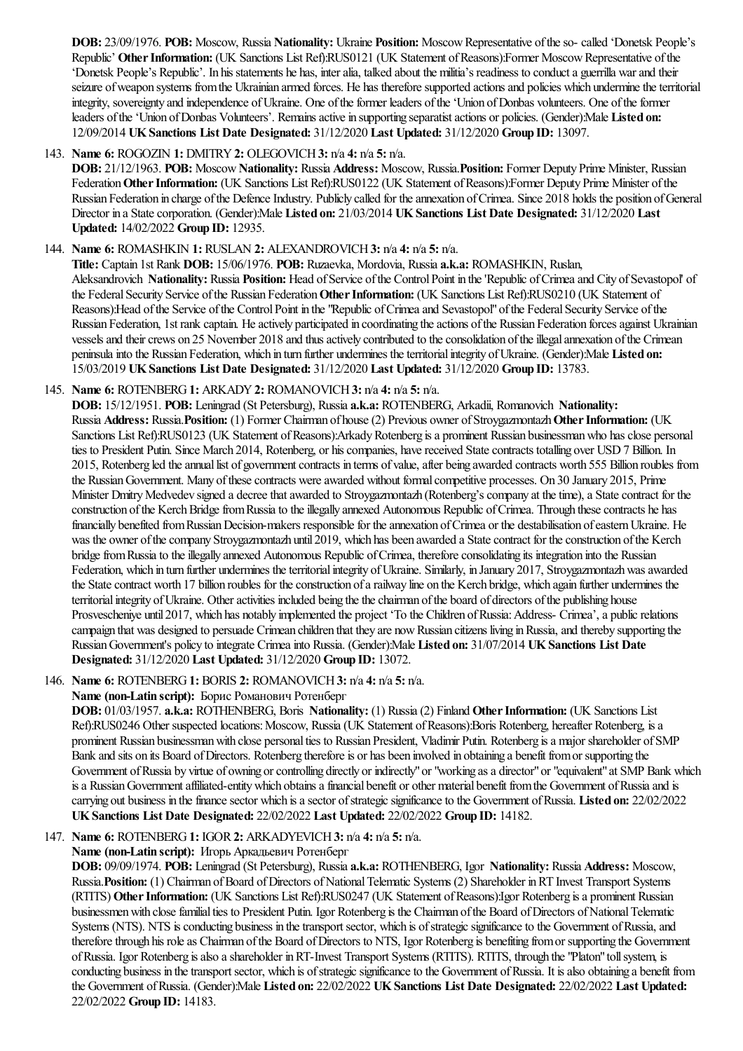**DOB:** 23/09/1976. **POB:** Moscow, Russia **Nationality:** Ukraine **Position:** Moscow Representative of the so- called 'Donetsk People's Republic' **Other Information:** (UK Sanctions List Ref):RUS0121 (UK Statement of Reasons):Former Moscow Representative of the 'Donetsk People's Republic'. In his statements he has, inter alia, talked about the militia's readiness to conduct a guerrilla war and their seizure of weapon systems from the Ukrainian armed forces. He has therefore supported actions and policies which undermine the territorial integrity, sovereignty and independence of Ukraine. One of the former leaders of the 'Union of Donbas volunteers. One of the former leaders of the 'Union of Donbas Volunteers'. Remains active in supporting separatist actions or policies. (Gender):Male **Listed on:** 12/09/2014 **UK Sanctions List Date Designated:** 31/12/2020 **Last Updated:** 31/12/2020 **Group ID:** 13097.

143. **Name 6:** ROGOZIN **1:** DMITRY **2:** OLEGOVICH **3:** n/a **4:** n/a **5:** n/a.
**DOB:** 21/12/1963. **POB:** Moscow **Nationality:** Russia **Address:** Moscow, Russia. **Position:** Former Deputy Prime Minister, Russian Federation **Other Information:** (UK Sanctions List Ref):RUS0122 (UK Statement of Reasons):Former Deputy Prime Minister of the Russian Federation in charge of the Defence Industry. Publicly called for the annexation of Crimea. Since 2018 holds the position of General Director in a State corporation. (Gender):Male **Listed on:** 21/03/2014 **UK Sanctions List Date Designated:** 31/12/2020 **Last Updated:** 14/02/2022 **Group ID:** 12935.

144. **Name 6:** ROMASHKIN **1:** RUSLAN **2:** ALEXANDROVICH **3:** n/a **4:** n/a **5:** n/a.
**Title:** Captain 1st Rank **DOB:** 15/06/1976. **POB:** Ruzaevka, Mordovia, Russia **a.k.a:** ROMASHKIN, Ruslan, Aleksandrovich **Nationality:** Russia **Position:** Head of Service of the Control Point in the 'Republic of Crimea and City of Sevastopol' of the Federal Security Service of the Russian Federation **Other Information:** (UK Sanctions List Ref):RUS0210 (UK Statement of Reasons):Head of the Service of the Control Point in the "Republic of Crimea and Sevastopol" of the Federal Security Service of the Russian Federation, 1st rank captain. He actively participated in coordinating the actions of the Russian Federation forces against Ukrainian vessels and their crews on 25 November 2018 and thus actively contributed to the consolidation of the illegal annexation of the Crimean peninsula into the Russian Federation, which in turn further undermines the territorial integrity of Ukraine. (Gender):Male **Listed on:** 15/03/2019 **UK Sanctions List Date Designated:** 31/12/2020 **Last Updated:** 31/12/2020 **Group ID:** 13783.

145. **Name 6:** ROTENBERG **1:** ARKADY **2:** ROMANOVICH **3:** n/a **4:** n/a **5:** n/a.
**DOB:** 15/12/1951. **POB:** Leningrad (St Petersburg), Russia **a.k.a:** ROTENBERG, Arkadii, Romanovich **Nationality:** Russia **Address:** Russia. **Position:** (1) Former Chairman of house (2) Previous owner of Stroygazmontazh **Other Information:** (UK Sanctions List Ref):RUS0123 (UK Statement of Reasons):Arkady Rotenberg is a prominent Russian businessman who has close personal ties to President Putin. Since March 2014, Rotenberg, or his companies, have received State contracts totalling over USD 7 Billion. In 2015, Rotenberg led the annual list of government contracts in terms of value, after being awarded contracts worth 555 Billion roubles from the Russian Government. Many of these contracts were awarded without formal competitive processes. On 30 January 2015, Prime Minister Dmitry Medvedev signed a decree that awarded to Stroygazmontazh (Rotenberg's company at the time), a State contract for the construction of the Kerch Bridge from Russia to the illegally annexed Autonomous Republic of Crimea. Through these contracts he has financially benefited from Russian Decision-makers responsible for the annexation of Crimea or the destabilisation of eastern Ukraine. He was the owner of the company Stroygazmontazh until 2019, which has been awarded a State contract for the construction of the Kerch bridge from Russia to the illegally annexed Autonomous Republic of Crimea, therefore consolidating its integration into the Russian Federation, which in turn further undermines the territorial integrity of Ukraine. Similarly, in January 2017, Stroygazmontazh was awarded the State contract worth 17 billion roubles for the construction of a railway line on the Kerch bridge, which again further undermines the territorial integrity of Ukraine. Other activities included being the the chairman of the board of directors of the publishing house Prosvescheniye until 2017, which has notably implemented the project 'To the Children of Russia: Address- Crimea', a public relations campaign that was designed to persuade Crimean children that they are now Russian citizens living in Russia, and thereby supporting the Russian Government's policy to integrate Crimea into Russia. (Gender):Male **Listed on:** 31/07/2014 **UK Sanctions List Date Designated:** 31/12/2020 **Last Updated:** 31/12/2020 **Group ID:** 13072.

146. **Name 6:** ROTENBERG **1:** BORIS **2:** ROMANOVICH **3:** n/a **4:** n/a **5:** n/a.
**Name (non-Latin script):** Борис Романович Ротенберг
**DOB:** 01/03/1957. **a.k.a:** ROTHENBERG, Boris **Nationality:** (1) Russia (2) Finland **Other Information:** (UK Sanctions List Ref):RUS0246 Other suspected locations: Moscow, Russia (UK Statement of Reasons):Boris Rotenberg, hereafter Rotenberg, is a prominent Russian businessman with close personal ties to Russian President, Vladimir Putin. Rotenberg is a major shareholder of SMP Bank and sits on its Board of Directors. Rotenberg therefore is or has been involved in obtaining a benefit from or supporting the Government of Russia by virtue of owning or controlling directly or indirectly" or "working as a director" or "equivalent" at SMP Bank which is a Russian Government affiliated-entity which obtains a financial benefit or other material benefit from the Government of Russia and is carrying out business in the finance sector which is a sector of strategic significance to the Government of Russia. **Listed on:** 22/02/2022 **UK Sanctions List Date Designated:** 22/02/2022 **Last Updated:** 22/02/2022 **Group ID:** 14182.

147. **Name 6:** ROTENBERG **1:** IGOR **2:** ARKADYEVICH **3:** n/a **4:** n/a **5:** n/a.
**Name (non-Latin script):** Игорь Аркадьевич Ротенберг
**DOB:** 09/09/1974. **POB:** Leningrad (St Petersburg), Russia **a.k.a:** ROTHENBERG, Igor **Nationality:** Russia **Address:** Moscow, Russia. **Position:** (1) Chairman of Board of Directors of National Telematic Systems (2) Shareholder in RT Invest Transport Systems (RTITS) **Other Information:** (UK Sanctions List Ref):RUS0247 (UK Statement of Reasons):Igor Rotenberg is a prominent Russian businessmen with close familial ties to President Putin. Igor Rotenberg is the Chairman of the Board of Directors of National Telematic Systems (NTS). NTS is conducting business in the transport sector, which is of strategic significance to the Government of Russia, and therefore through his role as Chairman of the Board of Directors to NTS, Igor Rotenberg is benefiting from or supporting the Government of Russia. Igor Rotenberg is also a shareholder in RT-Invest Transport Systems (RTITS). RTITS, through the "Platon" toll system, is conducting business in the transport sector, which is of strategic significance to the Government of Russia. It is also obtaining a benefit from the Government of Russia. (Gender):Male **Listed on:** 22/02/2022 **UK Sanctions List Date Designated:** 22/02/2022 **Last Updated:** 22/02/2022 **Group ID:** 14183.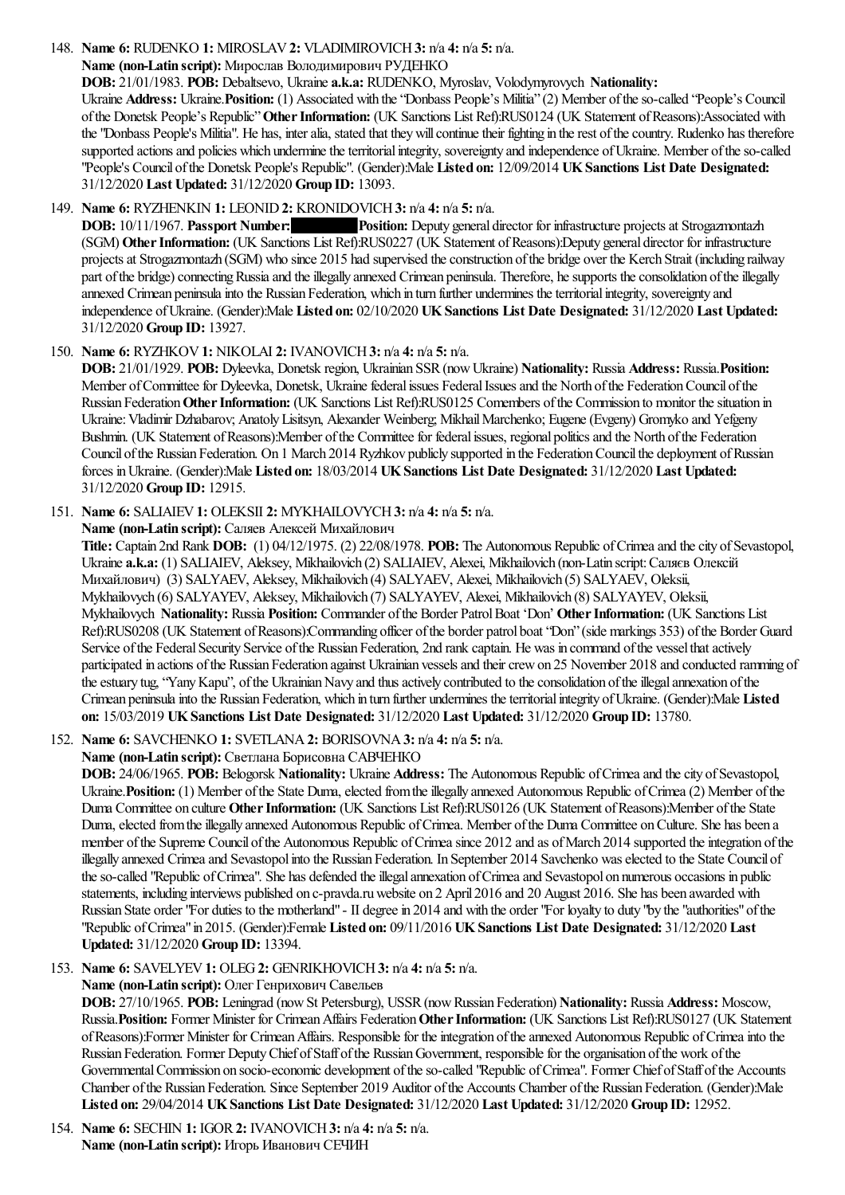148. **Name 6:** RUDENKO **1:** MIROSLAV **2:** VLADIMIROVICH **3:** n/a **4:** n/a **5:** n/a.
**Name (non-Latin script):** Мирослав Володимирович РУДЕНКО
**DOB:** 21/01/1983. **POB:** Debaltsevo, Ukraine **a.k.a:** RUDENKO, Myroslav, Volodymyrovych **Nationality:** Ukraine **Address:** Ukraine.**Position:** (1) Associated with the "Donbass People's Militia" (2) Member of the so-called "People's Council of the Donetsk People's Republic" **Other Information:** (UK Sanctions List Ref):RUS0124 (UK Statement of Reasons):Associated with the "Donbass People's Militia". He has, inter alia, stated that they will continue their fighting in the rest of the country. Rudenko has therefore supported actions and policies which undermine the territorial integrity, sovereignty and independence of Ukraine. Member of the so-called "People's Council of the Donetsk People's Republic". (Gender):Male **Listed on:** 12/09/2014 **UK Sanctions List Date Designated:** 31/12/2020 **Last Updated:** 31/12/2020 **Group ID:** 13093.

149. **Name 6:** RYZHENKIN **1:** LEONID **2:** KRONIDOVICH **3:** n/a **4:** n/a **5:** n/a.
**DOB:** 10/11/1967. **Passport Number:** **Position:** Deputy general director for infrastructure projects at Strogazmontazh (SGM) **Other Information:** (UK Sanctions List Ref):RUS0227 (UK Statement of Reasons):Deputy general director for infrastructure projects at Strogazmontazh (SGM) who since 2015 had supervised the construction of the bridge over the Kerch Strait (including railway part of the bridge) connecting Russia and the illegally annexed Crimean peninsula. Therefore, he supports the consolidation of the illegally annexed Crimean peninsula into the Russian Federation, which in turn further undermines the territorial integrity, sovereignty and independence of Ukraine. (Gender):Male **Listed on:** 02/10/2020 **UK Sanctions List Date Designated:** 31/12/2020 **Last Updated:** 31/12/2020 **Group ID:** 13927.

150. **Name 6:** RYZHKOV **1:** NIKOLAI **2:** IVANOVICH **3:** n/a **4:** n/a **5:** n/a.
**DOB:** 21/01/1929. **POB:** Dyleevka, Donetsk region, Ukrainian SSR (now Ukraine) **Nationality:** Russia **Address:** Russia.**Position:** Member of Committee for Dyleevka, Donetsk, Ukraine federal issues Federal Issues and the North of the Federation Council of the Russian Federation **Other Information:** (UK Sanctions List Ref):RUS0125 Comembers of the Commission to monitor the situation in Ukraine: Vladimir Dzhabarov; Anatoly Lisitsyn, Alexander Weinberg; Mikhail Marchenko; Eugene (Evgeny) Gromyko and Yefgeny Bushmin. (UK Statement of Reasons):Member of the Committee for federal issues, regional politics and the North of the Federation Council of the Russian Federation. On 1 March 2014 Ryzhkov publicly supported in the Federation Council the deployment of Russian forces in Ukraine. (Gender):Male **Listed on:** 18/03/2014 **UK Sanctions List Date Designated:** 31/12/2020 **Last Updated:** 31/12/2020 **Group ID:** 12915.

151. **Name 6:** SALIAIEV **1:** OLEKSII **2:** MYKHAILOVYCH **3:** n/a **4:** n/a **5:** n/a.
**Name (non-Latin script):** Саляев Алексей Михайлович
**Title:** Captain 2nd Rank **DOB:** (1) 04/12/1975. (2) 22/08/1978. **POB:** The Autonomous Republic of Crimea and the city of Sevastopol, Ukraine **a.k.a:** (1) SALIAIEV, Aleksey, Mikhailovich (2) SALIAIEV, Alexei, Mikhailovich (non-Latin script: Саляєв Олексій Михайлович) (3) SALYAEV, Aleksey, Mikhailovich (4) SALYAEV, Alexei, Mikhailovich (5) SALYAEV, Oleksii, Mykhailovych (6) SALYAYEV, Aleksey, Mikhailovich (7) SALYAYEV, Alexei, Mikhailovich (8) SALYAYEV, Oleksii, Mykhailovych **Nationality:** Russia **Position:** Commander of the Border Patrol Boat 'Don' **Other Information:** (UK Sanctions List Ref):RUS0208 (UK Statement of Reasons):Commanding officer of the border patrol boat "Don" (side markings 353) of the Border Guard Service of the Federal Security Service of the Russian Federation, 2nd rank captain. He was in command of the vessel that actively participated in actions of the Russian Federation against Ukrainian vessels and their crew on 25 November 2018 and conducted ramming of the estuary tug, "Yany Kapu", of the Ukrainian Navy and thus actively contributed to the consolidation of the illegal annexation of the Crimean peninsula into the Russian Federation, which in turn further undermines the territorial integrity of Ukraine. (Gender):Male **Listed on:** 15/03/2019 **UK Sanctions List Date Designated:** 31/12/2020 **Last Updated:** 31/12/2020 **Group ID:** 13780.

152. **Name 6:** SAVCHENKO **1:** SVETLANA **2:** BORISOVNA **3:** n/a **4:** n/a **5:** n/a.
**Name (non-Latin script):** Светлана Борисовна САВЧЕНКО
**DOB:** 24/06/1965. **POB:** Belogorsk **Nationality:** Ukraine **Address:** The Autonomous Republic of Crimea and the city of Sevastopol, Ukraine.**Position:** (1) Member of the State Duma, elected from the illegally annexed Autonomous Republic of Crimea (2) Member of the Duma Committee on culture **Other Information:** (UK Sanctions List Ref):RUS0126 (UK Statement of Reasons):Member of the State Duma, elected from the illegally annexed Autonomous Republic of Crimea. Member of the Duma Committee on Culture. She has been a member of the Supreme Council of the Autonomous Republic of Crimea since 2012 and as of March 2014 supported the integration of the illegally annexed Crimea and Sevastopol into the Russian Federation. In September 2014 Savchenko was elected to the State Council of the so-called "Republic of Crimea". She has defended the illegal annexation of Crimea and Sevastopol on numerous occasions in public statements, including interviews published on c-pravda.ru website on 2 April 2016 and 20 August 2016. She has been awarded with Russian State order "For duties to the motherland" - II degree in 2014 and with the order "For loyalty to duty "by the "authorities" of the "Republic of Crimea" in 2015. (Gender):Female **Listed on:** 09/11/2016 **UK Sanctions List Date Designated:** 31/12/2020 **Last Updated:** 31/12/2020 **Group ID:** 13394.

153. **Name 6:** SAVELYEV **1:** OLEG **2:** GENRIKHOVICH **3:** n/a **4:** n/a **5:** n/a.
**Name (non-Latin script):** Олег Генрихович Савельев
**DOB:** 27/10/1965. **POB:** Leningrad (now St Petersburg), USSR (now Russian Federation) **Nationality:** Russia **Address:** Moscow, Russia.**Position:** Former Minister for Crimean Affairs Federation **Other Information:** (UK Sanctions List Ref):RUS0127 (UK Statement of Reasons):Former Minister for Crimean Affairs. Responsible for the integration of the annexed Autonomous Republic of Crimea into the Russian Federation. Former Deputy Chief of Staff of the Russian Government, responsible for the organisation of the work of the Governmental Commission on socio-economic development of the so-called "Republic of Crimea". Former Chief of Staff of the Accounts Chamber of the Russian Federation. Since September 2019 Auditor of the Accounts Chamber of the Russian Federation. (Gender):Male **Listed on:** 29/04/2014 **UK Sanctions List Date Designated:** 31/12/2020 **Last Updated:** 31/12/2020 **Group ID:** 12952.

154. **Name 6:** SECHIN **1:** IGOR **2:** IVANOVICH **3:** n/a **4:** n/a **5:** n/a.
**Name (non-Latin script):** Игорь Иванович СЕЧИН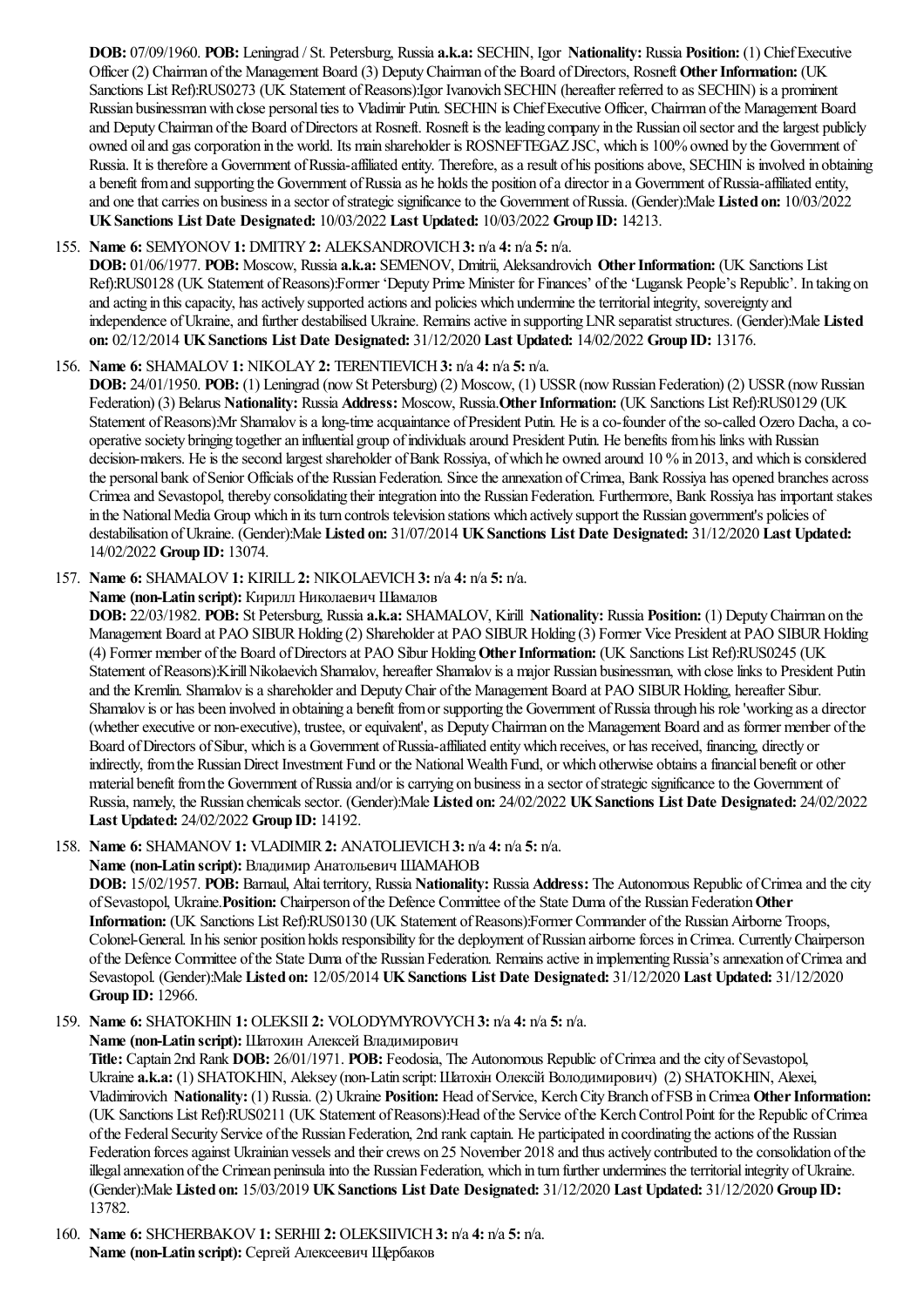**DOB:** 07/09/1960. **POB:** Leningrad / St. Petersburg, Russia **a.k.a:** SECHIN, Igor **Nationality:** Russia **Position:** (1) Chief Executive Officer (2) Chairman of the Management Board (3) Deputy Chairman of the Board of Directors, Rosneft **Other Information:** (UK Sanctions List Ref):RUS0273 (UK Statement of Reasons):Igor Ivanovich SECHIN (hereafter referred to as SECHIN) is a prominent Russian businessman with close personal ties to Vladimir Putin. SECHIN is Chief Executive Officer, Chairman of the Management Board and Deputy Chairman of the Board of Directors at Rosneft. Rosneft is the leading company in the Russian oil sector and the largest publicly owned oil and gas corporation in the world. Its main shareholder is ROSNEFTEGAZ JSC, which is 100% owned by the Government of Russia. It is therefore a Government of Russia-affiliated entity. Therefore, as a result of his positions above, SECHIN is involved in obtaining a benefit from and supporting the Government of Russia as he holds the position of a director in a Government of Russia-affiliated entity, and one that carries on business in a sector of strategic significance to the Government of Russia. (Gender):Male **Listed on:** 10/03/2022 **UK Sanctions List Date Designated:** 10/03/2022 **Last Updated:** 10/03/2022 **Group ID:** 14213.

155. **Name 6:** SEMYONOV **1:** DMITRY **2:** ALEKSANDROVICH **3:** n/a **4:** n/a **5:** n/a.
**DOB:** 01/06/1977. **POB:** Moscow, Russia **a.k.a:** SEMENOV, Dmitrii, Aleksandrovich **Other Information:** (UK Sanctions List Ref):RUS0128 (UK Statement of Reasons):Former 'Deputy Prime Minister for Finances' of the 'Lugansk People's Republic'. In taking on and acting in this capacity, has actively supported actions and policies which undermine the territorial integrity, sovereignty and independence of Ukraine, and further destabilised Ukraine. Remains active in supporting LNR separatist structures. (Gender):Male **Listed on:** 02/12/2014 **UK Sanctions List Date Designated:** 31/12/2020 **Last Updated:** 14/02/2022 **Group ID:** 13176.

156. **Name 6:** SHAMALOV **1:** NIKOLAY **2:** TERENTIEVICH **3:** n/a **4:** n/a **5:** n/a.
**DOB:** 24/01/1950. **POB:** (1) Leningrad (now St Petersburg) (2) Moscow, (1) USSR (now Russian Federation) (2) USSR (now Russian Federation) (3) Belarus **Nationality:** Russia **Address:** Moscow, Russia.**Other Information:** (UK Sanctions List Ref):RUS0129 (UK Statement of Reasons):Mr Shamalov is a long-time acquaintance of President Putin. He is a co-founder of the so-called Ozero Dacha, a co-operative society bringing together an influential group of individuals around President Putin. He benefits from his links with Russian decision-makers. He is the second largest shareholder of Bank Rossiya, of which he owned around 10 % in 2013, and which is considered the personal bank of Senior Officials of the Russian Federation. Since the annexation of Crimea, Bank Rossiya has opened branches across Crimea and Sevastopol, thereby consolidating their integration into the Russian Federation. Furthermore, Bank Rossiya has important stakes in the National Media Group which in its turn controls television stations which actively support the Russian government's policies of destabilisation of Ukraine. (Gender):Male **Listed on:** 31/07/2014 **UK Sanctions List Date Designated:** 31/12/2020 **Last Updated:** 14/02/2022 **Group ID:** 13074.

157. **Name 6:** SHAMALOV **1:** KIRILL **2:** NIKOLAEVICH **3:** n/a **4:** n/a **5:** n/a.
**Name (non-Latin script):** Кирилл Николаевич Шамалов
**DOB:** 22/03/1982. **POB:** St Petersburg, Russia **a.k.a:** SHAMALOV, Kirill **Nationality:** Russia **Position:** (1) Deputy Chairman on the Management Board at PAO SIBUR Holding (2) Shareholder at PAO SIBUR Holding (3) Former Vice President at PAO SIBUR Holding (4) Former member of the Board of Directors at PAO Sibur Holding **Other Information:** (UK Sanctions List Ref):RUS0245 (UK Statement of Reasons):Kirill Nikolaevich Shamalov, hereafter Shamalov is a major Russian businessman, with close links to President Putin and the Kremlin. Shamalov is a shareholder and Deputy Chair of the Management Board at PAO SIBUR Holding, hereafter Sibur. Shamalov is or has been involved in obtaining a benefit from or supporting the Government of Russia through his role 'working as a director (whether executive or non-executive), trustee, or equivalent', as Deputy Chairman on the Management Board and as former member of the Board of Directors of Sibur, which is a Government of Russia-affiliated entity which receives, or has received, financing, directly or indirectly, from the Russian Direct Investment Fund or the National Wealth Fund, or which otherwise obtains a financial benefit or other material benefit from the Government of Russia and/or is carrying on business in a sector of strategic significance to the Government of Russia, namely, the Russian chemicals sector. (Gender):Male **Listed on:** 24/02/2022 **UK Sanctions List Date Designated:** 24/02/2022 **Last Updated:** 24/02/2022 **Group ID:** 14192.

158. **Name 6:** SHAMANOV **1:** VLADIMIR **2:** ANATOLIEVICH **3:** n/a **4:** n/a **5:** n/a.
**Name (non-Latin script):** Владимир Анатольевич ШАМАНОВ
**DOB:** 15/02/1957. **POB:** Barnaul, Altai territory, Russia **Nationality:** Russia **Address:** The Autonomous Republic of Crimea and the city of Sevastopol, Ukraine.**Position:** Chairperson of the Defence Committee of the State Duma of the Russian Federation **Other Information:** (UK Sanctions List Ref):RUS0130 (UK Statement of Reasons):Former Commander of the Russian Airborne Troops, Colonel-General. In his senior position holds responsibility for the deployment of Russian airborne forces in Crimea. Currently Chairperson of the Defence Committee of the State Duma of the Russian Federation. Remains active in implementing Russia's annexation of Crimea and Sevastopol. (Gender):Male **Listed on:** 12/05/2014 **UK Sanctions List Date Designated:** 31/12/2020 **Last Updated:** 31/12/2020 **Group ID:** 12966.

159. **Name 6:** SHATOKHIN **1:** OLEKSII **2:** VOLODYMYROVYCH **3:** n/a **4:** n/a **5:** n/a.
**Name (non-Latin script):** Шатохин Алексей Владимирович
**Title:** Captain 2nd Rank **DOB:** 26/01/1971. **POB:** Feodosia, The Autonomous Republic of Crimea and the city of Sevastopol, Ukraine **a.k.a:** (1) SHATOKHIN, Aleksey (non-Latin script: Шатохін Олексій Володимирович) (2) SHATOKHIN, Alexei, Vladimirovich **Nationality:** (1) Russia. (2) Ukraine **Position:** Head of Service, Kerch City Branch of FSB in Crimea **Other Information:** (UK Sanctions List Ref):RUS0211 (UK Statement of Reasons):Head of the Service of the Kerch Control Point for the Republic of Crimea of the Federal Security Service of the Russian Federation, 2nd rank captain. He participated in coordinating the actions of the Russian Federation forces against Ukrainian vessels and their crews on 25 November 2018 and thus actively contributed to the consolidation of the illegal annexation of the Crimean peninsula into the Russian Federation, which in turn further undermines the territorial integrity of Ukraine. (Gender):Male **Listed on:** 15/03/2019 **UK Sanctions List Date Designated:** 31/12/2020 **Last Updated:** 31/12/2020 **Group ID:** 13782.

160. **Name 6:** SHCHERBAKOV **1:** SERHII **2:** OLEKSIIVICH **3:** n/a **4:** n/a **5:** n/a.
**Name (non-Latin script):** Сергей Алексеевич Щербаков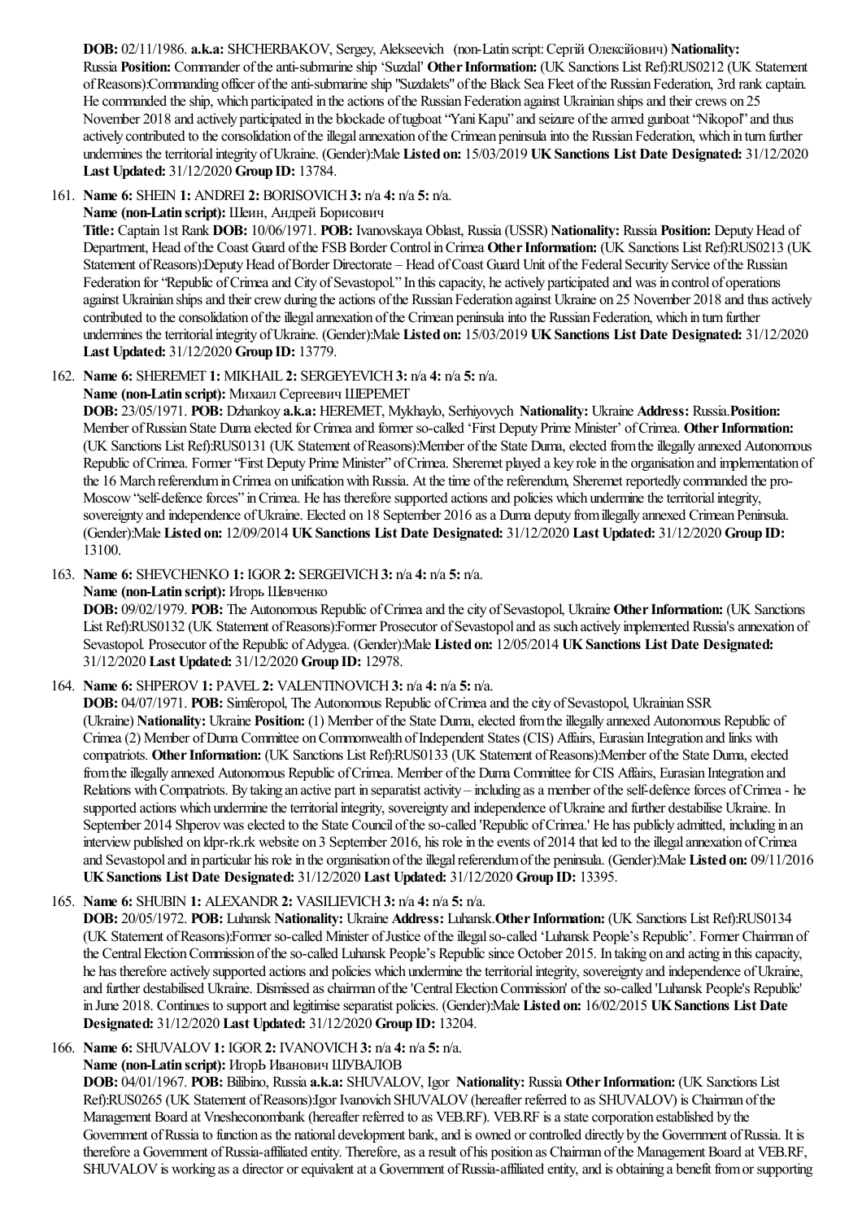**DOB:** 02/11/1986. **a.k.a:** SHCHERBAKOV, Sergey, Alekseevich (non-Latin script: Сергій Олексійович) **Nationality:** Russia **Position:** Commander of the anti-submarine ship 'Suzdal' **Other Information:** (UK Sanctions List Ref):RUS0212 (UK Statement of Reasons):Commanding officer of the anti-submarine ship "Suzdalets" of the Black Sea Fleet of the Russian Federation, 3rd rank captain. He commanded the ship, which participated in the actions of the Russian Federation against Ukrainian ships and their crews on 25 November 2018 and actively participated in the blockade of tugboat "Yani Kapu" and seizure of the armed gunboat "Nikopol" and thus actively contributed to the consolidation of the illegal annexation of the Crimean peninsula into the Russian Federation, which in turn further undermines the territorial integrity of Ukraine. (Gender):Male **Listed on:** 15/03/2019 **UK Sanctions List Date Designated:** 31/12/2020 **Last Updated:** 31/12/2020 **Group ID:** 13784.

161. **Name 6:** SHEIN **1:** ANDREI **2:** BORISOVICH **3:** n/a **4:** n/a **5:** n/a.
**Name (non-Latin script):** Шеин, Андрей Борисович
**Title:** Captain 1st Rank **DOB:** 10/06/1971. **POB:** Ivanovskaya Oblast, Russia (USSR) **Nationality:** Russia **Position:** Deputy Head of Department, Head of the Coast Guard of the FSB Border Control in Crimea **Other Information:** (UK Sanctions List Ref):RUS0213 (UK Statement of Reasons):Deputy Head of Border Directorate – Head of Coast Guard Unit of the Federal Security Service of the Russian Federation for "Republic of Crimea and City of Sevastopol." In this capacity, he actively participated and was in control of operations against Ukrainian ships and their crew during the actions of the Russian Federation against Ukraine on 25 November 2018 and thus actively contributed to the consolidation of the illegal annexation of the Crimean peninsula into the Russian Federation, which in turn further undermines the territorial integrity of Ukraine. (Gender):Male **Listed on:** 15/03/2019 **UK Sanctions List Date Designated:** 31/12/2020 **Last Updated:** 31/12/2020 **Group ID:** 13779.

162. **Name 6:** SHEREMET **1:** MIKHAIL **2:** SERGEYEVICH **3:** n/a **4:** n/a **5:** n/a.
**Name (non-Latin script):** Михаил Сергеевич ШЕРЕМЕТ
**DOB:** 23/05/1971. **POB:** Dzhankoy **a.k.a:** HEREMET, Mykhaylo, Serhiyovych **Nationality:** Ukraine **Address:** Russia.**Position:** Member of Russian State Duma elected for Crimea and former so-called 'First Deputy Prime Minister' of Crimea. **Other Information:** (UK Sanctions List Ref):RUS0131 (UK Statement of Reasons):Member of the State Duma, elected from the illegally annexed Autonomous Republic of Crimea. Former "First Deputy Prime Minister" of Crimea. Sheremet played a key role in the organisation and implementation of the 16 March referendum in Crimea on unification with Russia. At the time of the referendum, Sheremet reportedly commanded the pro-Moscow "self-defence forces" in Crimea. He has therefore supported actions and policies which undermine the territorial integrity, sovereignty and independence of Ukraine. Elected on 18 September 2016 as a Duma deputy from illegally annexed Crimean Peninsula. (Gender):Male **Listed on:** 12/09/2014 **UK Sanctions List Date Designated:** 31/12/2020 **Last Updated:** 31/12/2020 **Group ID:** 13100.

163. **Name 6:** SHEVCHENKO **1:** IGOR **2:** SERGEIVICH **3:** n/a **4:** n/a **5:** n/a.
**Name (non-Latin script):** Игорь Шевченко
**DOB:** 09/02/1979. **POB:** The Autonomous Republic of Crimea and the city of Sevastopol, Ukraine **Other Information:** (UK Sanctions List Ref):RUS0132 (UK Statement of Reasons):Former Prosecutor of Sevastopol and as such actively implemented Russia's annexation of Sevastopol. Prosecutor of the Republic of Adygea. (Gender):Male **Listed on:** 12/05/2014 **UK Sanctions List Date Designated:** 31/12/2020 **Last Updated:** 31/12/2020 **Group ID:** 12978.

164. **Name 6:** SHPEROV **1:** PAVEL **2:** VALENTINOVICH **3:** n/a **4:** n/a **5:** n/a.
**DOB:** 04/07/1971. **POB:** Simferopol, The Autonomous Republic of Crimea and the city of Sevastopol, Ukrainian SSR (Ukraine) **Nationality:** Ukraine **Position:** (1) Member of the State Duma, elected from the illegally annexed Autonomous Republic of Crimea (2) Member of Duma Committee on Commonwealth of Independent States (CIS) Affairs, Eurasian Integration and links with compatriots. **Other Information:** (UK Sanctions List Ref):RUS0133 (UK Statement of Reasons):Member of the State Duma, elected from the illegally annexed Autonomous Republic of Crimea. Member of the Duma Committee for CIS Affairs, Eurasian Integration and Relations with Compatriots. By taking an active part in separatist activity – including as a member of the self-defence forces of Crimea - he supported actions which undermine the territorial integrity, sovereignty and independence of Ukraine and further destabilise Ukraine. In September 2014 Shperov was elected to the State Council of the so-called 'Republic of Crimea.' He has publicly admitted, including in an interview published on ldpr-rk.rk website on 3 September 2016, his role in the events of 2014 that led to the illegal annexation of Crimea and Sevastopol and in particular his role in the organisation of the illegal referendum of the peninsula. (Gender):Male **Listed on:** 09/11/2016 **UK Sanctions List Date Designated:** 31/12/2020 **Last Updated:** 31/12/2020 **Group ID:** 13395.

165. **Name 6:** SHUBIN **1:** ALEXANDR **2:** VASILIEVICH **3:** n/a **4:** n/a **5:** n/a.
**DOB:** 20/05/1972. **POB:** Luhansk **Nationality:** Ukraine **Address:** Luhansk.**Other Information:** (UK Sanctions List Ref):RUS0134 (UK Statement of Reasons):Former so-called Minister of Justice of the illegal so-called 'Luhansk People's Republic'. Former Chairman of the Central Election Commission of the so-called Luhansk People's Republic since October 2015. In taking on and acting in this capacity, he has therefore actively supported actions and policies which undermine the territorial integrity, sovereignty and independence of Ukraine, and further destabilised Ukraine. Dismissed as chairman of the 'Central Election Commission' of the so-called 'Luhansk People's Republic' in June 2018. Continues to support and legitimise separatist policies. (Gender):Male **Listed on:** 16/02/2015 **UK Sanctions List Date Designated:** 31/12/2020 **Last Updated:** 31/12/2020 **Group ID:** 13204.

166. **Name 6:** SHUVALOV **1:** IGOR **2:** IVANOVICH **3:** n/a **4:** n/a **5:** n/a.
**Name (non-Latin script):** ИгорЬ Иванович ШУВАЛОВ
**DOB:** 04/01/1967. **POB:** Bilibino, Russia **a.k.a:** SHUVALOV, Igor **Nationality:** Russia **Other Information:** (UK Sanctions List Ref):RUS0265 (UK Statement of Reasons):Igor Ivanovich SHUVALOV (hereafter referred to as SHUVALOV) is Chairman of the Management Board at Vnesheconombank (hereafter referred to as VEB.RF). VEB.RF is a state corporation established by the Government of Russia to function as the national development bank, and is owned or controlled directly by the Government of Russia. It is therefore a Government of Russia-affiliated entity. Therefore, as a result of his position as Chairman of the Management Board at VEB.RF, SHUVALOV is working as a director or equivalent at a Government of Russia-affiliated entity, and is obtaining a benefit from or supporting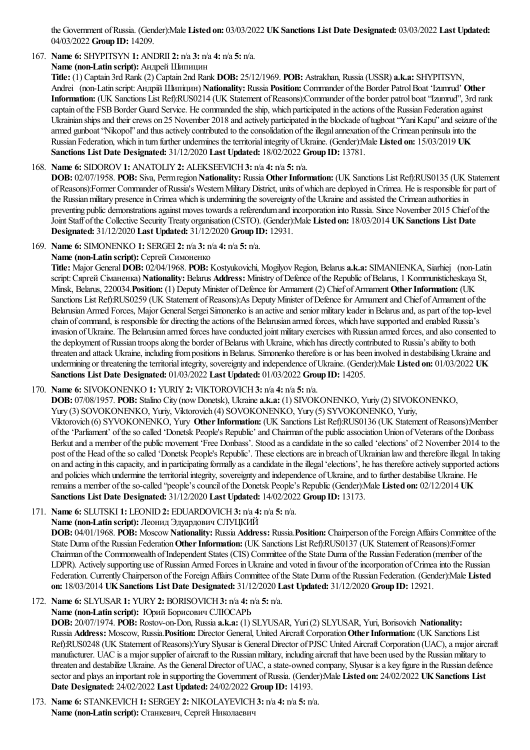the Government of Russia. (Gender):Male **Listed on:** 03/03/2022 **UK Sanctions List Date Designated:** 03/03/2022 **Last Updated:** 04/03/2022 **Group ID:** 14209.

167. **Name 6:** SHYPITSYN **1:** ANDRII **2:** n/a **3:** n/a **4:** n/a **5:** n/a.
**Name (non-Latin script):** Андрей Шипицин
**Title:** (1) Captain 3rd Rank (2) Captain 2nd Rank **DOB:** 25/12/1969. **POB:** Astrakhan, Russia (USSR) **a.k.a:** SHYPITSYN, Andrei (non-Latin script: Андрій Шипіцин) **Nationality:** Russia **Position:** Commander of the Border Patrol Boat 'Izumrud' **Other Information:** (UK Sanctions List Ref):RUS0214 (UK Statement of Reasons):Commander of the border patrol boat "Izumrud", 3rd rank captain of the FSB Border Guard Service. He commanded the ship, which participated in the actions of the Russian Federation against Ukrainian ships and their crews on 25 November 2018 and actively participated in the blockade of tugboat "Yani Kapu" and seizure of the armed gunboat "Nikopol" and thus actively contributed to the consolidation of the illegal annexation of the Crimean peninsula into the Russian Federation, which in turn further undermines the territorial integrity of Ukraine. (Gender):Male **Listed on:** 15/03/2019 **UK Sanctions List Date Designated:** 31/12/2020 **Last Updated:** 18/02/2022 **Group ID:** 13781.

168. **Name 6:** SIDOROV **1:** ANATOLIY **2:** ALEKSEEVICH **3:** n/a **4:** n/a **5:** n/a.
**DOB:** 02/07/1958. **POB:** Siva, Perm region **Nationality:** Russia **Other Information:** (UK Sanctions List Ref):RUS0135 (UK Statement of Reasons):Former Commander of Russia's Western Military District, units of which are deployed in Crimea. He is responsible for part of the Russian military presence in Crimea which is undermining the sovereignty of the Ukraine and assisted the Crimean authorities in preventing public demonstrations against moves towards a referendum and incorporation into Russia. Since November 2015 Chief of the Joint Staff of the Collective Security Treaty organisation (CSTO). (Gender):Male **Listed on:** 18/03/2014 **UK Sanctions List Date Designated:** 31/12/2020 **Last Updated:** 31/12/2020 **Group ID:** 12931.

169. **Name 6:** SIMONENKO **1:** SERGEI **2:** n/a **3:** n/a **4:** n/a **5:** n/a.
**Name (non-Latin script):** Сергей Симоненко
**Title:** Major General **DOB:** 02/04/1968. **POB:** Kostyukovichi, Mogilyov Region, Belarus **a.k.a:** SIMANIENKA, Siarhiej (non-Latin script: Сяргей Сіманенка) **Nationality:** Belarus **Address:** Ministry of Defence of the Republic of Belarus, 1 Kommunisticheskaya St, Minsk, Belarus, 220034.**Position:** (1) Deputy Minister of Defence for Armament (2) Chief of Armament **Other Information:** (UK Sanctions List Ref):RUS0259 (UK Statement of Reasons):As Deputy Minister of Defence for Armament and Chief of Armament of the Belarusian Armed Forces, Major General Sergei Simonenko is an active and senior military leader in Belarus and, as part of the top-level chain of command, is responsible for directing the actions of the Belarusian armed forces, which have supported and enabled Russia's invasion of Ukraine. The Belarusian armed forces have conducted joint military exercises with Russian armed forces, and also consented to the deployment of Russian troops along the border of Belarus with Ukraine, which has directly contributed to Russia's ability to both threaten and attack Ukraine, including from positions in Belarus. Simonenko therefore is or has been involved in destabilising Ukraine and undermining or threatening the territorial integrity, sovereignty and independence of Ukraine. (Gender):Male **Listed on:** 01/03/2022 **UK Sanctions List Date Designated:** 01/03/2022 **Last Updated:** 01/03/2022 **Group ID:** 14205.

170. **Name 6:** SIVOKONENKO **1:** YURIY **2:** VIKTOROVICH **3:** n/a **4:** n/a **5:** n/a.
**DOB:** 07/08/1957. **POB:** Stalino City (now Donetsk), Ukraine **a.k.a:** (1) SIVOKONENKO, Yuriy (2) SIVOKONENKO, Yury (3) SOVOKONENKO, Yuriy, Viktorovich (4) SOVOKONENKO, Yury (5) SYVOKONENKO, Yuriy, Viktorovich (6) SYVOKONENKO, Yury **Other Information:** (UK Sanctions List Ref):RUS0136 (UK Statement of Reasons):Member of the 'Parliament' of the so called 'Donetsk People's Republic' and Chairman of the public association Union of Veterans of the Donbass Berkut and a member of the public movement 'Free Donbass'. Stood as a candidate in the so called 'elections' of 2 November 2014 to the post of the Head of the so called 'Donetsk People's Republic'. These elections are in breach of Ukrainian law and therefore illegal. In taking on and acting in this capacity, and in participating formally as a candidate in the illegal 'elections', he has therefore actively supported actions and policies which undermine the territorial integrity, sovereignty and independence of Ukraine, and to further destabilise Ukraine. He remains a member of the so-called "people's council of the Donetsk People's Republic (Gender):Male **Listed on:** 02/12/2014 **UK Sanctions List Date Designated:** 31/12/2020 **Last Updated:** 14/02/2022 **Group ID:** 13173.

171. **Name 6:** SLUTSKI **1:** LEONID **2:** EDUARDOVICH **3:** n/a **4:** n/a **5:** n/a.
**Name (non-Latin script):** Леонид Эдуардович СЛУЦКИЙ
**DOB:** 04/01/1968. **POB:** Moscow **Nationality:** Russia **Address:** Russia.**Position:** Chairperson of the Foreign Affairs Committee of the State Duma of the Russian Federation **Other Information:** (UK Sanctions List Ref):RUS0137 (UK Statement of Reasons):Former Chairman of the Commonwealth of Independent States (CIS) Committee of the State Duma of the Russian Federation (member of the LDPR). Actively supporting use of Russian Armed Forces in Ukraine and voted in favour of the incorporation of Crimea into the Russian Federation. Currently Chairperson of the Foreign Affairs Committee of the State Duma of the Russian Federation. (Gender):Male **Listed on:** 18/03/2014 **UK Sanctions List Date Designated:** 31/12/2020 **Last Updated:** 31/12/2020 **Group ID:** 12921.

172. **Name 6:** SLYUSAR **1:** YURY **2:** BORISOVICH **3:** n/a **4:** n/a **5:** n/a.
**Name (non-Latin script):** Юрий Борисович СЛЮСАРЬ
**DOB:** 20/07/1974. **POB:** Rostov-on-Don, Russia **a.k.a:** (1) SLYUSAR, Yuri (2) SLYUSAR, Yuri, Borisovich **Nationality:** Russia **Address:** Moscow, Russia.**Position:** Director General, United Aircraft Corporation **Other Information:** (UK Sanctions List Ref):RUS0248 (UK Statement of Reasons):Yury Slyusar is General Director of PJSC United Aircraft Corporation (UAC), a major aircraft manufacturer. UAC is a major supplier of aircraft to the Russian military, including aircraft that have been used by the Russian military to threaten and destabilize Ukraine. As the General Director of UAC, a state-owned company, Slyusar is a key figure in the Russian defence sector and plays an important role in supporting the Government of Russia. (Gender):Male **Listed on:** 24/02/2022 **UK Sanctions List Date Designated:** 24/02/2022 **Last Updated:** 24/02/2022 **Group ID:** 14193.

173. **Name 6:** STANKEVICH **1:** SERGEY **2:** NIKOLAYEVICH **3:** n/a **4:** n/a **5:** n/a.
**Name (non-Latin script):** Станкевич, Сергей Николаевич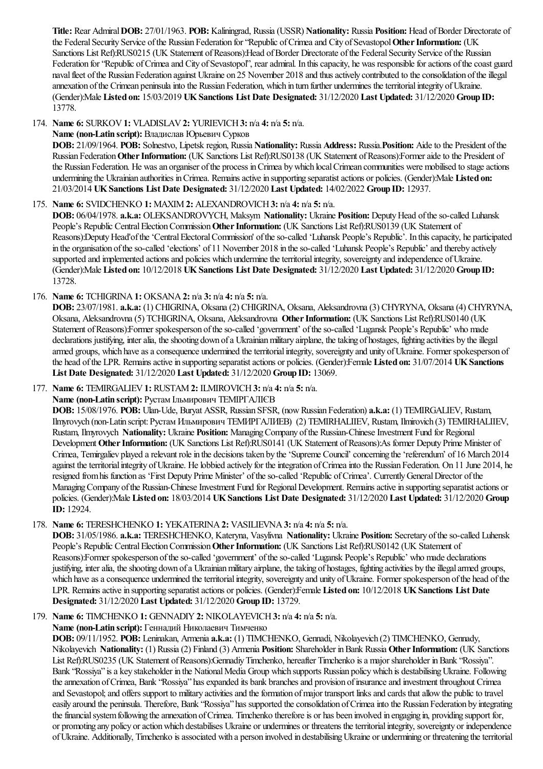**Title:** Rear Admiral **DOB:** 27/01/1963. **POB:** Kaliningrad, Russia (USSR) **Nationality:** Russia **Position:** Head of Border Directorate of the Federal Security Service of the Russian Federation for "Republic of Crimea and City of Sevastopol **Other Information:** (UK Sanctions List Ref):RUS0215 (UK Statement of Reasons):Head of Border Directorate of the Federal Security Service of the Russian Federation for "Republic of Crimea and City of Sevastopol", rear admiral. In this capacity, he was responsible for actions of the coast guard naval fleet of the Russian Federation against Ukraine on 25 November 2018 and thus actively contributed to the consolidation of the illegal annexation of the Crimean peninsula into the Russian Federation, which in turn further undermines the territorial integrity of Ukraine. (Gender):Male **Listed on:** 15/03/2019 **UK Sanctions List Date Designated:** 31/12/2020 **Last Updated:** 31/12/2020 **Group ID:** 13778.

174. **Name 6:** SURKOV **1:** VLADISLAV **2:** YURIEVICH **3:** n/a **4:** n/a **5:** n/a.
**Name (non-Latin script):** Владислав Юрьевич Сурков
**DOB:** 21/09/1964. **POB:** Solnestvo, Lipetsk region, Russia **Nationality:** Russia **Address:** Russia.**Position:** Aide to the President of the Russian Federation **Other Information:** (UK Sanctions List Ref):RUS0138 (UK Statement of Reasons):Former aide to the President of the Russian Federation. He was an organiser of the process in Crimea by which local Crimean communities were mobilised to stage actions undermining the Ukrainian authorities in Crimea. Remains active in supporting separatist actions or policies. (Gender):Male **Listed on:** 21/03/2014 **UK Sanctions List Date Designated:** 31/12/2020 **Last Updated:** 14/02/2022 **Group ID:** 12937.

175. **Name 6:** SVIDCHENKO **1:** MAXIM **2:** ALEXANDROVICH **3:** n/a **4:** n/a **5:** n/a.
**DOB:** 06/04/1978. **a.k.a:** OLEKSANDROVYCH, Maksym **Nationality:** Ukraine **Position:** Deputy Head of the so-called Luhansk People's Republic Central Election Commission **Other Information:** (UK Sanctions List Ref):RUS0139 (UK Statement of Reasons):Deputy Head'of the 'Central Electoral Commission' of the so-called 'Luhansk People's Republic'. In this capacity, he participated in the organisation of the so-called 'elections' of 11 November 2018 in the so-called 'Luhansk People's Republic' and thereby actively supported and implemented actions and policies which undermine the territorial integrity, sovereignty and independence of Ukraine. (Gender):Male **Listed on:** 10/12/2018 **UK Sanctions List Date Designated:** 31/12/2020 **Last Updated:** 31/12/2020 **Group ID:** 13728.

176. **Name 6:** TCHIGRINA **1:** OKSANA **2:** n/a **3:** n/a **4:** n/a **5:** n/a.
**DOB:** 23/07/1981. **a.k.a:** (1) CHIGRINA, Oksana (2) CHIGRINA, Oksana, Aleksandrovna (3) CHYRYNA, Oksana (4) CHYRYNA, Oksana, Aleksandrovna (5) TCHIGRINA, Oksana, Aleksandrovna **Other Information:** (UK Sanctions List Ref):RUS0140 (UK Statement of Reasons):Former spokesperson of the so-called 'government' of the so-called 'Lugansk People's Republic' who made declarations justifying, inter alia, the shooting down of a Ukrainian military airplane, the taking of hostages, fighting activities by the illegal armed groups, which have as a consequence undermined the territorial integrity, sovereignty and unity of Ukraine. Former spokesperson of the head of the LPR. Remains active in supporting separatist actions or policies. (Gender):Female **Listed on:** 31/07/2014 **UK Sanctions List Date Designated:** 31/12/2020 **Last Updated:** 31/12/2020 **Group ID:** 13069.

177. **Name 6:** TEMIRGALIEV **1:** RUSTAM **2:** ILMIROVICH **3:** n/a **4:** n/a **5:** n/a.
**Name (non-Latin script):** Рустам Ільмирович ТЕМІРГАЛІЄВ
**DOB:** 15/08/1976. **POB:** Ulan-Ude, Buryat ASSR, Russian SFSR, (now Russian Federation) **a.k.a:** (1) TEMIRGALIEV, Rustam, Ilmyrovych (non-Latin script: Рустам Ильмирович ТЕМИРГАЛИЕВ) (2) TEMIRHALIIEV, Rustam, Ilmirovich (3) TEMIRHALIIEV, Rustam, Ilmyrovych **Nationality:** Ukraine **Position:** Managing Company of the Russian-Chinese Investment Fund for Regional Development **Other Information:** (UK Sanctions List Ref):RUS0141 (UK Statement of Reasons):As former Deputy Prime Minister of Crimea, Temirgaliev played a relevant role in the decisions taken by the 'Supreme Council' concerning the 'referendum' of 16 March 2014 against the territorial integrity of Ukraine. He lobbied actively for the integration of Crimea into the Russian Federation. On 11 June 2014, he resigned from his function as 'First Deputy Prime Minister' of the so-called 'Republic of Crimea'. Currently General Director of the Managing Company of the Russian-Chinese Investment Fund for Regional Development. Remains active in supporting separatist actions or policies. (Gender):Male **Listed on:** 18/03/2014 **UK Sanctions List Date Designated:** 31/12/2020 **Last Updated:** 31/12/2020 **Group ID:** 12924.

178. **Name 6:** TERESHCHENKO **1:** YEKATERINA **2:** VASILIEVNA **3:** n/a **4:** n/a **5:** n/a.
**DOB:** 31/05/1986. **a.k.a:** TERESHCHENKO, Kateryna, Vasylivna **Nationality:** Ukraine **Position:** Secretary of the so-called Luhensk People's Republic Central Election Commission **Other Information:** (UK Sanctions List Ref):RUS0142 (UK Statement of Reasons):Former spokesperson of the so-called 'government' of the so-called 'Lugansk People's Republic' who made declarations justifying, inter alia, the shooting down of a Ukrainian military airplane, the taking of hostages, fighting activities by the illegal armed groups, which have as a consequence undermined the territorial integrity, sovereignty and unity of Ukraine. Former spokesperson of the head of the LPR. Remains active in supporting separatist actions or policies. (Gender):Female **Listed on:** 10/12/2018 **UK Sanctions List Date Designated:** 31/12/2020 **Last Updated:** 31/12/2020 **Group ID:** 13729.

179. **Name 6:** TIMCHENKO **1:** GENNADIY **2:** NIKOLAYEVICH **3:** n/a **4:** n/a **5:** n/a.
**Name (non-Latin script):** Геннадий Николаевич Тимченко
**DOB:** 09/11/1952. **POB:** Leninakan, Armenia **a.k.a:** (1) TIMCHENKO, Gennadi, Nikolayevich (2) TIMCHENKO, Gennady, Nikolayevich **Nationality:** (1) Russia (2) Finland (3) Armenia **Position:** Shareholder in Bank Russia **Other Information:** (UK Sanctions List Ref):RUS0235 (UK Statement of Reasons):Gennadiy Timchenko, hereafter Timchenko is a major shareholder in Bank "Rossiya". Bank "Rossiya" is a key stakeholder in the National Media Group which supports Russian policy which is destabilising Ukraine. Following the annexation of Crimea, Bank "Rossiya" has expanded its bank branches and provision of insurance and investment throughout Crimea and Sevastopol; and offers support to military activities and the formation of major transport links and cards that allow the public to travel easily around the peninsula. Therefore, Bank "Rossiya" has supported the consolidation of Crimea into the Russian Federation by integrating the financial system following the annexation of Crimea. Timchenko therefore is or has been involved in engaging in, providing support for, or promoting any policy or action which destabilises Ukraine or undermines or threatens the territorial integrity, sovereignty or independence of Ukraine. Additionally, Timchenko is associated with a person involved in destabilising Ukraine or undermining or threatening the territorial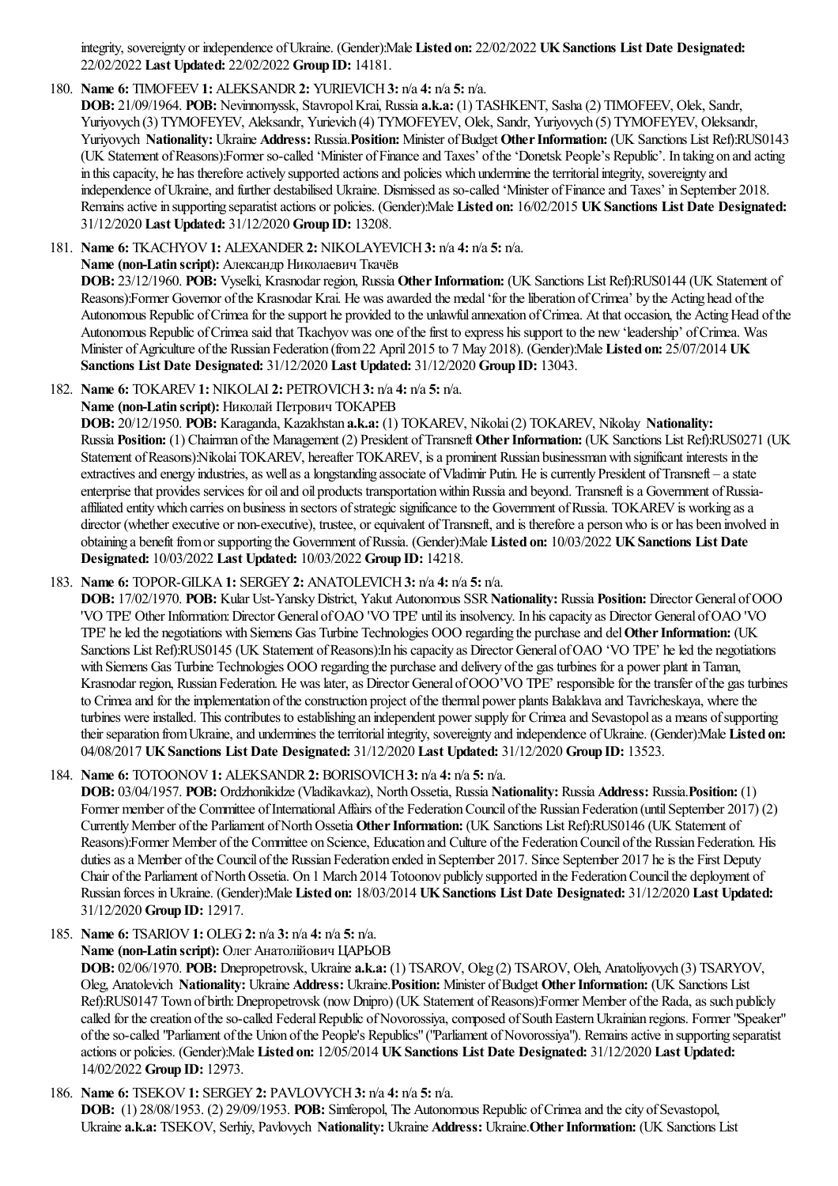integrity, sovereignty or independence of Ukraine. (Gender):Male **Listed on:** 22/02/2022 **UK Sanctions List Date Designated:** 22/02/2022 **Last Updated:** 22/02/2022 **Group ID:** 14181.

180. **Name 6:** TIMOFEEV **1:** ALEKSANDR **2:** YURIEVICH **3:** n/a **4:** n/a **5:** n/a.
**DOB:** 21/09/1964. **POB:** Nevinnomyssk, Stavropol Krai, Russia **a.k.a:** (1) TASHKENT, Sasha (2) TIMOFEEV, Olek, Sandr, Yuriyovych (3) TYMOFEYEV, Aleksandr, Yurievich (4) TYMOFEYEV, Olek, Sandr, Yuriyovych (5) TYMOFEYEV, Oleksandr, Yuriyovych **Nationality:** Ukraine **Address:** Russia.**Position:** Minister of Budget **Other Information:** (UK Sanctions List Ref):RUS0143 (UK Statement of Reasons):Former so-called 'Minister of Finance and Taxes' of the 'Donetsk People's Republic'. In taking on and acting in this capacity, he has therefore actively supported actions and policies which undermine the territorial integrity, sovereignty and independence of Ukraine, and further destabilised Ukraine. Dismissed as so-called 'Minister of Finance and Taxes' in September 2018. Remains active in supporting separatist actions or policies. (Gender):Male **Listed on:** 16/02/2015 **UK Sanctions List Date Designated:** 31/12/2020 **Last Updated:** 31/12/2020 **Group ID:** 13208.

181. **Name 6:** TKACHYOV **1:** ALEXANDER **2:** NIKOLAYEVICH **3:** n/a **4:** n/a **5:** n/a.
**Name (non-Latin script):** Александр Николаевич Ткачёв
**DOB:** 23/12/1960. **POB:** Vyselki, Krasnodar region, Russia **Other Information:** (UK Sanctions List Ref):RUS0144 (UK Statement of Reasons):Former Governor of the Krasnodar Krai. He was awarded the medal 'for the liberation of Crimea' by the Acting head of the Autonomous Republic of Crimea for the support he provided to the unlawful annexation of Crimea. At that occasion, the Acting Head of the Autonomous Republic of Crimea said that Tkachyov was one of the first to express his support to the new 'leadership' of Crimea. Was Minister of Agriculture of the Russian Federation (from 22 April 2015 to 7 May 2018). (Gender):Male **Listed on:** 25/07/2014 **UK Sanctions List Date Designated:** 31/12/2020 **Last Updated:** 31/12/2020 **Group ID:** 13043.

182. **Name 6:** TOKAREV **1:** NIKOLAI **2:** PETROVICH **3:** n/a **4:** n/a **5:** n/a.
**Name (non-Latin script):** Николай Петрович ТОКАРЕВ
**DOB:** 20/12/1950. **POB:** Karaganda, Kazakhstan **a.k.a:** (1) TOKAREV, Nikolai (2) TOKAREV, Nikolay **Nationality:** Russia **Position:** (1) Chairman of the Management (2) President of Transneft **Other Information:** (UK Sanctions List Ref):RUS0271 (UK Statement of Reasons):Nikolai TOKAREV, hereafter TOKAREV, is a prominent Russian businessman with significant interests in the extractives and energy industries, as well as a longstanding associate of Vladimir Putin. He is currently President of Transneft – a state enterprise that provides services for oil and oil products transportation within Russia and beyond. Transneft is a Government of Russia-affiliated entity which carries on business in sectors of strategic significance to the Government of Russia. TOKAREV is working as a director (whether executive or non-executive), trustee, or equivalent of Transneft, and is therefore a person who is or has been involved in obtaining a benefit from or supporting the Government of Russia. (Gender):Male **Listed on:** 10/03/2022 **UK Sanctions List Date Designated:** 10/03/2022 **Last Updated:** 10/03/2022 **Group ID:** 14218.

183. **Name 6:** TOPOR-GILKA **1:** SERGEY **2:** ANATOLEVICH **3:** n/a **4:** n/a **5:** n/a.
**DOB:** 17/02/1970. **POB:** Kular Ust-Yansky District, Yakut Autonomous SSR **Nationality:** Russia **Position:** Director General of OOO 'VO TPE' Other Information: Director General of OAO 'VO TPE' until its insolvency. In his capacity as Director General of OAO 'VO TPE' he led the negotiations with Siemens Gas Turbine Technologies OOO regarding the purchase and del **Other Information:** (UK Sanctions List Ref):RUS0145 (UK Statement of Reasons):In his capacity as Director General of OAO 'VO TPE' he led the negotiations with Siemens Gas Turbine Technologies OOO regarding the purchase and delivery of the gas turbines for a power plant in Taman, Krasnodar region, Russian Federation. He was later, as Director General of OOO'VO TPE' responsible for the transfer of the gas turbines to Crimea and for the implementation of the construction project of the thermal power plants Balaklava and Tavricheskaya, where the turbines were installed. This contributes to establishing an independent power supply for Crimea and Sevastopol as a means of supporting their separation from Ukraine, and undermines the territorial integrity, sovereignty and independence of Ukraine. (Gender):Male **Listed on:** 04/08/2017 **UK Sanctions List Date Designated:** 31/12/2020 **Last Updated:** 31/12/2020 **Group ID:** 13523.

184. **Name 6:** TOTOONOV **1:** ALEKSANDR **2:** BORISOVICH **3:** n/a **4:** n/a **5:** n/a.
**DOB:** 03/04/1957. **POB:** Ordzhonikidze (Vladikavkaz), North Ossetia, Russia **Nationality:** Russia **Address:** Russia.**Position:** (1) Former member of the Committee of International Affairs of the Federation Council of the Russian Federation (until September 2017) (2) Currently Member of the Parliament of North Ossetia **Other Information:** (UK Sanctions List Ref):RUS0146 (UK Statement of Reasons):Former Member of the Committee on Science, Education and Culture of the Federation Council of the Russian Federation. His duties as a Member of the Council of the Russian Federation ended in September 2017. Since September 2017 he is the First Deputy Chair of the Parliament of North Ossetia. On 1 March 2014 Totoonov publicly supported in the Federation Council the deployment of Russian forces in Ukraine. (Gender):Male **Listed on:** 18/03/2014 **UK Sanctions List Date Designated:** 31/12/2020 **Last Updated:** 31/12/2020 **Group ID:** 12917.

185. **Name 6:** TSARIOV **1:** OLEG **2:** n/a **3:** n/a **4:** n/a **5:** n/a.
**Name (non-Latin script):** Олег Анатолійович ЦАРЬОВ
**DOB:** 02/06/1970. **POB:** Dnepropetrovsk, Ukraine **a.k.a:** (1) TSAROV, Oleg (2) TSAROV, Oleh, Anatoliyovych (3) TSARYOV, Oleg, Anatolevich **Nationality:** Ukraine **Address:** Ukraine.**Position:** Minister of Budget **Other Information:** (UK Sanctions List Ref):RUS0147 Town of birth: Dnepropetrovsk (now Dnipro) (UK Statement of Reasons):Former Member of the Rada, as such publicly called for the creation of the so-called Federal Republic of Novorossiya, composed of South Eastern Ukrainian regions. Former "Speaker" of the so-called "Parliament of the Union of the People's Republics" ("Parliament of Novorossiya"). Remains active in supporting separatist actions or policies. (Gender):Male **Listed on:** 12/05/2014 **UK Sanctions List Date Designated:** 31/12/2020 **Last Updated:** 14/02/2022 **Group ID:** 12973.

186. **Name 6:** TSEKOV **1:** SERGEY **2:** PAVLOVYCH **3:** n/a **4:** n/a **5:** n/a.
**DOB:** (1) 28/08/1953. (2) 29/09/1953. **POB:** Simferopol, The Autonomous Republic of Crimea and the city of Sevastopol, Ukraine **a.k.a:** TSEKOV, Serhiy, Pavlovych **Nationality:** Ukraine **Address:** Ukraine.**Other Information:** (UK Sanctions List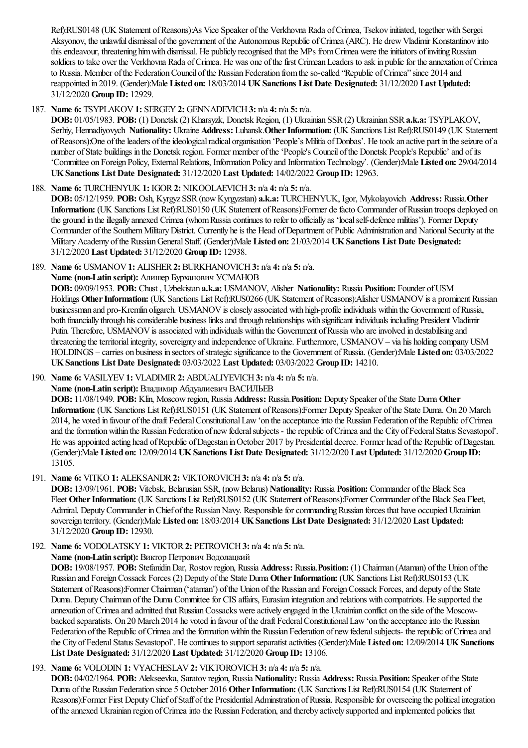Ref):RUS0148 (UK Statement of Reasons):As Vice Speaker of the Verkhovna Rada of Crimea, Tsekov initiated, together with Sergei Aksyonov, the unlawful dismissal of the government of the Autonomous Republic of Crimea (ARC). He drew Vladimir Konstantinov into this endeavour, threatening him with dismissal. He publicly recognised that the MPs from Crimea were the initiators of inviting Russian soldiers to take over the Verkhovna Rada of Crimea. He was one of the first Crimean Leaders to ask in public for the annexation of Crimea to Russia. Member of the Federation Council of the Russian Federation from the so-called "Republic of Crimea" since 2014 and reappointed in 2019. (Gender):Male **Listed on:** 18/03/2014 **UK Sanctions List Date Designated:** 31/12/2020 **Last Updated:** 31/12/2020 **Group ID:** 12929.

187. **Name 6:** TSYPLAKOV **1:** SERGEY **2:** GENNADEVICH **3:** n/a **4:** n/a **5:** n/a.
**DOB:** 01/05/1983. **POB:** (1) Donetsk (2) Kharsyzk, Donetsk Region, (1) Ukrainian SSR (2) Ukrainian SSR **a.k.a:** TSYPLAKOV, Serhiy, Hennadiyovych **Nationality:** Ukraine **Address:** Luhansk.**Other Information:** (UK Sanctions List Ref):RUS0149 (UK Statement of Reasons):One of the leaders of the ideological radical organisation 'People's Militia of Donbas'. He took an active part in the seizure of a number of State buildings in the Donetsk region. Former member of the 'People's Council of the Donetsk People's Republic' and of its 'Committee on Foreign Policy, External Relations, Information Policy and Information Technology'. (Gender):Male **Listed on:** 29/04/2014 **UK Sanctions List Date Designated:** 31/12/2020 **Last Updated:** 14/02/2022 **Group ID:** 12963.

188. **Name 6:** TURCHENYUK **1:** IGOR **2:** NIKOOLAEVICH **3:** n/a **4:** n/a **5:** n/a.
**DOB:** 05/12/1959. **POB:** Osh, Kyrgyz SSR (now Kyrgyzstan) **a.k.a:** TURCHENYUK, Igor, Mykolayovich **Address:** Russia.**Other Information:** (UK Sanctions List Ref):RUS0150 (UK Statement of Reasons):Former de facto Commander of Russian troops deployed on the ground in the illegally annexed Crimea (whom Russia continues to refer to officially as 'local self-defence militias'). Former Deputy Commander of the Southern Military District. Currently he is the Head of Department of Public Administration and National Security at the Military Academy of the Russian General Staff. (Gender):Male **Listed on:** 21/03/2014 **UK Sanctions List Date Designated:** 31/12/2020 **Last Updated:** 31/12/2020 **Group ID:** 12938.

189. **Name 6:** USMANOV **1:** ALISHER **2:** BURKHANOVICH **3:** n/a **4:** n/a **5:** n/a.
**Name (non-Latin script):** Алишер Бурханович УСМАНОВ
**DOB:** 09/09/1953. **POB:** Chust , Uzbekistan **a.k.a:** USMANOV, Alisher **Nationality:** Russia **Position:** Founder of USM Holdings **Other Information:** (UK Sanctions List Ref):RUS0266 (UK Statement of Reasons):Alisher USMANOV is a prominent Russian businessman and pro-Kremlin oligarch. USMANOV is closely associated with high-profile individuals within the Government of Russia, both financially through his considerable business links and through relationships with significant individuals including President Vladimir Putin. Therefore, USMANOV is associated with individuals within the Government of Russia who are involved in destabilising and threatening the territorial integrity, sovereignty and independence of Ukraine. Furthermore, USMANOV – via his holding company USM HOLDINGS – carries on business in sectors of strategic significance to the Government of Russia. (Gender):Male **Listed on:** 03/03/2022 **UK Sanctions List Date Designated:** 03/03/2022 **Last Updated:** 03/03/2022 **Group ID:** 14210.

190. **Name 6:** VASILYEV **1:** VLADIMIR **2:** ABDUALIYEVICH **3:** n/a **4:** n/a **5:** n/a.
**Name (non-Latin script):** Владимир Абдуалиевич ВАСИЛЬЕВ
**DOB:** 11/08/1949. **POB:** Klin, Moscow region, Russia **Address:** Russia.**Position:** Deputy Speaker of the State Duma **Other Information:** (UK Sanctions List Ref):RUS0151 (UK Statement of Reasons):Former Deputy Speaker of the State Duma. On 20 March 2014, he voted in favour of the draft Federal Constitutional Law 'on the acceptance into the Russian Federation of the Republic of Crimea and the formation within the Russian Federation of new federal subjects - the republic of Crimea and the City of Federal Status Sevastopol'. He was appointed acting head of Republic of Dagestan in October 2017 by Presidential decree. Former head of the Republic of Dagestan. (Gender):Male **Listed on:** 12/09/2014 **UK Sanctions List Date Designated:** 31/12/2020 **Last Updated:** 31/12/2020 **Group ID:** 13105.

191. **Name 6:** VITKO **1:** ALEKSANDR **2:** VIKTOROVICH **3:** n/a **4:** n/a **5:** n/a.
**DOB:** 13/09/1961. **POB:** Vitebsk, Belarusian SSR, (now Belarus) **Nationality:** Russia **Position:** Commander of the Black Sea Fleet **Other Information:** (UK Sanctions List Ref):RUS0152 (UK Statement of Reasons):Former Commander of the Black Sea Fleet, Admiral. Deputy Commander in Chief of the Russian Navy. Responsible for commanding Russian forces that have occupied Ukrainian sovereign territory. (Gender):Male **Listed on:** 18/03/2014 **UK Sanctions List Date Designated:** 31/12/2020 **Last Updated:** 31/12/2020 **Group ID:** 12930.

192. **Name 6:** VODOLATSKY **1:** VIKTOR **2:** PETROVICH **3:** n/a **4:** n/a **5:** n/a.
**Name (non-Latin script):** Виктор Петрович Водолацкий
**DOB:** 19/08/1957. **POB:** Stefanidin Dar, Rostov region, Russia **Address:** Russia.**Position:** (1) Chairman (Ataman) of the Union of the Russian and Foreign Cossack Forces (2) Deputy of the State Duma **Other Information:** (UK Sanctions List Ref):RUS0153 (UK Statement of Reasons):Former Chairman ('ataman') of the Union of the Russian and Foreign Cossack Forces, and deputy of the State Duma. Deputy Chairman of the Duma Committee for CIS affairs, Eurasian integration and relations with compatriots. He supported the annexation of Crimea and admitted that Russian Cossacks were actively engaged in the Ukrainian conflict on the side of the Moscow-backed separatists. On 20 March 2014 he voted in favour of the draft Federal Constitutional Law 'on the acceptance into the Russian Federation of the Republic of Crimea and the formation within the Russian Federation of new federal subjects- the republic of Crimea and the City of Federal Status Sevastopol'. He continues to support separatist activities (Gender):Male **Listed on:** 12/09/2014 **UK Sanctions List Date Designated:** 31/12/2020 **Last Updated:** 31/12/2020 **Group ID:** 13106.

193. **Name 6:** VOLODIN **1:** VYACHESLAV **2:** VIKTOROVICH **3:** n/a **4:** n/a **5:** n/a.
**DOB:** 04/02/1964. **POB:** Alekseevka, Saratov region, Russia **Nationality:** Russia **Address:** Russia.**Position:** Speaker of the State Duma of the Russian Federation since 5 October 2016 **Other Information:** (UK Sanctions List Ref):RUS0154 (UK Statement of Reasons):Former First Deputy Chief of Staff of the Presidential Adminstration of Russia. Responsible for overseeing the political integration of the annexed Ukrainian region of Crimea into the Russian Federation, and thereby actively supported and implemented policies that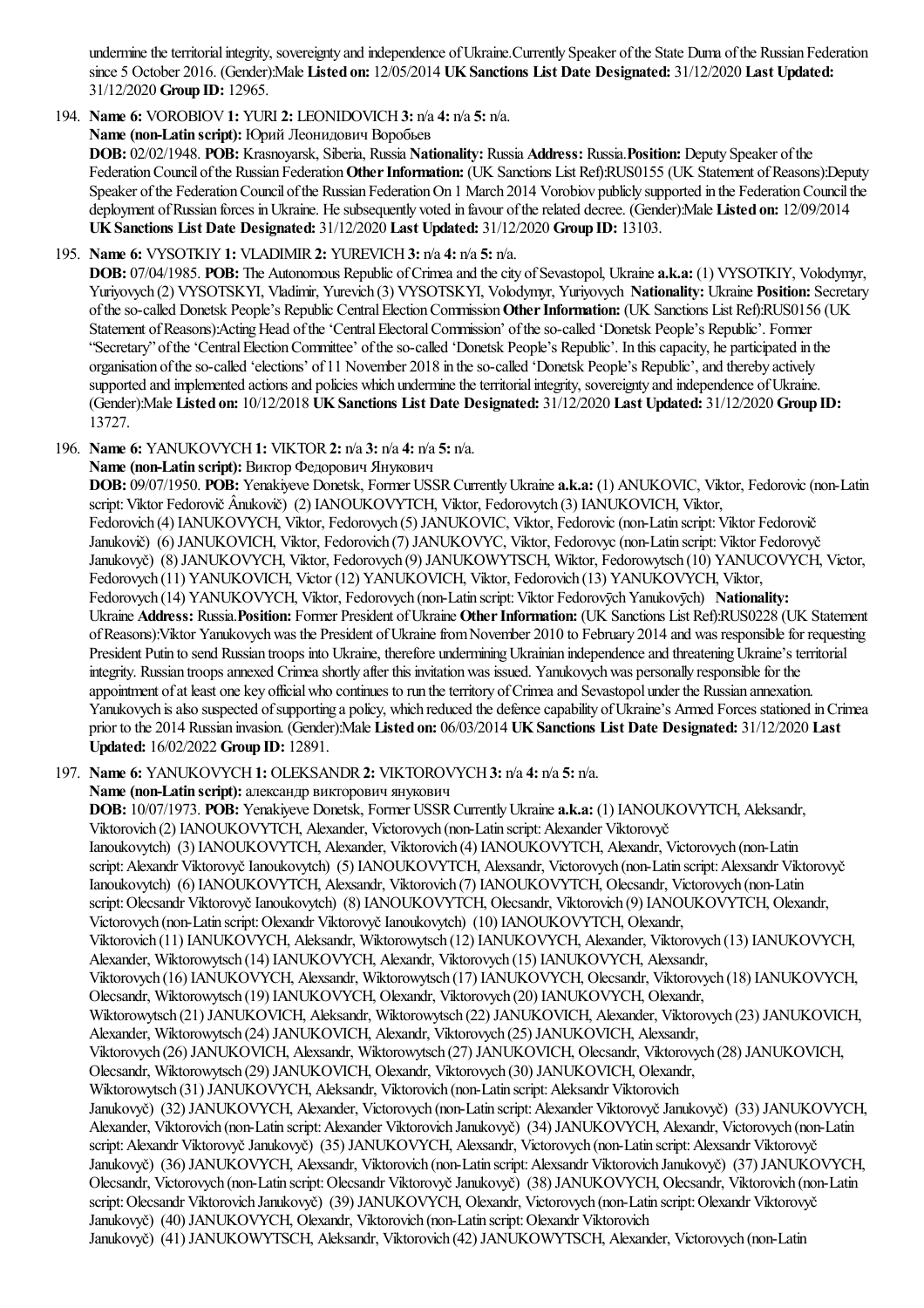undermine the territorial integrity, sovereignty and independence of Ukraine.Currently Speaker of the State Duma of the Russian Federation since 5 October 2016. (Gender):Male **Listed on:** 12/05/2014 **UK Sanctions List Date Designated:** 31/12/2020 **Last Updated:** 31/12/2020 **Group ID:** 12965.

194. **Name 6:** VOROBIOV **1:** YURI **2:** LEONIDOVICH **3:** n/a **4:** n/a **5:** n/a.
**Name (non-Latin script):** Юрий Леонидович Воробьев
**DOB:** 02/02/1948. **POB:** Krasnoyarsk, Siberia, Russia **Nationality:** Russia **Address:** Russia.**Position:** Deputy Speaker of the Federation Council of the Russian Federation **Other Information:** (UK Sanctions List Ref):RUS0155 (UK Statement of Reasons):Deputy Speaker of the Federation Council of the Russian Federation On 1 March 2014 Vorobiov publicly supported in the Federation Council the deployment of Russian forces in Ukraine. He subsequently voted in favour of the related decree. (Gender):Male **Listed on:** 12/09/2014 **UK Sanctions List Date Designated:** 31/12/2020 **Last Updated:** 31/12/2020 **Group ID:** 13103.

195. **Name 6:** VYSOTKIY **1:** VLADIMIR **2:** YUREVICH **3:** n/a **4:** n/a **5:** n/a.
**DOB:** 07/04/1985. **POB:** The Autonomous Republic of Crimea and the city of Sevastopol, Ukraine **a.k.a:** (1) VYSOTKIY, Volodymyr, Yuriyovych (2) VYSOTSKYI, Vladimir, Yurevich (3) VYSOTSKYI, Volodymyr, Yuriyovych **Nationality:** Ukraine **Position:** Secretary of the so-called Donetsk People's Republic Central Election Commission **Other Information:** (UK Sanctions List Ref):RUS0156 (UK Statement of Reasons):Acting Head of the 'Central Electoral Commission' of the so-called 'Donetsk People's Republic'. Former "Secretary" of the 'Central Election Committee' of the so-called 'Donetsk People's Republic'. In this capacity, he participated in the organisation of the so-called 'elections' of 11 November 2018 in the so-called 'Donetsk People's Republic', and thereby actively supported and implemented actions and policies which undermine the territorial integrity, sovereignty and independence of Ukraine. (Gender):Male **Listed on:** 10/12/2018 **UK Sanctions List Date Designated:** 31/12/2020 **Last Updated:** 31/12/2020 **Group ID:** 13727.

196. **Name 6:** YANUKOVYCH **1:** VIKTOR **2:** n/a **3:** n/a **4:** n/a **5:** n/a.
**Name (non-Latin script):** Виктор Федорович Янукович
**DOB:** 09/07/1950. **POB:** Yenakiyeve Donetsk, Former USSR Currently Ukraine **a.k.a:** (1) ANUKOVIC, Viktor, Fedorovic (non-Latin script: Viktor Fedorovič Ânukovič) (2) IANOUKOVYTCH, Viktor, Fedorovytch (3) IANUKOVICH, Viktor, Fedorovich (4) IANUKOVYCH, Viktor, Fedorovych (5) JANUKOVIC, Viktor, Fedorovic (non-Latin script: Viktor Fedorovič Janukovič) (6) JANUKOVICH, Viktor, Fedorovich (7) JANUKOVYC, Viktor, Fedorovyc (non-Latin script: Viktor Fedorovyč Janukovyč) (8) JANUKOVYCH, Viktor, Fedorovych (9) JANUKOWYTSCH, Wiktor, Fedorowytsch (10) YANUCOVYCH, Victor, Fedorovych (11) YANUKOVICH, Victor (12) YANUKOVICH, Viktor, Fedorovich (13) YANUKOVYCH, Viktor, Fedorovych (14) YANUKOVYCH, Viktor, Fedorovych (non-Latin script: Viktor Fedorovȳch Yanukovȳch) **Nationality:** Ukraine **Address:** Russia.**Position:** Former President of Ukraine **Other Information:** (UK Sanctions List Ref):RUS0228 (UK Statement of Reasons):Viktor Yanukovych was the President of Ukraine from November 2010 to February 2014 and was responsible for requesting President Putin to send Russian troops into Ukraine, therefore undermining Ukrainian independence and threatening Ukraine's territorial integrity. Russian troops annexed Crimea shortly after this invitation was issued. Yanukovych was personally responsible for the appointment of at least one key official who continues to run the territory of Crimea and Sevastopol under the Russian annexation. Yanukovych is also suspected of supporting a policy, which reduced the defence capability of Ukraine's Armed Forces stationed in Crimea prior to the 2014 Russian invasion. (Gender):Male **Listed on:** 06/03/2014 **UK Sanctions List Date Designated:** 31/12/2020 **Last Updated:** 16/02/2022 **Group ID:** 12891.

197. **Name 6:** YANUKOVYCH **1:** OLEKSANDR **2:** VIKTOROVYCH **3:** n/a **4:** n/a **5:** n/a.
**Name (non-Latin script):** александр викторович янукович
**DOB:** 10/07/1973. **POB:** Yenakiyeve Donetsk, Former USSR Currently Ukraine **a.k.a:** (1) IANOUKOVYTCH, Aleksandr, Viktorovich (2) IANOUKOVYTCH, Alexander, Victorovych (non-Latin script: Alexander Viktorovyč Ianoukovytch) (3) IANOUKOVYTCH, Alexander, Viktorovich (4) IANOUKOVYTCH, Alexandr, Victorovych (non-Latin script: Alexandr Viktorovyč Ianoukovytch) (5) IANOUKOVYTCH, Alexsandr, Victorovych (non-Latin script: Alexsandr Viktorovyč Ianoukovytch) (6) IANOUKOVYTCH, Alexsandr, Viktorovich (7) IANOUKOVYTCH, Olecsandr, Victorovych (non-Latin script: Olecsandr Viktorovyč Ianoukovytch) (8) IANOUKOVYTCH, Olecsandr, Viktorovich (9) IANOUKOVYTCH, Olexandr, Victorovych (non-Latin script: Olexandr Viktorovyč Ianoukovytch) (10) IANOUKOVYTCH, Olexandr, Viktorovich (11) IANUKOVYCH, Aleksandr, Wiktorowytsch (12) IANUKOVYCH, Alexander, Viktorovych (13) IANUKOVYCH, Alexander, Wiktorowytsch (14) IANUKOVYCH, Alexandr, Viktorovych (15) IANUKOVYCH, Alexsandr, Viktorovych (16) IANUKOVYCH, Alexsandr, Wiktorowytsch (17) IANUKOVYCH, Olecsandr, Viktorovych (18) IANUKOVYCH, Olecsandr, Wiktorowytsch (19) IANUKOVYCH, Olexandr, Viktorovych (20) IANUKOVYCH, Olexandr, Wiktorowytsch (21) JANUKOVICH, Aleksandr, Wiktorowytsch (22) JANUKOVICH, Alexander, Viktorovych (23) JANUKOVICH, Alexander, Wiktorowytsch (24) JANUKOVICH, Alexandr, Viktorovych (25) JANUKOVICH, Alexsandr, Viktorovych (26) JANUKOVICH, Alexsandr, Wiktorowytsch (27) JANUKOVICH, Olecsandr, Viktorovych (28) JANUKOVICH, Olecsandr, Wiktorowytsch (29) JANUKOVICH, Olexandr, Viktorovych (30) JANUKOVICH, Olexandr, Wiktorowytsch (31) JANUKOVYCH, Aleksandr, Viktorovich (non-Latin script: Aleksandr Viktorovich Janukovyč) (32) JANUKOVYCH, Alexander, Victorovych (non-Latin script: Alexander Viktorovyč Janukovyč) (33) JANUKOVYCH, Alexander, Viktorovich (non-Latin script: Alexander Viktorovich Janukovyč) (34) JANUKOVYCH, Alexandr, Victorovych (non-Latin script: Alexandr Viktorovyč Janukovyč) (35) JANUKOVYCH, Alexsandr, Victorovych (non-Latin script: Alexsandr Viktorovyč Janukovyč) (36) JANUKOVYCH, Alexsandr, Viktorovich (non-Latin script: Alexsandr Viktorovich Janukovyč) (37) JANUKOVYCH, Olecsandr, Victorovych (non-Latin script: Olecsandr Viktorovyč Janukovyč) (38) JANUKOVYCH, Olecsandr, Viktorovich (non-Latin script: Olecsandr Viktorovich Janukovyč) (39) JANUKOVYCH, Olexandr, Victorovych (non-Latin script: Olexandr Viktorovyč Janukovyč) (40) JANUKOVYCH, Olexandr, Viktorovich (non-Latin script: Olexandr Viktorovich Janukovyč) (41) JANUKOWYTSCH, Aleksandr, Viktorovich (42) JANUKOWYTSCH, Alexander, Victorovych (non-Latin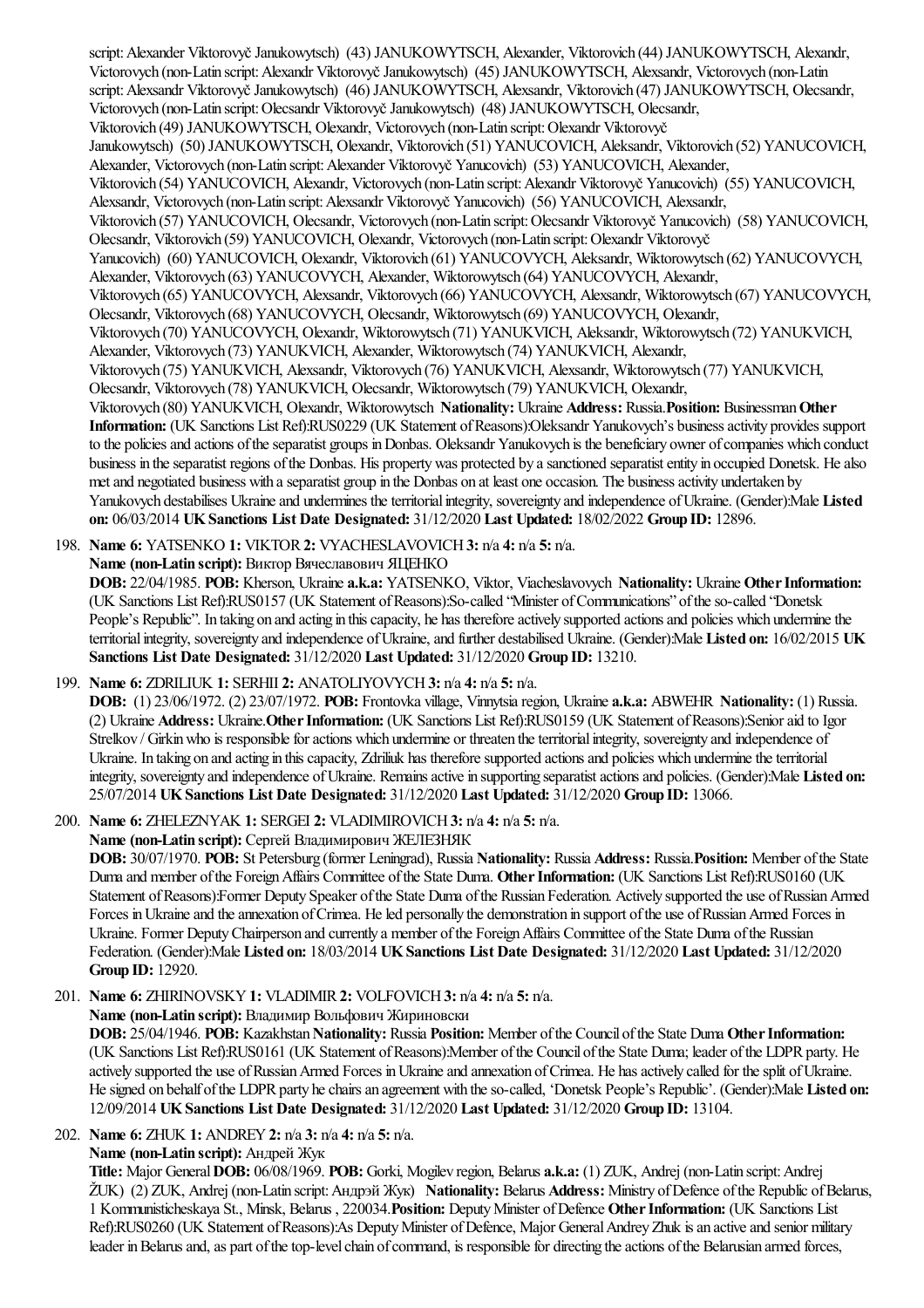script: Alexander Viktorovyč Janukowytsch) (43) JANUKOWYTSCH, Alexander, Viktorovich (44) JANUKOWYTSCH, Alexandr, Victorovych (non-Latin script: Alexandr Viktorovyč Janukowytsch) (45) JANUKOWYTSCH, Alexsandr, Victorovych (non-Latin script: Alexsandr Viktorovyč Janukowytsch) (46) JANUKOWYTSCH, Alexsandr, Viktorovich (47) JANUKOWYTSCH, Olecsandr, Victorovych (non-Latin script: Olecsandr Viktorovyč Janukowytsch) (48) JANUKOWYTSCH, Olecsandr, Viktorovich (49) JANUKOWYTSCH, Olexandr, Victorovych (non-Latin script: Olexandr Viktorovyč Janukowytsch) (50) JANUKOWYTSCH, Olexandr, Viktorovich (51) YANUCOVICH, Aleksandr, Viktorovich (52) YANUCOVICH, Alexander, Victorovych (non-Latin script: Alexander Viktorovyč Yanucovich) (53) YANUCOVICH, Alexander, Viktorovich (54) YANUCOVICH, Alexandr, Victorovych (non-Latin script: Alexandr Viktorovyč Yanucovich) (55) YANUCOVICH, Alexsandr, Victorovych (non-Latin script: Alexsandr Viktorovyč Yanucovich) (56) YANUCOVICH, Alexsandr, Viktorovich (57) YANUCOVICH, Olecsandr, Victorovych (non-Latin script: Olecsandr Viktorovyč Yanucovich) (58) YANUCOVICH, Olecsandr, Viktorovich (59) YANUCOVICH, Olexandr, Victorovych (non-Latin script: Olexandr Viktorovyč Yanucovich) (60) YANUCOVICH, Olexandr, Viktorovich (61) YANUCOVYCH, Aleksandr, Wiktorowytsch (62) YANUCOVYCH, Alexander, Viktorovych (63) YANUCOVYCH, Alexander, Wiktorowytsch (64) YANUCOVYCH, Alexandr, Viktorovych (65) YANUCOVYCH, Alexsandr, Viktorovych (66) YANUCOVYCH, Alexsandr, Wiktorowytsch (67) YANUCOVYCH, Olecsandr, Viktorovych (68) YANUCOVYCH, Olecsandr, Wiktorowytsch (69) YANUCOVYCH, Olexandr, Viktorovych (70) YANUCOVYCH, Olexandr, Wiktorowytsch (71) YANUKVICH, Aleksandr, Wiktorowytsch (72) YANUKVICH, Alexander, Viktorovych (73) YANUKVICH, Alexander, Wiktorowytsch (74) YANUKVICH, Alexandr, Viktorovych (75) YANUKVICH, Alexsandr, Viktorovych (76) YANUKVICH, Alexsandr, Wiktorowytsch (77) YANUKVICH, Olecsandr, Viktorovych (78) YANUKVICH, Olecsandr, Wiktorowytsch (79) YANUKVICH, Olexandr, Viktorovych (80) YANUKVICH, Olexandr, Wiktorowytsch **Nationality:** Ukraine **Address:** Russia.**Position:** Businessman **Other Information:** (UK Sanctions List Ref):RUS0229 (UK Statement of Reasons):Oleksandr Yanukovych's business activity provides support to the policies and actions of the separatist groups in Donbas. Oleksandr Yanukovych is the beneficiary owner of companies which conduct business in the separatist regions of the Donbas. His property was protected by a sanctioned separatist entity in occupied Donetsk. He also met and negotiated business with a separatist group in the Donbas on at least one occasion. The business activity undertaken by Yanukovych destabilises Ukraine and undermines the territorial integrity, sovereignty and independence of Ukraine. (Gender):Male **Listed on:** 06/03/2014 **UK Sanctions List Date Designated:** 31/12/2020 **Last Updated:** 18/02/2022 **Group ID:** 12896.

198. **Name 6:** YATSENKO **1:** VIKTOR **2:** VYACHESLAVOVICH **3:** n/a **4:** n/a **5:** n/a.
**Name (non-Latin script):** Виктор Вячеславович ЯЦЕНКО
**DOB:** 22/04/1985. **POB:** Kherson, Ukraine **a.k.a:** YATSENKO, Viktor, Viacheslavovych **Nationality:** Ukraine **Other Information:** (UK Sanctions List Ref):RUS0157 (UK Statement of Reasons):So-called "Minister of Communications" of the so-called "Donetsk People's Republic". In taking on and acting in this capacity, he has therefore actively supported actions and policies which undermine the territorial integrity, sovereignty and independence of Ukraine, and further destabilised Ukraine. (Gender):Male **Listed on:** 16/02/2015 **UK Sanctions List Date Designated:** 31/12/2020 **Last Updated:** 31/12/2020 **Group ID:** 13210.

199. **Name 6:** ZDRILIUK **1:** SERHII **2:** ANATOLIYOVYCH **3:** n/a **4:** n/a **5:** n/a.
**DOB:** (1) 23/06/1972. (2) 23/07/1972. **POB:** Frontovka village, Vinnytsia region, Ukraine **a.k.a:** ABWEHR **Nationality:** (1) Russia. (2) Ukraine **Address:** Ukraine.**Other Information:** (UK Sanctions List Ref):RUS0159 (UK Statement of Reasons):Senior aid to Igor Strelkov / Girkin who is responsible for actions which undermine or threaten the territorial integrity, sovereignty and independence of Ukraine. In taking on and acting in this capacity, Zdriliuk has therefore supported actions and policies which undermine the territorial integrity, sovereignty and independence of Ukraine. Remains active in supporting separatist actions and policies. (Gender):Male **Listed on:** 25/07/2014 **UK Sanctions List Date Designated:** 31/12/2020 **Last Updated:** 31/12/2020 **Group ID:** 13066.

200. **Name 6:** ZHELEZNYAK **1:** SERGEI **2:** VLADIMIROVICH **3:** n/a **4:** n/a **5:** n/a.
**Name (non-Latin script):** Сергей Владимирович ЖЕЛЕЗНЯК
**DOB:** 30/07/1970. **POB:** St Petersburg (former Leningrad), Russia **Nationality:** Russia **Address:** Russia.**Position:** Member of the State Duma and member of the Foreign Affairs Committee of the State Duma. **Other Information:** (UK Sanctions List Ref):RUS0160 (UK Statement of Reasons):Former Deputy Speaker of the State Duma of the Russian Federation. Actively supported the use of Russian Armed Forces in Ukraine and the annexation of Crimea. He led personally the demonstration in support of the use of Russian Armed Forces in Ukraine. Former Deputy Chairperson and currently a member of the Foreign Affairs Committee of the State Duma of the Russian Federation. (Gender):Male **Listed on:** 18/03/2014 **UK Sanctions List Date Designated:** 31/12/2020 **Last Updated:** 31/12/2020 **Group ID:** 12920.

201. **Name 6:** ZHIRINOVSKY **1:** VLADIMIR **2:** VOLFOVICH **3:** n/a **4:** n/a **5:** n/a.
**Name (non-Latin script):** Владимир Вольфович Жириновски
**DOB:** 25/04/1946. **POB:** Kazakhstan **Nationality:** Russia **Position:** Member of the Council of the State Duma **Other Information:** (UK Sanctions List Ref):RUS0161 (UK Statement of Reasons):Member of the Council of the State Duma; leader of the LDPR party. He actively supported the use of Russian Armed Forces in Ukraine and annexation of Crimea. He has actively called for the split of Ukraine. He signed on behalf of the LDPR party he chairs an agreement with the so-called, 'Donetsk People's Republic'. (Gender):Male **Listed on:** 12/09/2014 **UK Sanctions List Date Designated:** 31/12/2020 **Last Updated:** 31/12/2020 **Group ID:** 13104.

202. **Name 6:** ZHUK **1:** ANDREY **2:** n/a **3:** n/a **4:** n/a **5:** n/a.
**Name (non-Latin script):** Андрей Жук
**Title:** Major General **DOB:** 06/08/1969. **POB:** Gorki, Mogilev region, Belarus **a.k.a:** (1) ZUK, Andrej (non-Latin script: Andrej ŽUK) (2) ZUK, Andrej (non-Latin script: Андрэй Жук) **Nationality:** Belarus **Address:** Ministry of Defence of the Republic of Belarus, 1 Kommunisticheskaya St., Minsk, Belarus , 220034.**Position:** Deputy Minister of Defence **Other Information:** (UK Sanctions List Ref):RUS0260 (UK Statement of Reasons):As Deputy Minister of Defence, Major General Andrey Zhuk is an active and senior military leader in Belarus and, as part of the top-level chain of command, is responsible for directing the actions of the Belarusian armed forces,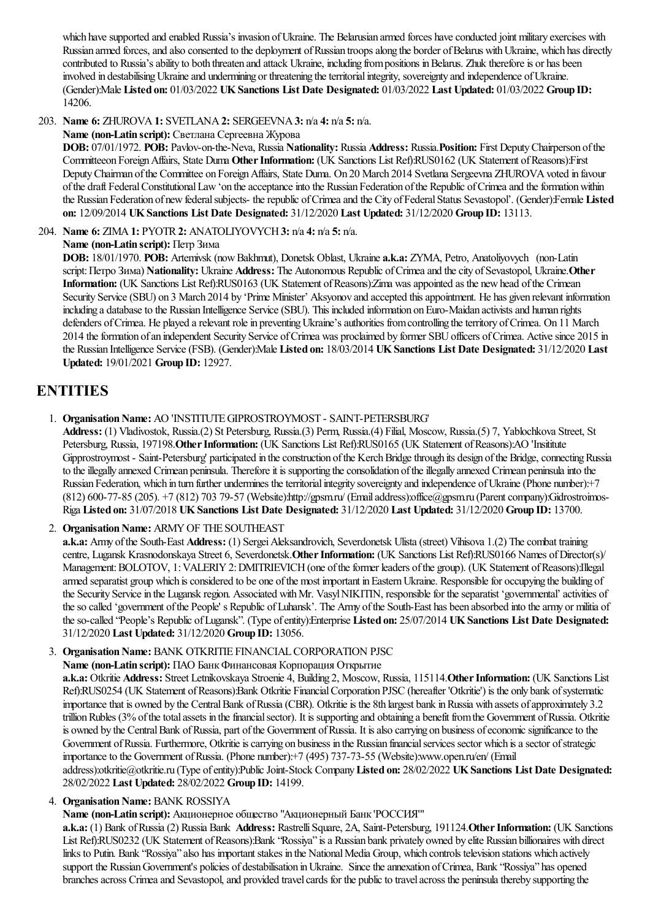which have supported and enabled Russia's invasion of Ukraine. The Belarusian armed forces have conducted joint military exercises with Russian armed forces, and also consented to the deployment of Russian troops along the border of Belarus with Ukraine, which has directly contributed to Russia's ability to both threaten and attack Ukraine, including from positions in Belarus. Zhuk therefore is or has been involved in destabilising Ukraine and undermining or threatening the territorial integrity, sovereignty and independence of Ukraine. (Gender):Male **Listed on:** 01/03/2022 **UK Sanctions List Date Designated:** 01/03/2022 **Last Updated:** 01/03/2022 **Group ID:** 14206.

203. **Name 6:** ZHUROVA **1:** SVETLANA **2:** SERGEEVNA **3:** n/a **4:** n/a **5:** n/a.
**Name (non-Latin script):** Светлана Сергеевна Журова
**DOB:** 07/01/1972. **POB:** Pavlov-on-the-Neva, Russia **Nationality:** Russia **Address:** Russia.**Position:** First Deputy Chairperson of the Committeeon Foreign Affairs, State Duma **Other Information:** (UK Sanctions List Ref):RUS0162 (UK Statement of Reasons):First Deputy Chairman of the Committee on Foreign Affairs, State Duma. On 20 March 2014 Svetlana Sergeevna ZHUROVA voted in favour of the draft Federal Constitutional Law 'on the acceptance into the Russian Federation of the Republic of Crimea and the formation within the Russian Federation of new federal subjects- the republic of Crimea and the City of Federal Status Sevastopol'. (Gender):Female **Listed on:** 12/09/2014 **UK Sanctions List Date Designated:** 31/12/2020 **Last Updated:** 31/12/2020 **Group ID:** 13113.

204. **Name 6:** ZIMA **1:** PYOTR **2:** ANATOLIYOVYCH **3:** n/a **4:** n/a **5:** n/a.
**Name (non-Latin script):** Петр Зима
**DOB:** 18/01/1970. **POB:** Artemivsk (now Bakhmut), Donetsk Oblast, Ukraine **a.k.a:** ZYMA, Petro, Anatoliyovych (non-Latin script: Петро Зима) **Nationality:** Ukraine **Address:** The Autonomous Republic of Crimea and the city of Sevastopol, Ukraine.**Other Information:** (UK Sanctions List Ref):RUS0163 (UK Statement of Reasons):Zima was appointed as the new head of the Crimean Security Service (SBU) on 3 March 2014 by 'Prime Minister' Aksyonov and accepted this appointment. He has given relevant information including a database to the Russian Intelligence Service (SBU). This included information on Euro-Maidan activists and human rights defenders of Crimea. He played a relevant role in preventing Ukraine's authorities from controlling the territory of Crimea. On 11 March 2014 the formation of an independent Security Service of Crimea was proclaimed by former SBU officers of Crimea. Active since 2015 in the Russian Intelligence Service (FSB). (Gender):Male **Listed on:** 18/03/2014 **UK Sanctions List Date Designated:** 31/12/2020 **Last Updated:** 19/01/2021 **Group ID:** 12927.

## ENTITIES

1. **Organisation Name:** AO 'INSTITUTE GIPROSTROYMOST - SAINT-PETERSBURG'
**Address:** (1) Vladivostok, Russia.(2) St Petersburg, Russia.(3) Perm, Russia.(4) Filial, Moscow, Russia.(5) 7, Yablochkova Street, St Petersburg, Russia, 197198.**Other Information:** (UK Sanctions List Ref):RUS0165 (UK Statement of Reasons):AO 'Insititute Gipprostroymost - Saint-Petersburg' participated in the construction of the Kerch Bridge through its design of the Bridge, connecting Russia to the illegally annexed Crimean peninsula. Therefore it is supporting the consolidation of the illegally annexed Crimean peninsula into the Russian Federation, which in turn further undermines the territorial integrity sovereignty and independence of Ukraine (Phone number):+7 (812) 600-77-85 (205). +7 (812) 703 79-57 (Website):http://gpsm.ru/ (Email address):office@gpsm.ru (Parent company):Gidrostroimos-Riga **Listed on:** 31/07/2018 **UK Sanctions List Date Designated:** 31/12/2020 **Last Updated:** 31/12/2020 **Group ID:** 13700.

2. **Organisation Name:** ARMY OF THE SOUTHEAST
**a.k.a:** Army of the South-East **Address:** (1) Sergei Aleksandrovich, Severdonetsk Ulista (street) Vihisova 1.(2) The combat training centre, Lugansk Krasnodonskaya Street 6, Severdonetsk.**Other Information:** (UK Sanctions List Ref):RUS0166 Names of Director(s)/ Management: BOLOTOV, 1: VALERIY 2: DMITRIEVICH (one of the former leaders of the group). (UK Statement of Reasons):Illegal armed separatist group which is considered to be one of the most important in Eastern Ukraine. Responsible for occupying the building of the Security Service in the Lugansk region. Associated with Mr. Vasyl NIKITIN, responsible for the separatist 'governmental' activities of the so called 'government of the People' s Republic of Luhansk'. The Army of the South-East has been absorbed into the army or militia of the so-called "People's Republic of Lugansk". (Type of entity):Enterprise **Listed on:** 25/07/2014 **UK Sanctions List Date Designated:** 31/12/2020 **Last Updated:** 31/12/2020 **Group ID:** 13056.

3. **Organisation Name:** BANK OTKRITIE FINANCIAL CORPORATION PJSC
**Name (non-Latin script):** ПАО Банк Финансовая Корпорация Открытие
**a.k.a:** Otkritie **Address:** Street Letnikovskaya Stroenie 4, Building 2, Moscow, Russia, 115114.**Other Information:** (UK Sanctions List Ref):RUS0254 (UK Statement of Reasons):Bank Otkritie Financial Corporation PJSC (hereafter 'Otkritie') is the only bank of systematic importance that is owned by the Central Bank of Russia (CBR). Otkritie is the 8th largest bank in Russia with assets of approximately 3.2 trillion Rubles (3% of the total assets in the financial sector). It is supporting and obtaining a benefit from the Government of Russia. Otkritie is owned by the Central Bank of Russia, part of the Government of Russia. It is also carrying on business of economic significance to the Government of Russia. Furthermore, Otkritie is carrying on business in the Russian financial services sector which is a sector of strategic importance to the Government of Russia. (Phone number):+7 (495) 737-73-55 (Website):www.open.ru/en/ (Email address):otkritie@otkritie.ru (Type of entity):Public Joint-Stock Company **Listed on:** 28/02/2022 **UK Sanctions List Date Designated:** 28/02/2022 **Last Updated:** 28/02/2022 **Group ID:** 14199.

4. **Organisation Name:** BANK ROSSIYA
**Name (non-Latin script):** Акционерное общество "Акционерный Банк 'РОССИЯ'"
**a.k.a:** (1) Bank of Russia (2) Russia Bank **Address:** Rastrelli Square, 2A, Saint-Petersburg, 191124.**Other Information:** (UK Sanctions List Ref):RUS0232 (UK Statement of Reasons):Bank "Rossiya" is a Russian bank privately owned by elite Russian billionaires with direct links to Putin. Bank "Rossiya" also has important stakes in the National Media Group, which controls television stations which actively support the Russian Government's policies of destabilisation in Ukraine. Since the annexation of Crimea, Bank "Rossiya" has opened branches across Crimea and Sevastopol, and provided travel cards for the public to travel across the peninsula thereby supporting the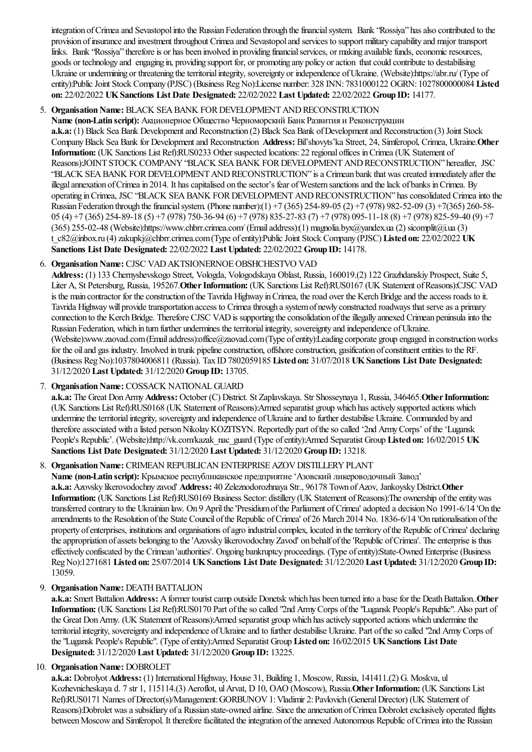integration of Crimea and Sevastopol into the Russian Federation through the financial system. Bank "Rossiya" has also contributed to the provision of insurance and investment throughout Crimea and Sevastopol and services to support military capability and major transport links. Bank "Rossiya" therefore is or has been involved in providing financial services, or making available funds, economic resources, goods or technology and engaging in, providing support for, or promoting any policy or action that could contribute to destabilising Ukraine or undermining or threatening the territorial integrity, sovereignty or independence of Ukraine. (Website):https://abr.ru/ (Type of entity):Public Joint Stock Company (PJSC) (Business Reg No):License number: 328 INN: 7831000122 OGRN: 1027800000084 **Listed on:** 22/02/2022 **UK Sanctions List Date Designated:** 22/02/2022 **Last Updated:** 22/02/2022 **Group ID:** 14177.

5. **Organisation Name:** BLACK SEA BANK FOR DEVELOPMENT AND RECONSTRUCTION
   **Name (non-Latin script):** Акционерное Общество Черноморский Банк Развития и Реконструкции
   **a.k.a:** (1) Black Sea Bank Development and Reconstruction (2) Black Sea Bank of Development and Reconstruction (3) Joint Stock Company Black Sea Bank for Development and Reconstruction **Address:** Bil'shovyts'ka Street, 24, Simferopol, Crimea, Ukraine. **Other Information:** (UK Sanctions List Ref):RUS0233 Other suspected locations: 22 regional offices in Crimea (UK Statement of Reasons):JOINT STOCK COMPANY "BLACK SEA BANK FOR DEVELOPMENT AND RECONSTRUCTION" hereafter, JSC "BLACK SEA BANK FOR DEVELOPMENT AND RECONSTRUCTION" is a Crimean bank that was created immediately after the illegal annexation of Crimea in 2014. It has capitalised on the sector's fear of Western sanctions and the lack of banks in Crimea. By operating in Crimea, JSC "BLACK SEA BANK FOR DEVELOPMENT AND RECONSTRUCTION" has consolidated Crimea into the Russian Federation through the financial system. (Phone number):(1) +7 (365) 254-89-05 (2) +7 (978) 982-52-09 (3) +7(365) 260-58-05 (4) +7 (365) 254-89-18 (5) +7 (978) 750-36-94 (6) +7 (978) 835-27-83 (7) +7 (978) 095-11-18 (8) +7 (978) 825-59-40 (9) +7 (365) 255-02-48 (Website):https://www.chbrr.crimea.com/ (Email address):(1) magnolia.byx@yandex.ua (2) sicomplit@i.ua (3) t_c82@inbox.ru (4) zakupkj@chbrr.crimea.com (Type of entity):Public Joint Stock Company (PJSC) **Listed on:** 22/02/2022 **UK Sanctions List Date Designated:** 22/02/2022 **Last Updated:** 22/02/2022 **Group ID:** 14178.

6. **Organisation Name:** CJSC VAD AKTSIONERNOE OBSHCHESTVO VAD
   **Address:** (1) 133 Chernyshevskogo Street, Vologda, Vologodskaya Oblast, Russia, 160019.(2) 122 Grazhdanskiy Prospect, Suite 5, Liter A, St Petersburg, Russia, 195267. **Other Information:** (UK Sanctions List Ref):RUS0167 (UK Statement of Reasons):CJSC VAD is the main contractor for the construction of the Tavrida Highway in Crimea, the road over the Kerch Bridge and the access roads to it. Tavrida Highway will provide transportation access to Crimea through a system of newly constructed roadways that serve as a primary connection to the Kerch Bridge. Therefore CJSC VAD is supporting the consolidation of the illegally annexed Crimean peninsula into the Russian Federation, which in turn further undermines the territorial integrity, sovereignty and independence of Ukraine. (Website):www.zaovad.com (Email address):office@zaovad.com (Type of entity):Leading corporate group engaged in construction works for the oil and gas industry. Involved in trunk pipeline construction, offshore construction, gasification of constituent entities to the RF. (Business Reg No):1037804006811 (Russia). Tax ID 7802059185 **Listed on:** 31/07/2018 **UK Sanctions List Date Designated:** 31/12/2020 **Last Updated:** 31/12/2020 **Group ID:** 13705.

7. **Organisation Name:** COSSACK NATIONAL GUARD
   **a.k.a:** The Great Don Army **Address:** October (C) District. St Zaplavskaya. Str Shosseynaya 1, Russia, 346465. **Other Information:** (UK Sanctions List Ref):RUS0168 (UK Statement of Reasons):Armed separatist group which has actively supported actions which undermine the territorial integrity, sovereignty and independence of Ukraine and to further destabilise Ukraine. Commanded by and therefore associated with a listed person Nikolay KOZITSYN. Reportedly part of the so called '2nd Army Corps' of the 'Lugansk People's Republic'. (Website):http://vk.com/kazak_nac_guard (Type of entity):Armed Separatist Group **Listed on:** 16/02/2015 **UK Sanctions List Date Designated:** 31/12/2020 **Last Updated:** 31/12/2020 **Group ID:** 13218.

8. **Organisation Name:** CRIMEAN REPUBLICAN ENTERPRISE AZOV DISTILLERY PLANT
   **Name (non-Latin script):** Крымское республиканское предприятие 'Азовский ликероводочный Завод'
   **a.k.a:** Azovsky likerovodochny zavod' **Address:** 40 Zeleznodorozhnaya Str., 96178 Town of Azov, Jankoysky District. **Other Information:** (UK Sanctions List Ref):RUS0169 Business Sector: distillery (UK Statement of Reasons):The ownership of the entity was transferred contrary to the Ukrainian law. On 9 April the 'Presidium of the Parliament of Crimea' adopted a decision No 1991-6/14 'On the amendments to the Resolution of the State Council of the Republic of Crimea' of 26 March 2014 No. 1836-6/14 'On nationalisation of the property of enterprises, institutions and organisations of agro industrial complex, located in the territory of the Republic of Crimea' declaring the appropriation of assets belonging to the 'Azovsky likerovodochny Zavod' on behalf of the 'Republic of Crimea'. The enterprise is thus effectively confiscated by the Crimean 'authorities'. Ongoing bankruptcy proceedings. (Type of entity):State-Owned Enterprise (Business Reg No):1271681 **Listed on:** 25/07/2014 **UK Sanctions List Date Designated:** 31/12/2020 **Last Updated:** 31/12/2020 **Group ID:** 13059.

9. **Organisation Name:** DEATH BATTALION
   **a.k.a:** Smert Battalion **Address:** A former tourist camp outside Donetsk which has been turned into a base for the Death Battalion.. **Other Information:** (UK Sanctions List Ref):RUS0170 Part of the so called "2nd Army Corps of the "Lugansk People's Republic". Also part of the Great Don Army. (UK Statement of Reasons):Armed separatist group which has actively supported actions which undermine the territorial integrity, sovereignty and independence of Ukraine and to further destabilise Ukraine. Part of the so called "2nd Army Corps of the "Lugansk People's Republic". (Type of entity):Armed Separatist Group **Listed on:** 16/02/2015 **UK Sanctions List Date Designated:** 31/12/2020 **Last Updated:** 31/12/2020 **Group ID:** 13225.

10. **Organisation Name:** DOBROLET
    **a.k.a:** Dobrolyot **Address:** (1) International Highway, House 31, Building 1, Moscow, Russia, 141411.(2) G. Moskva, ul Kozhevnicheskaya d. 7 str 1, 115114.(3) Aeroflot, ul Arvat, D 10, OAO (Moscow), Russia. **Other Information:** (UK Sanctions List Ref):RUS0171 Names of Director(s)/Management: GORBUNOV 1: Vladimir 2: Pavlovich (General Director) (UK Statement of Reasons):Dobrolet was a subsidiary of a Russian state-owned airline. Since the annexation of Crimea Dobrolet exclusively operated flights between Moscow and Simferopol. It therefore facilitated the integration of the annexed Autonomous Republic of Crimea into the Russian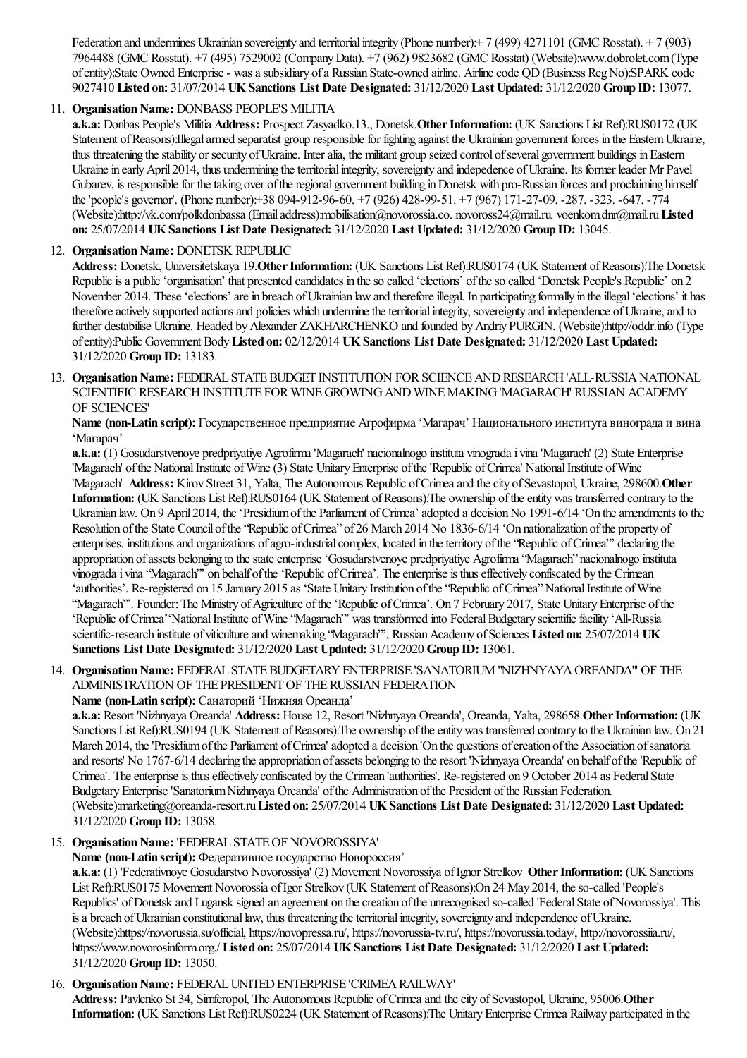Federation and undermines Ukrainian sovereignty and territorial integrity (Phone number):+ 7 (499) 4271101 (GMC Rosstat). + 7 (903) 7964488 (GMC Rosstat). +7 (495) 7529002 (Company Data). +7 (962) 9823682 (GMC Rosstat) (Website):www.dobrolet.com (Type of entity):State Owned Enterprise - was a subsidiary of a Russian State-owned airline. Airline code QD (Business Reg No):SPARK code 9027410 **Listed on:** 31/07/2014 **UK Sanctions List Date Designated:** 31/12/2020 **Last Updated:** 31/12/2020 **Group ID:** 13077.

11. **Organisation Name:** DONBASS PEOPLE'S MILITIA
**a.k.a:** Donbas People's Militia **Address:** Prospect Zasyadko.13., Donetsk.**Other Information:** (UK Sanctions List Ref):RUS0172 (UK Statement of Reasons):Illegal armed separatist group responsible for fighting against the Ukrainian government forces in the Eastern Ukraine, thus threatening the stability or security of Ukraine. Inter alia, the militant group seized control of several government buildings in Eastern Ukraine in early April 2014, thus undermining the territorial integrity, sovereignty and indepedence of Ukraine. Its former leader Mr Pavel Gubarev, is responsible for the taking over of the regional government building in Donetsk with pro-Russian forces and proclaiming himself the 'people's governor'. (Phone number):+38 094-912-96-60. +7 (926) 428-99-51. +7 (967) 171-27-09. -287. -323. -647. -774 (Website):http://vk.com/polkdonbassa (Email address):mobilisation@novorossia.co. novoross24@mail.ru. voenkom.dnr@mail.ru **Listed on:** 25/07/2014 **UK Sanctions List Date Designated:** 31/12/2020 **Last Updated:** 31/12/2020 **Group ID:** 13045.

12. **Organisation Name:** DONETSK REPUBLIC
**Address:** Donetsk, Universitetskaya 19.**Other Information:** (UK Sanctions List Ref):RUS0174 (UK Statement of Reasons):The Donetsk Republic is a public 'organisation' that presented candidates in the so called 'elections' of the so called 'Donetsk People's Republic' on 2 November 2014. These 'elections' are in breach of Ukrainian law and therefore illegal. In participating formally in the illegal 'elections' it has therefore actively supported actions and policies which undermine the territorial integrity, sovereignty and independence of Ukraine, and to further destabilise Ukraine. Headed by Alexander ZAKHARCHENKO and founded by Andriy PURGIN. (Website):http://oddr.info (Type of entity):Public Government Body **Listed on:** 02/12/2014 **UK Sanctions List Date Designated:** 31/12/2020 **Last Updated:** 31/12/2020 **Group ID:** 13183.

13. **Organisation Name:** FEDERAL STATE BUDGET INSTITUTION FOR SCIENCE AND RESEARCH 'ALL-RUSSIA NATIONAL SCIENTIFIC RESEARCH INSTITUTE FOR WINE GROWING AND WINE MAKING 'MAGARACH' RUSSIAN ACADEMY OF SCIENCES'
**Name (non-Latin script):** Государственное предприятие Агрофирма 'Магарач' Национального института винограда и вина 'Магарач'
**a.k.a:** (1) Gosudarstvenoye predpriyatiye Agrofirma 'Magarach' nacionalnogo instituta vinograda i vina 'Magarach' (2) State Enterprise 'Magarach' of the National Institute of Wine (3) State Unitary Enterprise of the 'Republic of Crimea' National Institute of Wine 'Magarach' **Address:** Kirov Street 31, Yalta, The Autonomous Republic of Crimea and the city of Sevastopol, Ukraine, 298600.**Other Information:** (UK Sanctions List Ref):RUS0164 (UK Statement of Reasons):The ownership of the entity was transferred contrary to the Ukrainian law. On 9 April 2014, the 'Presidium of the Parliament of Crimea' adopted a decision No 1991-6/14 'On the amendments to the Resolution of the State Council of the "Republic of Crimea" of 26 March 2014 No 1836-6/14 'On nationalization of the property of enterprises, institutions and organizations of agro-industrial complex, located in the territory of the "Republic of Crimea"' declaring the appropriation of assets belonging to the state enterprise 'Gosudarstvenoye predpriyatiye Agrofirma "Magarach" nacionalnogo instituta vinograda i vina "Magarach"' on behalf of the 'Republic of Crimea'. The enterprise is thus effectively confiscated by the Crimean 'authorities'. Re-registered on 15 January 2015 as 'State Unitary Institution of the "Republic of Crimea" National Institute of Wine "Magarach"'. Founder: The Ministry of Agriculture of the 'Republic of Crimea'. On 7 February 2017, State Unitary Enterprise of the 'Republic of Crimea' 'National Institute of Wine "Magarach"' was transformed into Federal Budgetary scientific facility 'All-Russia scientific-research institute of viticulture and winemaking "Magarach"', Russian Academy of Sciences **Listed on:** 25/07/2014 **UK Sanctions List Date Designated:** 31/12/2020 **Last Updated:** 31/12/2020 **Group ID:** 13061.

14. **Organisation Name:** FEDERAL STATE BUDGETARY ENTERPRISE 'SANATORIUM "NIZHNYAYA OREANDA"' OF THE ADMINISTRATION OF THE PRESIDENT OF THE RUSSIAN FEDERATION
**Name (non-Latin script):** Санаторий 'Нижняя Ореанда'
**a.k.a:** Resort 'Nizhnyaya Oreanda' **Address:** House 12, Resort 'Nizhnyaya Oreanda', Oreanda, Yalta, 298658.**Other Information:** (UK Sanctions List Ref):RUS0194 (UK Statement of Reasons):The ownership of the entity was transferred contrary to the Ukrainian law. On 21 March 2014, the 'Presidium of the Parliament of Crimea' adopted a decision 'On the questions of creation of the Association of sanatoria and resorts' No 1767-6/14 declaring the appropriation of assets belonging to the resort 'Nizhnyaya Oreanda' on behalf of the 'Republic of Crimea'. The enterprise is thus effectively confiscated by the Crimean 'authorities'. Re-registered on 9 October 2014 as Federal State Budgetary Enterprise 'Sanatorium Nizhnyaya Oreanda' of the Administration of the President of the Russian Federation. (Website):marketing@oreanda-resort.ru **Listed on:** 25/07/2014 **UK Sanctions List Date Designated:** 31/12/2020 **Last Updated:** 31/12/2020 **Group ID:** 13058.

15. **Organisation Name:** 'FEDERAL STATE OF NOVOROSSIYA'
**Name (non-Latin script):** Федеративное государство Новороссия'
**a.k.a:** (1) 'Federativnoye Gosudarstvo Novorossiya' (2) Movement Novorossiya of Ignor Strelkov **Other Information:** (UK Sanctions List Ref):RUS0175 Movement Novorossia of Igor Strelkov (UK Statement of Reasons):On 24 May 2014, the so-called 'People's Republics' of Donetsk and Lugansk signed an agreement on the creation of the unrecognised so-called 'Federal State of Novorossiya'. This is a breach of Ukrainian constitutional law, thus threatening the territorial integrity, sovereignty and independence of Ukraine. (Website):https://novorussia.su/official, https://novopressa.ru/, https://novorussia-tv.ru/, https://novorussia.today/, http://novorossiia.ru/, https://www.novorosinform.org/ **Listed on:** 25/07/2014 **UK Sanctions List Date Designated:** 31/12/2020 **Last Updated:** 31/12/2020 **Group ID:** 13050.

16. **Organisation Name:** FEDERAL UNITED ENTERPRISE 'CRIMEA RAILWAY'
**Address:** Pavlenko St 34, Simferopol, The Autonomous Republic of Crimea and the city of Sevastopol, Ukraine, 95006.**Other Information:** (UK Sanctions List Ref):RUS0224 (UK Statement of Reasons):The Unitary Enterprise Crimea Railway participated in the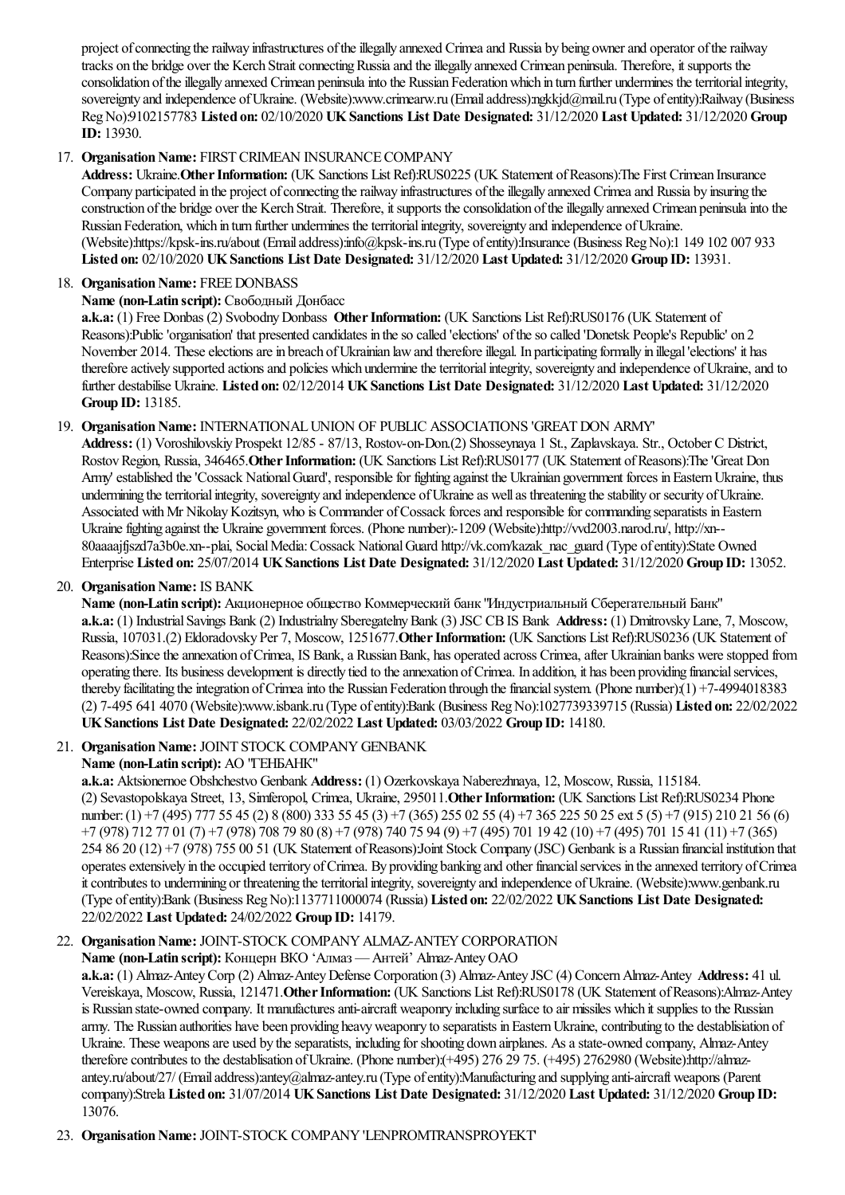project of connecting the railway infrastructures of the illegally annexed Crimea and Russia by being owner and operator of the railway tracks on the bridge over the Kerch Strait connecting Russia and the illegally annexed Crimean peninsula. Therefore, it supports the consolidation of the illegally annexed Crimean peninsula into the Russian Federation which in turn further undermines the territorial integrity, sovereignty and independence of Ukraine. (Website):www.crimearw.ru (Email address):ngkkjd@mail.ru (Type of entity):Railway (Business Reg No):9102157783 **Listed on:** 02/10/2020 **UK Sanctions List Date Designated:** 31/12/2020 **Last Updated:** 31/12/2020 **Group ID:** 13930.

17. **Organisation Name:** FIRST CRIMEAN INSURANCE COMPANY
**Address:** Ukraine.**Other Information:** (UK Sanctions List Ref):RUS0225 (UK Statement of Reasons):The First Crimean Insurance Company participated in the project of connecting the railway infrastructures of the illegally annexed Crimea and Russia by insuring the construction of the bridge over the Kerch Strait. Therefore, it supports the consolidation of the illegally annexed Crimean peninsula into the Russian Federation, which in turn further undermines the territorial integrity, sovereignty and independence of Ukraine. (Website):https://kpsk-ins.ru/about (Email address):info@kpsk-ins.ru (Type of entity):Insurance (Business Reg No):1 149 102 007 933 **Listed on:** 02/10/2020 **UK Sanctions List Date Designated:** 31/12/2020 **Last Updated:** 31/12/2020 **Group ID:** 13931.

18. **Organisation Name:** FREE DONBASS
**Name (non-Latin script):** Свободный Донбасс
**a.k.a:** (1) Free Donbas (2) Svobodny Donbass **Other Information:** (UK Sanctions List Ref):RUS0176 (UK Statement of Reasons):Public 'organisation' that presented candidates in the so called 'elections' of the so called 'Donetsk People's Republic' on 2 November 2014. These elections are in breach of Ukrainian law and therefore illegal. In participating formally in illegal 'elections' it has therefore actively supported actions and policies which undermine the territorial integrity, sovereignty and independence of Ukraine, and to further destabilise Ukraine. **Listed on:** 02/12/2014 **UK Sanctions List Date Designated:** 31/12/2020 **Last Updated:** 31/12/2020 **Group ID:** 13185.

19. **Organisation Name:** INTERNATIONAL UNION OF PUBLIC ASSOCIATIONS 'GREAT DON ARMY'
**Address:** (1) Voroshilovskiy Prospekt 12/85 - 87/13, Rostov-on-Don.(2) Shosseynaya 1 St., Zaplavskaya. Str., October C District, Rostov Region, Russia, 346465.**Other Information:** (UK Sanctions List Ref):RUS0177 (UK Statement of Reasons):The 'Great Don Army' established the 'Cossack National Guard', responsible for fighting against the Ukrainian government forces in Eastern Ukraine, thus undermining the territorial integrity, sovereignty and independence of Ukraine as well as threatening the stability or security of Ukraine. Associated with Mr Nikolay Kozitsyn, who is Commander of Cossack forces and responsible for commanding separatists in Eastern Ukraine fighting against the Ukraine government forces. (Phone number):-1209 (Website):http://vvd2003.narod.ru/, http://xn--80aaaajfjszd7a3b0e.xn--plai, Social Media: Cossack National Guard http://vk.com/kazak_nac_guard (Type of entity):State Owned Enterprise **Listed on:** 25/07/2014 **UK Sanctions List Date Designated:** 31/12/2020 **Last Updated:** 31/12/2020 **Group ID:** 13052.

20. **Organisation Name:** IS BANK
**Name (non-Latin script):** Акционерное общество Коммерческий банк "Индустриальный Сберегательный Банк"
**a.k.a:** (1) Industrial Savings Bank (2) Industrialny Sberegatelny Bank (3) JSC CB IS Bank **Address:** (1) Dmitrovsky Lane, 7, Moscow, Russia, 107031.(2) Eldoradovsky Per 7, Moscow, 1251677.**Other Information:** (UK Sanctions List Ref):RUS0236 (UK Statement of Reasons):Since the annexation of Crimea, IS Bank, a Russian Bank, has operated across Crimea, after Ukrainian banks were stopped from operating there. Its business development is directly tied to the annexation of Crimea. In addition, it has been providing financial services, thereby facilitating the integration of Crimea into the Russian Federation through the financial system. (Phone number):(1) +7-4994018383 (2) 7-495 641 4070 (Website):www.isbank.ru (Type of entity):Bank (Business Reg No):1027739339715 (Russia) **Listed on:** 22/02/2022 **UK Sanctions List Date Designated:** 22/02/2022 **Last Updated:** 03/03/2022 **Group ID:** 14180.

21. **Organisation Name:** JOINT STOCK COMPANY GENBANK
**Name (non-Latin script):** АО "ГЕНБАНК"
**a.k.a:** Aktsionernoe Obshchestvo Genbank **Address:** (1) Ozerkovskaya Naberezhnaya, 12, Moscow, Russia, 115184. (2) Sevastopolskaya Street, 13, Simferopol, Crimea, Ukraine, 295011.**Other Information:** (UK Sanctions List Ref):RUS0234 Phone number: (1) +7 (495) 777 55 45 (2) 8 (800) 333 55 45 (3) +7 (365) 255 02 55 (4) +7 365 225 50 25 ext 5 (5) +7 (915) 210 21 56 (6) +7 (978) 712 77 01 (7) +7 (978) 708 79 80 (8) +7 (978) 740 75 94 (9) +7 (495) 701 19 42 (10) +7 (495) 701 15 41 (11) +7 (365) 254 86 20 (12) +7 (978) 755 00 51 (UK Statement of Reasons):Joint Stock Company (JSC) Genbank is a Russian financial institution that operates extensively in the occupied territory of Crimea. By providing banking and other financial services in the annexed territory of Crimea it contributes to undermining or threatening the territorial integrity, sovereignty and independence of Ukraine. (Website):www.genbank.ru (Type of entity):Bank (Business Reg No):1137711000074 (Russia) **Listed on:** 22/02/2022 **UK Sanctions List Date Designated:** 22/02/2022 **Last Updated:** 24/02/2022 **Group ID:** 14179.

22. **Organisation Name:** JOINT-STOCK COMPANY ALMAZ-ANTEY CORPORATION
**Name (non-Latin script):** Концерн ВКО 'Алмаз — Антей' Almaz-Antey OAO
**a.k.a:** (1) Almaz-Antey Corp (2) Almaz-Antey Defense Corporation (3) Almaz-Antey JSC (4) Concern Almaz-Antey **Address:** 41 ul. Vereiskaya, Moscow, Russia, 121471.**Other Information:** (UK Sanctions List Ref):RUS0178 (UK Statement of Reasons):Almaz-Antey is Russian state-owned company. It manufactures anti-aircraft weaponry including surface to air missiles which it supplies to the Russian army. The Russian authorities have been providing heavy weaponry to separatists in Eastern Ukraine, contributing to the destablisiation of Ukraine. These weapons are used by the separatists, including for shooting down airplanes. As a state-owned company, Almaz-Antey therefore contributes to the destablisation of Ukraine. (Phone number):(+495) 276 29 75. (+495) 2762980 (Website):http://almaz-antey.ru/about/27/ (Email address):antey@almaz-antey.ru (Type of entity):Manufacturing and supplying anti-aircraft weapons (Parent company):Strela **Listed on:** 31/07/2014 **UK Sanctions List Date Designated:** 31/12/2020 **Last Updated:** 31/12/2020 **Group ID:** 13076.

23. **Organisation Name:** JOINT-STOCK COMPANY 'LENPROMTRANSPROYEKT'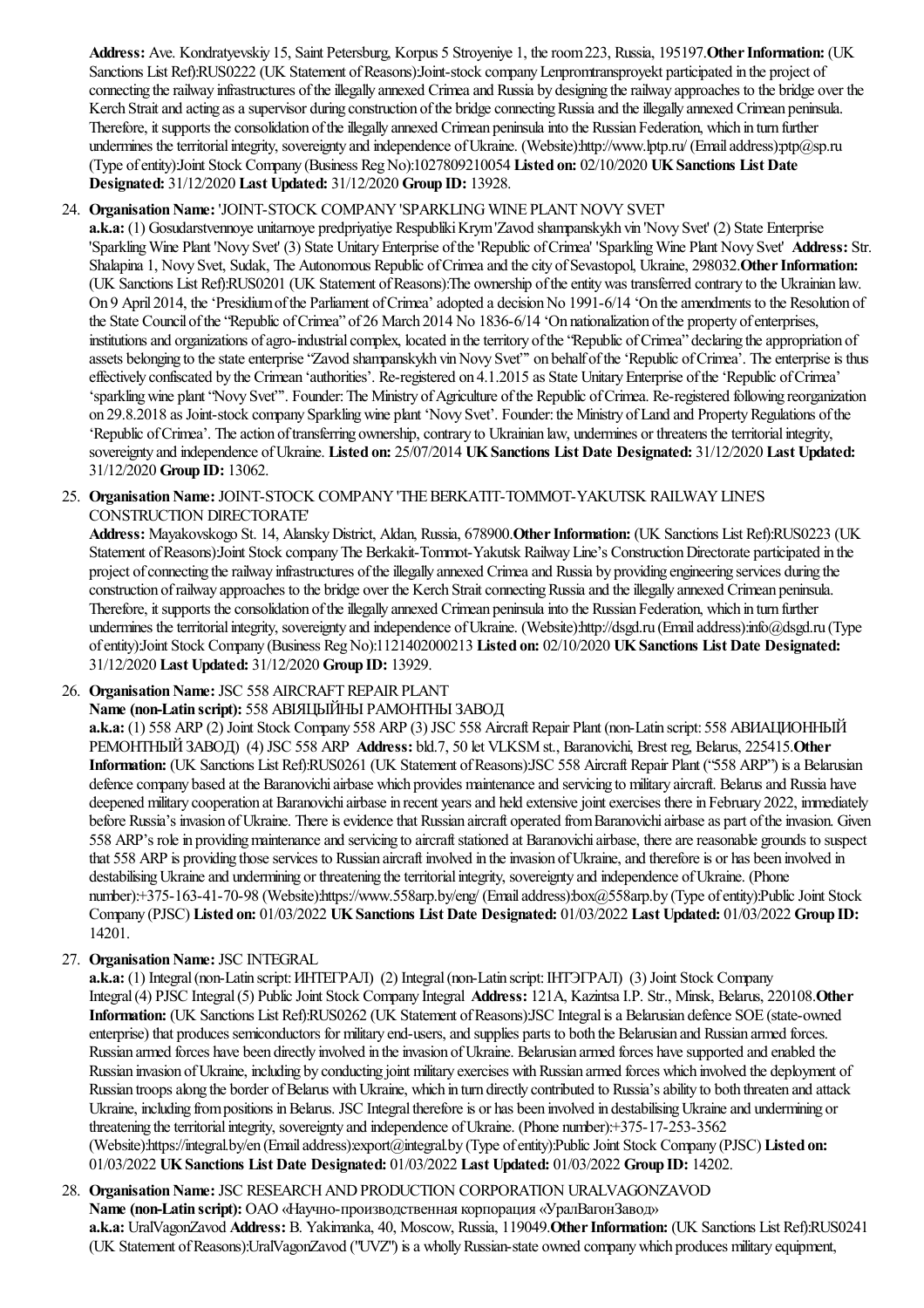**Address:** Ave. Kondratyevskiy 15, Saint Petersburg, Korpus 5 Stroyeniye 1, the room 223, Russia, 195197.**Other Information:** (UK Sanctions List Ref):RUS0222 (UK Statement of Reasons):Joint-stock company Lenpromtransproyekt participated in the project of connecting the railway infrastructures of the illegally annexed Crimea and Russia by designing the railway approaches to the bridge over the Kerch Strait and acting as a supervisor during construction of the bridge connecting Russia and the illegally annexed Crimean peninsula. Therefore, it supports the consolidation of the illegally annexed Crimean peninsula into the Russian Federation, which in turn further undermines the territorial integrity, sovereignty and independence of Ukraine. (Website):http://www.lptp.ru/ (Email address):ptp@sp.ru (Type of entity):Joint Stock Company (Business Reg No):1027809210054 **Listed on:** 02/10/2020 **UK Sanctions List Date Designated:** 31/12/2020 **Last Updated:** 31/12/2020 **Group ID:** 13928.

24. **Organisation Name:** 'JOINT-STOCK COMPANY 'SPARKLING WINE PLANT NOVY SVET'
**a.k.a:** (1) Gosudarstvennoye unitarnoye predpriyatiye Respubliki Krym 'Zavod shampanskykh vin 'Novy Svet' (2) State Enterprise 'Sparkling Wine Plant 'Novy Svet' (3) State Unitary Enterprise of the 'Republic of Crimea' 'Sparkling Wine Plant Novy Svet' **Address:** Str. Shalapina 1, Novy Svet, Sudak, The Autonomous Republic of Crimea and the city of Sevastopol, Ukraine, 298032.**Other Information:** (UK Sanctions List Ref):RUS0201 (UK Statement of Reasons):The ownership of the entity was transferred contrary to the Ukrainian law. On 9 April 2014, the 'Presidium of the Parliament of Crimea' adopted a decision No 1991-6/14 'On the amendments to the Resolution of the State Council of the "Republic of Crimea" of 26 March 2014 No 1836-6/14 'On nationalization of the property of enterprises, institutions and organizations of agro-industrial complex, located in the territory of the "Republic of Crimea" declaring the appropriation of assets belonging to the state enterprise "Zavod shampanskykh vin Novy Svet"' on behalf of the 'Republic of Crimea'. The enterprise is thus effectively confiscated by the Crimean 'authorities'. Re-registered on 4.1.2015 as State Unitary Enterprise of the 'Republic of Crimea' 'sparkling wine plant "Novy Svet"'. Founder: The Ministry of Agriculture of the Republic of Crimea. Re-registered following reorganization on 29.8.2018 as Joint-stock company Sparkling wine plant 'Novy Svet'. Founder: the Ministry of Land and Property Regulations of the 'Republic of Crimea'. The action of transferring ownership, contrary to Ukrainian law, undermines or threatens the territorial integrity, sovereignty and independence of Ukraine. **Listed on:** 25/07/2014 **UK Sanctions List Date Designated:** 31/12/2020 **Last Updated:** 31/12/2020 **Group ID:** 13062.

25. **Organisation Name:** JOINT-STOCK COMPANY 'THE BERKATIT-TOMMOT-YAKUTSK RAILWAY LINE'S CONSTRUCTION DIRECTORATE'
**Address:** Mayakovskogo St. 14, Alansky District, Aldan, Russia, 678900.**Other Information:** (UK Sanctions List Ref):RUS0223 (UK Statement of Reasons):Joint Stock company The Berkakit-Tommot-Yakutsk Railway Line's Construction Directorate participated in the project of connecting the railway infrastructures of the illegally annexed Crimea and Russia by providing engineering services during the construction of railway approaches to the bridge over the Kerch Strait connecting Russia and the illegally annexed Crimean peninsula. Therefore, it supports the consolidation of the illegally annexed Crimean peninsula into the Russian Federation, which in turn further undermines the territorial integrity, sovereignty and independence of Ukraine. (Website):http://dsgd.ru (Email address):info@dsgd.ru (Type of entity):Joint Stock Company (Business Reg No):1121402000213 **Listed on:** 02/10/2020 **UK Sanctions List Date Designated:** 31/12/2020 **Last Updated:** 31/12/2020 **Group ID:** 13929.

26. **Organisation Name:** JSC 558 AIRCRAFT REPAIR PLANT
**Name (non-Latin script):** 558 АВІЯЦЫЙНЫ РАМОНТНЫ ЗАВОД
**a.k.a:** (1) 558 ARP (2) Joint Stock Company 558 ARP (3) JSC 558 Aircraft Repair Plant (non-Latin script: 558 АВИАЦИОННЫЙ РЕМОНТНЫЙ ЗАВОД) (4) JSC 558 ARP **Address:** bld.7, 50 let VLKSM st., Baranovichi, Brest reg, Belarus, 225415.**Other Information:** (UK Sanctions List Ref):RUS0261 (UK Statement of Reasons):JSC 558 Aircraft Repair Plant ("558 ARP") is a Belarusian defence company based at the Baranovichi airbase which provides maintenance and servicing to military aircraft. Belarus and Russia have deepened military cooperation at Baranovichi airbase in recent years and held extensive joint exercises there in February 2022, immediately before Russia's invasion of Ukraine. There is evidence that Russian aircraft operated from Baranovichi airbase as part of the invasion. Given 558 ARP's role in providing maintenance and servicing to aircraft stationed at Baranovichi airbase, there are reasonable grounds to suspect that 558 ARP is providing those services to Russian aircraft involved in the invasion of Ukraine, and therefore is or has been involved in destabilising Ukraine and undermining or threatening the territorial integrity, sovereignty and independence of Ukraine. (Phone number):+375-163-41-70-98 (Website):https://www.558arp.by/eng/ (Email address):box@558arp.by (Type of entity):Public Joint Stock Company (PJSC) **Listed on:** 01/03/2022 **UK Sanctions List Date Designated:** 01/03/2022 **Last Updated:** 01/03/2022 **Group ID:** 14201.

27. **Organisation Name:** JSC INTEGRAL
**a.k.a:** (1) Integral (non-Latin script: ИНТЕГРАЛ) (2) Integral (non-Latin script: ІНТЭГРАЛ) (3) Joint Stock Company Integral (4) PJSC Integral (5) Public Joint Stock Company Integral **Address:** 121A, Kazintsa I.P. Str., Minsk, Belarus, 220108.**Other Information:** (UK Sanctions List Ref):RUS0262 (UK Statement of Reasons):JSC Integral is a Belarusian defence SOE (state-owned enterprise) that produces semiconductors for military end-users, and supplies parts to both the Belarusian and Russian armed forces. Russian armed forces have been directly involved in the invasion of Ukraine. Belarusian armed forces have supported and enabled the Russian invasion of Ukraine, including by conducting joint military exercises with Russian armed forces which involved the deployment of Russian troops along the border of Belarus with Ukraine, which in turn directly contributed to Russia's ability to both threaten and attack Ukraine, including from positions in Belarus. JSC Integral therefore is or has been involved in destabilising Ukraine and undermining or threatening the territorial integrity, sovereignty and independence of Ukraine. (Phone number):+375-17-253-3562 (Website):https://integral.by/en (Email address):export@integral.by (Type of entity):Public Joint Stock Company (PJSC) **Listed on:** 01/03/2022 **UK Sanctions List Date Designated:** 01/03/2022 **Last Updated:** 01/03/2022 **Group ID:** 14202.

28. **Organisation Name:** JSC RESEARCH AND PRODUCTION CORPORATION URALVAGONZAVOD
**Name (non-Latin script):** ОАО «Научно-производственная корпорация «УралВагонЗавод»
**a.k.a:** UralVagonZavod **Address:** B. Yakimanka, 40, Moscow, Russia, 119049.**Other Information:** (UK Sanctions List Ref):RUS0241 (UK Statement of Reasons):UralVagonZavod ("UVZ") is a wholly Russian-state owned company which produces military equipment,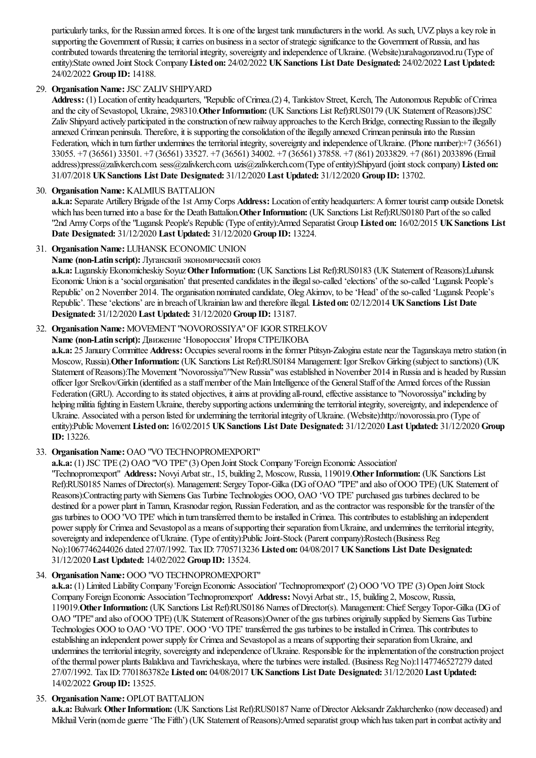particularly tanks, for the Russian armed forces. It is one of the largest tank manufacturers in the world. As such, UVZ plays a key role in supporting the Government of Russia; it carries on business in a sector of strategic significance to the Government of Russia, and has contributed towards threatening the territorial integrity, sovereignty and independence of Ukraine. (Website):uralvagonzavod.ru (Type of entity):State owned Joint Stock Company **Listed on:** 24/02/2022 **UK Sanctions List Date Designated:** 24/02/2022 **Last Updated:** 24/02/2022 **Group ID:** 14188.

29. **Organisation Name:** JSC ZALIV SHIPYARD
**Address:** (1) Location of entity headquarters, "Republic of Crimea.(2) 4, Tankistov Street, Kerch, The Autonomous Republic of Crimea and the city of Sevastopol, Ukraine, 298310.**Other Information:** (UK Sanctions List Ref):RUS0179 (UK Statement of Reasons):JSC Zaliv Shipyard actively participated in the construction of new railway approaches to the Kerch Bridge, connecting Russian to the illegally annexed Crimean peninsula. Therefore, it is supporting the consolidation of the illegally annexed Crimean peninsula into the Russian Federation, which in turn further undermines the territorial integrity, sovereignty and independence of Ukraine. (Phone number):+7 (36561) 33055. +7 (36561) 33501. +7 (36561) 33527. +7 (36561) 34002. +7 (36561) 37858. +7 (861) 2033829. +7 (861) 2033896 (Email address):press@zalivkerch.com. sess@zalivkerch.com. uzis@zalivkerch.com (Type of entity):Shipyard (joint stock company) **Listed on:** 31/07/2018 **UK Sanctions List Date Designated:** 31/12/2020 **Last Updated:** 31/12/2020 **Group ID:** 13702.

30. **Organisation Name:** KALMIUS BATTALION
**a.k.a:** Separate Artillery Brigade of the 1st Army Corps **Address:** Location of entity headquarters: A former tourist camp outside Donetsk which has been turned into a base for the Death Battalion.**Other Information:** (UK Sanctions List Ref):RUS0180 Part of the so called "2nd Army Corps of the "Lugansk People's Republic (Type of entity):Armed Separatist Group **Listed on:** 16/02/2015 **UK Sanctions List Date Designated:** 31/12/2020 **Last Updated:** 31/12/2020 **Group ID:** 13224.

31. **Organisation Name:** LUHANSK ECONOMIC UNION
**Name (non-Latin script):** Луганский экономический союз
**a.k.a:** Luganskiy Ekonomicheskiy Soyuz **Other Information:** (UK Sanctions List Ref):RUS0183 (UK Statement of Reasons):Luhansk Economic Union is a 'social organisation' that presented candidates in the illegal so-called 'elections' of the so-called 'Lugansk People's Republic' on 2 November 2014. The organisation nominated candidate, Oleg Akimov, to be 'Head' of the so-called 'Lugansk People's Republic'. These 'elections' are in breach of Ukrainian law and therefore illegal. **Listed on:** 02/12/2014 **UK Sanctions List Date Designated:** 31/12/2020 **Last Updated:** 31/12/2020 **Group ID:** 13187.

32. **Organisation Name:** MOVEMENT "NOVOROSSIYA" OF IGOR STRELKOV
**Name (non-Latin script):** Движение 'Новороссия' Игоря СТРЕЛКОВА
**a.k.a:** 25 January Committee **Address:** Occupies several rooms in the former Ptitsyn-Zalogina estate near the Taganskaya metro station (in Moscow, Russia).**Other Information:** (UK Sanctions List Ref):RUS0184 Management: Igor Srelkov Girking (subject to sanctions) (UK Statement of Reasons):The Movement "Novorossiya"/"New Russia" was established in November 2014 in Russia and is headed by Russian officer Igor Strelkov/Girkin (identified as a staff member of the Main Intelligence of the General Staff of the Armed forces of the Russian Federation (GRU). According to its stated objectives, it aims at providing all-round, effective assistance to "Novorossiya" including by helping militia fighting in Eastern Ukraine, thereby supporting actions undermining the territorial integrity, sovereignty, and independence of Ukraine. Associated with a person listed for undermining the territorial integrity of Ukraine. (Website):http://novorossia.pro (Type of entity):Public Movement **Listed on:** 16/02/2015 **UK Sanctions List Date Designated:** 31/12/2020 **Last Updated:** 31/12/2020 **Group ID:** 13226.

33. **Organisation Name:** OAO "VO TECHNOPROMEXPORT"
**a.k.a:** (1) JSC TPE (2) OAO "VO TPE" (3) Open Joint Stock Company 'Foreign Economic Association' "Technopromexport" **Address:** Novyi Arbat str., 15, building 2, Moscow, Russia, 119019.**Other Information:** (UK Sanctions List Ref):RUS0185 Names of Director(s). Management: Sergey Topor-Gilka (DG of OAO "TPE" and also of OOO TPE) (UK Statement of Reasons):Contracting party with Siemens Gas Turbine Technologies OOO, OAO 'VO TPE' purchased gas turbines declared to be destined for a power plant in Taman, Krasnodar region, Russian Federation, and as the contractor was responsible for the transfer of the gas turbines to OOO 'VO TPE' which in turn transferred them to be installed in Crimea. This contributes to establishing an independent power supply for Crimea and Sevastopol as a means of supporting their separation from Ukraine, and undermines the territorial integrity, sovereignty and independence of Ukraine. (Type of entity):Public Joint-Stock (Parent company):Rostech (Business Reg No):1067746244026 dated 27/07/1992. Tax ID: 7705713236 **Listed on:** 04/08/2017 **UK Sanctions List Date Designated:** 31/12/2020 **Last Updated:** 14/02/2022 **Group ID:** 13524.

34. **Organisation Name:** OOO "VO TECHNOPROMEXPORT"
**a.k.a:** (1) Limited Liability Company 'Foreign Economic Association' 'Technopromexport' (2) OOO 'VO TPE' (3) Open Joint Stock Company Foreign Economic Association 'Technopromexport' **Address:** Novyi Arbat str., 15, building 2, Moscow, Russia, 119019.**Other Information:** (UK Sanctions List Ref):RUS0186 Names of Director(s). Management: Chief: Sergey Topor-Gilka (DG of OAO "TPE" and also of OOO TPE) (UK Statement of Reasons):Owner of the gas turbines originally supplied by Siemens Gas Turbine Technologies OOO to OAO 'VO TPE'. OOO 'VO TPE' transferred the gas turbines to be installed in Crimea. This contributes to establishing an independent power supply for Crimea and Sevastopol as a means of supporting their separation from Ukraine, and undermines the territorial integrity, sovereignty and independence of Ukraine. Responsible for the implementation of the construction project of the thermal power plants Balaklava and Tavricheskaya, where the turbines were installed. (Business Reg No):1147746527279 dated 27/07/1992. Tax ID: 7701863782e **Listed on:** 04/08/2017 **UK Sanctions List Date Designated:** 31/12/2020 **Last Updated:** 14/02/2022 **Group ID:** 13525.

35. **Organisation Name:** OPLOT BATTALION
**a.k.a:** Bulwark **Other Information:** (UK Sanctions List Ref):RUS0187 Name of Director Aleksandr Zakharchenko (now deceased) and Mikhail Verin (nom de guerre 'The Fifth') (UK Statement of Reasons):Armed separatist group which has taken part in combat activity and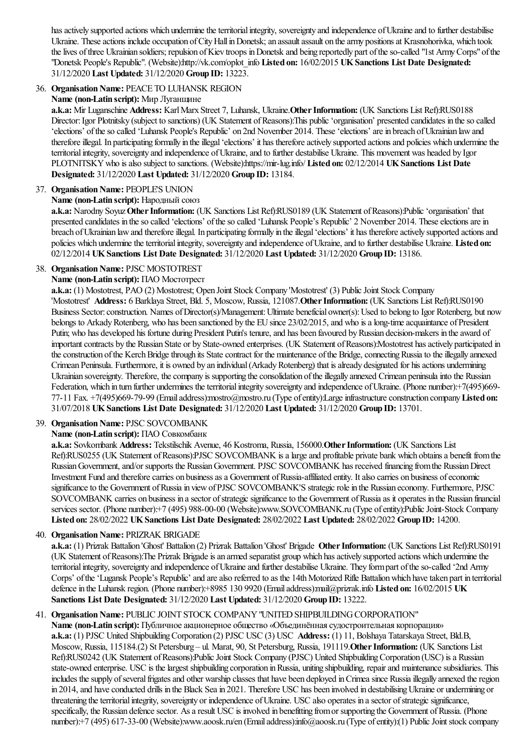has actively supported actions which undermine the territorial integrity, sovereignty and independence of Ukraine and to further destabilise Ukraine. These actions include occupation of City Hall in Donetsk; an assault assault on the army positions at Krasnohorivka, which took the lives of three Ukrainian soldiers; repulsion of Kiev troops in Donetsk and being reportedly part of the so-called "1st Army Corps" of the "Donetsk People's Republic". (Website):http://vk.com/oplot_info **Listed on:** 16/02/2015 **UK Sanctions List Date Designated:** 31/12/2020 **Last Updated:** 31/12/2020 **Group ID:** 13223.

36. **Organisation Name:** PEACE TO LUHANSK REGION
**Name (non-Latin script):** Мир Луганщине
**a.k.a:** Mir Luganschine **Address:** Karl Marx Street 7, Luhansk, Ukraine.**Other Information:** (UK Sanctions List Ref):RUS0188 Director: Igor Plotnitsky (subject to sanctions) (UK Statement of Reasons):This public 'organisation' presented candidates in the so called 'elections' of the so called 'Luhansk People's Republic' on 2nd November 2014. These 'elections' are in breach of Ukrainian law and therefore illegal. In participating formally in the illegal 'elections' it has therefore actively supported actions and policies which undermine the territorial integrity, sovereignty and independence of Ukraine, and to further destabilise Ukraine. This movement was headed by Igor PLOTNITSKY who is also subject to sanctions. (Website):https://mir-lug.info/ **Listed on:** 02/12/2014 **UK Sanctions List Date Designated:** 31/12/2020 **Last Updated:** 31/12/2020 **Group ID:** 13184.

37. **Organisation Name:** PEOPLE'S UNION
**Name (non-Latin script):** Народный союз
**a.k.a:** Narodny Soyuz **Other Information:** (UK Sanctions List Ref):RUS0189 (UK Statement of Reasons):Public 'organisation' that presented candidates in the so called 'elections' of the so called 'Luhansk People's Republic' 2 November 2014. These elections are in breach of Ukrainian law and therefore illegal. In participating formally in the illegal 'elections' it has therefore actively supported actions and policies which undermine the territorial integrity, sovereignty and independence of Ukraine, and to further destabilise Ukraine. **Listed on:** 02/12/2014 **UK Sanctions List Date Designated:** 31/12/2020 **Last Updated:** 31/12/2020 **Group ID:** 13186.

38. **Organisation Name:** PJSC MOSTOTREST
**Name (non-Latin script):** ПАО Мостотрест
**a.k.a:** (1) Mostotrest, PAO (2) Mostotrest; Open Joint Stock Company 'Mostotrest' (3) Public Joint Stock Company 'Mostotrest' **Address:** 6 Barklaya Street, Bld. 5, Moscow, Russia, 121087.**Other Information:** (UK Sanctions List Ref):RUS0190 Business Sector: construction. Names of Director(s)/Management: Ultimate beneficial owner(s): Used to belong to Igor Rotenberg, but now belongs to Arkady Rotenberg, who has been sanctioned by the EU since 23/02/2015, and who is a long-time acquaintance of President Putin; who has developed his fortune during President Putin's tenure, and has been favoured by Russian decision-makers in the award of important contracts by the Russian State or by State-owned enterprises. (UK Statement of Reasons):Mostotrest has actively participated in the construction of the Kerch Bridge through its State contract for the maintenance of the Bridge, connecting Russia to the illegally annexed Crimean Peninsula. Furthermore, it is owned by an individual (Arkady Rotenberg) that is already designated for his actions undermining Ukrainian sovereignty. Therefore, the company is supporting the consolidation of the illegally annexed Crimean peninsula into the Russian Federation, which in turn further undermines the territorial integrity sovereignty and independence of Ukraine. (Phone number):+7(495)669-77-11 Fax. +7(495)669-79-99 (Email address):mostro@mostro.ru (Type of entity):Large infrastructure construction company **Listed on:** 31/07/2018 **UK Sanctions List Date Designated:** 31/12/2020 **Last Updated:** 31/12/2020 **Group ID:** 13701.

39. **Organisation Name:** PJSC SOVCOMBANK
**Name (non-Latin script):** ПАО Совкомбанк
**a.k.a:** Sovkombank **Address:** Tekstilschik Avenue, 46 Kostroma, Russia, 156000.**Other Information:** (UK Sanctions List Ref):RUS0255 (UK Statement of Reasons):PJSC SOVCOMBANK is a large and profitable private bank which obtains a benefit from the Russian Government, and/or supports the Russian Government. PJSC SOVCOMBANK has received financing from the Russian Direct Investment Fund and therefore carries on business as a Government of Russia-affiliated entity. It also carries on business of economic significance to the Government of Russia in view of PJSC SOVCOMBANK'S strategic role in the Russian economy. Furthermore, PJSC SOVCOMBANK carries on business in a sector of strategic significance to the Government of Russia as it operates in the Russian financial services sector. (Phone number):+7 (495) 988-00-00 (Website):www.SOVCOMBANK.ru (Type of entity):Public Joint-Stock Company **Listed on:** 28/02/2022 **UK Sanctions List Date Designated:** 28/02/2022 **Last Updated:** 28/02/2022 **Group ID:** 14200.

40. **Organisation Name:** PRIZRAK BRIGADE
**a.k.a:** (1) Prizrak Battalion 'Ghost' Battalion (2) Prizrak Battalion 'Ghost' Brigade **Other Information:** (UK Sanctions List Ref):RUS0191 (UK Statement of Reasons):The Prizrak Brigade is an armed separatist group which has actively supported actions which undermine the territorial integrity, sovereignty and independence of Ukraine and further destabilise Ukraine. They form part of the so-called '2nd Army Corps' of the 'Lugansk People's Republic' and are also referred to as the 14th Motorized Rifle Battalion which have taken part in territorial defence in the Luhansk region. (Phone number):+8985 130 9920 (Email address):mail@prizrak.info **Listed on:** 16/02/2015 **UK Sanctions List Date Designated:** 31/12/2020 **Last Updated:** 31/12/2020 **Group ID:** 13222.

41. **Organisation Name:** PUBLIC JOINT STOCK COMPANY "UNITED SHIPBUILDING CORPORATION"
**Name (non-Latin script):** Публичное акционерное общество «Объединённая судостроительная корпорация»
**a.k.a:** (1) PJSC United Shipbuilding Corporation (2) PJSC USC (3) USC **Address:** (1) 11, Bolshaya Tatarskaya Street, Bld.B, Moscow, Russia, 115184.(2) St Petersburg – ul. Marat, 90, St Petersburg, Russia, 191119.**Other Information:** (UK Sanctions List Ref):RUS0242 (UK Statement of Reasons):Public Joint Stock Company (PJSC) United Shipbuilding Corporation (USC) is a Russian state-owned enterprise. USC is the largest shipbuilding corporation in Russia, uniting shipbuilding, repair and maintenance subsidiaries. This includes the supply of several frigates and other warship classes that have been deployed in Crimea since Russia illegally annexed the region in 2014, and have conducted drills in the Black Sea in 2021. Therefore USC has been involved in destabilising Ukraine or undermining or threatening the territorial integrity, sovereignty or independence of Ukraine. USC also operates in a sector of strategic significance, specifically, the Russian defence sector. As a result USC is involved in benefitting from or supporting the Government of Russia. (Phone number):+7 (495) 617-33-00 (Website):www.aoosk.ru/en (Email address):info@aoosk.ru (Type of entity):(1) Public Joint stock company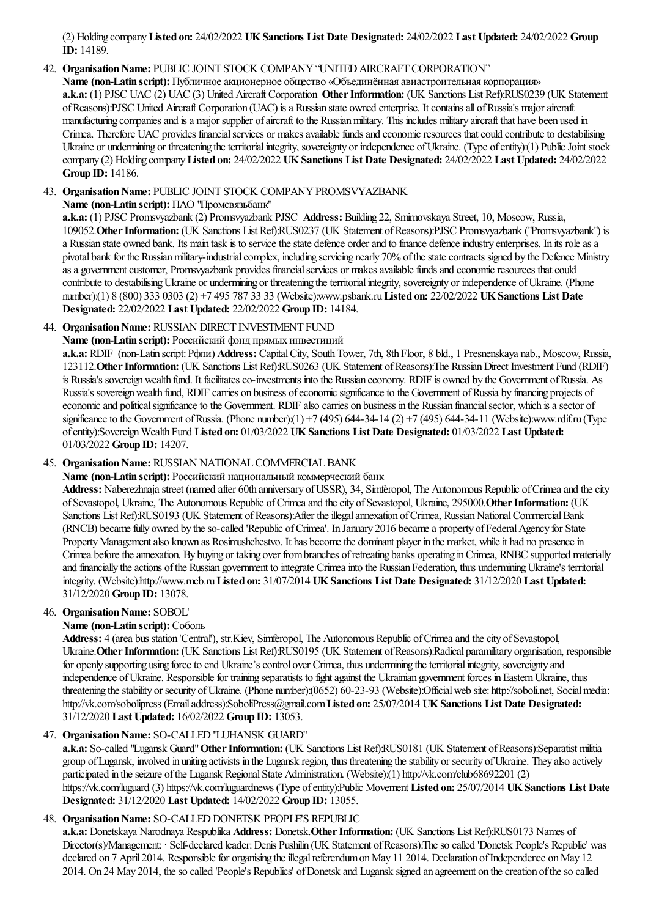(2) Holding company **Listed on:** 24/02/2022 **UK Sanctions List Date Designated:** 24/02/2022 **Last Updated:** 24/02/2022 **Group ID:** 14189.

42. **Organisation Name:** PUBLIC JOINT STOCK COMPANY "UNITED AIRCRAFT CORPORATION"
**Name (non-Latin script):** Публичное акционерное общество «Объединённая авиастроительная корпорация»
**a.k.a:** (1) PJSC UAC (2) UAC (3) United Aircraft Corporation **Other Information:** (UK Sanctions List Ref):RUS0239 (UK Statement of Reasons):PJSC United Aircraft Corporation (UAC) is a Russian state owned enterprise. It contains all of Russia's major aircraft manufacturing companies and is a major supplier of aircraft to the Russian military. This includes military aircraft that have been used in Crimea. Therefore UAC provides financial services or makes available funds and economic resources that could contribute to destabilising Ukraine or undermining or threatening the territorial integrity, sovereignty or independence of Ukraine. (Type of entity):(1) Public Joint stock company (2) Holding company **Listed on:** 24/02/2022 **UK Sanctions List Date Designated:** 24/02/2022 **Last Updated:** 24/02/2022 **Group ID:** 14186.

43. **Organisation Name:** PUBLIC JOINT STOCK COMPANY PROMSVYAZBANK
**Name (non-Latin script):** ПАО "Промсвязьбанк"
**a.k.a:** (1) PJSC Promsvyazbank (2) Promsvyazbank PJSC **Address:** Building 22, Smirnovskaya Street, 10, Moscow, Russia, 109052.**Other Information:** (UK Sanctions List Ref):RUS0237 (UK Statement of Reasons):PJSC Promsvyazbank ("Promsvyazbank") is a Russian state owned bank. Its main task is to service the state defence order and to finance defence industry enterprises. In its role as a pivotal bank for the Russian military-industrial complex, including servicing nearly 70% of the state contracts signed by the Defence Ministry as a government customer, Promsvyazbank provides financial services or makes available funds and economic resources that could contribute to destabilising Ukraine or undermining or threatening the territorial integrity, sovereignty or independence of Ukraine. (Phone number):(1) 8 (800) 333 0303 (2) +7 495 787 33 33 (Website):www.psbank.ru **Listed on:** 22/02/2022 **UK Sanctions List Date Designated:** 22/02/2022 **Last Updated:** 22/02/2022 **Group ID:** 14184.

44. **Organisation Name:** RUSSIAN DIRECT INVESTMENT FUND
**Name (non-Latin script):** Российский фонд прямых инвестиций
**a.k.a:** RDIF (non-Latin script: Рфпи) **Address:** Capital City, South Tower, 7th, 8th Floor, 8 bld., 1 Presnenskaya nab., Moscow, Russia, 123112.**Other Information:** (UK Sanctions List Ref):RUS0263 (UK Statement of Reasons):The Russian Direct Investment Fund (RDIF) is Russia's sovereign wealth fund. It facilitates co-investments into the Russian economy. RDIF is owned by the Government of Russia. As Russia's sovereign wealth fund, RDIF carries on business of economic significance to the Government of Russia by financing projects of economic and political significance to the Government. RDIF also carries on business in the Russian financial sector, which is a sector of significance to the Government of Russia. (Phone number):(1) +7 (495) 644-34-14 (2) +7 (495) 644-34-11 (Website):www.rdif.ru (Type of entity):Sovereign Wealth Fund **Listed on:** 01/03/2022 **UK Sanctions List Date Designated:** 01/03/2022 **Last Updated:** 01/03/2022 **Group ID:** 14207.

45. **Organisation Name:** RUSSIAN NATIONAL COMMERCIAL BANK
**Name (non-Latin script):** Российский национальный коммерческий банк
**Address:** Naberezhnaja street (named after 60th anniversary of USSR), 34, Simferopol, The Autonomous Republic of Crimea and the city of Sevastopol, Ukraine, The Autonomous Republic of Crimea and the city of Sevastopol, Ukraine, 295000.**Other Information:** (UK Sanctions List Ref):RUS0193 (UK Statement of Reasons):After the illegal annexation of Crimea, Russian National Commercial Bank (RNCB) became fully owned by the so-called 'Republic of Crimea'. In January 2016 became a property of Federal Agency for State Property Management also known as Rosimushchestvo. It has become the dominant player in the market, while it had no presence in Crimea before the annexation. By buying or taking over from branches of retreating banks operating in Crimea, RNBC supported materially and financially the actions of the Russian government to integrate Crimea into the Russian Federation, thus undermining Ukraine's territorial integrity. (Website):http://www.rncb.ru **Listed on:** 31/07/2014 **UK Sanctions List Date Designated:** 31/12/2020 **Last Updated:** 31/12/2020 **Group ID:** 13078.

46. **Organisation Name:** SOBOL'
**Name (non-Latin script):** Соболь
**Address:** 4 (area bus station 'Central'), str.Kiev, Simferopol, The Autonomous Republic of Crimea and the city of Sevastopol, Ukraine.**Other Information:** (UK Sanctions List Ref):RUS0195 (UK Statement of Reasons):Radical paramilitary organisation, responsible for openly supporting using force to end Ukraine's control over Crimea, thus undermining the territorial integrity, sovereignty and independence of Ukraine. Responsible for training separatists to fight against the Ukrainian government forces in Eastern Ukraine, thus threatening the stability or security of Ukraine. (Phone number):(0652) 60-23-93 (Website):Official web site: http://soboli.net, Social media: http://vk.com/sobolipress (Email address):SoboliPress@gmail.com **Listed on:** 25/07/2014 **UK Sanctions List Date Designated:** 31/12/2020 **Last Updated:** 16/02/2022 **Group ID:** 13053.

47. **Organisation Name:** SO-CALLED "LUHANSK GUARD"
**a.k.a:** So-called "Lugansk Guard" **Other Information:** (UK Sanctions List Ref):RUS0181 (UK Statement of Reasons):Separatist militia group of Lugansk, involved in uniting activists in the Lugansk region, thus threatening the stability or security of Ukraine. They also actively participated in the seizure of the Lugansk Regional State Administration. (Website):(1) http://vk.com/club68692201 (2) https://vk.com/luguard (3) https://vk.com/luguardnews (Type of entity):Public Movement **Listed on:** 25/07/2014 **UK Sanctions List Date Designated:** 31/12/2020 **Last Updated:** 14/02/2022 **Group ID:** 13055.

48. **Organisation Name:** SO-CALLED DONETSK PEOPLE'S REPUBLIC
**a.k.a:** Donetskaya Narodnaya Respublika **Address:** Donetsk.**Other Information:** (UK Sanctions List Ref):RUS0173 Names of Director(s)/Management: · Self-declared leader: Denis Pushilin (UK Statement of Reasons):The so called 'Donetsk People's Republic' was declared on 7 April 2014. Responsible for organising the illegal referendum on May 11 2014. Declaration of Independence on May 12 2014. On 24 May 2014, the so called 'People's Republics' of Donetsk and Lugansk signed an agreement on the creation of the so called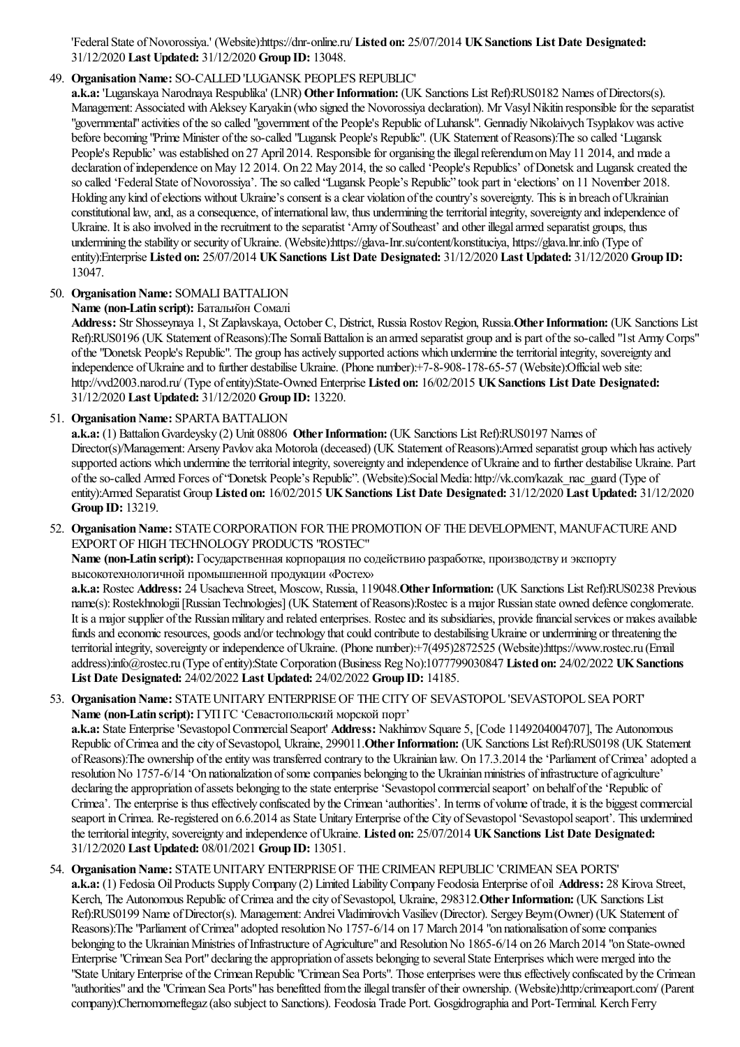'Federal State of Novorossiya.' (Website):https://dnr-online.ru/ **Listed on:** 25/07/2014 **UK Sanctions List Date Designated:** 31/12/2020 **Last Updated:** 31/12/2020 **Group ID:** 13048.

49. **Organisation Name:** SO-CALLED 'LUGANSK PEOPLE'S REPUBLIC'
**a.k.a:** 'Luganskaya Narodnaya Respublika' (LNR) **Other Information:** (UK Sanctions List Ref):RUS0182 Names of Directors(s). Management: Associated with Aleksey Karyakin (who signed the Novorossiya declaration). Mr Vasyl Nikitin responsible for the separatist "governmental" activities of the so called "government of the People's Republic of Luhansk". Gennadiy Nikolaivych Tsyplakov was active before becoming "Prime Minister of the so-called "Lugansk People's Republic". (UK Statement of Reasons):The so called 'Lugansk People's Republic' was established on 27 April 2014. Responsible for organising the illegal referendum on May 11 2014, and made a declaration of independence on May 12 2014. On 22 May 2014, the so called 'People's Republics' of Donetsk and Lugansk created the so called 'Federal State of Novorossiya'. The so called "Lugansk People's Republic" took part in 'elections' on 11 November 2018. Holding any kind of elections without Ukraine's consent is a clear violation of the country's sovereignty. This is in breach of Ukrainian constitutional law, and, as a consequence, of international law, thus undermining the territorial integrity, sovereignty and independence of Ukraine. It is also involved in the recruitment to the separatist 'Army of Southeast' and other illegal armed separatist groups, thus undermining the stability or security of Ukraine. (Website):https://glava-lnr.su/content/konstituciya, https://glava.lnr.info (Type of entity):Enterprise **Listed on:** 25/07/2014 **UK Sanctions List Date Designated:** 31/12/2020 **Last Updated:** 31/12/2020 **Group ID:** 13047.

50. **Organisation Name:** SOMALI BATTALION
**Name (non-Latin script):** Батальйон Сомалі
**Address:** Str Shosseynaya 1, St Zaplavskaya, October C, District, Russia Rostov Region, Russia. **Other Information:** (UK Sanctions List Ref):RUS0196 (UK Statement of Reasons):The Somali Battalion is an armed separatist group and is part of the so-called "1st Army Corps" of the "Donetsk People's Republic". The group has actively supported actions which undermine the territorial integrity, sovereignty and independence of Ukraine and to further destabilise Ukraine. (Phone number):+7-8-908-178-65-57 (Website):Official web site: http://vvd2003.narod.ru/ (Type of entity):State-Owned Enterprise **Listed on:** 16/02/2015 **UK Sanctions List Date Designated:** 31/12/2020 **Last Updated:** 31/12/2020 **Group ID:** 13220.

51. **Organisation Name:** SPARTA BATTALION
**a.k.a:** (1) Battalion Gvardeysky (2) Unit 08806 **Other Information:** (UK Sanctions List Ref):RUS0197 Names of Director(s)/Management: Arseny Pavlov aka Motorola (deceased) (UK Statement of Reasons):Armed separatist group which has actively supported actions which undermine the territorial integrity, sovereignty and independence of Ukraine and to further destabilise Ukraine. Part of the so-called Armed Forces of "Donetsk People's Republic". (Website):Social Media: http://vk.com/kazak_nac_guard (Type of entity):Armed Separatist Group **Listed on:** 16/02/2015 **UK Sanctions List Date Designated:** 31/12/2020 **Last Updated:** 31/12/2020 **Group ID:** 13219.

52. **Organisation Name:** STATE CORPORATION FOR THE PROMOTION OF THE DEVELOPMENT, MANUFACTURE AND EXPORT OF HIGH TECHNOLOGY PRODUCTS "ROSTEC"
**Name (non-Latin script):** Государственная корпорация по содействию разработке, производству и экспорту высокотехнологичной промышленной продукции «Ростех»
**a.k.a:** Rostec **Address:** 24 Usacheva Street, Moscow, Russia, 119048. **Other Information:** (UK Sanctions List Ref):RUS0238 Previous name(s): Rostekhnologii [Russian Technologies] (UK Statement of Reasons):Rostec is a major Russian state owned defence conglomerate. It is a major supplier of the Russian military and related enterprises. Rostec and its subsidiaries, provide financial services or makes available funds and economic resources, goods and/or technology that could contribute to destabilising Ukraine or undermining or threatening the territorial integrity, sovereignty or independence of Ukraine. (Phone number):+7(495)2872525 (Website):https://www.rostec.ru (Email address):info@rostec.ru (Type of entity):State Corporation (Business Reg No):1077799030847 **Listed on:** 24/02/2022 **UK Sanctions List Date Designated:** 24/02/2022 **Last Updated:** 24/02/2022 **Group ID:** 14185.

53. **Organisation Name:** STATE UNITARY ENTERPRISE OF THE CITY OF SEVASTOPOL 'SEVASTOPOL SEA PORT'
**Name (non-Latin script):** ГУП ГС 'Севастопольский морской порт'
**a.k.a:** State Enterprise 'Sevastopol Commercial Seaport' **Address:** Nakhimov Square 5, [Code 1149204004707], The Autonomous Republic of Crimea and the city of Sevastopol, Ukraine, 299011. **Other Information:** (UK Sanctions List Ref):RUS0198 (UK Statement of Reasons):The ownership of the entity was transferred contrary to the Ukrainian law. On 17.3.2014 the 'Parliament of Crimea' adopted a resolution No 1757-6/14 'On nationalization of some companies belonging to the Ukrainian ministries of infrastructure of agriculture' declaring the appropriation of assets belonging to the state enterprise 'Sevastopol commercial seaport' on behalf of the 'Republic of Crimea'. The enterprise is thus effectively confiscated by the Crimean 'authorities'. In terms of volume of trade, it is the biggest commercial seaport in Crimea. Re-registered on 6.6.2014 as State Unitary Enterprise of the City of Sevastopol 'Sevastopol seaport'. This undermined the territorial integrity, sovereignty and independence of Ukraine. **Listed on:** 25/07/2014 **UK Sanctions List Date Designated:** 31/12/2020 **Last Updated:** 08/01/2021 **Group ID:** 13051.

54. **Organisation Name:** STATE UNITARY ENTERPRISE OF THE CRIMEAN REPUBLIC 'CRIMEAN SEA PORTS'
**a.k.a:** (1) Fedosia Oil Products Supply Company (2) Limited Liability Company Feodosia Enterprise of oil **Address:** 28 Kirova Street, Kerch, The Autonomous Republic of Crimea and the city of Sevastopol, Ukraine, 298312. **Other Information:** (UK Sanctions List Ref):RUS0199 Name of Director(s). Management: Andrei Vladimirovich Vasiliev (Director). Sergey Beym (Owner) (UK Statement of Reasons):The "Parliament of Crimea" adopted resolution No 1757-6/14 on 17 March 2014 "on nationalisation of some companies belonging to the Ukrainian Ministries of Infrastructure of Agriculture" and Resolution No 1865-6/14 on 26 March 2014 "on State-owned Enterprise "Crimean Sea Port" declaring the appropriation of assets belonging to several State Enterprises which were merged into the "State Unitary Enterprise of the Crimean Republic "Crimean Sea Ports". Those enterprises were thus effectively confiscated by the Crimean "authorities" and the "Crimean Sea Ports" has benefitted from the illegal transfer of their ownership. (Website):http:/crimeaport.com/ (Parent company):Chernomorneftegaz (also subject to Sanctions). Feodosia Trade Port. Gosgidrographia and Port-Terminal. Kerch Ferry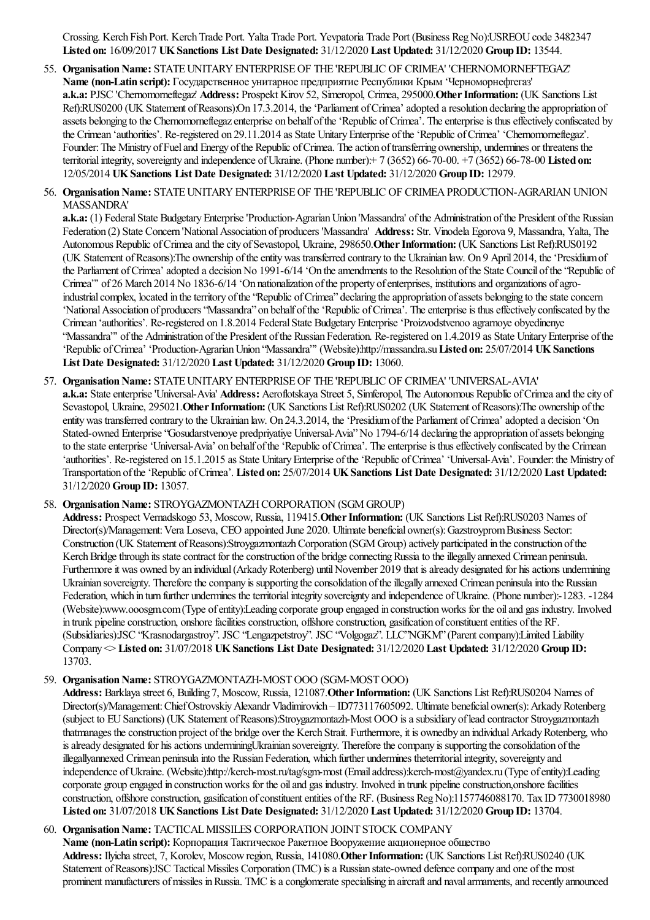Crossing. Kerch Fish Port. Kerch Trade Port. Yalta Trade Port. Yevpatoria Trade Port (Business Reg No):USREOU code 3482347 **Listed on:** 16/09/2017 **UK Sanctions List Date Designated:** 31/12/2020 **Last Updated:** 31/12/2020 **Group ID:** 13544.

55. **Organisation Name:** STATE UNITARY ENTERPRISE OF THE 'REPUBLIC OF CRIMEA' 'CHERNOMORNEFTEGAZ' **Name (non-Latin script):** Государственное унитарное предприятие Республики Крым 'Черноморнефтегаз' **a.k.a:** PJSC 'Chernomorneftegaz' **Address:** Prospekt Kirov 52, Simeropol, Crimea, 295000.**Other Information:** (UK Sanctions List Ref):RUS0200 (UK Statement of Reasons):On 17.3.2014, the 'Parliament of Crimea' adopted a resolution declaring the appropriation of assets belonging to the Chernomorneftegaz enterprise on behalf of the 'Republic of Crimea'. The enterprise is thus effectively confiscated by the Crimean 'authorities'. Re-registered on 29.11.2014 as State Unitary Enterprise of the 'Republic of Crimea' 'Chernomorneftegaz'. Founder: The Ministry of Fuel and Energy of the Republic of Crimea. The action of transferring ownership, undermines or threatens the territorial integrity, sovereignty and independence of Ukraine. (Phone number):+ 7 (3652) 66-70-00. +7 (3652) 66-78-00 **Listed on:** 12/05/2014 **UK Sanctions List Date Designated:** 31/12/2020 **Last Updated:** 31/12/2020 **Group ID:** 12979.

56. **Organisation Name:** STATE UNITARY ENTERPRISE OF THE 'REPUBLIC OF CRIMEA PRODUCTION-AGRARIAN UNION MASSANDRA'
**a.k.a:** (1) Federal State Budgetary Enterprise 'Production-Agrarian Union 'Massandra' of the Administration of the President of the Russian Federation (2) State Concern 'National Association of producers 'Massandra' **Address:** Str. Vinodela Egorova 9, Massandra, Yalta, The Autonomous Republic of Crimea and the city of Sevastopol, Ukraine, 298650.**Other Information:** (UK Sanctions List Ref):RUS0192 (UK Statement of Reasons):The ownership of the entity was transferred contrary to the Ukrainian law. On 9 April 2014, the 'Presidium of the Parliament of Crimea' adopted a decision No 1991-6/14 'On the amendments to the Resolution of the State Council of the "Republic of Crimea"' of 26 March 2014 No 1836-6/14 'On nationalization of the property of enterprises, institutions and organizations of agro-industrial complex, located in the territory of the "Republic of Crimea" declaring the appropriation of assets belonging to the state concern 'National Association of producers "Massandra" on behalf of the 'Republic of Crimea'. The enterprise is thus effectively confiscated by the Crimean 'authorities'. Re-registered on 1.8.2014 Federal State Budgetary Enterprise 'Proizvodstvenoo agrarnoye obyedinenye "Massandra"' of the Administration of the President of the Russian Federation. Re-registered on 1.4.2019 as State Unitary Enterprise of the 'Republic of Crimea' 'Production-Agrarian Union "Massandra"' (Website):http://massandra.su **Listed on:** 25/07/2014 **UK Sanctions List Date Designated:** 31/12/2020 **Last Updated:** 31/12/2020 **Group ID:** 13060.

57. **Organisation Name:** STATE UNITARY ENTERPRISE OF THE 'REPUBLIC OF CRIMEA' 'UNIVERSAL-AVIA'
**a.k.a:** State enterprise 'Universal-Avia' **Address:** Aeroflotskaya Street 5, Simferopol, The Autonomous Republic of Crimea and the city of Sevastopol, Ukraine, 295021.**Other Information:** (UK Sanctions List Ref):RUS0202 (UK Statement of Reasons):The ownership of the entity was transferred contrary to the Ukrainian law. On 24.3.2014, the 'Presidium of the Parliament of Crimea' adopted a decision 'On Stated-owned Enterprise "Gosudarstvenoye predpriyatiye Universal-Avia" No 1794-6/14 declaring the appropriation of assets belonging to the state enterprise 'Universal-Avia' on behalf of the 'Republic of Crimea'. The enterprise is thus effectively confiscated by the Crimean 'authorities'. Re-registered on 15.1.2015 as State Unitary Enterprise of the 'Republic of Crimea' 'Universal-Avia'. Founder: the Ministry of Transportation of the 'Republic of Crimea'. **Listed on:** 25/07/2014 **UK Sanctions List Date Designated:** 31/12/2020 **Last Updated:** 31/12/2020 **Group ID:** 13057.

58. **Organisation Name:** STROYGAZMONTAZH CORPORATION (SGM GROUP)
**Address:** Prospect Vernadskogo 53, Moscow, Russia, 119415.**Other Information:** (UK Sanctions List Ref):RUS0203 Names of Director(s)/Management: Vera Loseva, CEO appointed June 2020. Ultimate beneficial owner(s): Gazstroyprom Business Sector: Construction (UK Statement of Reasons):Stroygazmontazh Corporation (SGM Group) actively participated in the construction of the Kerch Bridge through its state contract for the construction of the bridge connecting Russia to the illegally annexed Crimean peninsula. Furthermore it was owned by an individual (Arkady Rotenberg) until November 2019 that is already designated for his actions undermining Ukrainian sovereignty. Therefore the company is supporting the consolidation of the illegally annexed Crimean peninsula into the Russian Federation, which in turn further undermines the territorial integrity sovereignty and independence of Ukraine. (Phone number):-1283. -1284 (Website):www.ooosgm.com (Type of entity):Leading corporate group engaged in construction works for the oil and gas industry. Involved in trunk pipeline construction, onshore facilities construction, offshore construction, gasification of constituent entities of the RF. (Subsidiaries):JSC "Krasnodargastroy". JSC "Lengazpetstroy". JSC "Volgogaz". LLC"NGKM" (Parent company):Limited Liability Company <> **Listed on:** 31/07/2018 **UK Sanctions List Date Designated:** 31/12/2020 **Last Updated:** 31/12/2020 **Group ID:** 13703.

59. **Organisation Name:** STROYGAZMONTAZH-MOST OOO (SGM-MOST OOO)
**Address:** Barklaya street 6, Building 7, Moscow, Russia, 121087.**Other Information:** (UK Sanctions List Ref):RUS0204 Names of Director(s)/Management: Chief Ostrovskiy Alexandr Vladimirovich – ID773117605092. Ultimate beneficial owner(s): Arkady Rotenberg (subject to EU Sanctions) (UK Statement of Reasons):Stroygazmontazh-Most OOO is a subsidiary of lead contractor Stroygazmontazh thatmanages the construction project of the bridge over the Kerch Strait. Furthermore, it is ownedby an individual Arkady Rotenberg, who is already designated for his actions underminingUkrainian sovereignty. Therefore the company is supporting the consolidation of the illegallyannexed Crimean peninsula into the Russian Federation, which further undermines theterritorial integrity, sovereignty and independence of Ukraine. (Website):http://kerch-most.ru/tag/sgm-most (Email address):kerch-most@yandex.ru (Type of entity):Leading corporate group engaged in construction works for the oil and gas industry. Involved in trunk pipeline construction,onshore facilities construction, offshore construction, gasification of constituent entities of the RF. (Business Reg No):1157746088170. Tax ID 7730018980 **Listed on:** 31/07/2018 **UK Sanctions List Date Designated:** 31/12/2020 **Last Updated:** 31/12/2020 **Group ID:** 13704.

60. **Organisation Name:** TACTICAL MISSILES CORPORATION JOINT STOCK COMPANY
**Name (non-Latin script):** Корпорация Тактическое Ракетное Вооружение акционерное общество
**Address:** Ilyicha street, 7, Korolev, Moscow region, Russia, 141080.**Other Information:** (UK Sanctions List Ref):RUS0240 (UK Statement of Reasons):JSC Tactical Missiles Corporation (TMC) is a Russian state-owned defence company and one of the most prominent manufacturers of missiles in Russia. TMC is a conglomerate specialising in aircraft and naval armaments, and recently announced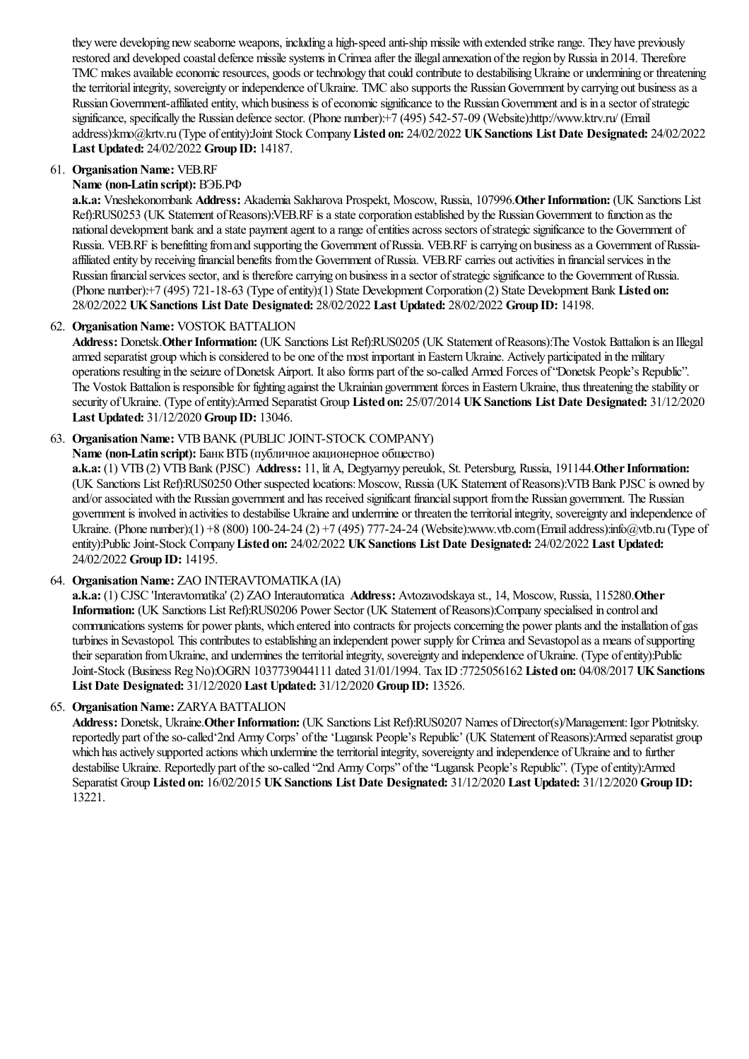they were developing new seaborne weapons, including a high-speed anti-ship missile with extended strike range. They have previously restored and developed coastal defence missile systems in Crimea after the illegal annexation of the region by Russia in 2014. Therefore TMC makes available economic resources, goods or technology that could contribute to destabilising Ukraine or undermining or threatening the territorial integrity, sovereignty or independence of Ukraine. TMC also supports the Russian Government by carrying out business as a Russian Government-affiliated entity, which business is of economic significance to the Russian Government and is in a sector of strategic significance, specifically the Russian defence sector. (Phone number):+7 (495) 542-57-09 (Website):http://www.ktrv.ru/ (Email address):kmo@krtv.ru (Type of entity):Joint Stock Company **Listed on:** 24/02/2022 **UK Sanctions List Date Designated:** 24/02/2022 **Last Updated:** 24/02/2022 **Group ID:** 14187.

61. **Organisation Name:** VEB.RF
    **Name (non-Latin script):** ВЭБ.РФ
    **a.k.a:** Vneshekonombank **Address:** Akademia Sakharova Prospekt, Moscow, Russia, 107996.**Other Information:** (UK Sanctions List Ref):RUS0253 (UK Statement of Reasons):VEB.RF is a state corporation established by the Russian Government to function as the national development bank and a state payment agent to a range of entities across sectors of strategic significance to the Government of Russia. VEB.RF is benefitting from and supporting the Government of Russia. VEB.RF is carrying on business as a Government of Russia-affiliated entity by receiving financial benefits from the Government of Russia. VEB.RF carries out activities in financial services in the Russian financial services sector, and is therefore carrying on business in a sector of strategic significance to the Government of Russia. (Phone number):+7 (495) 721-18-63 (Type of entity):(1) State Development Corporation (2) State Development Bank **Listed on:** 28/02/2022 **UK Sanctions List Date Designated:** 28/02/2022 **Last Updated:** 28/02/2022 **Group ID:** 14198.

62. **Organisation Name:** VOSTOK BATTALION
    **Address:** Donetsk.**Other Information:** (UK Sanctions List Ref):RUS0205 (UK Statement of Reasons):The Vostok Battalion is an Illegal armed separatist group which is considered to be one of the most important in Eastern Ukraine. Actively participated in the military operations resulting in the seizure of Donetsk Airport. It also forms part of the so-called Armed Forces of "Donetsk People's Republic". The Vostok Battalion is responsible for fighting against the Ukrainian government forces in Eastern Ukraine, thus threatening the stability or security of Ukraine. (Type of entity):Armed Separatist Group **Listed on:** 25/07/2014 **UK Sanctions List Date Designated:** 31/12/2020 **Last Updated:** 31/12/2020 **Group ID:** 13046.

63. **Organisation Name:** VTB BANK (PUBLIC JOINT-STOCK COMPANY)
    **Name (non-Latin script):** Банк ВТБ (публичное акционерное общество)
    **a.k.a:** (1) VTB (2) VTB Bank (PJSC) **Address:** 11, lit A, Degtyarnyy pereulok, St. Petersburg, Russia, 191144.**Other Information:** (UK Sanctions List Ref):RUS0250 Other suspected locations: Moscow, Russia (UK Statement of Reasons):VTB Bank PJSC is owned by and/or associated with the Russian government and has received significant financial support from the Russian government. The Russian government is involved in activities to destabilise Ukraine and undermine or threaten the territorial integrity, sovereignty and independence of Ukraine. (Phone number):(1) +8 (800) 100-24-24 (2) +7 (495) 777-24-24 (Website):www.vtb.com (Email address):info@vtb.ru (Type of entity):Public Joint-Stock Company **Listed on:** 24/02/2022 **UK Sanctions List Date Designated:** 24/02/2022 **Last Updated:** 24/02/2022 **Group ID:** 14195.

64. **Organisation Name:** ZAO INTERAVTOMATIKA (IA)
    **a.k.a:** (1) CJSC 'Interavtomatika' (2) ZAO Interautomatica **Address:** Avtozavodskaya st., 14, Moscow, Russia, 115280.**Other Information:** (UK Sanctions List Ref):RUS0206 Power Sector (UK Statement of Reasons):Company specialised in control and communications systems for power plants, which entered into contracts for projects concerning the power plants and the installation of gas turbines in Sevastopol. This contributes to establishing an independent power supply for Crimea and Sevastopol as a means of supporting their separation from Ukraine, and undermines the territorial integrity, sovereignty and independence of Ukraine. (Type of entity):Public Joint-Stock (Business Reg No):OGRN 1037739044111 dated 31/01/1994. Tax ID :7725056162 **Listed on:** 04/08/2017 **UK Sanctions List Date Designated:** 31/12/2020 **Last Updated:** 31/12/2020 **Group ID:** 13526.

65. **Organisation Name:** ZARYA BATTALION
    **Address:** Donetsk, Ukraine.**Other Information:** (UK Sanctions List Ref):RUS0207 Names of Director(s)/Management: Igor Plotnitsky. reportedly part of the so-called'2nd Army Corps' of the 'Lugansk People's Republic' (UK Statement of Reasons):Armed separatist group which has actively supported actions which undermine the territorial integrity, sovereignty and independence of Ukraine and to further destabilise Ukraine. Reportedly part of the so-called "2nd Army Corps" of the "Lugansk People's Republic". (Type of entity):Armed Separatist Group **Listed on:** 16/02/2015 **UK Sanctions List Date Designated:** 31/12/2020 **Last Updated:** 31/12/2020 **Group ID:** 13221.